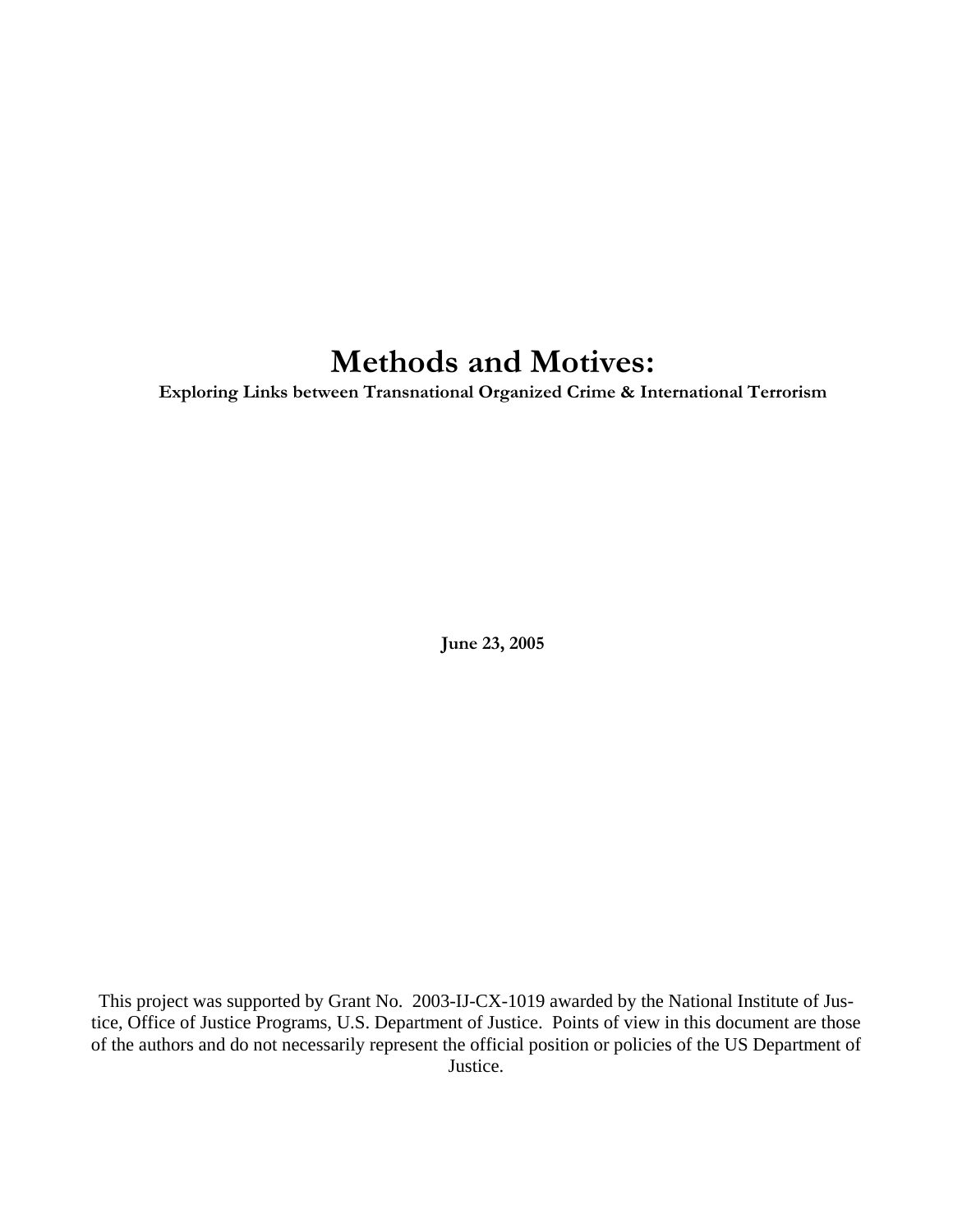# Methods and Motives:

**Exploring Links between Transnational Organized Crime & International Terrorism**

**June 23, 2005**

This project was supported by Grant No. 2003-IJ-CX-1019 awarded by the National Institute of Justice, Office of Justice Programs, U.S. Department of Justice. Points of view in this document are those of the authors and do not necessarily represent the official position or policies of the US Department of Justice.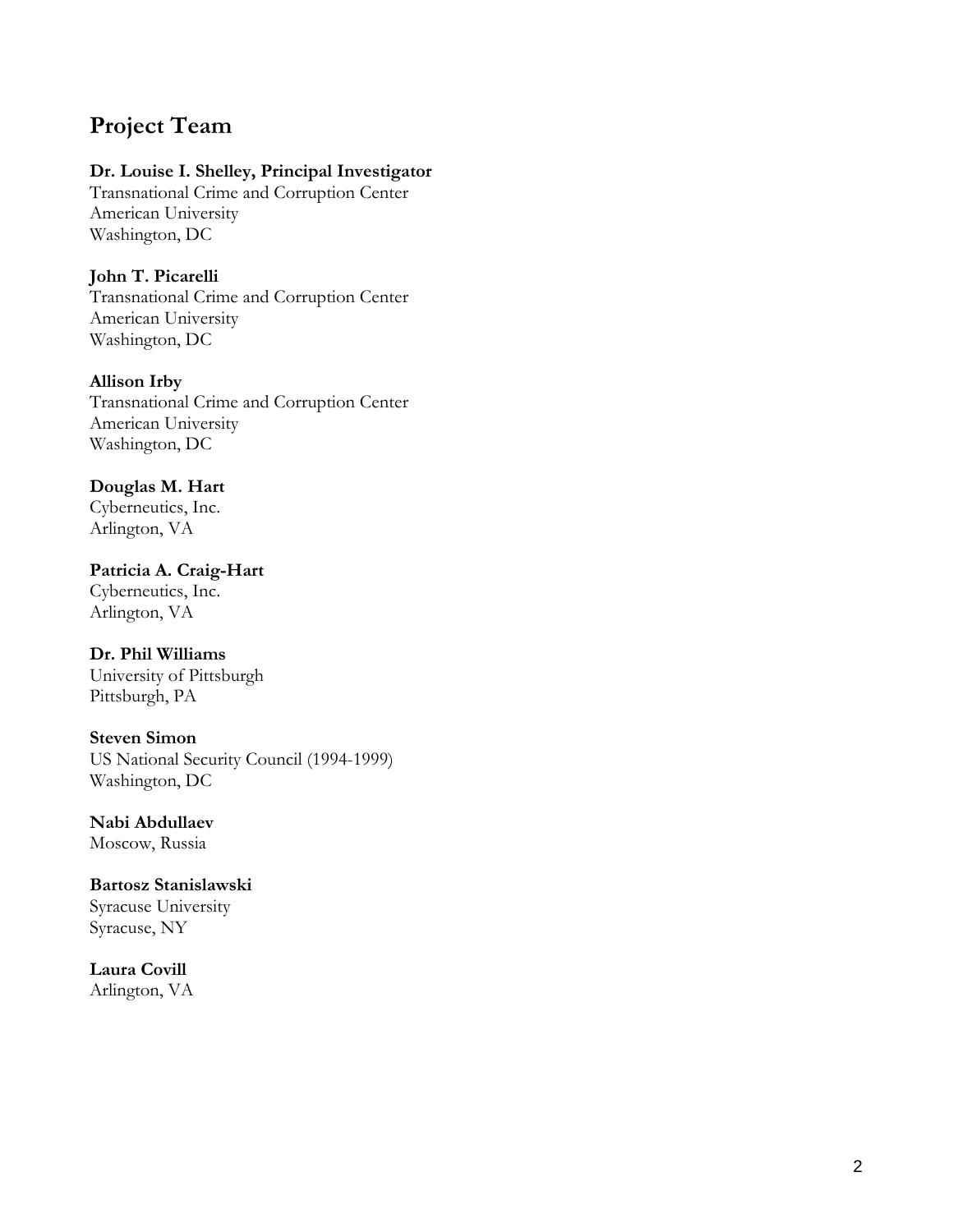## Project Team

**Dr. Louise I. Shelley, Principal Investigator**
Transnational Crime and Corruption Center
American University
Washington, DC

**John T. Picarelli**
Transnational Crime and Corruption Center
American University
Washington, DC

**Allison Irby**
Transnational Crime and Corruption Center
American University
Washington, DC

**Douglas M. Hart**
Cyberneutics, Inc.
Arlington, VA

**Patricia A. Craig-Hart**
Cyberneutics, Inc.
Arlington, VA

**Dr. Phil Williams**
University of Pittsburgh
Pittsburgh, PA

**Steven Simon**
US National Security Council (1994-1999)
Washington, DC

**Nabi Abdullaev**
Moscow, Russia

**Bartosz Stanislawski**
Syracuse University
Syracuse, NY

**Laura Covill**
Arlington, VA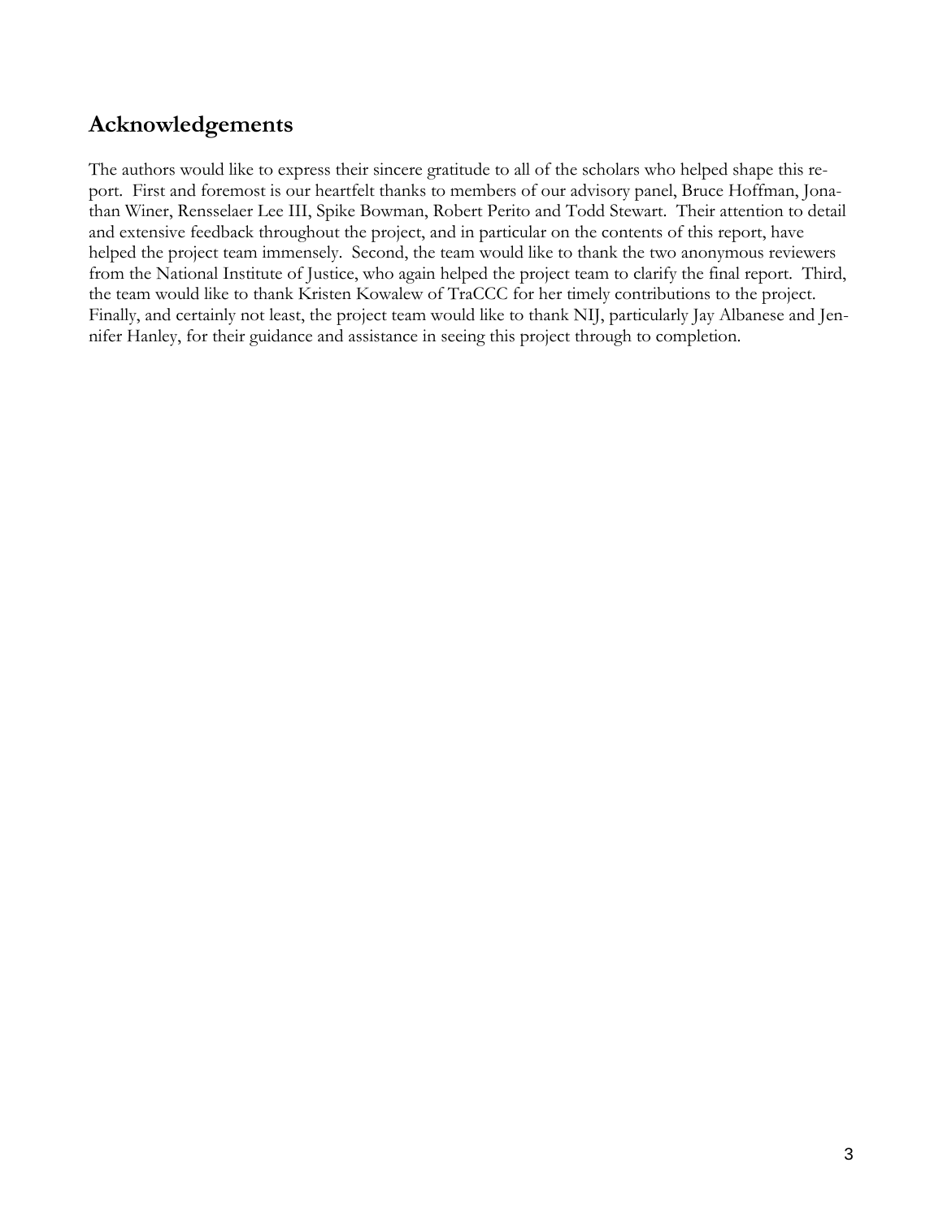## Acknowledgements

The authors would like to express their sincere gratitude to all of the scholars who helped shape this report. First and foremost is our heartfelt thanks to members of our advisory panel, Bruce Hoffman, Jonathan Winer, Rensselaer Lee III, Spike Bowman, Robert Perito and Todd Stewart. Their attention to detail and extensive feedback throughout the project, and in particular on the contents of this report, have helped the project team immensely. Second, the team would like to thank the two anonymous reviewers from the National Institute of Justice, who again helped the project team to clarify the final report. Third, the team would like to thank Kristen Kowalew of TraCCC for her timely contributions to the project. Finally, and certainly not least, the project team would like to thank NIJ, particularly Jay Albanese and Jennifer Hanley, for their guidance and assistance in seeing this project through to completion.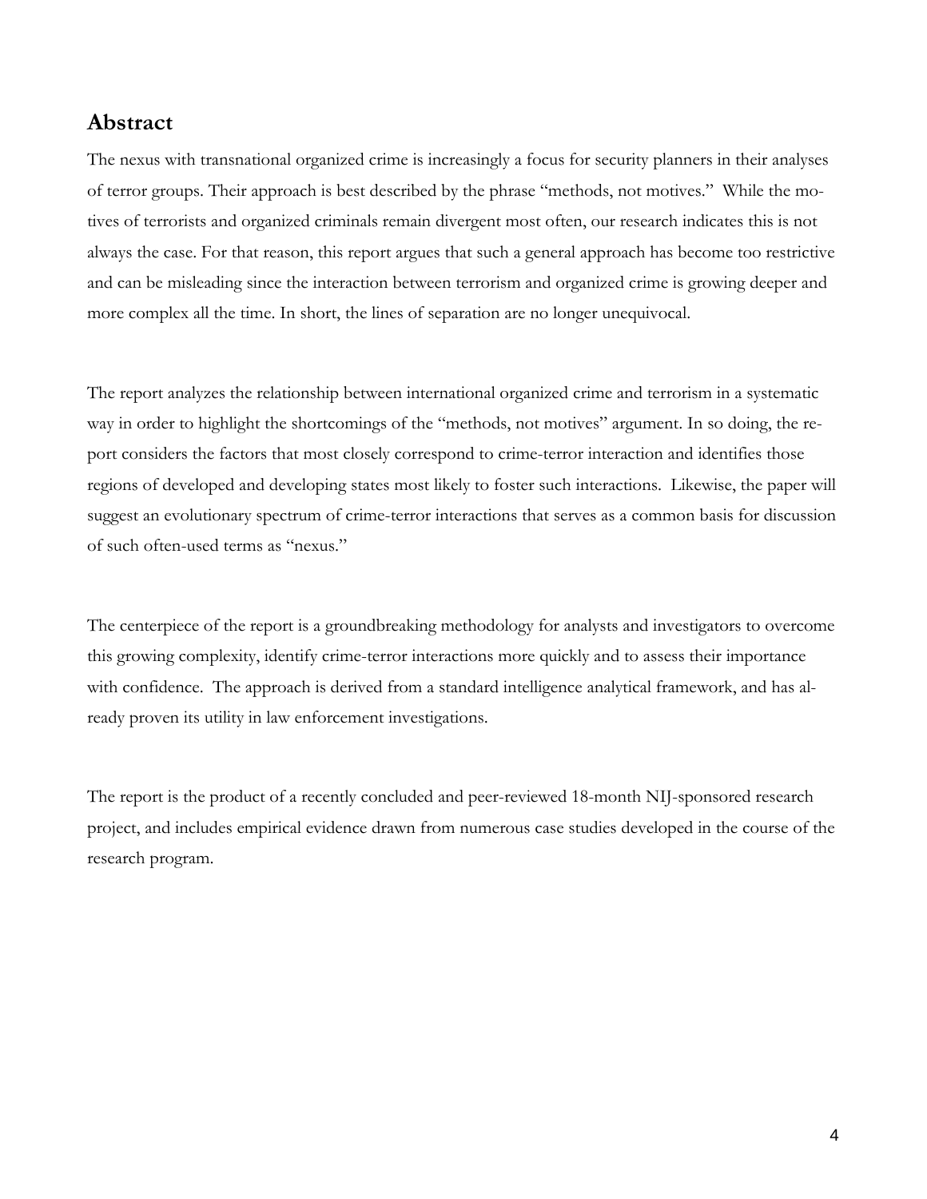## Abstract

The nexus with transnational organized crime is increasingly a focus for security planners in their analyses of terror groups. Their approach is best described by the phrase "methods, not motives." While the motives of terrorists and organized criminals remain divergent most often, our research indicates this is not always the case. For that reason, this report argues that such a general approach has become too restrictive and can be misleading since the interaction between terrorism and organized crime is growing deeper and more complex all the time. In short, the lines of separation are no longer unequivocal.

The report analyzes the relationship between international organized crime and terrorism in a systematic way in order to highlight the shortcomings of the "methods, not motives" argument. In so doing, the report considers the factors that most closely correspond to crime-terror interaction and identifies those regions of developed and developing states most likely to foster such interactions. Likewise, the paper will suggest an evolutionary spectrum of crime-terror interactions that serves as a common basis for discussion of such often-used terms as "nexus."

The centerpiece of the report is a groundbreaking methodology for analysts and investigators to overcome this growing complexity, identify crime-terror interactions more quickly and to assess their importance with confidence. The approach is derived from a standard intelligence analytical framework, and has already proven its utility in law enforcement investigations.

The report is the product of a recently concluded and peer-reviewed 18-month NIJ-sponsored research project, and includes empirical evidence drawn from numerous case studies developed in the course of the research program.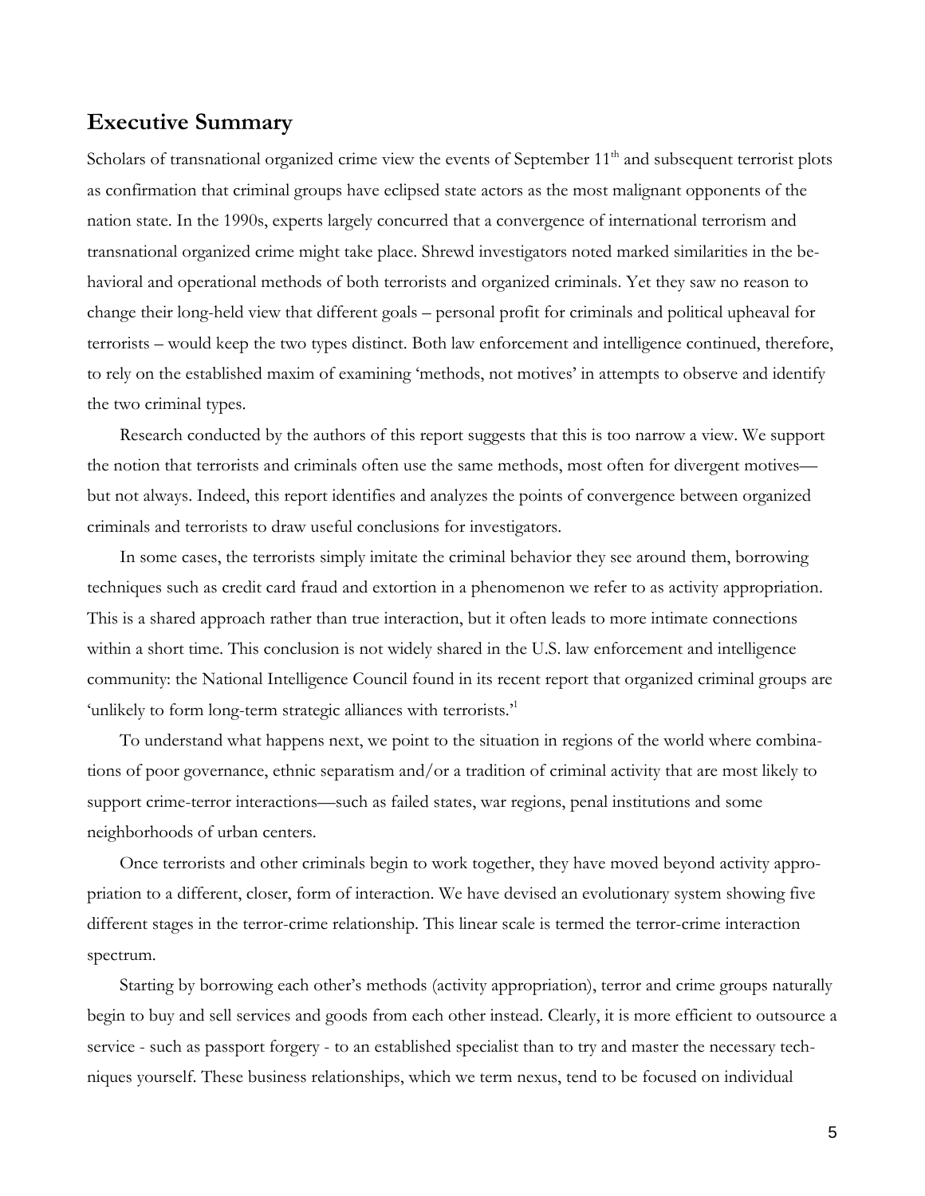## Executive Summary

Scholars of transnational organized crime view the events of September 11th and subsequent terrorist plots as confirmation that criminal groups have eclipsed state actors as the most malignant opponents of the nation state. In the 1990s, experts largely concurred that a convergence of international terrorism and transnational organized crime might take place. Shrewd investigators noted marked similarities in the behavioral and operational methods of both terrorists and organized criminals. Yet they saw no reason to change their long-held view that different goals – personal profit for criminals and political upheaval for terrorists – would keep the two types distinct. Both law enforcement and intelligence continued, therefore, to rely on the established maxim of examining 'methods, not motives' in attempts to observe and identify the two criminal types.

Research conducted by the authors of this report suggests that this is too narrow a view. We support the notion that terrorists and criminals often use the same methods, most often for divergent motives—but not always. Indeed, this report identifies and analyzes the points of convergence between organized criminals and terrorists to draw useful conclusions for investigators.

In some cases, the terrorists simply imitate the criminal behavior they see around them, borrowing techniques such as credit card fraud and extortion in a phenomenon we refer to as activity appropriation. This is a shared approach rather than true interaction, but it often leads to more intimate connections within a short time. This conclusion is not widely shared in the U.S. law enforcement and intelligence community: the National Intelligence Council found in its recent report that organized criminal groups are 'unlikely to form long-term strategic alliances with terrorists.'[1]

To understand what happens next, we point to the situation in regions of the world where combinations of poor governance, ethnic separatism and/or a tradition of criminal activity that are most likely to support crime-terror interactions—such as failed states, war regions, penal institutions and some neighborhoods of urban centers.

Once terrorists and other criminals begin to work together, they have moved beyond activity appropriation to a different, closer, form of interaction. We have devised an evolutionary system showing five different stages in the terror-crime relationship. This linear scale is termed the terror-crime interaction spectrum.

Starting by borrowing each other's methods (activity appropriation), terror and crime groups naturally begin to buy and sell services and goods from each other instead. Clearly, it is more efficient to outsource a service - such as passport forgery - to an established specialist than to try and master the necessary techniques yourself. These business relationships, which we term nexus, tend to be focused on individual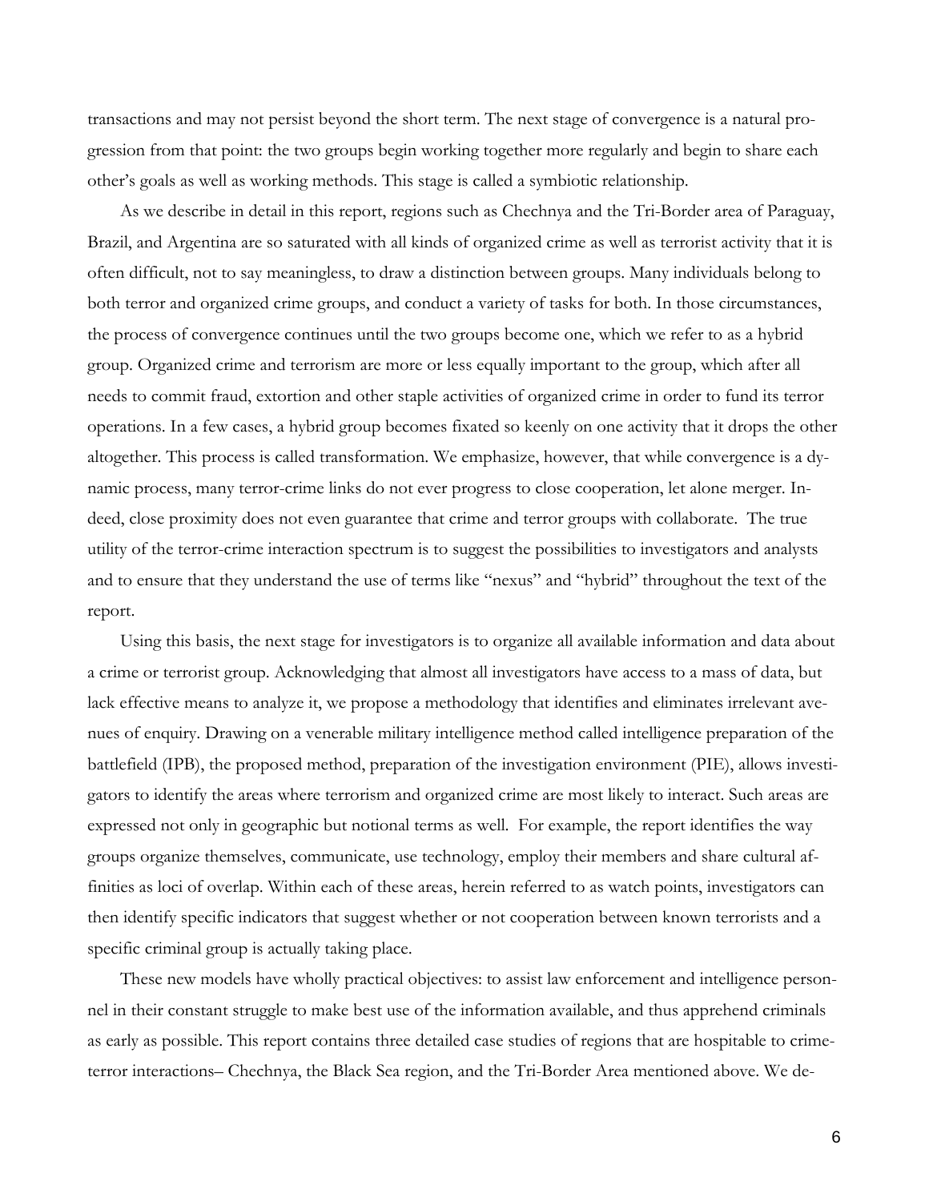transactions and may not persist beyond the short term. The next stage of convergence is a natural progression from that point: the two groups begin working together more regularly and begin to share each other's goals as well as working methods. This stage is called a symbiotic relationship.

As we describe in detail in this report, regions such as Chechnya and the Tri-Border area of Paraguay, Brazil, and Argentina are so saturated with all kinds of organized crime as well as terrorist activity that it is often difficult, not to say meaningless, to draw a distinction between groups. Many individuals belong to both terror and organized crime groups, and conduct a variety of tasks for both. In those circumstances, the process of convergence continues until the two groups become one, which we refer to as a hybrid group. Organized crime and terrorism are more or less equally important to the group, which after all needs to commit fraud, extortion and other staple activities of organized crime in order to fund its terror operations. In a few cases, a hybrid group becomes fixated so keenly on one activity that it drops the other altogether. This process is called transformation. We emphasize, however, that while convergence is a dynamic process, many terror-crime links do not ever progress to close cooperation, let alone merger. Indeed, close proximity does not even guarantee that crime and terror groups with collaborate. The true utility of the terror-crime interaction spectrum is to suggest the possibilities to investigators and analysts and to ensure that they understand the use of terms like "nexus" and "hybrid" throughout the text of the report.

Using this basis, the next stage for investigators is to organize all available information and data about a crime or terrorist group. Acknowledging that almost all investigators have access to a mass of data, but lack effective means to analyze it, we propose a methodology that identifies and eliminates irrelevant avenues of enquiry. Drawing on a venerable military intelligence method called intelligence preparation of the battlefield (IPB), the proposed method, preparation of the investigation environment (PIE), allows investigators to identify the areas where terrorism and organized crime are most likely to interact. Such areas are expressed not only in geographic but notional terms as well. For example, the report identifies the way groups organize themselves, communicate, use technology, employ their members and share cultural affinities as loci of overlap. Within each of these areas, herein referred to as watch points, investigators can then identify specific indicators that suggest whether or not cooperation between known terrorists and a specific criminal group is actually taking place.

These new models have wholly practical objectives: to assist law enforcement and intelligence personnel in their constant struggle to make best use of the information available, and thus apprehend criminals as early as possible. This report contains three detailed case studies of regions that are hospitable to crime-terror interactions– Chechnya, the Black Sea region, and the Tri-Border Area mentioned above. We de-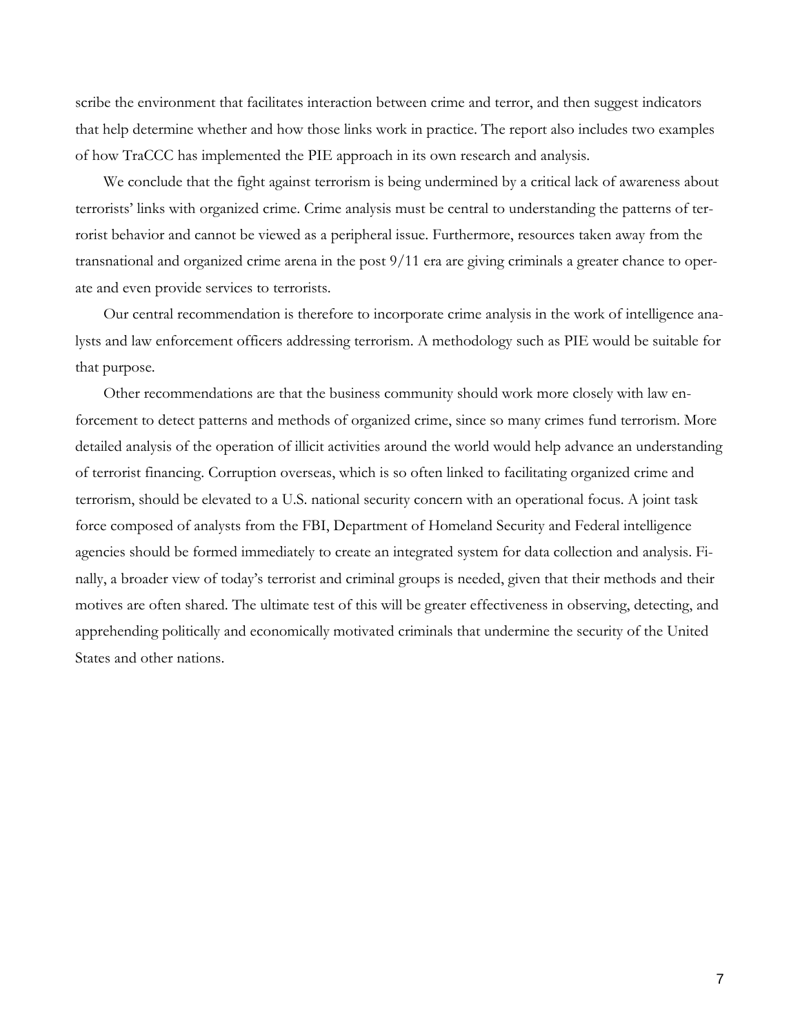scribe the environment that facilitates interaction between crime and terror, and then suggest indicators that help determine whether and how those links work in practice. The report also includes two examples of how TraCCC has implemented the PIE approach in its own research and analysis.

We conclude that the fight against terrorism is being undermined by a critical lack of awareness about terrorists' links with organized crime. Crime analysis must be central to understanding the patterns of terrorist behavior and cannot be viewed as a peripheral issue. Furthermore, resources taken away from the transnational and organized crime arena in the post 9/11 era are giving criminals a greater chance to operate and even provide services to terrorists.

Our central recommendation is therefore to incorporate crime analysis in the work of intelligence analysts and law enforcement officers addressing terrorism. A methodology such as PIE would be suitable for that purpose.

Other recommendations are that the business community should work more closely with law enforcement to detect patterns and methods of organized crime, since so many crimes fund terrorism. More detailed analysis of the operation of illicit activities around the world would help advance an understanding of terrorist financing. Corruption overseas, which is so often linked to facilitating organized crime and terrorism, should be elevated to a U.S. national security concern with an operational focus. A joint task force composed of analysts from the FBI, Department of Homeland Security and Federal intelligence agencies should be formed immediately to create an integrated system for data collection and analysis. Finally, a broader view of today's terrorist and criminal groups is needed, given that their methods and their motives are often shared. The ultimate test of this will be greater effectiveness in observing, detecting, and apprehending politically and economically motivated criminals that undermine the security of the United States and other nations.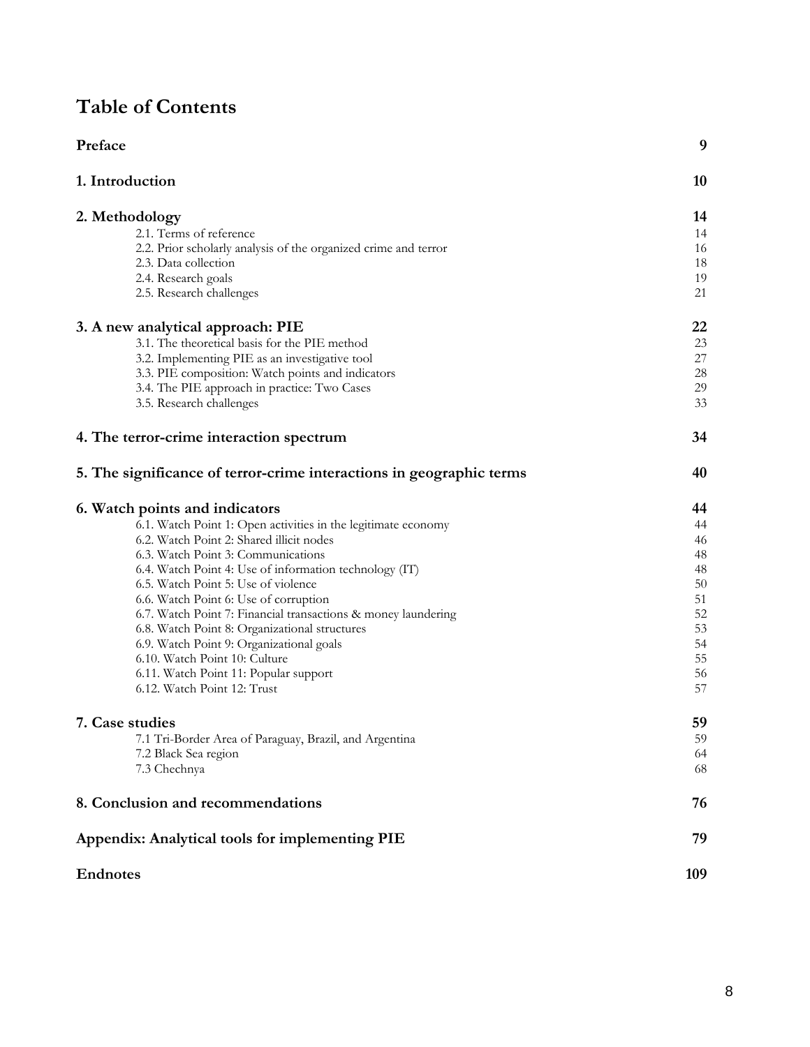# Table of Contents

| | |
|---|---|
| **Preface** | **9** |
| **1. Introduction** | **10** |
| **2. Methodology** | **14** |
| 2.1. Terms of reference | 14 |
| 2.2. Prior scholarly analysis of the organized crime and terror | 16 |
| 2.3. Data collection | 18 |
| 2.4. Research goals | 19 |
| 2.5. Research challenges | 21 |
| **3. A new analytical approach: PIE** | **22** |
| 3.1. The theoretical basis for the PIE method | 23 |
| 3.2. Implementing PIE as an investigative tool | 27 |
| 3.3. PIE composition: Watch points and indicators | 28 |
| 3.4. The PIE approach in practice: Two Cases | 29 |
| 3.5. Research challenges | 33 |
| **4. The terror-crime interaction spectrum** | **34** |
| **5. The significance of terror-crime interactions in geographic terms** | **40** |
| **6. Watch points and indicators** | **44** |
| 6.1. Watch Point 1: Open activities in the legitimate economy | 44 |
| 6.2. Watch Point 2: Shared illicit nodes | 46 |
| 6.3. Watch Point 3: Communications | 48 |
| 6.4. Watch Point 4: Use of information technology (IT) | 48 |
| 6.5. Watch Point 5: Use of violence | 50 |
| 6.6. Watch Point 6: Use of corruption | 51 |
| 6.7. Watch Point 7: Financial transactions & money laundering | 52 |
| 6.8. Watch Point 8: Organizational structures | 53 |
| 6.9. Watch Point 9: Organizational goals | 54 |
| 6.10. Watch Point 10: Culture | 55 |
| 6.11. Watch Point 11: Popular support | 56 |
| 6.12. Watch Point 12: Trust | 57 |
| **7. Case studies** | **59** |
| 7.1 Tri-Border Area of Paraguay, Brazil, and Argentina | 59 |
| 7.2 Black Sea region | 64 |
| 7.3 Chechnya | 68 |
| **8. Conclusion and recommendations** | **76** |
| **Appendix: Analytical tools for implementing PIE** | **79** |
| **Endnotes** | **109** |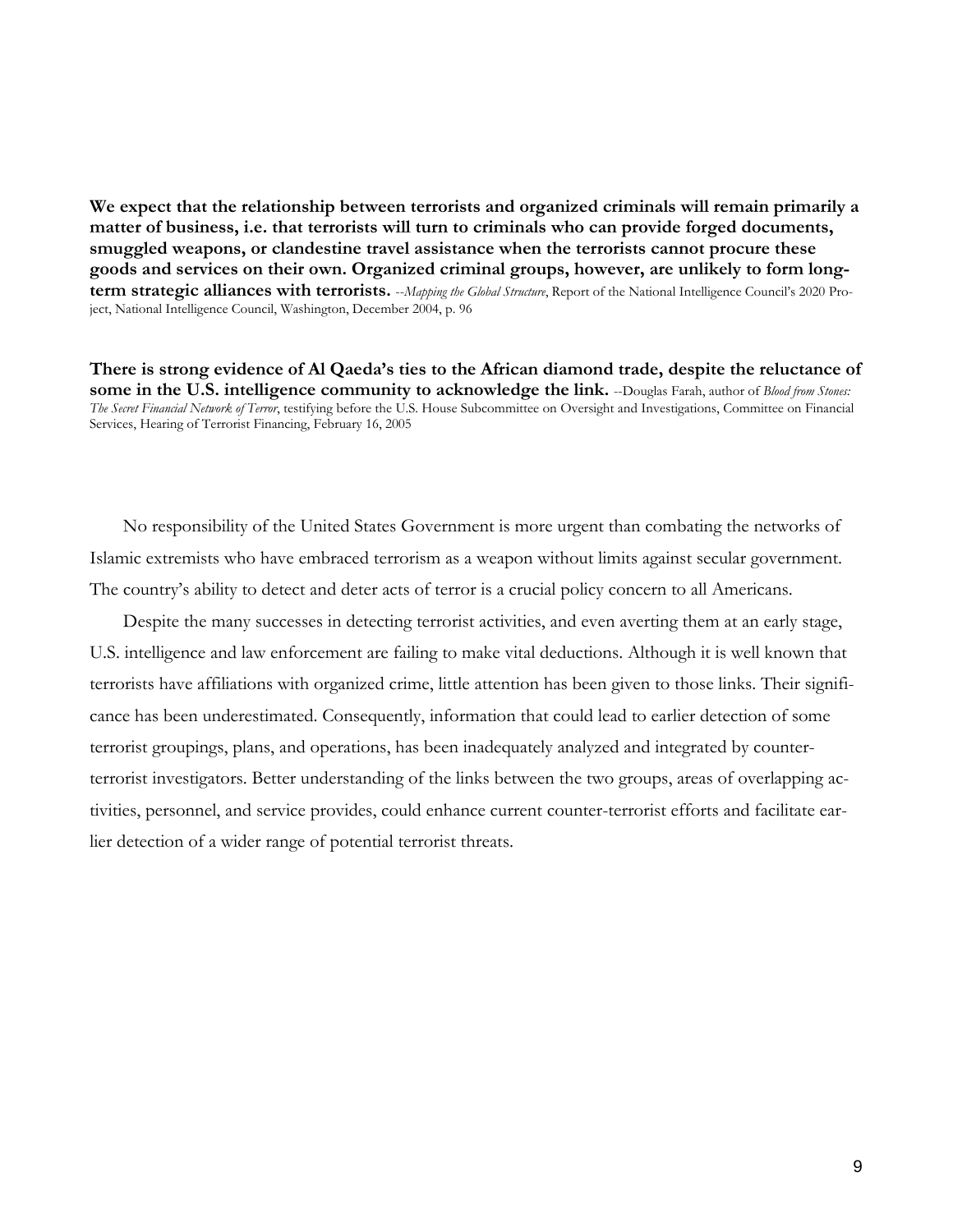**We expect that the relationship between terrorists and organized criminals will remain primarily a matter of business, i.e. that terrorists will turn to criminals who can provide forged documents, smuggled weapons, or clandestine travel assistance when the terrorists cannot procure these goods and services on their own. Organized criminal groups, however, are unlikely to form long-term strategic alliances with terrorists.** --*Mapping the Global Structure*, Report of the National Intelligence Council's 2020 Project, National Intelligence Council, Washington, December 2004, p. 96

**There is strong evidence of Al Qaeda's ties to the African diamond trade, despite the reluctance of some in the U.S. intelligence community to acknowledge the link.** --Douglas Farah, author of *Blood from Stones: The Secret Financial Network of Terror*, testifying before the U.S. House Subcommittee on Oversight and Investigations, Committee on Financial Services, Hearing of Terrorist Financing, February 16, 2005

No responsibility of the United States Government is more urgent than combating the networks of Islamic extremists who have embraced terrorism as a weapon without limits against secular government. The country's ability to detect and deter acts of terror is a crucial policy concern to all Americans.

Despite the many successes in detecting terrorist activities, and even averting them at an early stage, U.S. intelligence and law enforcement are failing to make vital deductions. Although it is well known that terrorists have affiliations with organized crime, little attention has been given to those links. Their significance has been underestimated. Consequently, information that could lead to earlier detection of some terrorist groupings, plans, and operations, has been inadequately analyzed and integrated by counter-terrorist investigators. Better understanding of the links between the two groups, areas of overlapping activities, personnel, and service provides, could enhance current counter-terrorist efforts and facilitate earlier detection of a wider range of potential terrorist threats.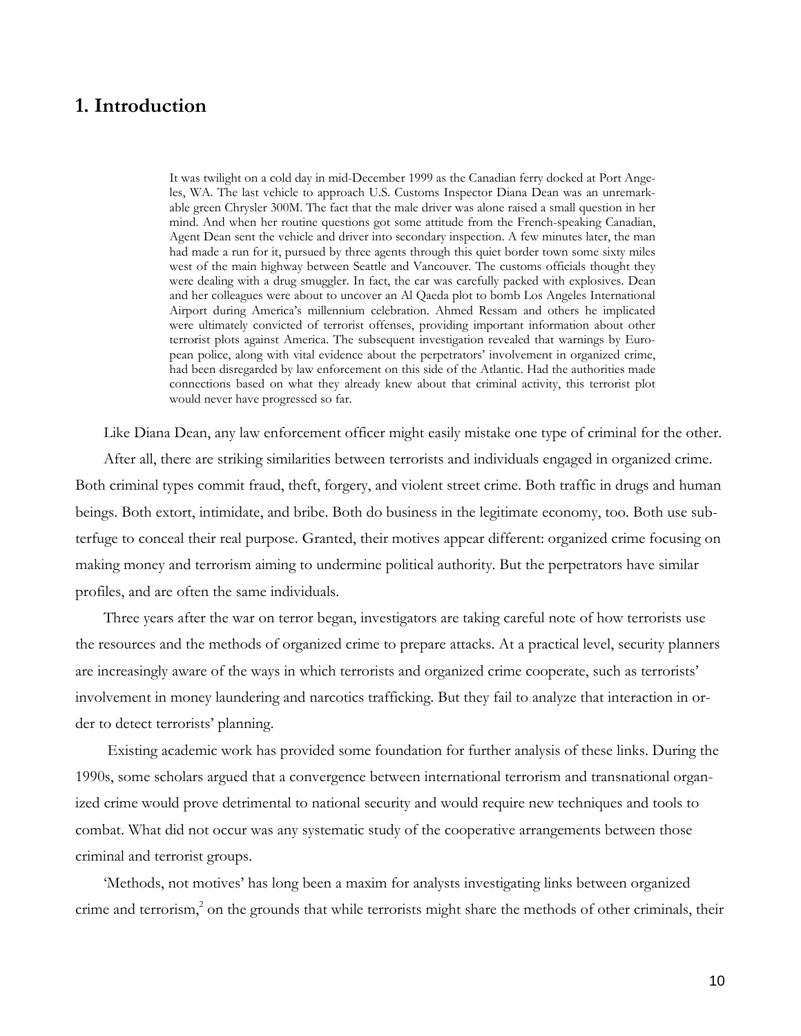## 1. Introduction

> It was twilight on a cold day in mid-December 1999 as the Canadian ferry docked at Port Angeles, WA. The last vehicle to approach U.S. Customs Inspector Diana Dean was an unremarkable green Chrysler 300M. The fact that the male driver was alone raised a small question in her mind. And when her routine questions got some attitude from the French-speaking Canadian, Agent Dean sent the vehicle and driver into secondary inspection. A few minutes later, the man had made a run for it, pursued by three agents through this quiet border town some sixty miles west of the main highway between Seattle and Vancouver. The customs officials thought they were dealing with a drug smuggler. In fact, the car was carefully packed with explosives. Dean and her colleagues were about to uncover an Al Qaeda plot to bomb Los Angeles International Airport during America's millennium celebration. Ahmed Ressam and others he implicated were ultimately convicted of terrorist offenses, providing important information about other terrorist plots against America. The subsequent investigation revealed that warnings by European police, along with vital evidence about the perpetrators' involvement in organized crime, had been disregarded by law enforcement on this side of the Atlantic. Had the authorities made connections based on what they already knew about that criminal activity, this terrorist plot would never have progressed so far.

Like Diana Dean, any law enforcement officer might easily mistake one type of criminal for the other.

After all, there are striking similarities between terrorists and individuals engaged in organized crime. Both criminal types commit fraud, theft, forgery, and violent street crime. Both traffic in drugs and human beings. Both extort, intimidate, and bribe. Both do business in the legitimate economy, too. Both use subterfuge to conceal their real purpose. Granted, their motives appear different: organized crime focusing on making money and terrorism aiming to undermine political authority. But the perpetrators have similar profiles, and are often the same individuals.

Three years after the war on terror began, investigators are taking careful note of how terrorists use the resources and the methods of organized crime to prepare attacks. At a practical level, security planners are increasingly aware of the ways in which terrorists and organized crime cooperate, such as terrorists' involvement in money laundering and narcotics trafficking. But they fail to analyze that interaction in order to detect terrorists' planning.

Existing academic work has provided some foundation for further analysis of these links. During the 1990s, some scholars argued that a convergence between international terrorism and transnational organized crime would prove detrimental to national security and would require new techniques and tools to combat. What did not occur was any systematic study of the cooperative arrangements between those criminal and terrorist groups.

'Methods, not motives' has long been a maxim for analysts investigating links between organized crime and terrorism,[2] on the grounds that while terrorists might share the methods of other criminals, their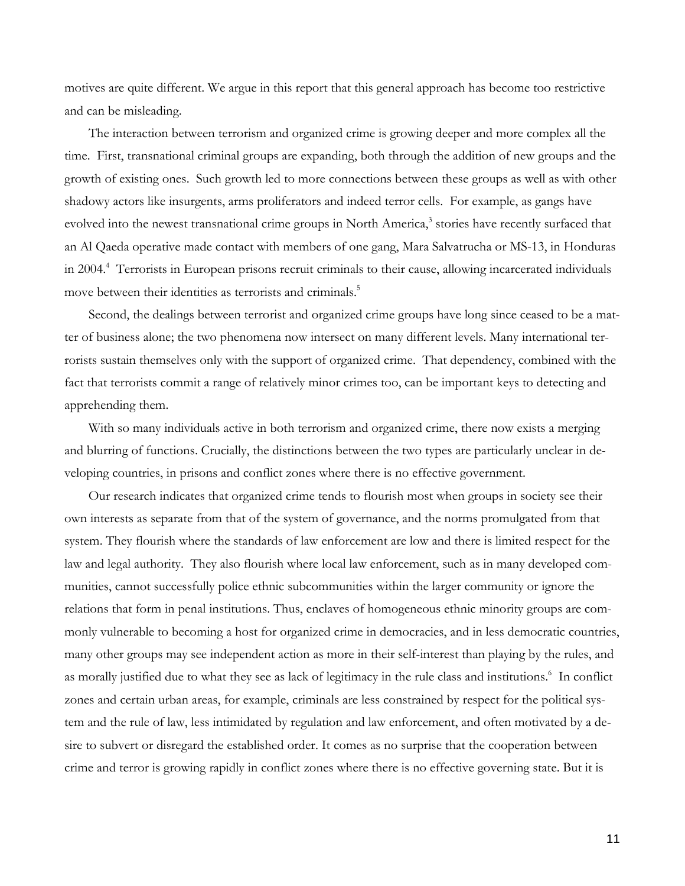motives are quite different. We argue in this report that this general approach has become too restrictive and can be misleading.

The interaction between terrorism and organized crime is growing deeper and more complex all the time. First, transnational criminal groups are expanding, both through the addition of new groups and the growth of existing ones. Such growth led to more connections between these groups as well as with other shadowy actors like insurgents, arms proliferators and indeed terror cells. For example, as gangs have evolved into the newest transnational crime groups in North America,[3] stories have recently surfaced that an Al Qaeda operative made contact with members of one gang, Mara Salvatrucha or MS-13, in Honduras in 2004.[4] Terrorists in European prisons recruit criminals to their cause, allowing incarcerated individuals move between their identities as terrorists and criminals.[5]

Second, the dealings between terrorist and organized crime groups have long since ceased to be a matter of business alone; the two phenomena now intersect on many different levels. Many international terrorists sustain themselves only with the support of organized crime. That dependency, combined with the fact that terrorists commit a range of relatively minor crimes too, can be important keys to detecting and apprehending them.

With so many individuals active in both terrorism and organized crime, there now exists a merging and blurring of functions. Crucially, the distinctions between the two types are particularly unclear in developing countries, in prisons and conflict zones where there is no effective government.

Our research indicates that organized crime tends to flourish most when groups in society see their own interests as separate from that of the system of governance, and the norms promulgated from that system. They flourish where the standards of law enforcement are low and there is limited respect for the law and legal authority. They also flourish where local law enforcement, such as in many developed communities, cannot successfully police ethnic subcommunities within the larger community or ignore the relations that form in penal institutions. Thus, enclaves of homogeneous ethnic minority groups are commonly vulnerable to becoming a host for organized crime in democracies, and in less democratic countries, many other groups may see independent action as more in their self-interest than playing by the rules, and as morally justified due to what they see as lack of legitimacy in the rule class and institutions.[6] In conflict zones and certain urban areas, for example, criminals are less constrained by respect for the political system and the rule of law, less intimidated by regulation and law enforcement, and often motivated by a desire to subvert or disregard the established order. It comes as no surprise that the cooperation between crime and terror is growing rapidly in conflict zones where there is no effective governing state. But it is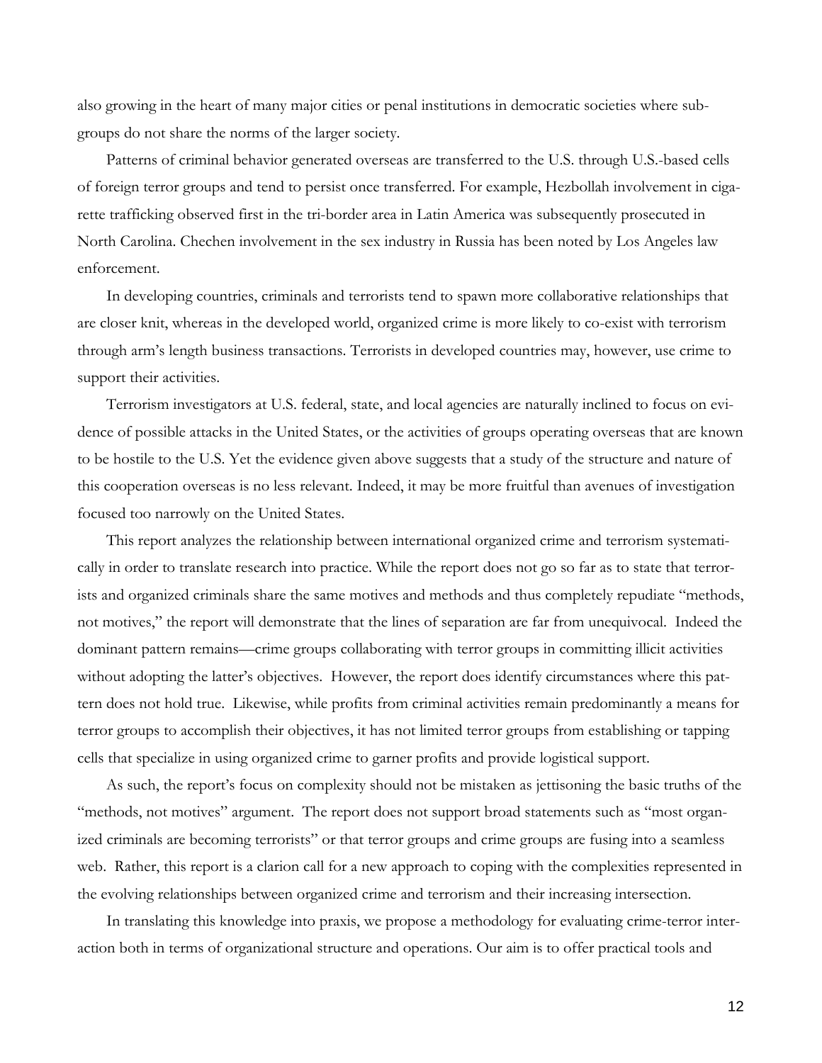also growing in the heart of many major cities or penal institutions in democratic societies where sub-groups do not share the norms of the larger society.

Patterns of criminal behavior generated overseas are transferred to the U.S. through U.S.-based cells of foreign terror groups and tend to persist once transferred. For example, Hezbollah involvement in cigarette trafficking observed first in the tri-border area in Latin America was subsequently prosecuted in North Carolina. Chechen involvement in the sex industry in Russia has been noted by Los Angeles law enforcement.

In developing countries, criminals and terrorists tend to spawn more collaborative relationships that are closer knit, whereas in the developed world, organized crime is more likely to co-exist with terrorism through arm's length business transactions. Terrorists in developed countries may, however, use crime to support their activities.

Terrorism investigators at U.S. federal, state, and local agencies are naturally inclined to focus on evidence of possible attacks in the United States, or the activities of groups operating overseas that are known to be hostile to the U.S. Yet the evidence given above suggests that a study of the structure and nature of this cooperation overseas is no less relevant. Indeed, it may be more fruitful than avenues of investigation focused too narrowly on the United States.

This report analyzes the relationship between international organized crime and terrorism systematically in order to translate research into practice. While the report does not go so far as to state that terrorists and organized criminals share the same motives and methods and thus completely repudiate "methods, not motives," the report will demonstrate that the lines of separation are far from unequivocal. Indeed the dominant pattern remains—crime groups collaborating with terror groups in committing illicit activities without adopting the latter's objectives. However, the report does identify circumstances where this pattern does not hold true. Likewise, while profits from criminal activities remain predominantly a means for terror groups to accomplish their objectives, it has not limited terror groups from establishing or tapping cells that specialize in using organized crime to garner profits and provide logistical support.

As such, the report's focus on complexity should not be mistaken as jettisoning the basic truths of the "methods, not motives" argument. The report does not support broad statements such as "most organized criminals are becoming terrorists" or that terror groups and crime groups are fusing into a seamless web. Rather, this report is a clarion call for a new approach to coping with the complexities represented in the evolving relationships between organized crime and terrorism and their increasing intersection.

In translating this knowledge into praxis, we propose a methodology for evaluating crime-terror interaction both in terms of organizational structure and operations. Our aim is to offer practical tools and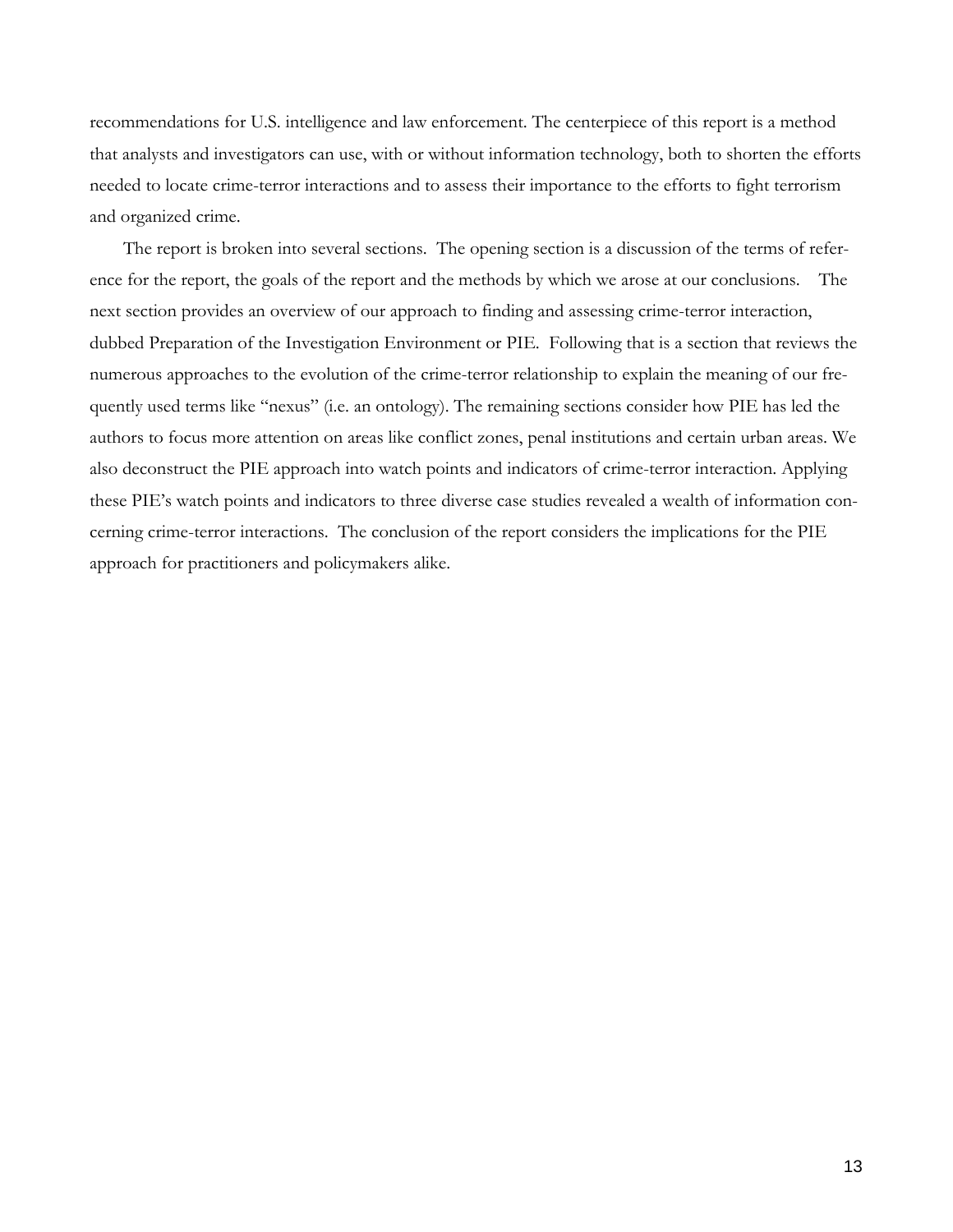recommendations for U.S. intelligence and law enforcement. The centerpiece of this report is a method that analysts and investigators can use, with or without information technology, both to shorten the efforts needed to locate crime-terror interactions and to assess their importance to the efforts to fight terrorism and organized crime.

The report is broken into several sections. The opening section is a discussion of the terms of reference for the report, the goals of the report and the methods by which we arose at our conclusions. The next section provides an overview of our approach to finding and assessing crime-terror interaction, dubbed Preparation of the Investigation Environment or PIE. Following that is a section that reviews the numerous approaches to the evolution of the crime-terror relationship to explain the meaning of our frequently used terms like "nexus" (i.e. an ontology). The remaining sections consider how PIE has led the authors to focus more attention on areas like conflict zones, penal institutions and certain urban areas. We also deconstruct the PIE approach into watch points and indicators of crime-terror interaction. Applying these PIE's watch points and indicators to three diverse case studies revealed a wealth of information concerning crime-terror interactions. The conclusion of the report considers the implications for the PIE approach for practitioners and policymakers alike.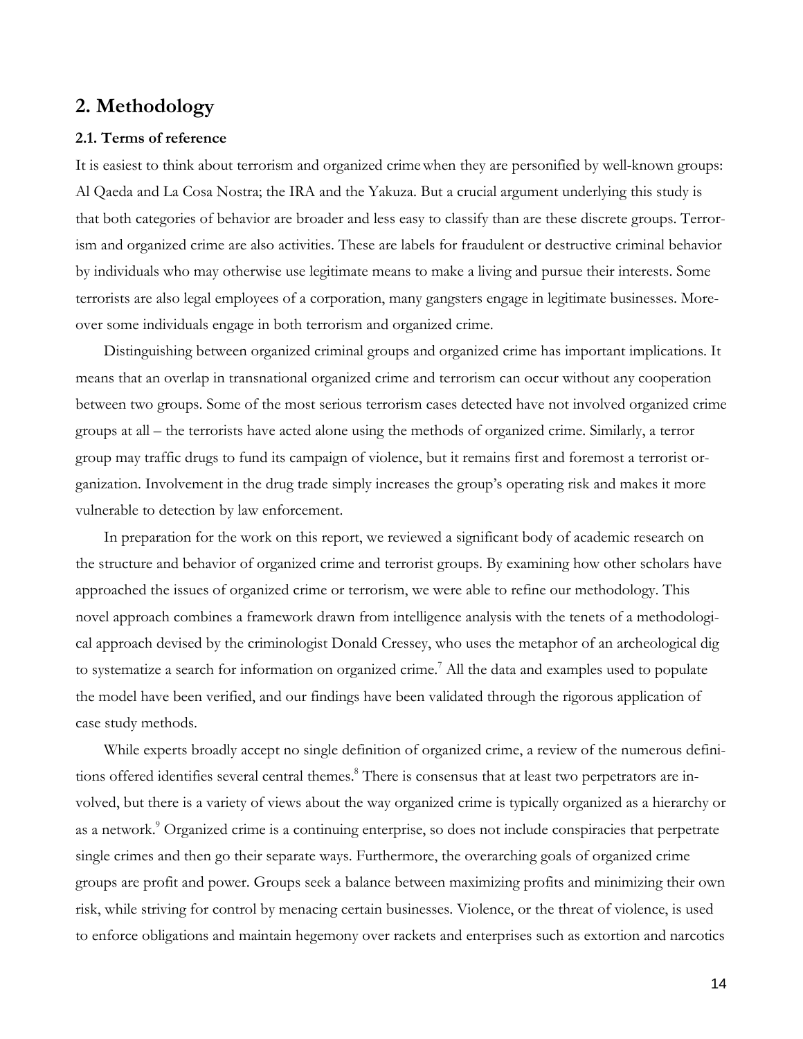## 2. Methodology

### 2.1. Terms of reference

It is easiest to think about terrorism and organized crime when they are personified by well-known groups: Al Qaeda and La Cosa Nostra; the IRA and the Yakuza. But a crucial argument underlying this study is that both categories of behavior are broader and less easy to classify than are these discrete groups. Terrorism and organized crime are also activities. These are labels for fraudulent or destructive criminal behavior by individuals who may otherwise use legitimate means to make a living and pursue their interests. Some terrorists are also legal employees of a corporation, many gangsters engage in legitimate businesses. Moreover some individuals engage in both terrorism and organized crime.

Distinguishing between organized criminal groups and organized crime has important implications. It means that an overlap in transnational organized crime and terrorism can occur without any cooperation between two groups. Some of the most serious terrorism cases detected have not involved organized crime groups at all – the terrorists have acted alone using the methods of organized crime. Similarly, a terror group may traffic drugs to fund its campaign of violence, but it remains first and foremost a terrorist organization. Involvement in the drug trade simply increases the group's operating risk and makes it more vulnerable to detection by law enforcement.

In preparation for the work on this report, we reviewed a significant body of academic research on the structure and behavior of organized crime and terrorist groups. By examining how other scholars have approached the issues of organized crime or terrorism, we were able to refine our methodology. This novel approach combines a framework drawn from intelligence analysis with the tenets of a methodological approach devised by the criminologist Donald Cressey, who uses the metaphor of an archeological dig to systematize a search for information on organized crime.[7] All the data and examples used to populate the model have been verified, and our findings have been validated through the rigorous application of case study methods.

While experts broadly accept no single definition of organized crime, a review of the numerous definitions offered identifies several central themes.[8] There is consensus that at least two perpetrators are involved, but there is a variety of views about the way organized crime is typically organized as a hierarchy or as a network.[9] Organized crime is a continuing enterprise, so does not include conspiracies that perpetrate single crimes and then go their separate ways. Furthermore, the overarching goals of organized crime groups are profit and power. Groups seek a balance between maximizing profits and minimizing their own risk, while striving for control by menacing certain businesses. Violence, or the threat of violence, is used to enforce obligations and maintain hegemony over rackets and enterprises such as extortion and narcotics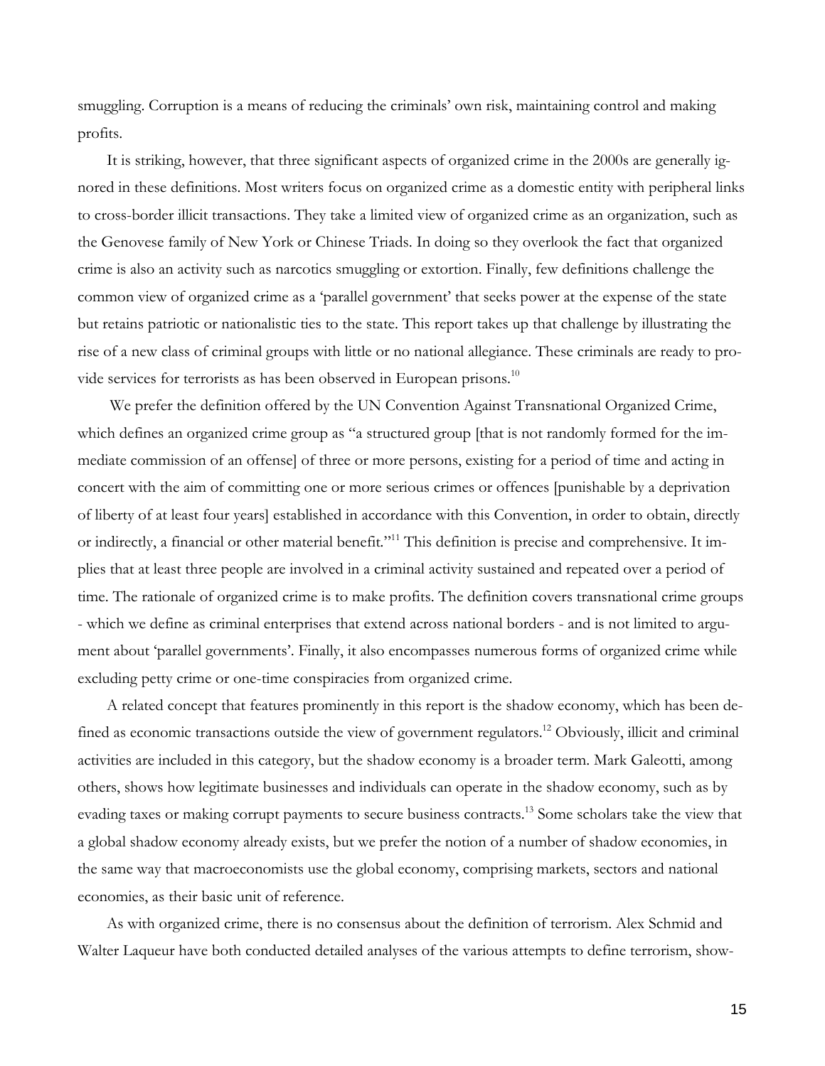smuggling. Corruption is a means of reducing the criminals' own risk, maintaining control and making profits.

It is striking, however, that three significant aspects of organized crime in the 2000s are generally ignored in these definitions. Most writers focus on organized crime as a domestic entity with peripheral links to cross-border illicit transactions. They take a limited view of organized crime as an organization, such as the Genovese family of New York or Chinese Triads. In doing so they overlook the fact that organized crime is also an activity such as narcotics smuggling or extortion. Finally, few definitions challenge the common view of organized crime as a 'parallel government' that seeks power at the expense of the state but retains patriotic or nationalistic ties to the state. This report takes up that challenge by illustrating the rise of a new class of criminal groups with little or no national allegiance. These criminals are ready to provide services for terrorists as has been observed in European prisons.[10]

We prefer the definition offered by the UN Convention Against Transnational Organized Crime, which defines an organized crime group as "a structured group [that is not randomly formed for the immediate commission of an offense] of three or more persons, existing for a period of time and acting in concert with the aim of committing one or more serious crimes or offences [punishable by a deprivation of liberty of at least four years] established in accordance with this Convention, in order to obtain, directly or indirectly, a financial or other material benefit."[11] This definition is precise and comprehensive. It implies that at least three people are involved in a criminal activity sustained and repeated over a period of time. The rationale of organized crime is to make profits. The definition covers transnational crime groups - which we define as criminal enterprises that extend across national borders - and is not limited to argument about 'parallel governments'. Finally, it also encompasses numerous forms of organized crime while excluding petty crime or one-time conspiracies from organized crime.

A related concept that features prominently in this report is the shadow economy, which has been defined as economic transactions outside the view of government regulators.[12] Obviously, illicit and criminal activities are included in this category, but the shadow economy is a broader term. Mark Galeotti, among others, shows how legitimate businesses and individuals can operate in the shadow economy, such as by evading taxes or making corrupt payments to secure business contracts.[13] Some scholars take the view that a global shadow economy already exists, but we prefer the notion of a number of shadow economies, in the same way that macroeconomists use the global economy, comprising markets, sectors and national economies, as their basic unit of reference.

As with organized crime, there is no consensus about the definition of terrorism. Alex Schmid and Walter Laqueur have both conducted detailed analyses of the various attempts to define terrorism, show-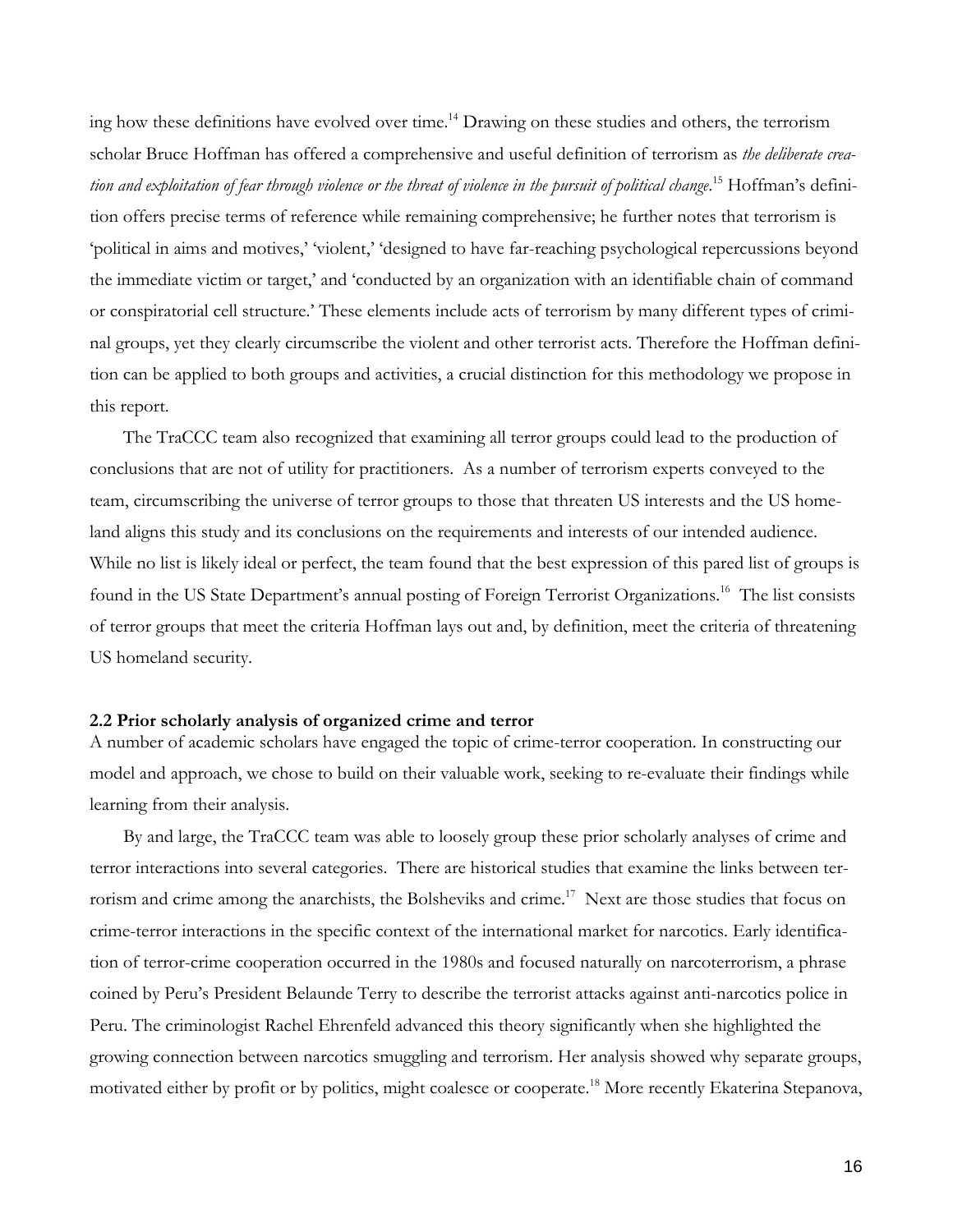ing how these definitions have evolved over time.[14] Drawing on these studies and others, the terrorism scholar Bruce Hoffman has offered a comprehensive and useful definition of terrorism as *the deliberate creation and exploitation of fear through violence or the threat of violence in the pursuit of political change*.[15] Hoffman's definition offers precise terms of reference while remaining comprehensive; he further notes that terrorism is 'political in aims and motives,' 'violent,' 'designed to have far-reaching psychological repercussions beyond the immediate victim or target,' and 'conducted by an organization with an identifiable chain of command or conspiratorial cell structure.' These elements include acts of terrorism by many different types of criminal groups, yet they clearly circumscribe the violent and other terrorist acts. Therefore the Hoffman definition can be applied to both groups and activities, a crucial distinction for this methodology we propose in this report.

The TraCCC team also recognized that examining all terror groups could lead to the production of conclusions that are not of utility for practitioners. As a number of terrorism experts conveyed to the team, circumscribing the universe of terror groups to those that threaten US interests and the US homeland aligns this study and its conclusions on the requirements and interests of our intended audience. While no list is likely ideal or perfect, the team found that the best expression of this pared list of groups is found in the US State Department's annual posting of Foreign Terrorist Organizations.[16] The list consists of terror groups that meet the criteria Hoffman lays out and, by definition, meet the criteria of threatening US homeland security.

**2.2 Prior scholarly analysis of organized crime and terror**

A number of academic scholars have engaged the topic of crime-terror cooperation. In constructing our model and approach, we chose to build on their valuable work, seeking to re-evaluate their findings while learning from their analysis.

By and large, the TraCCC team was able to loosely group these prior scholarly analyses of crime and terror interactions into several categories. There are historical studies that examine the links between terrorism and crime among the anarchists, the Bolsheviks and crime.[17] Next are those studies that focus on crime-terror interactions in the specific context of the international market for narcotics. Early identification of terror-crime cooperation occurred in the 1980s and focused naturally on narcoterrorism, a phrase coined by Peru's President Belaunde Terry to describe the terrorist attacks against anti-narcotics police in Peru. The criminologist Rachel Ehrenfeld advanced this theory significantly when she highlighted the growing connection between narcotics smuggling and terrorism. Her analysis showed why separate groups, motivated either by profit or by politics, might coalesce or cooperate.[18] More recently Ekaterina Stepanova,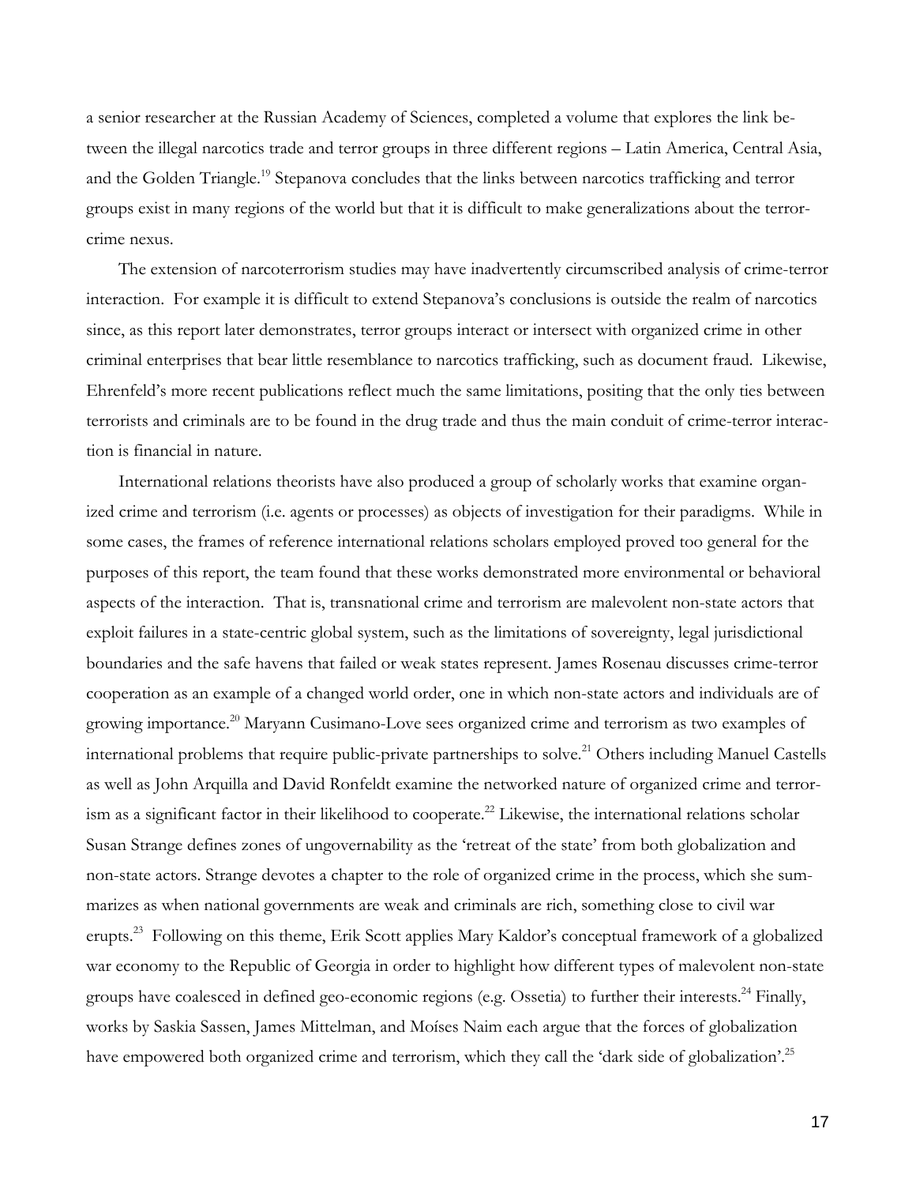a senior researcher at the Russian Academy of Sciences, completed a volume that explores the link between the illegal narcotics trade and terror groups in three different regions – Latin America, Central Asia, and the Golden Triangle.[19] Stepanova concludes that the links between narcotics trafficking and terror groups exist in many regions of the world but that it is difficult to make generalizations about the terror-crime nexus.

The extension of narcoterrorism studies may have inadvertently circumscribed analysis of crime-terror interaction. For example it is difficult to extend Stepanova's conclusions is outside the realm of narcotics since, as this report later demonstrates, terror groups interact or intersect with organized crime in other criminal enterprises that bear little resemblance to narcotics trafficking, such as document fraud. Likewise, Ehrenfeld's more recent publications reflect much the same limitations, positing that the only ties between terrorists and criminals are to be found in the drug trade and thus the main conduit of crime-terror interaction is financial in nature.

International relations theorists have also produced a group of scholarly works that examine organized crime and terrorism (i.e. agents or processes) as objects of investigation for their paradigms. While in some cases, the frames of reference international relations scholars employed proved too general for the purposes of this report, the team found that these works demonstrated more environmental or behavioral aspects of the interaction. That is, transnational crime and terrorism are malevolent non-state actors that exploit failures in a state-centric global system, such as the limitations of sovereignty, legal jurisdictional boundaries and the safe havens that failed or weak states represent. James Rosenau discusses crime-terror cooperation as an example of a changed world order, one in which non-state actors and individuals are of growing importance.[20] Maryann Cusimano-Love sees organized crime and terrorism as two examples of international problems that require public-private partnerships to solve.[21] Others including Manuel Castells as well as John Arquilla and David Ronfeldt examine the networked nature of organized crime and terrorism as a significant factor in their likelihood to cooperate.[22] Likewise, the international relations scholar Susan Strange defines zones of ungovernability as the 'retreat of the state' from both globalization and non-state actors. Strange devotes a chapter to the role of organized crime in the process, which she summarizes as when national governments are weak and criminals are rich, something close to civil war erupts.[23] Following on this theme, Erik Scott applies Mary Kaldor's conceptual framework of a globalized war economy to the Republic of Georgia in order to highlight how different types of malevolent non-state groups have coalesced in defined geo-economic regions (e.g. Ossetia) to further their interests.[24] Finally, works by Saskia Sassen, James Mittelman, and Moíses Naim each argue that the forces of globalization have empowered both organized crime and terrorism, which they call the 'dark side of globalization'.[25]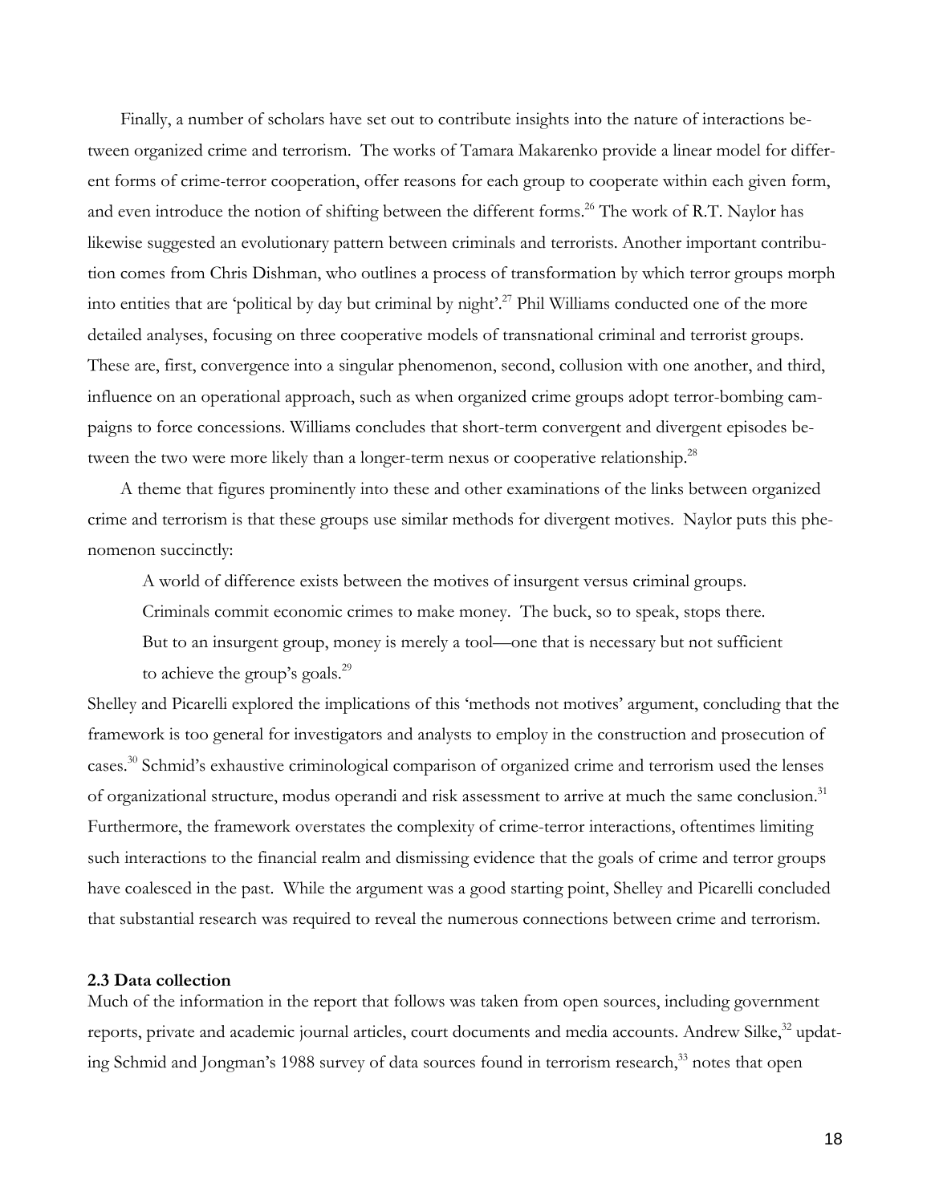Finally, a number of scholars have set out to contribute insights into the nature of interactions between organized crime and terrorism. The works of Tamara Makarenko provide a linear model for different forms of crime-terror cooperation, offer reasons for each group to cooperate within each given form, and even introduce the notion of shifting between the different forms.[26] The work of R.T. Naylor has likewise suggested an evolutionary pattern between criminals and terrorists. Another important contribution comes from Chris Dishman, who outlines a process of transformation by which terror groups morph into entities that are 'political by day but criminal by night'.[27] Phil Williams conducted one of the more detailed analyses, focusing on three cooperative models of transnational criminal and terrorist groups. These are, first, convergence into a singular phenomenon, second, collusion with one another, and third, influence on an operational approach, such as when organized crime groups adopt terror-bombing campaigns to force concessions. Williams concludes that short-term convergent and divergent episodes between the two were more likely than a longer-term nexus or cooperative relationship.[28]

A theme that figures prominently into these and other examinations of the links between organized crime and terrorism is that these groups use similar methods for divergent motives. Naylor puts this phenomenon succinctly:

> A world of difference exists between the motives of insurgent versus criminal groups. Criminals commit economic crimes to make money. The buck, so to speak, stops there. But to an insurgent group, money is merely a tool—one that is necessary but not sufficient to achieve the group's goals.[29]

Shelley and Picarelli explored the implications of this 'methods not motives' argument, concluding that the framework is too general for investigators and analysts to employ in the construction and prosecution of cases.[30] Schmid's exhaustive criminological comparison of organized crime and terrorism used the lenses of organizational structure, modus operandi and risk assessment to arrive at much the same conclusion.[31] Furthermore, the framework overstates the complexity of crime-terror interactions, oftentimes limiting such interactions to the financial realm and dismissing evidence that the goals of crime and terror groups have coalesced in the past. While the argument was a good starting point, Shelley and Picarelli concluded that substantial research was required to reveal the numerous connections between crime and terrorism.

**2.3 Data collection**

Much of the information in the report that follows was taken from open sources, including government reports, private and academic journal articles, court documents and media accounts. Andrew Silke,[32] updating Schmid and Jongman's 1988 survey of data sources found in terrorism research,[33] notes that open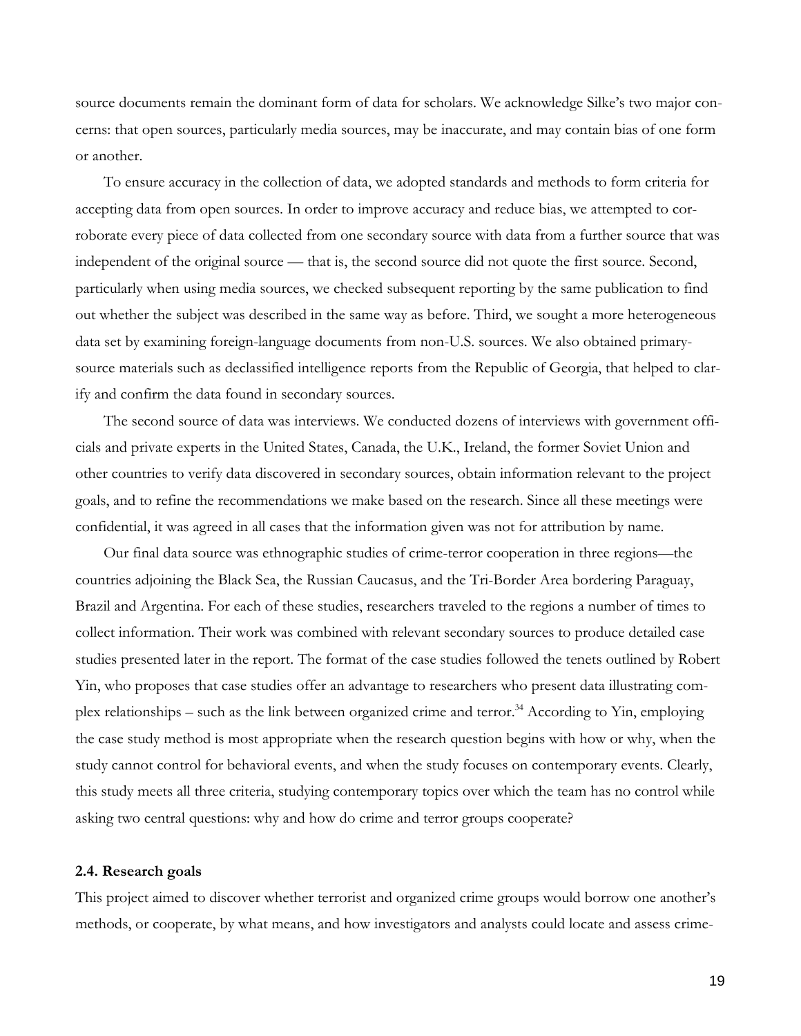source documents remain the dominant form of data for scholars. We acknowledge Silke's two major concerns: that open sources, particularly media sources, may be inaccurate, and may contain bias of one form or another.

To ensure accuracy in the collection of data, we adopted standards and methods to form criteria for accepting data from open sources. In order to improve accuracy and reduce bias, we attempted to corroborate every piece of data collected from one secondary source with data from a further source that was independent of the original source — that is, the second source did not quote the first source. Second, particularly when using media sources, we checked subsequent reporting by the same publication to find out whether the subject was described in the same way as before. Third, we sought a more heterogeneous data set by examining foreign-language documents from non-U.S. sources. We also obtained primary-source materials such as declassified intelligence reports from the Republic of Georgia, that helped to clarify and confirm the data found in secondary sources.

The second source of data was interviews. We conducted dozens of interviews with government officials and private experts in the United States, Canada, the U.K., Ireland, the former Soviet Union and other countries to verify data discovered in secondary sources, obtain information relevant to the project goals, and to refine the recommendations we make based on the research. Since all these meetings were confidential, it was agreed in all cases that the information given was not for attribution by name.

Our final data source was ethnographic studies of crime-terror cooperation in three regions—the countries adjoining the Black Sea, the Russian Caucasus, and the Tri-Border Area bordering Paraguay, Brazil and Argentina. For each of these studies, researchers traveled to the regions a number of times to collect information. Their work was combined with relevant secondary sources to produce detailed case studies presented later in the report. The format of the case studies followed the tenets outlined by Robert Yin, who proposes that case studies offer an advantage to researchers who present data illustrating complex relationships – such as the link between organized crime and terror.[34] According to Yin, employing the case study method is most appropriate when the research question begins with how or why, when the study cannot control for behavioral events, and when the study focuses on contemporary events. Clearly, this study meets all three criteria, studying contemporary topics over which the team has no control while asking two central questions: why and how do crime and terror groups cooperate?

### 2.4. Research goals

This project aimed to discover whether terrorist and organized crime groups would borrow one another's methods, or cooperate, by what means, and how investigators and analysts could locate and assess crime-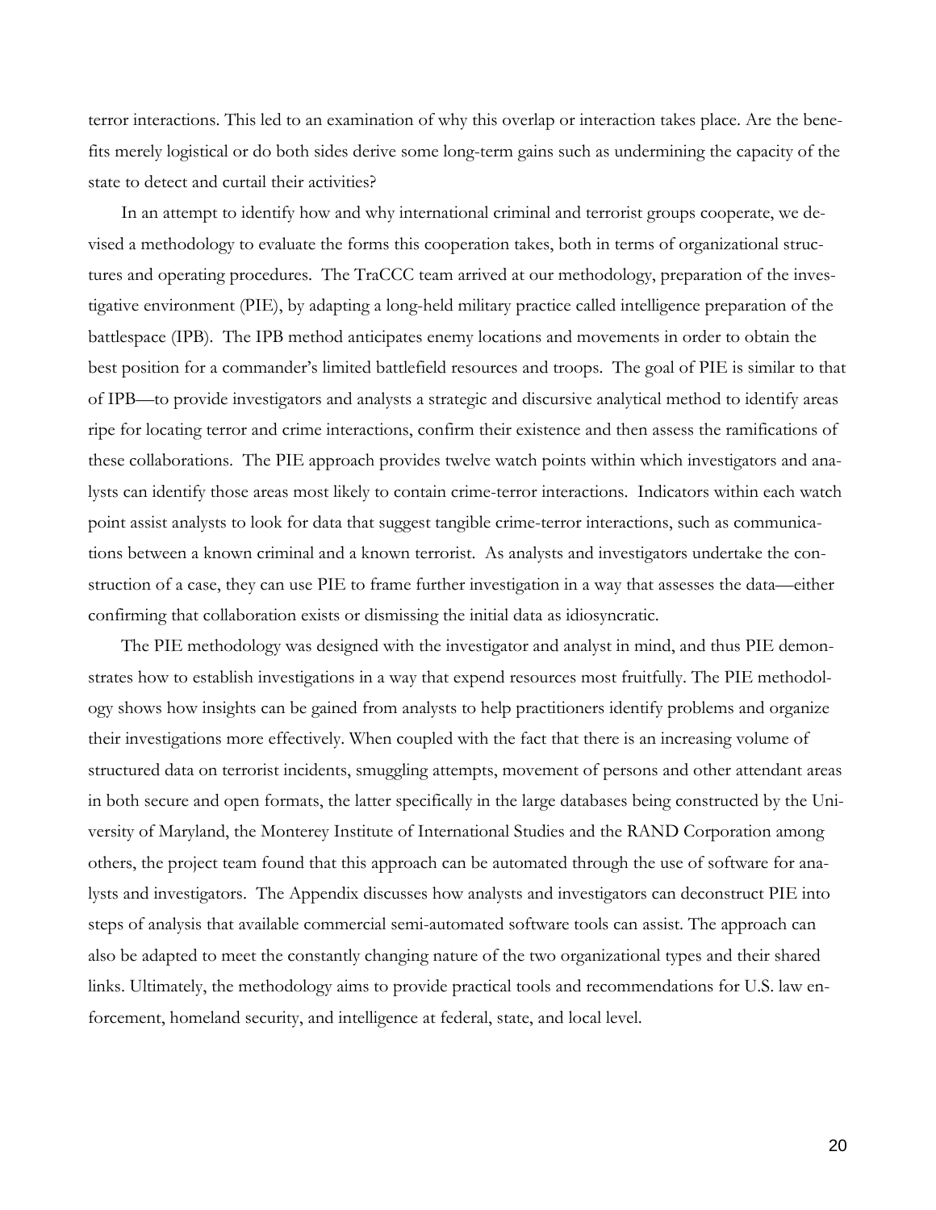terror interactions. This led to an examination of why this overlap or interaction takes place. Are the benefits merely logistical or do both sides derive some long-term gains such as undermining the capacity of the state to detect and curtail their activities?

In an attempt to identify how and why international criminal and terrorist groups cooperate, we devised a methodology to evaluate the forms this cooperation takes, both in terms of organizational structures and operating procedures. The TraCCC team arrived at our methodology, preparation of the investigative environment (PIE), by adapting a long-held military practice called intelligence preparation of the battlespace (IPB). The IPB method anticipates enemy locations and movements in order to obtain the best position for a commander's limited battlefield resources and troops. The goal of PIE is similar to that of IPB—to provide investigators and analysts a strategic and discursive analytical method to identify areas ripe for locating terror and crime interactions, confirm their existence and then assess the ramifications of these collaborations. The PIE approach provides twelve watch points within which investigators and analysts can identify those areas most likely to contain crime-terror interactions. Indicators within each watch point assist analysts to look for data that suggest tangible crime-terror interactions, such as communications between a known criminal and a known terrorist. As analysts and investigators undertake the construction of a case, they can use PIE to frame further investigation in a way that assesses the data—either confirming that collaboration exists or dismissing the initial data as idiosyncratic.

The PIE methodology was designed with the investigator and analyst in mind, and thus PIE demonstrates how to establish investigations in a way that expend resources most fruitfully. The PIE methodology shows how insights can be gained from analysts to help practitioners identify problems and organize their investigations more effectively. When coupled with the fact that there is an increasing volume of structured data on terrorist incidents, smuggling attempts, movement of persons and other attendant areas in both secure and open formats, the latter specifically in the large databases being constructed by the University of Maryland, the Monterey Institute of International Studies and the RAND Corporation among others, the project team found that this approach can be automated through the use of software for analysts and investigators. The Appendix discusses how analysts and investigators can deconstruct PIE into steps of analysis that available commercial semi-automated software tools can assist. The approach can also be adapted to meet the constantly changing nature of the two organizational types and their shared links. Ultimately, the methodology aims to provide practical tools and recommendations for U.S. law enforcement, homeland security, and intelligence at federal, state, and local level.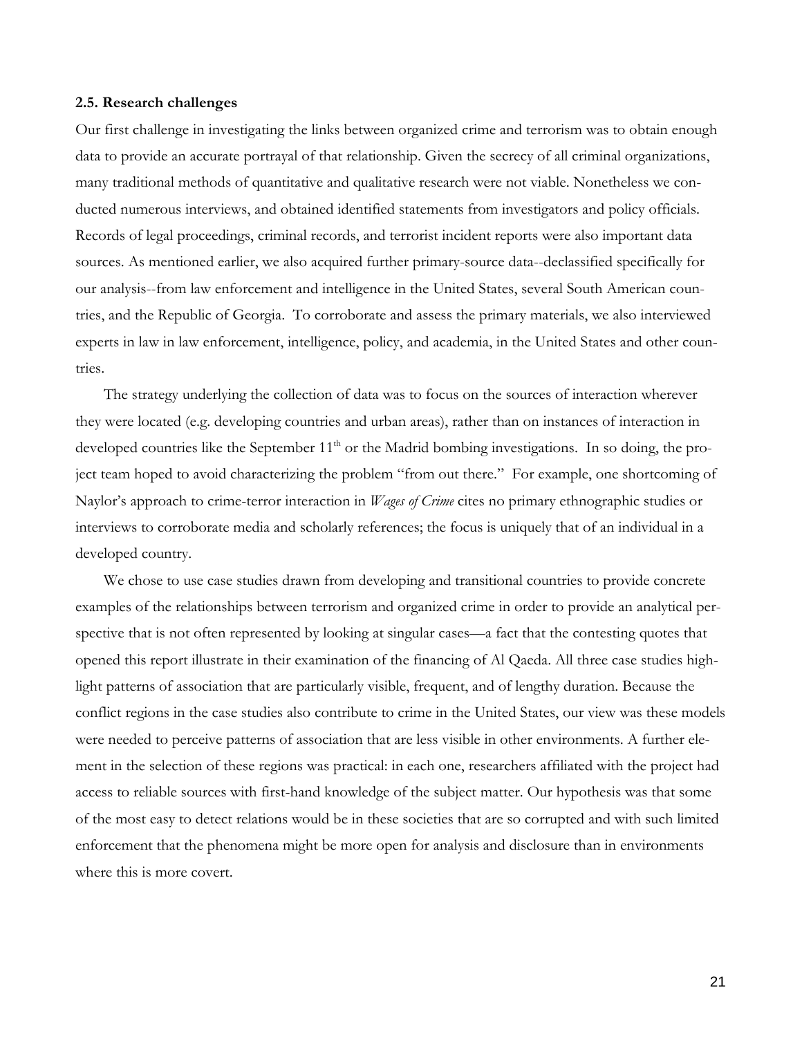**2.5. Research challenges**

Our first challenge in investigating the links between organized crime and terrorism was to obtain enough data to provide an accurate portrayal of that relationship. Given the secrecy of all criminal organizations, many traditional methods of quantitative and qualitative research were not viable. Nonetheless we conducted numerous interviews, and obtained identified statements from investigators and policy officials. Records of legal proceedings, criminal records, and terrorist incident reports were also important data sources. As mentioned earlier, we also acquired further primary-source data--declassified specifically for our analysis--from law enforcement and intelligence in the United States, several South American countries, and the Republic of Georgia. To corroborate and assess the primary materials, we also interviewed experts in law in law enforcement, intelligence, policy, and academia, in the United States and other countries.

The strategy underlying the collection of data was to focus on the sources of interaction wherever they were located (e.g. developing countries and urban areas), rather than on instances of interaction in developed countries like the September 11th or the Madrid bombing investigations. In so doing, the project team hoped to avoid characterizing the problem "from out there." For example, one shortcoming of Naylor's approach to crime-terror interaction in *Wages of Crime* cites no primary ethnographic studies or interviews to corroborate media and scholarly references; the focus is uniquely that of an individual in a developed country.

We chose to use case studies drawn from developing and transitional countries to provide concrete examples of the relationships between terrorism and organized crime in order to provide an analytical perspective that is not often represented by looking at singular cases—a fact that the contesting quotes that opened this report illustrate in their examination of the financing of Al Qaeda. All three case studies highlight patterns of association that are particularly visible, frequent, and of lengthy duration. Because the conflict regions in the case studies also contribute to crime in the United States, our view was these models were needed to perceive patterns of association that are less visible in other environments. A further element in the selection of these regions was practical: in each one, researchers affiliated with the project had access to reliable sources with first-hand knowledge of the subject matter. Our hypothesis was that some of the most easy to detect relations would be in these societies that are so corrupted and with such limited enforcement that the phenomena might be more open for analysis and disclosure than in environments where this is more covert.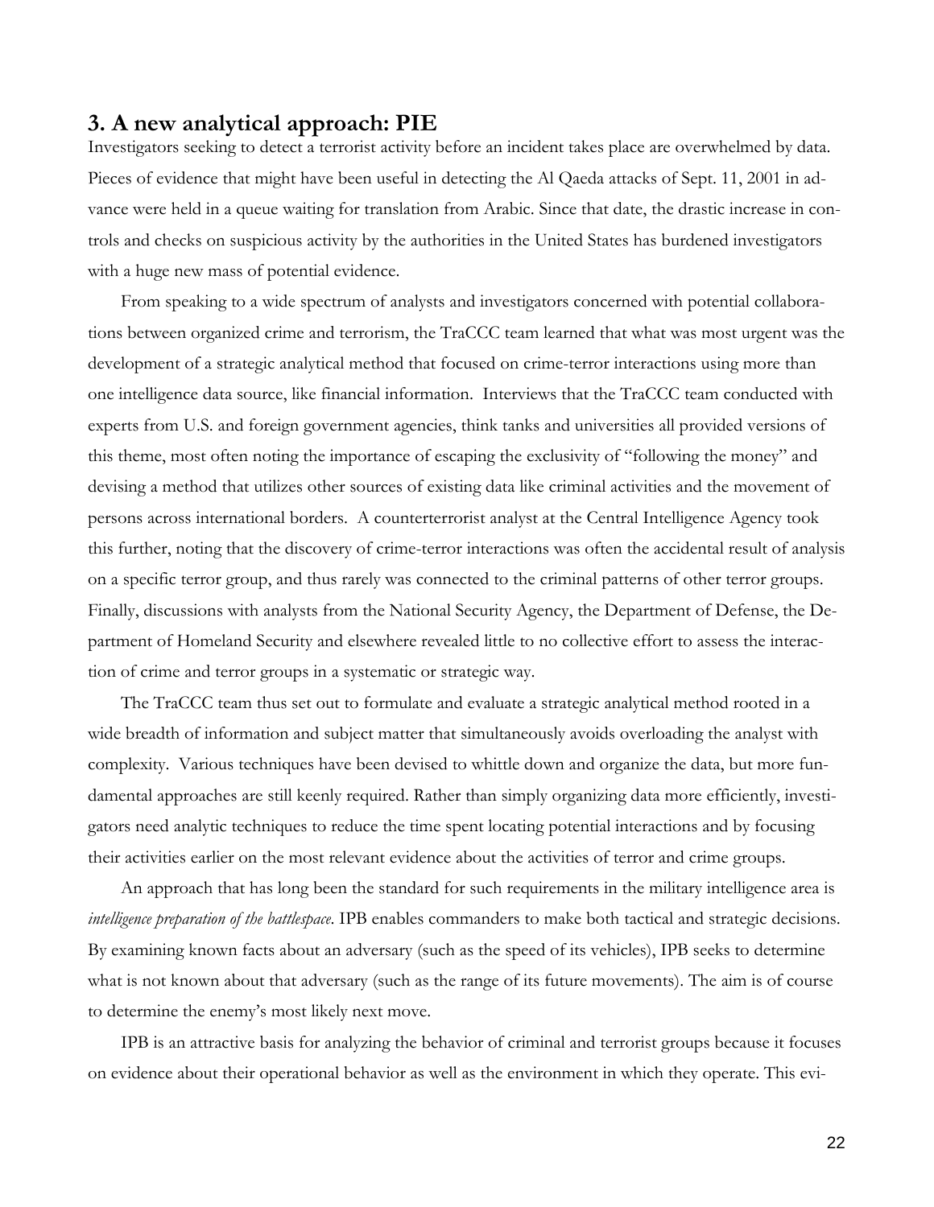## 3. A new analytical approach: PIE

Investigators seeking to detect a terrorist activity before an incident takes place are overwhelmed by data. Pieces of evidence that might have been useful in detecting the Al Qaeda attacks of Sept. 11, 2001 in advance were held in a queue waiting for translation from Arabic. Since that date, the drastic increase in controls and checks on suspicious activity by the authorities in the United States has burdened investigators with a huge new mass of potential evidence.

From speaking to a wide spectrum of analysts and investigators concerned with potential collaborations between organized crime and terrorism, the TraCCC team learned that what was most urgent was the development of a strategic analytical method that focused on crime-terror interactions using more than one intelligence data source, like financial information. Interviews that the TraCCC team conducted with experts from U.S. and foreign government agencies, think tanks and universities all provided versions of this theme, most often noting the importance of escaping the exclusivity of "following the money" and devising a method that utilizes other sources of existing data like criminal activities and the movement of persons across international borders. A counterterrorist analyst at the Central Intelligence Agency took this further, noting that the discovery of crime-terror interactions was often the accidental result of analysis on a specific terror group, and thus rarely was connected to the criminal patterns of other terror groups. Finally, discussions with analysts from the National Security Agency, the Department of Defense, the Department of Homeland Security and elsewhere revealed little to no collective effort to assess the interaction of crime and terror groups in a systematic or strategic way.

The TraCCC team thus set out to formulate and evaluate a strategic analytical method rooted in a wide breadth of information and subject matter that simultaneously avoids overloading the analyst with complexity. Various techniques have been devised to whittle down and organize the data, but more fundamental approaches are still keenly required. Rather than simply organizing data more efficiently, investigators need analytic techniques to reduce the time spent locating potential interactions and by focusing their activities earlier on the most relevant evidence about the activities of terror and crime groups.

An approach that has long been the standard for such requirements in the military intelligence area is *intelligence preparation of the battlespace*. IPB enables commanders to make both tactical and strategic decisions. By examining known facts about an adversary (such as the speed of its vehicles), IPB seeks to determine what is not known about that adversary (such as the range of its future movements). The aim is of course to determine the enemy's most likely next move.

IPB is an attractive basis for analyzing the behavior of criminal and terrorist groups because it focuses on evidence about their operational behavior as well as the environment in which they operate. This evi-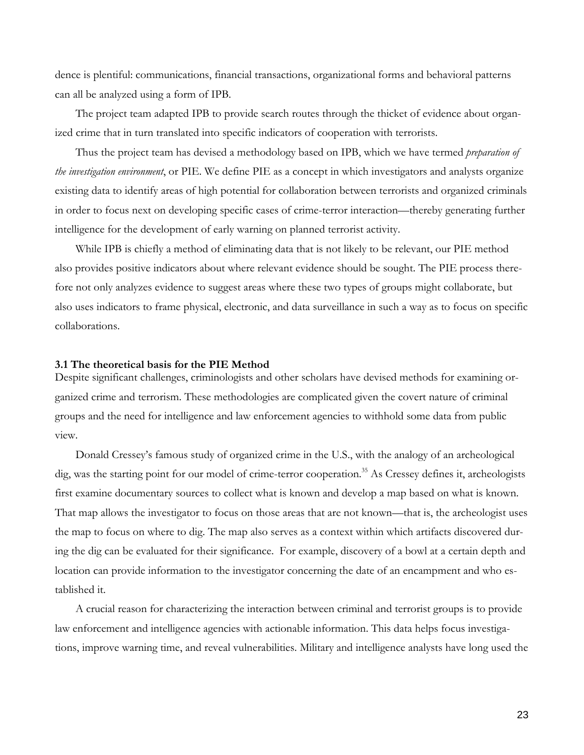dence is plentiful: communications, financial transactions, organizational forms and behavioral patterns can all be analyzed using a form of IPB.

The project team adapted IPB to provide search routes through the thicket of evidence about organized crime that in turn translated into specific indicators of cooperation with terrorists.

Thus the project team has devised a methodology based on IPB, which we have termed *preparation of the investigation environment*, or PIE. We define PIE as a concept in which investigators and analysts organize existing data to identify areas of high potential for collaboration between terrorists and organized criminals in order to focus next on developing specific cases of crime-terror interaction—thereby generating further intelligence for the development of early warning on planned terrorist activity.

While IPB is chiefly a method of eliminating data that is not likely to be relevant, our PIE method also provides positive indicators about where relevant evidence should be sought. The PIE process therefore not only analyzes evidence to suggest areas where these two types of groups might collaborate, but also uses indicators to frame physical, electronic, and data surveillance in such a way as to focus on specific collaborations.

### 3.1 The theoretical basis for the PIE Method

Despite significant challenges, criminologists and other scholars have devised methods for examining organized crime and terrorism. These methodologies are complicated given the covert nature of criminal groups and the need for intelligence and law enforcement agencies to withhold some data from public view.

Donald Cressey's famous study of organized crime in the U.S., with the analogy of an archeological dig, was the starting point for our model of crime-terror cooperation.[35] As Cressey defines it, archeologists first examine documentary sources to collect what is known and develop a map based on what is known. That map allows the investigator to focus on those areas that are not known—that is, the archeologist uses the map to focus on where to dig. The map also serves as a context within which artifacts discovered during the dig can be evaluated for their significance. For example, discovery of a bowl at a certain depth and location can provide information to the investigator concerning the date of an encampment and who established it.

A crucial reason for characterizing the interaction between criminal and terrorist groups is to provide law enforcement and intelligence agencies with actionable information. This data helps focus investigations, improve warning time, and reveal vulnerabilities. Military and intelligence analysts have long used the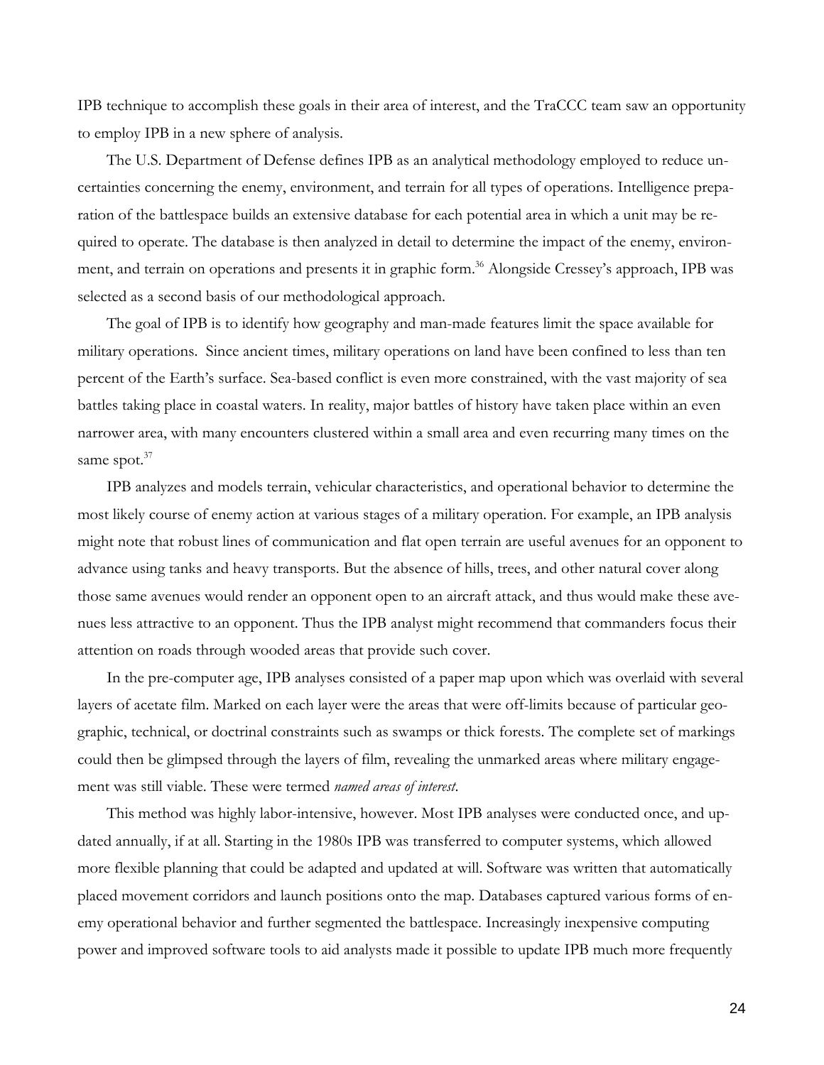IPB technique to accomplish these goals in their area of interest, and the TraCCC team saw an opportunity to employ IPB in a new sphere of analysis.

The U.S. Department of Defense defines IPB as an analytical methodology employed to reduce uncertainties concerning the enemy, environment, and terrain for all types of operations. Intelligence preparation of the battlespace builds an extensive database for each potential area in which a unit may be required to operate. The database is then analyzed in detail to determine the impact of the enemy, environment, and terrain on operations and presents it in graphic form.[36] Alongside Cressey's approach, IPB was selected as a second basis of our methodological approach.

The goal of IPB is to identify how geography and man-made features limit the space available for military operations. Since ancient times, military operations on land have been confined to less than ten percent of the Earth's surface. Sea-based conflict is even more constrained, with the vast majority of sea battles taking place in coastal waters. In reality, major battles of history have taken place within an even narrower area, with many encounters clustered within a small area and even recurring many times on the same spot.[37]

IPB analyzes and models terrain, vehicular characteristics, and operational behavior to determine the most likely course of enemy action at various stages of a military operation. For example, an IPB analysis might note that robust lines of communication and flat open terrain are useful avenues for an opponent to advance using tanks and heavy transports. But the absence of hills, trees, and other natural cover along those same avenues would render an opponent open to an aircraft attack, and thus would make these avenues less attractive to an opponent. Thus the IPB analyst might recommend that commanders focus their attention on roads through wooded areas that provide such cover.

In the pre-computer age, IPB analyses consisted of a paper map upon which was overlaid with several layers of acetate film. Marked on each layer were the areas that were off-limits because of particular geographic, technical, or doctrinal constraints such as swamps or thick forests. The complete set of markings could then be glimpsed through the layers of film, revealing the unmarked areas where military engagement was still viable. These were termed *named areas of interest*.

This method was highly labor-intensive, however. Most IPB analyses were conducted once, and updated annually, if at all. Starting in the 1980s IPB was transferred to computer systems, which allowed more flexible planning that could be adapted and updated at will. Software was written that automatically placed movement corridors and launch positions onto the map. Databases captured various forms of enemy operational behavior and further segmented the battlespace. Increasingly inexpensive computing power and improved software tools to aid analysts made it possible to update IPB much more frequently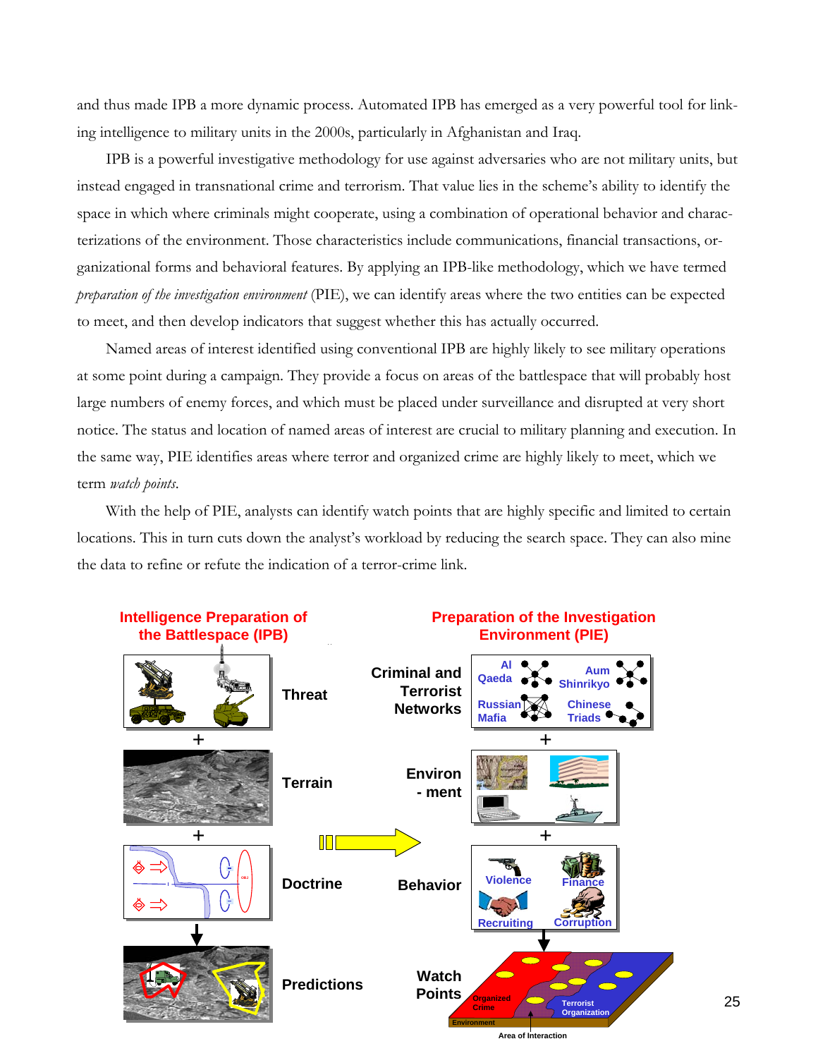and thus made IPB a more dynamic process. Automated IPB has emerged as a very powerful tool for linking intelligence to military units in the 2000s, particularly in Afghanistan and Iraq.

IPB is a powerful investigative methodology for use against adversaries who are not military units, but instead engaged in transnational crime and terrorism. That value lies in the scheme's ability to identify the space in which where criminals might cooperate, using a combination of operational behavior and characterizations of the environment. Those characteristics include communications, financial transactions, organizational forms and behavioral features. By applying an IPB-like methodology, which we have termed *preparation of the investigation environment* (PIE), we can identify areas where the two entities can be expected to meet, and then develop indicators that suggest whether this has actually occurred.

Named areas of interest identified using conventional IPB are highly likely to see military operations at some point during a campaign. They provide a focus on areas of the battlespace that will probably host large numbers of enemy forces, and which must be placed under surveillance and disrupted at very short notice. The status and location of named areas of interest are crucial to military planning and execution. In the same way, PIE identifies areas where terror and organized crime are highly likely to meet, which we term *watch points*.

With the help of PIE, analysts can identify watch points that are highly specific and limited to certain locations. This in turn cuts down the analyst's workload by reducing the search space. They can also mine the data to refine or refute the indication of a terror-crime link.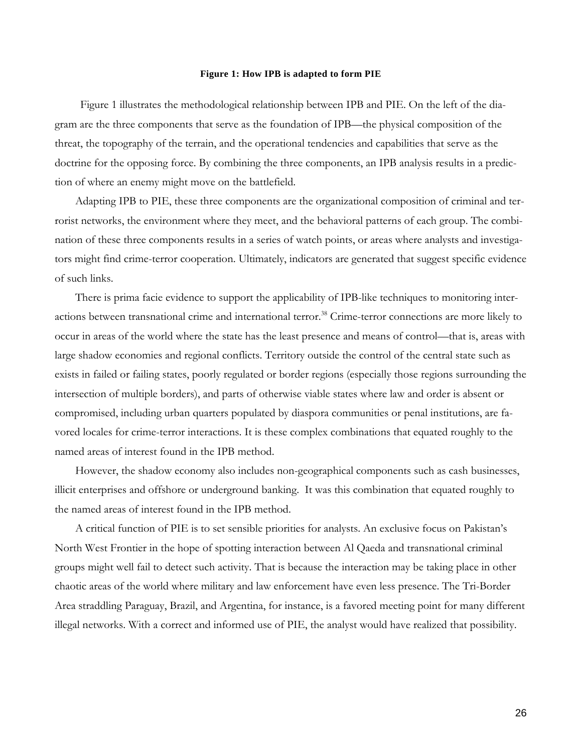**Figure 1: How IPB is adapted to form PIE**

Figure 1 illustrates the methodological relationship between IPB and PIE. On the left of the diagram are the three components that serve as the foundation of IPB—the physical composition of the threat, the topography of the terrain, and the operational tendencies and capabilities that serve as the doctrine for the opposing force. By combining the three components, an IPB analysis results in a prediction of where an enemy might move on the battlefield.

Adapting IPB to PIE, these three components are the organizational composition of criminal and terrorist networks, the environment where they meet, and the behavioral patterns of each group. The combination of these three components results in a series of watch points, or areas where analysts and investigators might find crime-terror cooperation. Ultimately, indicators are generated that suggest specific evidence of such links.

There is prima facie evidence to support the applicability of IPB-like techniques to monitoring interactions between transnational crime and international terror.[38] Crime-terror connections are more likely to occur in areas of the world where the state has the least presence and means of control—that is, areas with large shadow economies and regional conflicts. Territory outside the control of the central state such as exists in failed or failing states, poorly regulated or border regions (especially those regions surrounding the intersection of multiple borders), and parts of otherwise viable states where law and order is absent or compromised, including urban quarters populated by diaspora communities or penal institutions, are favored locales for crime-terror interactions. It is these complex combinations that equated roughly to the named areas of interest found in the IPB method.

However, the shadow economy also includes non-geographical components such as cash businesses, illicit enterprises and offshore or underground banking. It was this combination that equated roughly to the named areas of interest found in the IPB method.

A critical function of PIE is to set sensible priorities for analysts. An exclusive focus on Pakistan's North West Frontier in the hope of spotting interaction between Al Qaeda and transnational criminal groups might well fail to detect such activity. That is because the interaction may be taking place in other chaotic areas of the world where military and law enforcement have even less presence. The Tri-Border Area straddling Paraguay, Brazil, and Argentina, for instance, is a favored meeting point for many different illegal networks. With a correct and informed use of PIE, the analyst would have realized that possibility.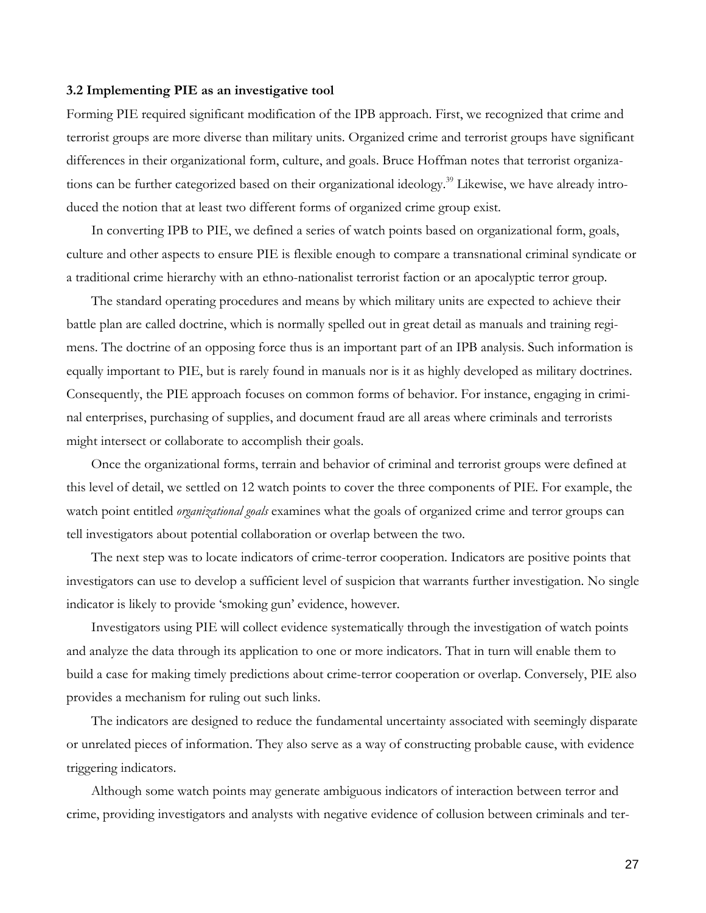### 3.2 Implementing PIE as an investigative tool

Forming PIE required significant modification of the IPB approach. First, we recognized that crime and terrorist groups are more diverse than military units. Organized crime and terrorist groups have significant differences in their organizational form, culture, and goals. Bruce Hoffman notes that terrorist organizations can be further categorized based on their organizational ideology.[39] Likewise, we have already introduced the notion that at least two different forms of organized crime group exist.

In converting IPB to PIE, we defined a series of watch points based on organizational form, goals, culture and other aspects to ensure PIE is flexible enough to compare a transnational criminal syndicate or a traditional crime hierarchy with an ethno-nationalist terrorist faction or an apocalyptic terror group.

The standard operating procedures and means by which military units are expected to achieve their battle plan are called doctrine, which is normally spelled out in great detail as manuals and training regimens. The doctrine of an opposing force thus is an important part of an IPB analysis. Such information is equally important to PIE, but is rarely found in manuals nor is it as highly developed as military doctrines. Consequently, the PIE approach focuses on common forms of behavior. For instance, engaging in criminal enterprises, purchasing of supplies, and document fraud are all areas where criminals and terrorists might intersect or collaborate to accomplish their goals.

Once the organizational forms, terrain and behavior of criminal and terrorist groups were defined at this level of detail, we settled on 12 watch points to cover the three components of PIE. For example, the watch point entitled *organizational goals* examines what the goals of organized crime and terror groups can tell investigators about potential collaboration or overlap between the two.

The next step was to locate indicators of crime-terror cooperation. Indicators are positive points that investigators can use to develop a sufficient level of suspicion that warrants further investigation. No single indicator is likely to provide 'smoking gun' evidence, however.

Investigators using PIE will collect evidence systematically through the investigation of watch points and analyze the data through its application to one or more indicators. That in turn will enable them to build a case for making timely predictions about crime-terror cooperation or overlap. Conversely, PIE also provides a mechanism for ruling out such links.

The indicators are designed to reduce the fundamental uncertainty associated with seemingly disparate or unrelated pieces of information. They also serve as a way of constructing probable cause, with evidence triggering indicators.

Although some watch points may generate ambiguous indicators of interaction between terror and crime, providing investigators and analysts with negative evidence of collusion between criminals and ter-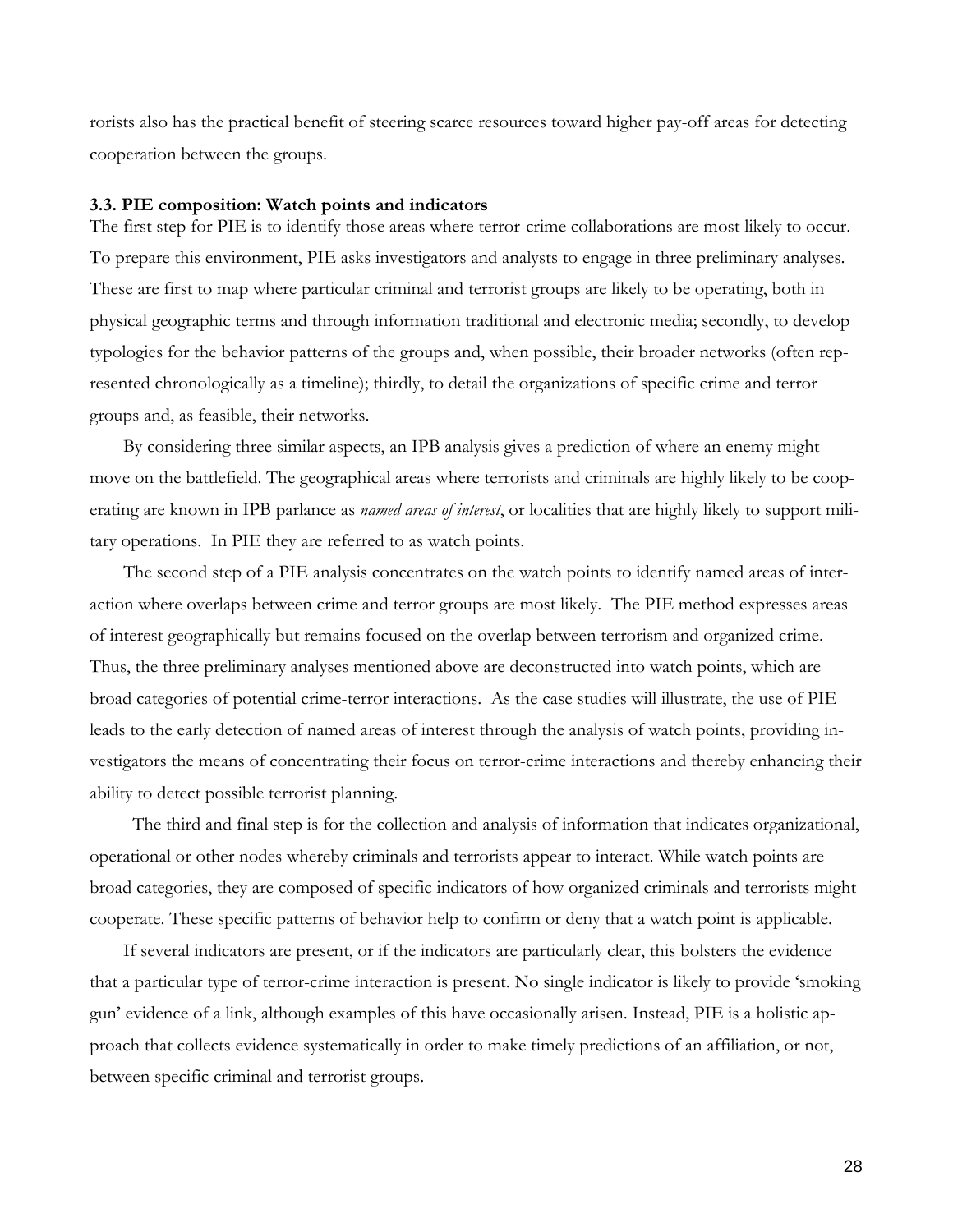rorists also has the practical benefit of steering scarce resources toward higher pay-off areas for detecting cooperation between the groups.

### 3.3. PIE composition: Watch points and indicators

The first step for PIE is to identify those areas where terror-crime collaborations are most likely to occur. To prepare this environment, PIE asks investigators and analysts to engage in three preliminary analyses. These are first to map where particular criminal and terrorist groups are likely to be operating, both in physical geographic terms and through information traditional and electronic media; secondly, to develop typologies for the behavior patterns of the groups and, when possible, their broader networks (often represented chronologically as a timeline); thirdly, to detail the organizations of specific crime and terror groups and, as feasible, their networks.

By considering three similar aspects, an IPB analysis gives a prediction of where an enemy might move on the battlefield. The geographical areas where terrorists and criminals are highly likely to be cooperating are known in IPB parlance as *named areas of interest*, or localities that are highly likely to support military operations. In PIE they are referred to as watch points.

The second step of a PIE analysis concentrates on the watch points to identify named areas of interaction where overlaps between crime and terror groups are most likely. The PIE method expresses areas of interest geographically but remains focused on the overlap between terrorism and organized crime. Thus, the three preliminary analyses mentioned above are deconstructed into watch points, which are broad categories of potential crime-terror interactions. As the case studies will illustrate, the use of PIE leads to the early detection of named areas of interest through the analysis of watch points, providing investigators the means of concentrating their focus on terror-crime interactions and thereby enhancing their ability to detect possible terrorist planning.

The third and final step is for the collection and analysis of information that indicates organizational, operational or other nodes whereby criminals and terrorists appear to interact. While watch points are broad categories, they are composed of specific indicators of how organized criminals and terrorists might cooperate. These specific patterns of behavior help to confirm or deny that a watch point is applicable.

If several indicators are present, or if the indicators are particularly clear, this bolsters the evidence that a particular type of terror-crime interaction is present. No single indicator is likely to provide 'smoking gun' evidence of a link, although examples of this have occasionally arisen. Instead, PIE is a holistic approach that collects evidence systematically in order to make timely predictions of an affiliation, or not, between specific criminal and terrorist groups.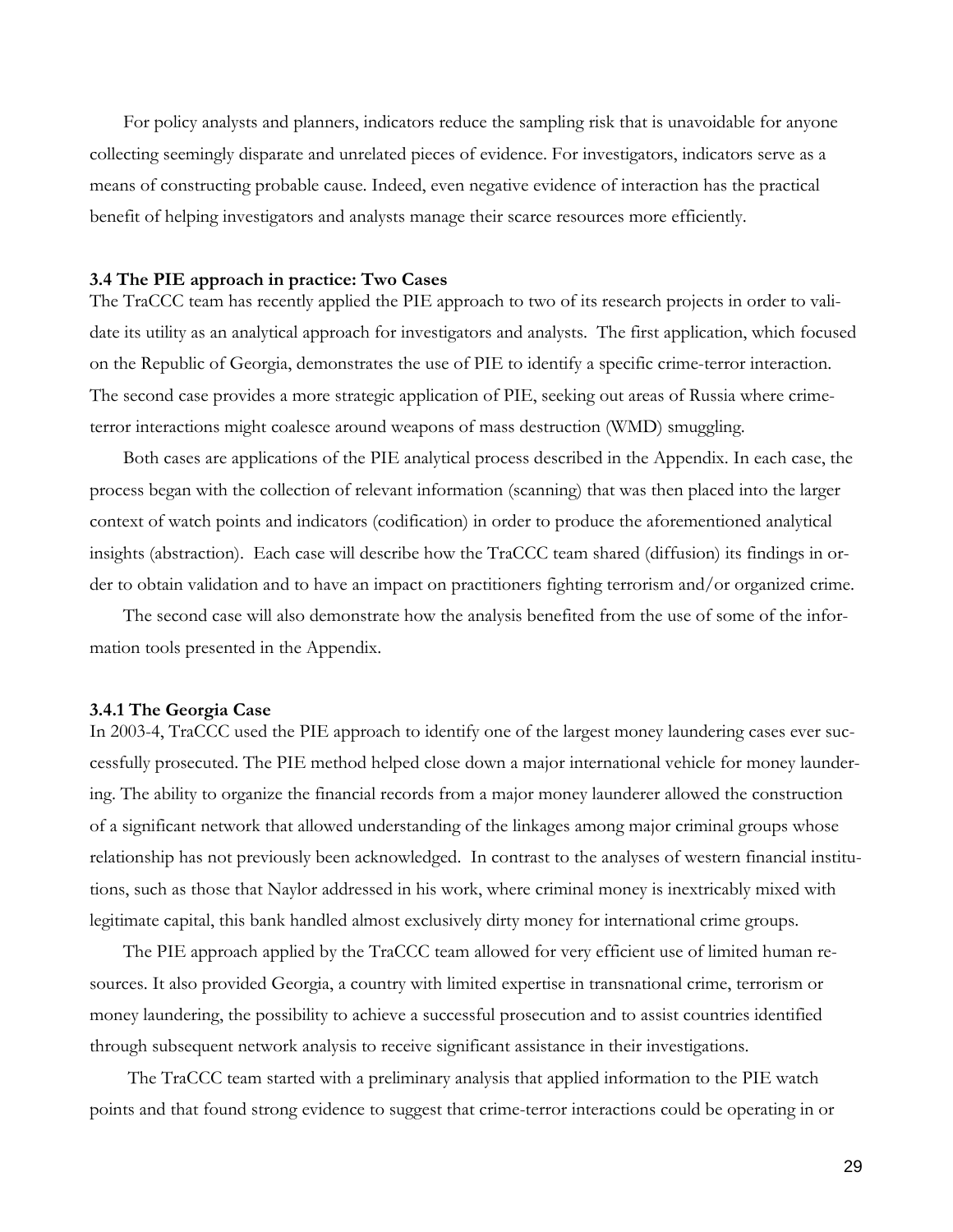For policy analysts and planners, indicators reduce the sampling risk that is unavoidable for anyone collecting seemingly disparate and unrelated pieces of evidence. For investigators, indicators serve as a means of constructing probable cause. Indeed, even negative evidence of interaction has the practical benefit of helping investigators and analysts manage their scarce resources more efficiently.

### 3.4 The PIE approach in practice: Two Cases

The TraCCC team has recently applied the PIE approach to two of its research projects in order to validate its utility as an analytical approach for investigators and analysts. The first application, which focused on the Republic of Georgia, demonstrates the use of PIE to identify a specific crime-terror interaction. The second case provides a more strategic application of PIE, seeking out areas of Russia where crime-terror interactions might coalesce around weapons of mass destruction (WMD) smuggling.

Both cases are applications of the PIE analytical process described in the Appendix. In each case, the process began with the collection of relevant information (scanning) that was then placed into the larger context of watch points and indicators (codification) in order to produce the aforementioned analytical insights (abstraction). Each case will describe how the TraCCC team shared (diffusion) its findings in order to obtain validation and to have an impact on practitioners fighting terrorism and/or organized crime.

The second case will also demonstrate how the analysis benefited from the use of some of the information tools presented in the Appendix.

#### 3.4.1 The Georgia Case

In 2003-4, TraCCC used the PIE approach to identify one of the largest money laundering cases ever successfully prosecuted. The PIE method helped close down a major international vehicle for money laundering. The ability to organize the financial records from a major money launderer allowed the construction of a significant network that allowed understanding of the linkages among major criminal groups whose relationship has not previously been acknowledged. In contrast to the analyses of western financial institutions, such as those that Naylor addressed in his work, where criminal money is inextricably mixed with legitimate capital, this bank handled almost exclusively dirty money for international crime groups.

The PIE approach applied by the TraCCC team allowed for very efficient use of limited human resources. It also provided Georgia, a country with limited expertise in transnational crime, terrorism or money laundering, the possibility to achieve a successful prosecution and to assist countries identified through subsequent network analysis to receive significant assistance in their investigations.

The TraCCC team started with a preliminary analysis that applied information to the PIE watch points and that found strong evidence to suggest that crime-terror interactions could be operating in or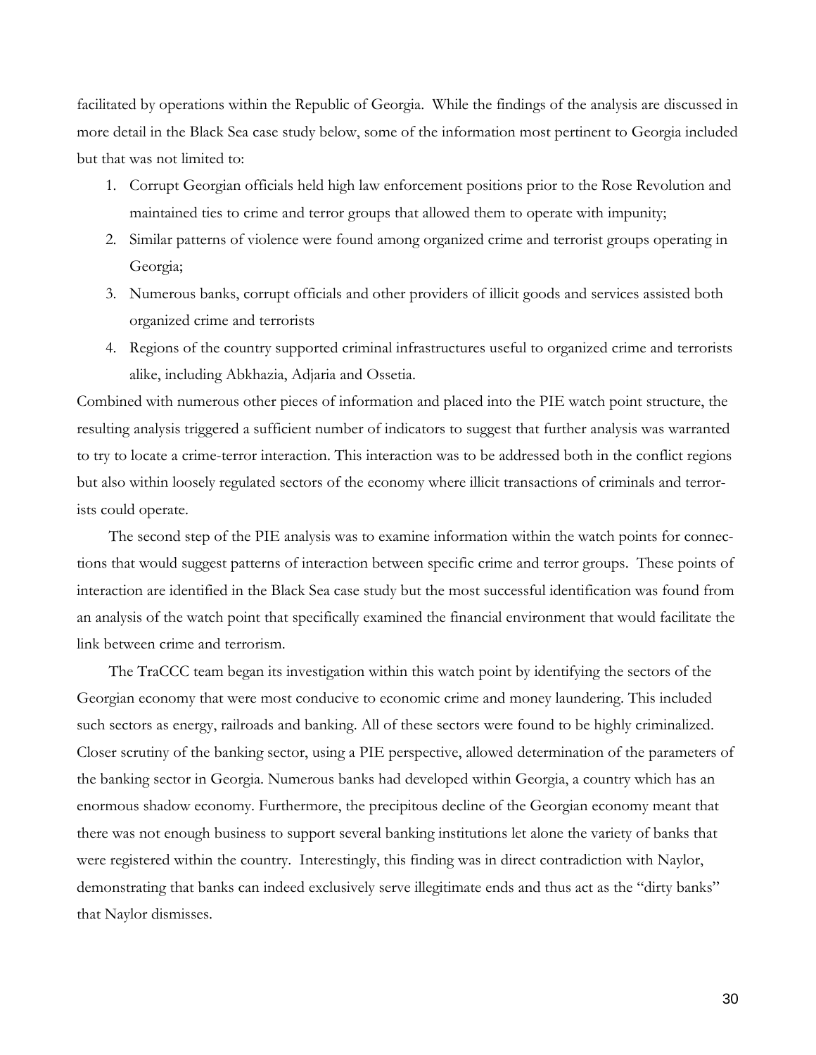facilitated by operations within the Republic of Georgia. While the findings of the analysis are discussed in more detail in the Black Sea case study below, some of the information most pertinent to Georgia included but that was not limited to:

1. Corrupt Georgian officials held high law enforcement positions prior to the Rose Revolution and maintained ties to crime and terror groups that allowed them to operate with impunity;
2. Similar patterns of violence were found among organized crime and terrorist groups operating in Georgia;
3. Numerous banks, corrupt officials and other providers of illicit goods and services assisted both organized crime and terrorists
4. Regions of the country supported criminal infrastructures useful to organized crime and terrorists alike, including Abkhazia, Adjaria and Ossetia.

Combined with numerous other pieces of information and placed into the PIE watch point structure, the resulting analysis triggered a sufficient number of indicators to suggest that further analysis was warranted to try to locate a crime-terror interaction. This interaction was to be addressed both in the conflict regions but also within loosely regulated sectors of the economy where illicit transactions of criminals and terrorists could operate.

The second step of the PIE analysis was to examine information within the watch points for connections that would suggest patterns of interaction between specific crime and terror groups. These points of interaction are identified in the Black Sea case study but the most successful identification was found from an analysis of the watch point that specifically examined the financial environment that would facilitate the link between crime and terrorism.

The TraCCC team began its investigation within this watch point by identifying the sectors of the Georgian economy that were most conducive to economic crime and money laundering. This included such sectors as energy, railroads and banking. All of these sectors were found to be highly criminalized. Closer scrutiny of the banking sector, using a PIE perspective, allowed determination of the parameters of the banking sector in Georgia. Numerous banks had developed within Georgia, a country which has an enormous shadow economy. Furthermore, the precipitous decline of the Georgian economy meant that there was not enough business to support several banking institutions let alone the variety of banks that were registered within the country. Interestingly, this finding was in direct contradiction with Naylor, demonstrating that banks can indeed exclusively serve illegitimate ends and thus act as the "dirty banks" that Naylor dismisses.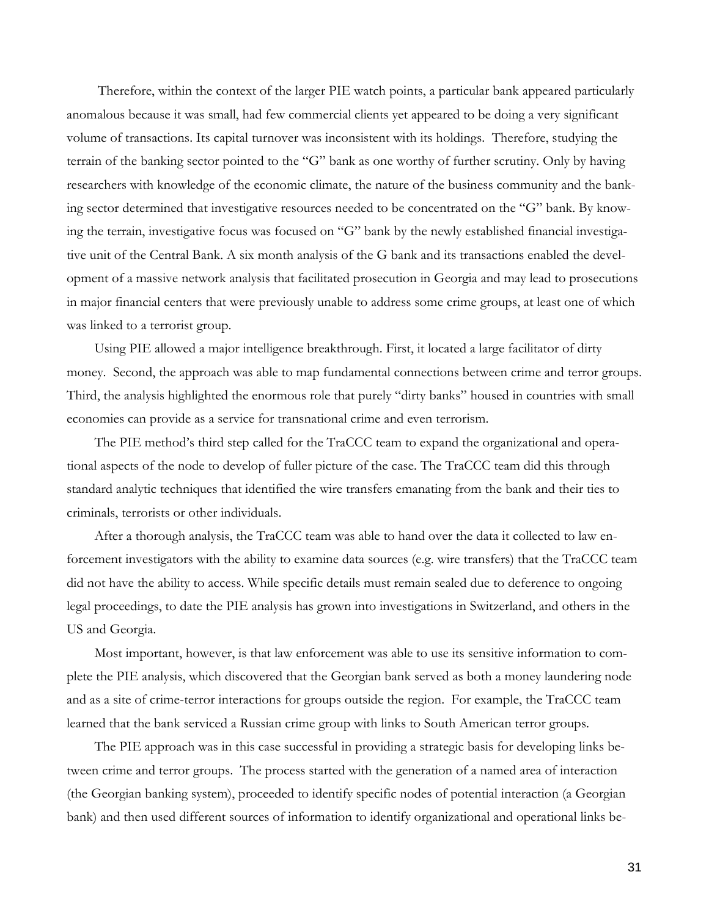Therefore, within the context of the larger PIE watch points, a particular bank appeared particularly anomalous because it was small, had few commercial clients yet appeared to be doing a very significant volume of transactions. Its capital turnover was inconsistent with its holdings. Therefore, studying the terrain of the banking sector pointed to the "G" bank as one worthy of further scrutiny. Only by having researchers with knowledge of the economic climate, the nature of the business community and the banking sector determined that investigative resources needed to be concentrated on the "G" bank. By knowing the terrain, investigative focus was focused on "G" bank by the newly established financial investigative unit of the Central Bank. A six month analysis of the G bank and its transactions enabled the development of a massive network analysis that facilitated prosecution in Georgia and may lead to prosecutions in major financial centers that were previously unable to address some crime groups, at least one of which was linked to a terrorist group.

Using PIE allowed a major intelligence breakthrough. First, it located a large facilitator of dirty money. Second, the approach was able to map fundamental connections between crime and terror groups. Third, the analysis highlighted the enormous role that purely "dirty banks" housed in countries with small economies can provide as a service for transnational crime and even terrorism.

The PIE method's third step called for the TraCCC team to expand the organizational and operational aspects of the node to develop of fuller picture of the case. The TraCCC team did this through standard analytic techniques that identified the wire transfers emanating from the bank and their ties to criminals, terrorists or other individuals.

After a thorough analysis, the TraCCC team was able to hand over the data it collected to law enforcement investigators with the ability to examine data sources (e.g. wire transfers) that the TraCCC team did not have the ability to access. While specific details must remain sealed due to deference to ongoing legal proceedings, to date the PIE analysis has grown into investigations in Switzerland, and others in the US and Georgia.

Most important, however, is that law enforcement was able to use its sensitive information to complete the PIE analysis, which discovered that the Georgian bank served as both a money laundering node and as a site of crime-terror interactions for groups outside the region. For example, the TraCCC team learned that the bank serviced a Russian crime group with links to South American terror groups.

The PIE approach was in this case successful in providing a strategic basis for developing links between crime and terror groups. The process started with the generation of a named area of interaction (the Georgian banking system), proceeded to identify specific nodes of potential interaction (a Georgian bank) and then used different sources of information to identify organizational and operational links be-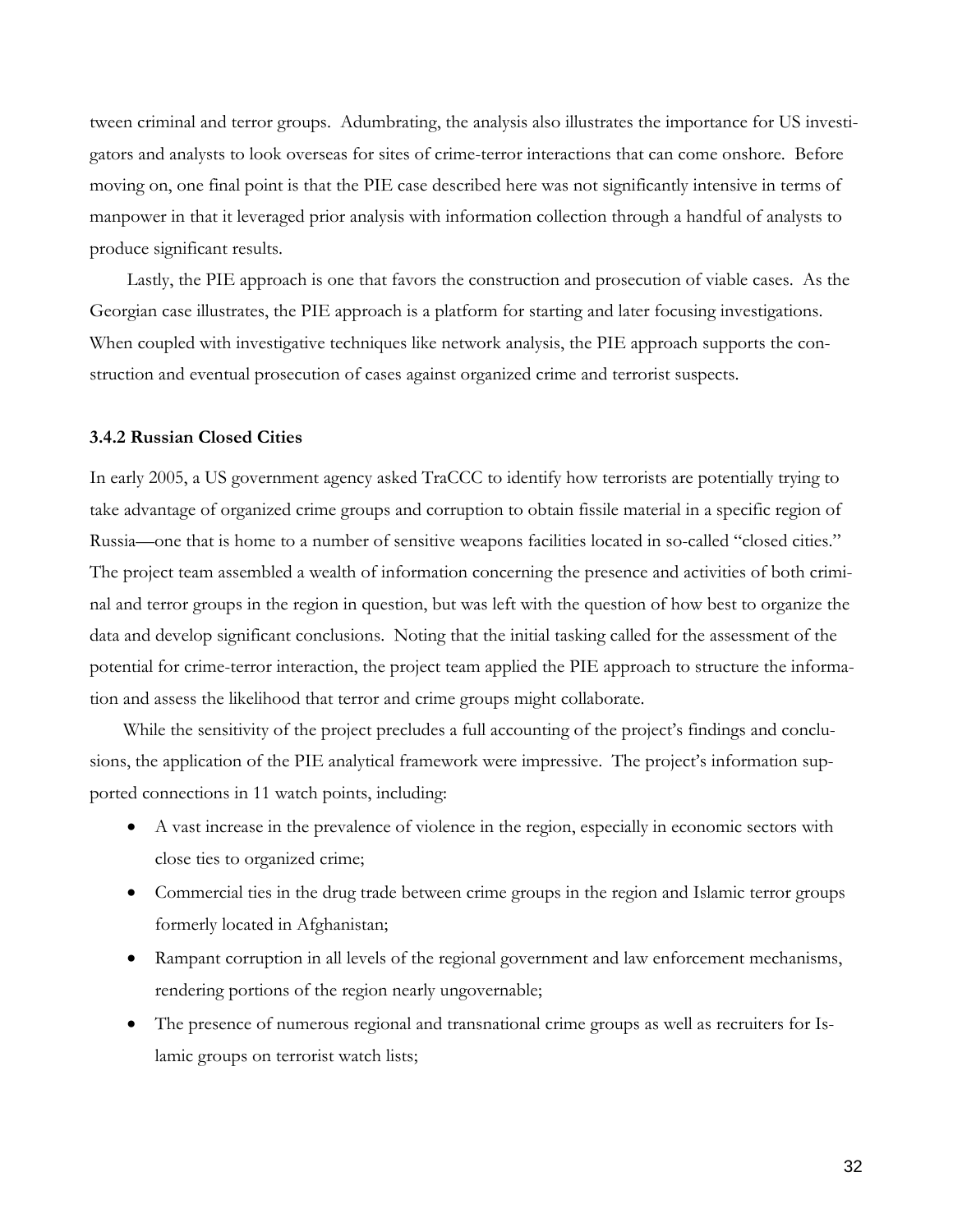tween criminal and terror groups. Adumbrating, the analysis also illustrates the importance for US investigators and analysts to look overseas for sites of crime-terror interactions that can come onshore. Before moving on, one final point is that the PIE case described here was not significantly intensive in terms of manpower in that it leveraged prior analysis with information collection through a handful of analysts to produce significant results.

Lastly, the PIE approach is one that favors the construction and prosecution of viable cases. As the Georgian case illustrates, the PIE approach is a platform for starting and later focusing investigations. When coupled with investigative techniques like network analysis, the PIE approach supports the construction and eventual prosecution of cases against organized crime and terrorist suspects.

### 3.4.2 Russian Closed Cities

In early 2005, a US government agency asked TraCCC to identify how terrorists are potentially trying to take advantage of organized crime groups and corruption to obtain fissile material in a specific region of Russia—one that is home to a number of sensitive weapons facilities located in so-called "closed cities." The project team assembled a wealth of information concerning the presence and activities of both criminal and terror groups in the region in question, but was left with the question of how best to organize the data and develop significant conclusions. Noting that the initial tasking called for the assessment of the potential for crime-terror interaction, the project team applied the PIE approach to structure the information and assess the likelihood that terror and crime groups might collaborate.

While the sensitivity of the project precludes a full accounting of the project's findings and conclusions, the application of the PIE analytical framework were impressive. The project's information supported connections in 11 watch points, including:

- A vast increase in the prevalence of violence in the region, especially in economic sectors with close ties to organized crime;
- Commercial ties in the drug trade between crime groups in the region and Islamic terror groups formerly located in Afghanistan;
- Rampant corruption in all levels of the regional government and law enforcement mechanisms, rendering portions of the region nearly ungovernable;
- The presence of numerous regional and transnational crime groups as well as recruiters for Islamic groups on terrorist watch lists;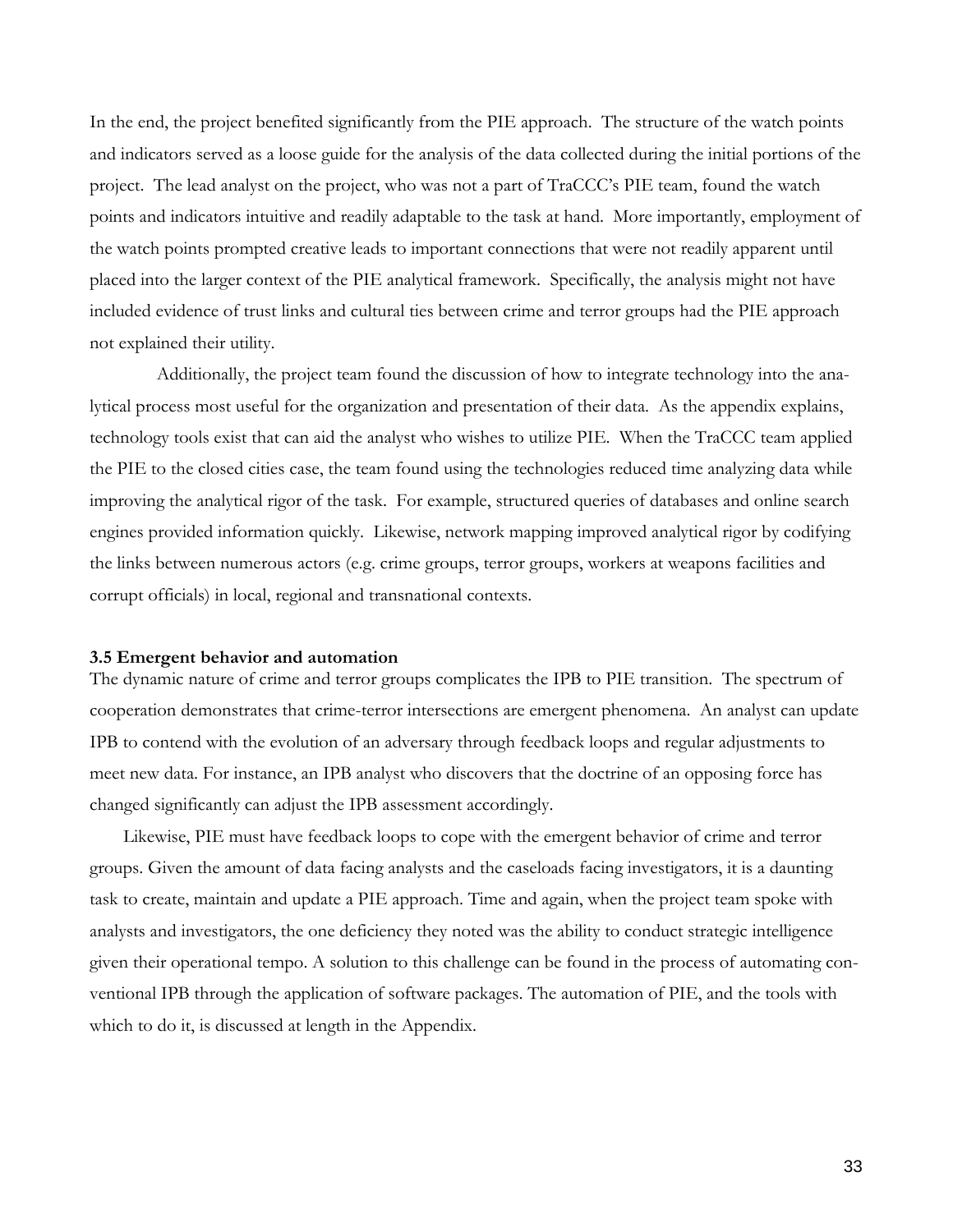In the end, the project benefited significantly from the PIE approach. The structure of the watch points and indicators served as a loose guide for the analysis of the data collected during the initial portions of the project. The lead analyst on the project, who was not a part of TraCCC's PIE team, found the watch points and indicators intuitive and readily adaptable to the task at hand. More importantly, employment of the watch points prompted creative leads to important connections that were not readily apparent until placed into the larger context of the PIE analytical framework. Specifically, the analysis might not have included evidence of trust links and cultural ties between crime and terror groups had the PIE approach not explained their utility.

Additionally, the project team found the discussion of how to integrate technology into the analytical process most useful for the organization and presentation of their data. As the appendix explains, technology tools exist that can aid the analyst who wishes to utilize PIE. When the TraCCC team applied the PIE to the closed cities case, the team found using the technologies reduced time analyzing data while improving the analytical rigor of the task. For example, structured queries of databases and online search engines provided information quickly. Likewise, network mapping improved analytical rigor by codifying the links between numerous actors (e.g. crime groups, terror groups, workers at weapons facilities and corrupt officials) in local, regional and transnational contexts.

### 3.5 Emergent behavior and automation

The dynamic nature of crime and terror groups complicates the IPB to PIE transition. The spectrum of cooperation demonstrates that crime-terror intersections are emergent phenomena. An analyst can update IPB to contend with the evolution of an adversary through feedback loops and regular adjustments to meet new data. For instance, an IPB analyst who discovers that the doctrine of an opposing force has changed significantly can adjust the IPB assessment accordingly.

Likewise, PIE must have feedback loops to cope with the emergent behavior of crime and terror groups. Given the amount of data facing analysts and the caseloads facing investigators, it is a daunting task to create, maintain and update a PIE approach. Time and again, when the project team spoke with analysts and investigators, the one deficiency they noted was the ability to conduct strategic intelligence given their operational tempo. A solution to this challenge can be found in the process of automating conventional IPB through the application of software packages. The automation of PIE, and the tools with which to do it, is discussed at length in the Appendix.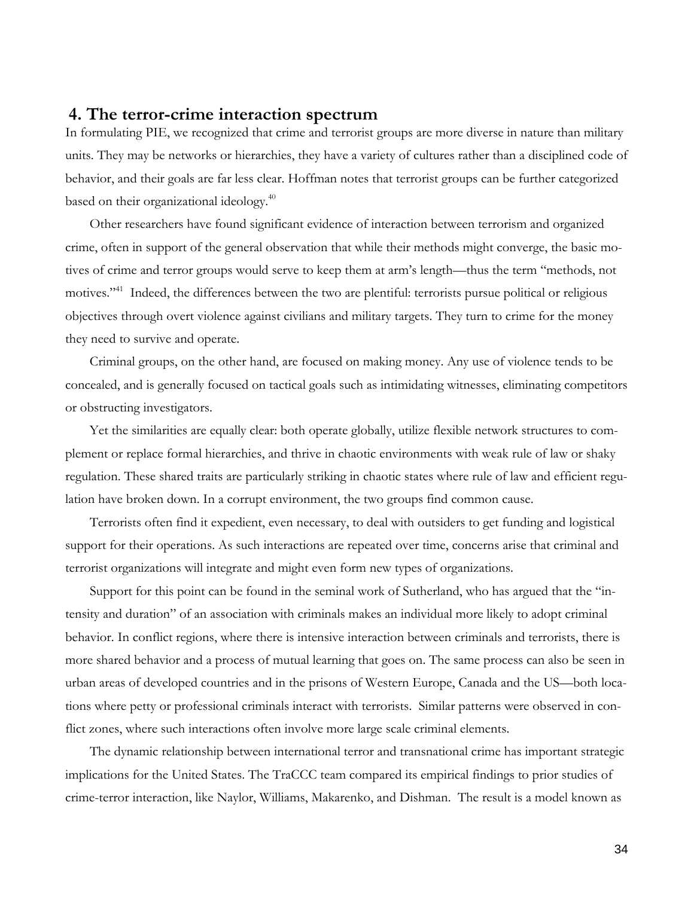## 4. The terror-crime interaction spectrum

In formulating PIE, we recognized that crime and terrorist groups are more diverse in nature than military units. They may be networks or hierarchies, they have a variety of cultures rather than a disciplined code of behavior, and their goals are far less clear. Hoffman notes that terrorist groups can be further categorized based on their organizational ideology.[40]

Other researchers have found significant evidence of interaction between terrorism and organized crime, often in support of the general observation that while their methods might converge, the basic motives of crime and terror groups would serve to keep them at arm's length—thus the term "methods, not motives."[41] Indeed, the differences between the two are plentiful: terrorists pursue political or religious objectives through overt violence against civilians and military targets. They turn to crime for the money they need to survive and operate.

Criminal groups, on the other hand, are focused on making money. Any use of violence tends to be concealed, and is generally focused on tactical goals such as intimidating witnesses, eliminating competitors or obstructing investigators.

Yet the similarities are equally clear: both operate globally, utilize flexible network structures to complement or replace formal hierarchies, and thrive in chaotic environments with weak rule of law or shaky regulation. These shared traits are particularly striking in chaotic states where rule of law and efficient regulation have broken down. In a corrupt environment, the two groups find common cause.

Terrorists often find it expedient, even necessary, to deal with outsiders to get funding and logistical support for their operations. As such interactions are repeated over time, concerns arise that criminal and terrorist organizations will integrate and might even form new types of organizations.

Support for this point can be found in the seminal work of Sutherland, who has argued that the "intensity and duration" of an association with criminals makes an individual more likely to adopt criminal behavior. In conflict regions, where there is intensive interaction between criminals and terrorists, there is more shared behavior and a process of mutual learning that goes on. The same process can also be seen in urban areas of developed countries and in the prisons of Western Europe, Canada and the US—both locations where petty or professional criminals interact with terrorists. Similar patterns were observed in conflict zones, where such interactions often involve more large scale criminal elements.

The dynamic relationship between international terror and transnational crime has important strategic implications for the United States. The TraCCC team compared its empirical findings to prior studies of crime-terror interaction, like Naylor, Williams, Makarenko, and Dishman. The result is a model known as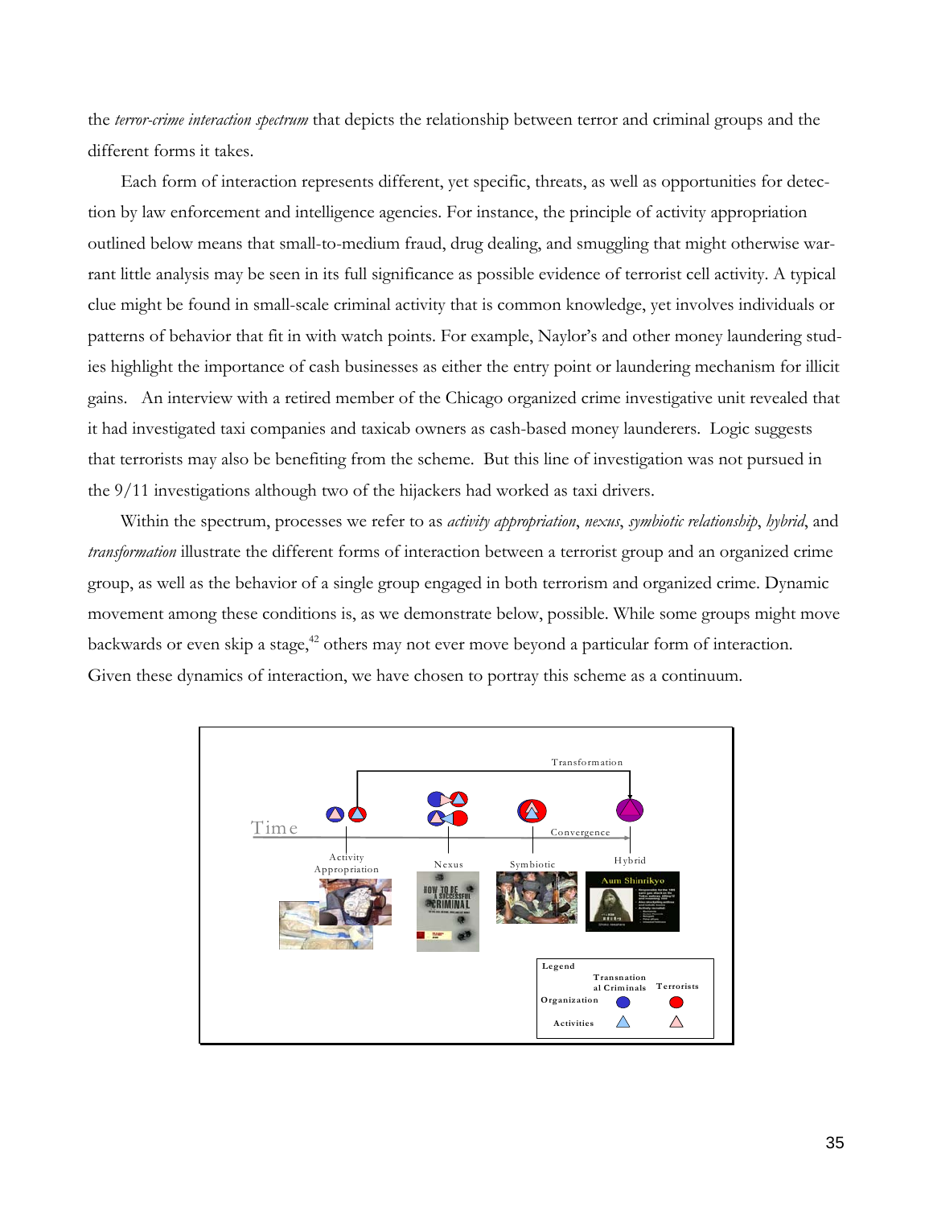the *terror-crime interaction spectrum* that depicts the relationship between terror and criminal groups and the different forms it takes.

Each form of interaction represents different, yet specific, threats, as well as opportunities for detection by law enforcement and intelligence agencies. For instance, the principle of activity appropriation outlined below means that small-to-medium fraud, drug dealing, and smuggling that might otherwise warrant little analysis may be seen in its full significance as possible evidence of terrorist cell activity. A typical clue might be found in small-scale criminal activity that is common knowledge, yet involves individuals or patterns of behavior that fit in with watch points. For example, Naylor's and other money laundering studies highlight the importance of cash businesses as either the entry point or laundering mechanism for illicit gains. An interview with a retired member of the Chicago organized crime investigative unit revealed that it had investigated taxi companies and taxicab owners as cash-based money launderers. Logic suggests that terrorists may also be benefiting from the scheme. But this line of investigation was not pursued in the 9/11 investigations although two of the hijackers had worked as taxi drivers.

Within the spectrum, processes we refer to as *activity appropriation*, *nexus*, *symbiotic relationship*, *hybrid*, and *transformation* illustrate the different forms of interaction between a terrorist group and an organized crime group, as well as the behavior of a single group engaged in both terrorism and organized crime. Dynamic movement among these conditions is, as we demonstrate below, possible. While some groups might move backwards or even skip a stage,[42] others may not ever move beyond a particular form of interaction. Given these dynamics of interaction, we have chosen to portray this scheme as a continuum.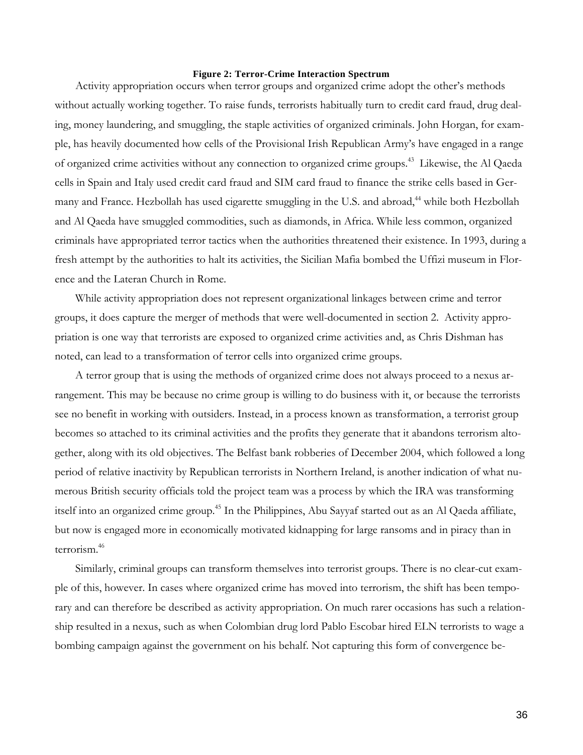**Figure 2: Terror-Crime Interaction Spectrum**

Activity appropriation occurs when terror groups and organized crime adopt the other's methods without actually working together. To raise funds, terrorists habitually turn to credit card fraud, drug dealing, money laundering, and smuggling, the staple activities of organized criminals. John Horgan, for example, has heavily documented how cells of the Provisional Irish Republican Army's have engaged in a range of organized crime activities without any connection to organized crime groups.[43] Likewise, the Al Qaeda cells in Spain and Italy used credit card fraud and SIM card fraud to finance the strike cells based in Germany and France. Hezbollah has used cigarette smuggling in the U.S. and abroad,[44] while both Hezbollah and Al Qaeda have smuggled commodities, such as diamonds, in Africa. While less common, organized criminals have appropriated terror tactics when the authorities threatened their existence. In 1993, during a fresh attempt by the authorities to halt its activities, the Sicilian Mafia bombed the Uffizi museum in Florence and the Lateran Church in Rome.

While activity appropriation does not represent organizational linkages between crime and terror groups, it does capture the merger of methods that were well-documented in section 2. Activity appropriation is one way that terrorists are exposed to organized crime activities and, as Chris Dishman has noted, can lead to a transformation of terror cells into organized crime groups.

A terror group that is using the methods of organized crime does not always proceed to a nexus arrangement. This may be because no crime group is willing to do business with it, or because the terrorists see no benefit in working with outsiders. Instead, in a process known as transformation, a terrorist group becomes so attached to its criminal activities and the profits they generate that it abandons terrorism altogether, along with its old objectives. The Belfast bank robberies of December 2004, which followed a long period of relative inactivity by Republican terrorists in Northern Ireland, is another indication of what numerous British security officials told the project team was a process by which the IRA was transforming itself into an organized crime group.[45] In the Philippines, Abu Sayyaf started out as an Al Qaeda affiliate, but now is engaged more in economically motivated kidnapping for large ransoms and in piracy than in terrorism.[46]

Similarly, criminal groups can transform themselves into terrorist groups. There is no clear-cut example of this, however. In cases where organized crime has moved into terrorism, the shift has been temporary and can therefore be described as activity appropriation. On much rarer occasions has such a relationship resulted in a nexus, such as when Colombian drug lord Pablo Escobar hired ELN terrorists to wage a bombing campaign against the government on his behalf. Not capturing this form of convergence be-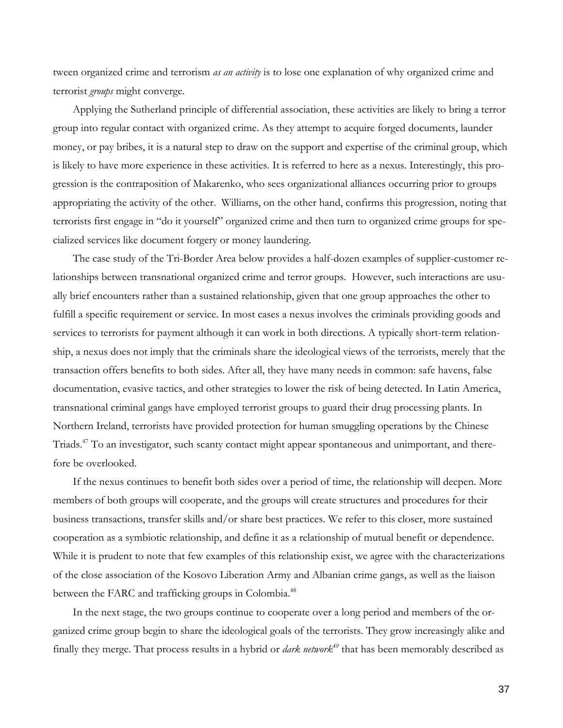tween organized crime and terrorism *as an activity* is to lose one explanation of why organized crime and terrorist *groups* might converge.

Applying the Sutherland principle of differential association, these activities are likely to bring a terror group into regular contact with organized crime. As they attempt to acquire forged documents, launder money, or pay bribes, it is a natural step to draw on the support and expertise of the criminal group, which is likely to have more experience in these activities. It is referred to here as a nexus. Interestingly, this progression is the contraposition of Makarenko, who sees organizational alliances occurring prior to groups appropriating the activity of the other. Williams, on the other hand, confirms this progression, noting that terrorists first engage in "do it yourself" organized crime and then turn to organized crime groups for specialized services like document forgery or money laundering.

The case study of the Tri-Border Area below provides a half-dozen examples of supplier-customer relationships between transnational organized crime and terror groups. However, such interactions are usually brief encounters rather than a sustained relationship, given that one group approaches the other to fulfill a specific requirement or service. In most cases a nexus involves the criminals providing goods and services to terrorists for payment although it can work in both directions. A typically short-term relationship, a nexus does not imply that the criminals share the ideological views of the terrorists, merely that the transaction offers benefits to both sides. After all, they have many needs in common: safe havens, false documentation, evasive tactics, and other strategies to lower the risk of being detected. In Latin America, transnational criminal gangs have employed terrorist groups to guard their drug processing plants. In Northern Ireland, terrorists have provided protection for human smuggling operations by the Chinese Triads.[47] To an investigator, such scanty contact might appear spontaneous and unimportant, and therefore be overlooked.

If the nexus continues to benefit both sides over a period of time, the relationship will deepen. More members of both groups will cooperate, and the groups will create structures and procedures for their business transactions, transfer skills and/or share best practices. We refer to this closer, more sustained cooperation as a symbiotic relationship, and define it as a relationship of mutual benefit or dependence. While it is prudent to note that few examples of this relationship exist, we agree with the characterizations of the close association of the Kosovo Liberation Army and Albanian crime gangs, as well as the liaison between the FARC and trafficking groups in Colombia.[48]

In the next stage, the two groups continue to cooperate over a long period and members of the organized crime group begin to share the ideological goals of the terrorists. They grow increasingly alike and finally they merge. That process results in a hybrid or *dark network*[49] that has been memorably described as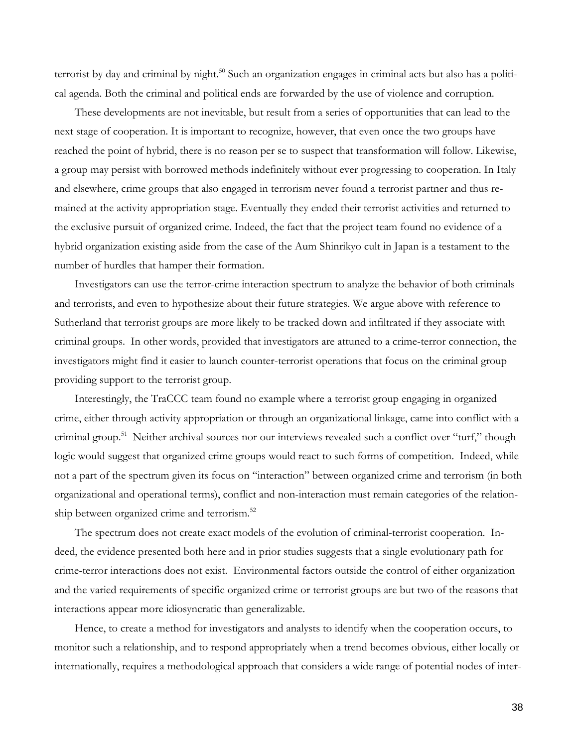terrorist by day and criminal by night.[50] Such an organization engages in criminal acts but also has a political agenda. Both the criminal and political ends are forwarded by the use of violence and corruption.

These developments are not inevitable, but result from a series of opportunities that can lead to the next stage of cooperation. It is important to recognize, however, that even once the two groups have reached the point of hybrid, there is no reason per se to suspect that transformation will follow. Likewise, a group may persist with borrowed methods indefinitely without ever progressing to cooperation. In Italy and elsewhere, crime groups that also engaged in terrorism never found a terrorist partner and thus remained at the activity appropriation stage. Eventually they ended their terrorist activities and returned to the exclusive pursuit of organized crime. Indeed, the fact that the project team found no evidence of a hybrid organization existing aside from the case of the Aum Shinrikyo cult in Japan is a testament to the number of hurdles that hamper their formation.

Investigators can use the terror-crime interaction spectrum to analyze the behavior of both criminals and terrorists, and even to hypothesize about their future strategies. We argue above with reference to Sutherland that terrorist groups are more likely to be tracked down and infiltrated if they associate with criminal groups. In other words, provided that investigators are attuned to a crime-terror connection, the investigators might find it easier to launch counter-terrorist operations that focus on the criminal group providing support to the terrorist group.

Interestingly, the TraCCC team found no example where a terrorist group engaging in organized crime, either through activity appropriation or through an organizational linkage, came into conflict with a criminal group.[51] Neither archival sources nor our interviews revealed such a conflict over "turf," though logic would suggest that organized crime groups would react to such forms of competition. Indeed, while not a part of the spectrum given its focus on "interaction" between organized crime and terrorism (in both organizational and operational terms), conflict and non-interaction must remain categories of the relationship between organized crime and terrorism.[52]

The spectrum does not create exact models of the evolution of criminal-terrorist cooperation. Indeed, the evidence presented both here and in prior studies suggests that a single evolutionary path for crime-terror interactions does not exist. Environmental factors outside the control of either organization and the varied requirements of specific organized crime or terrorist groups are but two of the reasons that interactions appear more idiosyncratic than generalizable.

Hence, to create a method for investigators and analysts to identify when the cooperation occurs, to monitor such a relationship, and to respond appropriately when a trend becomes obvious, either locally or internationally, requires a methodological approach that considers a wide range of potential nodes of inter-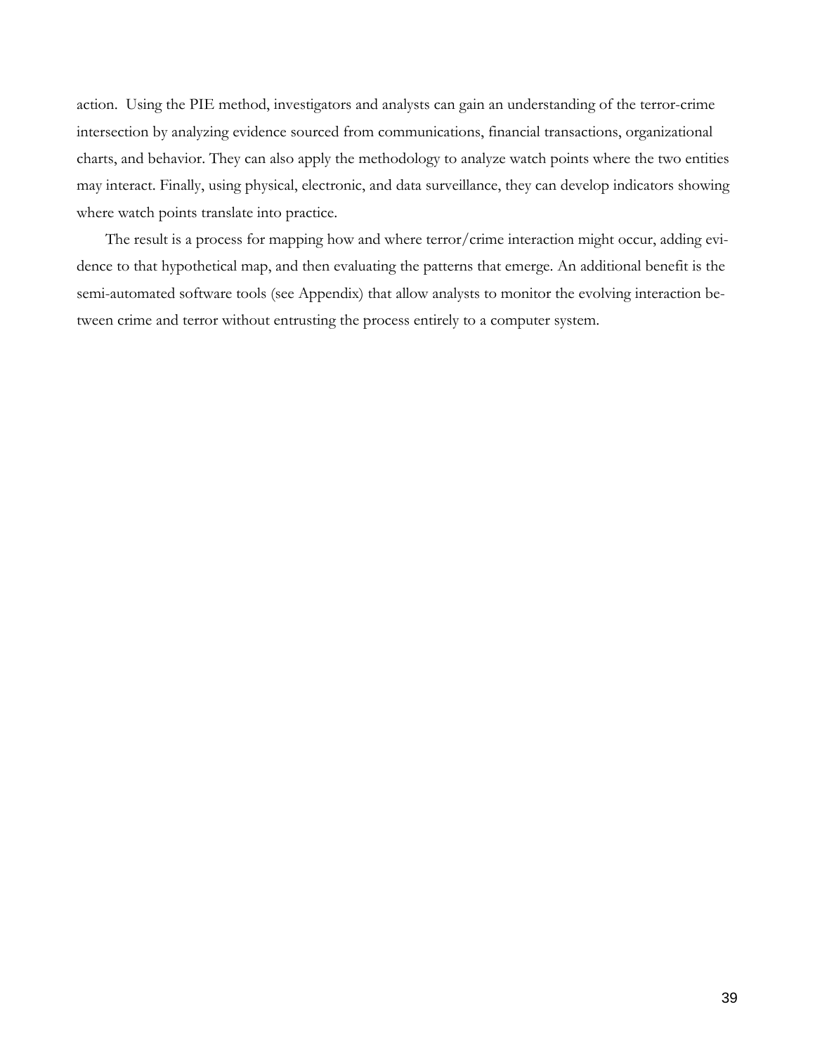action. Using the PIE method, investigators and analysts can gain an understanding of the terror-crime intersection by analyzing evidence sourced from communications, financial transactions, organizational charts, and behavior. They can also apply the methodology to analyze watch points where the two entities may interact. Finally, using physical, electronic, and data surveillance, they can develop indicators showing where watch points translate into practice.

The result is a process for mapping how and where terror/crime interaction might occur, adding evidence to that hypothetical map, and then evaluating the patterns that emerge. An additional benefit is the semi-automated software tools (see Appendix) that allow analysts to monitor the evolving interaction between crime and terror without entrusting the process entirely to a computer system.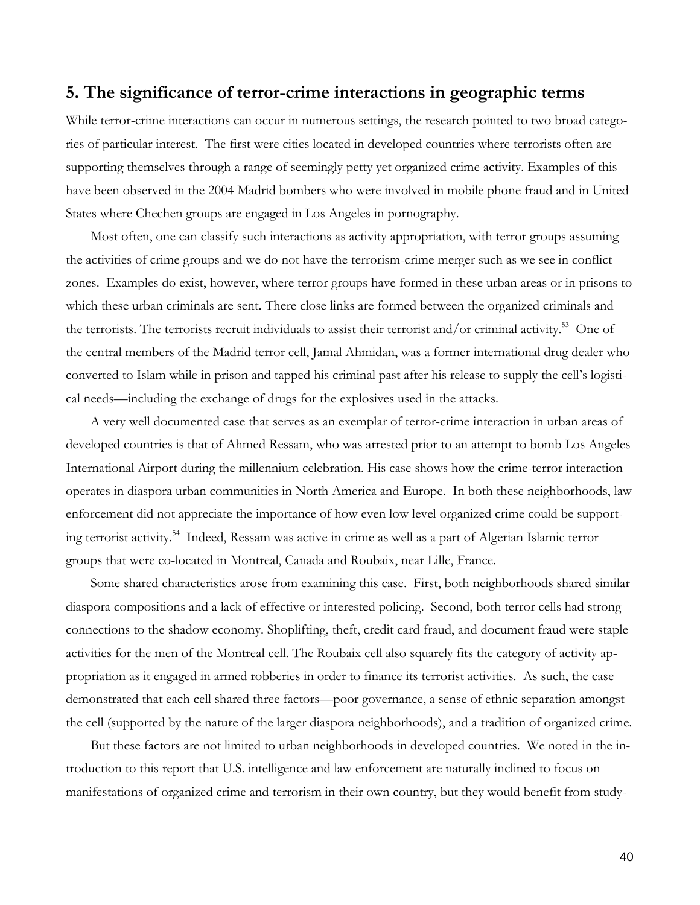## 5. The significance of terror-crime interactions in geographic terms

While terror-crime interactions can occur in numerous settings, the research pointed to two broad categories of particular interest. The first were cities located in developed countries where terrorists often are supporting themselves through a range of seemingly petty yet organized crime activity. Examples of this have been observed in the 2004 Madrid bombers who were involved in mobile phone fraud and in United States where Chechen groups are engaged in Los Angeles in pornography.

Most often, one can classify such interactions as activity appropriation, with terror groups assuming the activities of crime groups and we do not have the terrorism-crime merger such as we see in conflict zones. Examples do exist, however, where terror groups have formed in these urban areas or in prisons to which these urban criminals are sent. There close links are formed between the organized criminals and the terrorists. The terrorists recruit individuals to assist their terrorist and/or criminal activity.[53] One of the central members of the Madrid terror cell, Jamal Ahmidan, was a former international drug dealer who converted to Islam while in prison and tapped his criminal past after his release to supply the cell's logistical needs—including the exchange of drugs for the explosives used in the attacks.

A very well documented case that serves as an exemplar of terror-crime interaction in urban areas of developed countries is that of Ahmed Ressam, who was arrested prior to an attempt to bomb Los Angeles International Airport during the millennium celebration. His case shows how the crime-terror interaction operates in diaspora urban communities in North America and Europe. In both these neighborhoods, law enforcement did not appreciate the importance of how even low level organized crime could be supporting terrorist activity.[54] Indeed, Ressam was active in crime as well as a part of Algerian Islamic terror groups that were co-located in Montreal, Canada and Roubaix, near Lille, France.

Some shared characteristics arose from examining this case. First, both neighborhoods shared similar diaspora compositions and a lack of effective or interested policing. Second, both terror cells had strong connections to the shadow economy. Shoplifting, theft, credit card fraud, and document fraud were staple activities for the men of the Montreal cell. The Roubaix cell also squarely fits the category of activity appropriation as it engaged in armed robberies in order to finance its terrorist activities. As such, the case demonstrated that each cell shared three factors—poor governance, a sense of ethnic separation amongst the cell (supported by the nature of the larger diaspora neighborhoods), and a tradition of organized crime.

But these factors are not limited to urban neighborhoods in developed countries. We noted in the introduction to this report that U.S. intelligence and law enforcement are naturally inclined to focus on manifestations of organized crime and terrorism in their own country, but they would benefit from study-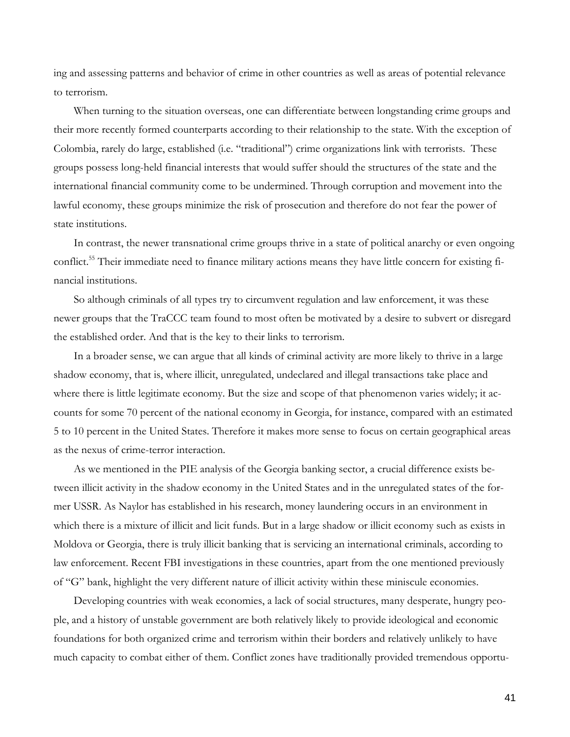ing and assessing patterns and behavior of crime in other countries as well as areas of potential relevance to terrorism.

When turning to the situation overseas, one can differentiate between longstanding crime groups and their more recently formed counterparts according to their relationship to the state. With the exception of Colombia, rarely do large, established (i.e. "traditional") crime organizations link with terrorists. These groups possess long-held financial interests that would suffer should the structures of the state and the international financial community come to be undermined. Through corruption and movement into the lawful economy, these groups minimize the risk of prosecution and therefore do not fear the power of state institutions.

In contrast, the newer transnational crime groups thrive in a state of political anarchy or even ongoing conflict.[55] Their immediate need to finance military actions means they have little concern for existing financial institutions.

So although criminals of all types try to circumvent regulation and law enforcement, it was these newer groups that the TraCCC team found to most often be motivated by a desire to subvert or disregard the established order. And that is the key to their links to terrorism.

In a broader sense, we can argue that all kinds of criminal activity are more likely to thrive in a large shadow economy, that is, where illicit, unregulated, undeclared and illegal transactions take place and where there is little legitimate economy. But the size and scope of that phenomenon varies widely; it accounts for some 70 percent of the national economy in Georgia, for instance, compared with an estimated 5 to 10 percent in the United States. Therefore it makes more sense to focus on certain geographical areas as the nexus of crime-terror interaction.

As we mentioned in the PIE analysis of the Georgia banking sector, a crucial difference exists between illicit activity in the shadow economy in the United States and in the unregulated states of the former USSR. As Naylor has established in his research, money laundering occurs in an environment in which there is a mixture of illicit and licit funds. But in a large shadow or illicit economy such as exists in Moldova or Georgia, there is truly illicit banking that is servicing an international criminals, according to law enforcement. Recent FBI investigations in these countries, apart from the one mentioned previously of "G" bank, highlight the very different nature of illicit activity within these miniscule economies.

Developing countries with weak economies, a lack of social structures, many desperate, hungry people, and a history of unstable government are both relatively likely to provide ideological and economic foundations for both organized crime and terrorism within their borders and relatively unlikely to have much capacity to combat either of them. Conflict zones have traditionally provided tremendous opportu-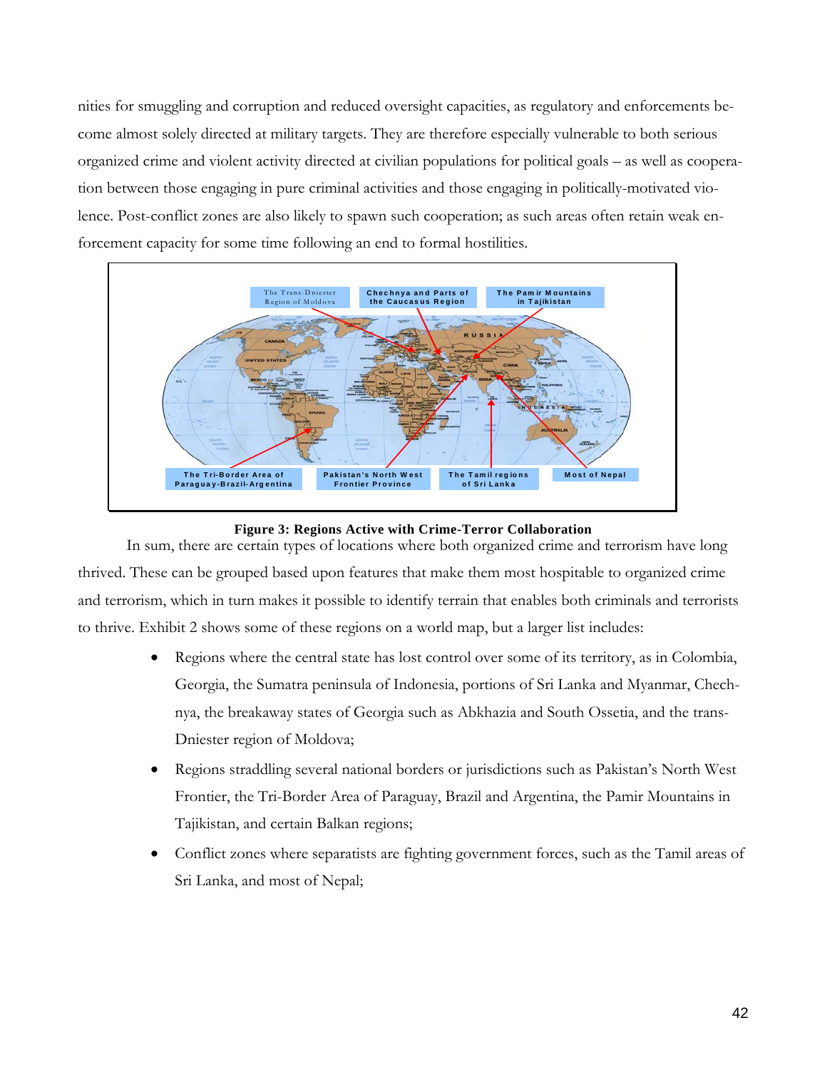nities for smuggling and corruption and reduced oversight capacities, as regulatory and enforcements become almost solely directed at military targets. They are therefore especially vulnerable to both serious organized crime and violent activity directed at civilian populations for political goals – as well as cooperation between those engaging in pure criminal activities and those engaging in politically-motivated violence. Post-conflict zones are also likely to spawn such cooperation; as such areas often retain weak enforcement capacity for some time following an end to formal hostilities.

**Figure 3: Regions Active with Crime-Terror Collaboration**

In sum, there are certain types of locations where both organized crime and terrorism have long thrived. These can be grouped based upon features that make them most hospitable to organized crime and terrorism, which in turn makes it possible to identify terrain that enables both criminals and terrorists to thrive. Exhibit 2 shows some of these regions on a world map, but a larger list includes:

- Regions where the central state has lost control over some of its territory, as in Colombia, Georgia, the Sumatra peninsula of Indonesia, portions of Sri Lanka and Myanmar, Chechnya, the breakaway states of Georgia such as Abkhazia and South Ossetia, and the trans-Dniester region of Moldova;
- Regions straddling several national borders or jurisdictions such as Pakistan's North West Frontier, the Tri-Border Area of Paraguay, Brazil and Argentina, the Pamir Mountains in Tajikistan, and certain Balkan regions;
- Conflict zones where separatists are fighting government forces, such as the Tamil areas of Sri Lanka, and most of Nepal;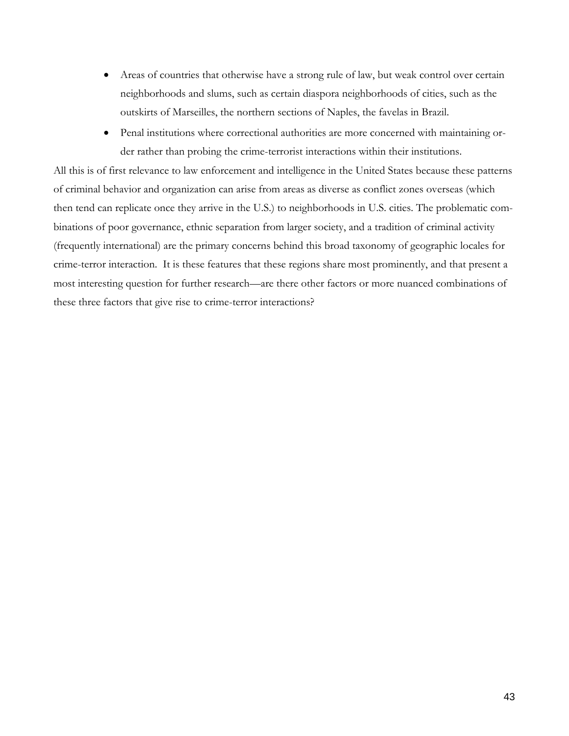- Areas of countries that otherwise have a strong rule of law, but weak control over certain neighborhoods and slums, such as certain diaspora neighborhoods of cities, such as the outskirts of Marseilles, the northern sections of Naples, the favelas in Brazil.
- Penal institutions where correctional authorities are more concerned with maintaining order rather than probing the crime-terrorist interactions within their institutions.

All this is of first relevance to law enforcement and intelligence in the United States because these patterns of criminal behavior and organization can arise from areas as diverse as conflict zones overseas (which then tend can replicate once they arrive in the U.S.) to neighborhoods in U.S. cities. The problematic combinations of poor governance, ethnic separation from larger society, and a tradition of criminal activity (frequently international) are the primary concerns behind this broad taxonomy of geographic locales for crime-terror interaction. It is these features that these regions share most prominently, and that present a most interesting question for further research—are there other factors or more nuanced combinations of these three factors that give rise to crime-terror interactions?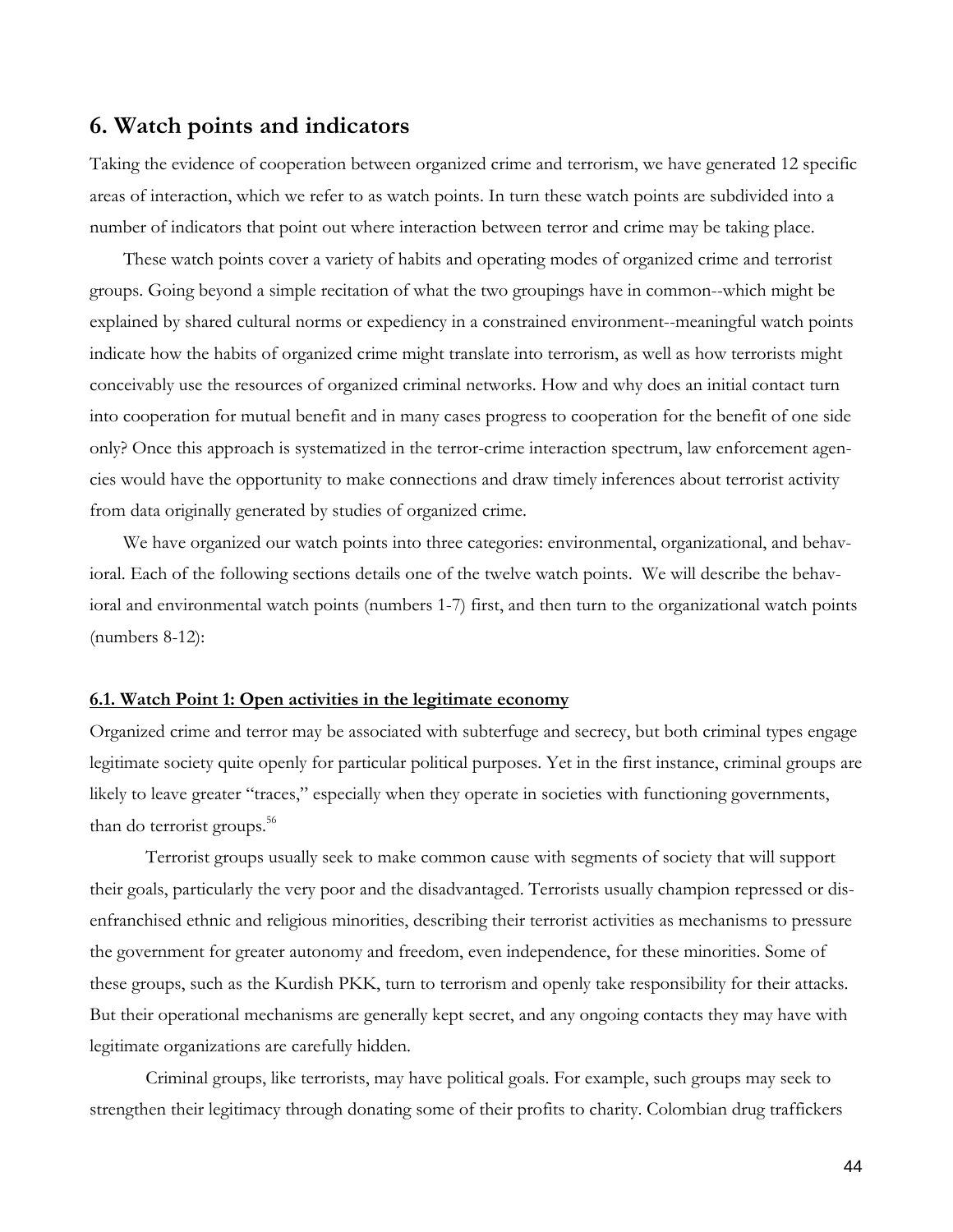## 6. Watch points and indicators

Taking the evidence of cooperation between organized crime and terrorism, we have generated 12 specific areas of interaction, which we refer to as watch points. In turn these watch points are subdivided into a number of indicators that point out where interaction between terror and crime may be taking place.

These watch points cover a variety of habits and operating modes of organized crime and terrorist groups. Going beyond a simple recitation of what the two groupings have in common--which might be explained by shared cultural norms or expediency in a constrained environment--meaningful watch points indicate how the habits of organized crime might translate into terrorism, as well as how terrorists might conceivably use the resources of organized criminal networks. How and why does an initial contact turn into cooperation for mutual benefit and in many cases progress to cooperation for the benefit of one side only? Once this approach is systematized in the terror-crime interaction spectrum, law enforcement agencies would have the opportunity to make connections and draw timely inferences about terrorist activity from data originally generated by studies of organized crime.

We have organized our watch points into three categories: environmental, organizational, and behavioral. Each of the following sections details one of the twelve watch points. We will describe the behavioral and environmental watch points (numbers 1-7) first, and then turn to the organizational watch points (numbers 8-12):

### 6.1. Watch Point 1: Open activities in the legitimate economy

Organized crime and terror may be associated with subterfuge and secrecy, but both criminal types engage legitimate society quite openly for particular political purposes. Yet in the first instance, criminal groups are likely to leave greater "traces," especially when they operate in societies with functioning governments, than do terrorist groups.[56]

Terrorist groups usually seek to make common cause with segments of society that will support their goals, particularly the very poor and the disadvantaged. Terrorists usually champion repressed or disenfranchised ethnic and religious minorities, describing their terrorist activities as mechanisms to pressure the government for greater autonomy and freedom, even independence, for these minorities. Some of these groups, such as the Kurdish PKK, turn to terrorism and openly take responsibility for their attacks. But their operational mechanisms are generally kept secret, and any ongoing contacts they may have with legitimate organizations are carefully hidden.

Criminal groups, like terrorists, may have political goals. For example, such groups may seek to strengthen their legitimacy through donating some of their profits to charity. Colombian drug traffickers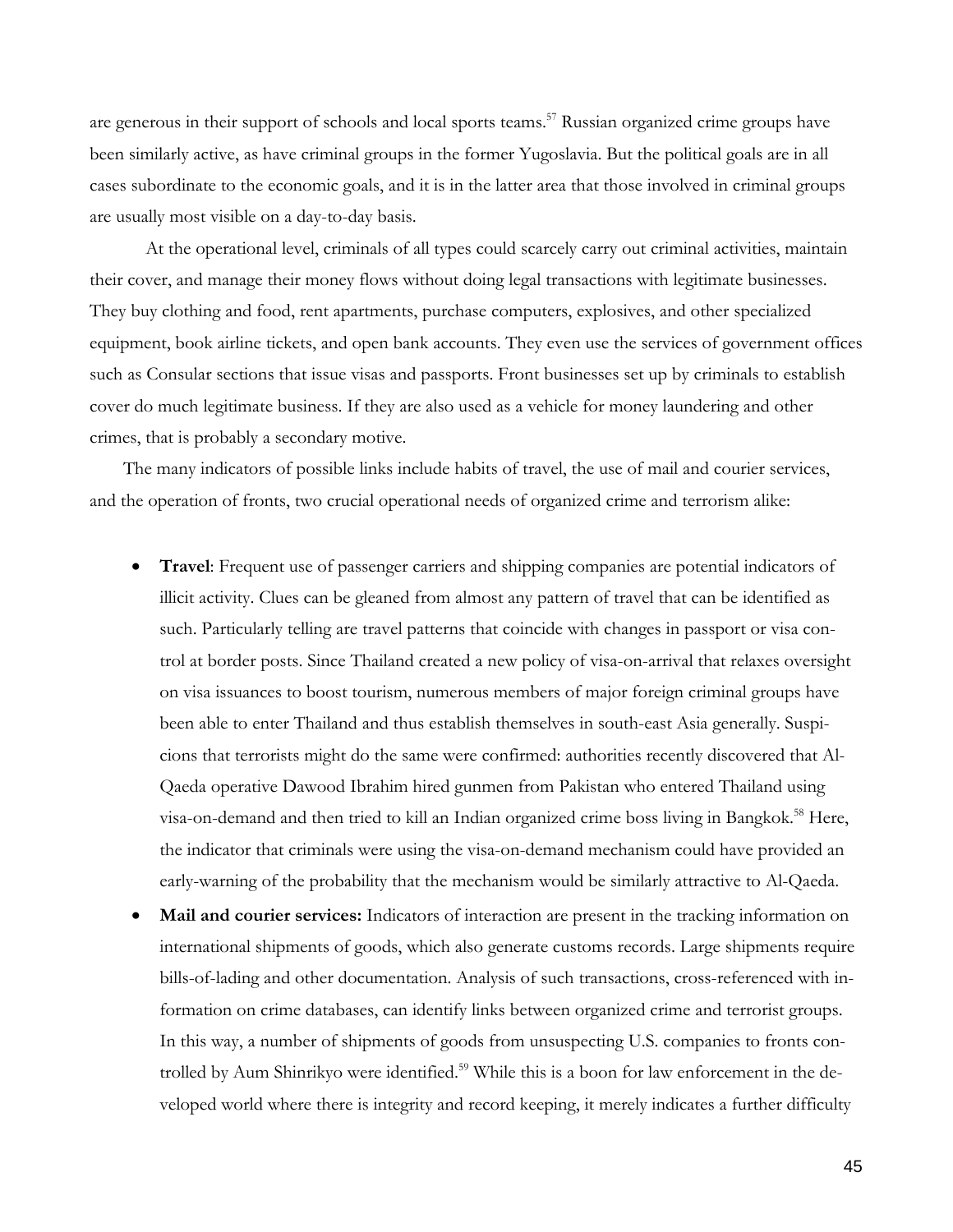are generous in their support of schools and local sports teams.[57] Russian organized crime groups have been similarly active, as have criminal groups in the former Yugoslavia. But the political goals are in all cases subordinate to the economic goals, and it is in the latter area that those involved in criminal groups are usually most visible on a day-to-day basis.

At the operational level, criminals of all types could scarcely carry out criminal activities, maintain their cover, and manage their money flows without doing legal transactions with legitimate businesses. They buy clothing and food, rent apartments, purchase computers, explosives, and other specialized equipment, book airline tickets, and open bank accounts. They even use the services of government offices such as Consular sections that issue visas and passports. Front businesses set up by criminals to establish cover do much legitimate business. If they are also used as a vehicle for money laundering and other crimes, that is probably a secondary motive.

The many indicators of possible links include habits of travel, the use of mail and courier services, and the operation of fronts, two crucial operational needs of organized crime and terrorism alike:

- **Travel**: Frequent use of passenger carriers and shipping companies are potential indicators of illicit activity. Clues can be gleaned from almost any pattern of travel that can be identified as such. Particularly telling are travel patterns that coincide with changes in passport or visa control at border posts. Since Thailand created a new policy of visa-on-arrival that relaxes oversight on visa issuances to boost tourism, numerous members of major foreign criminal groups have been able to enter Thailand and thus establish themselves in south-east Asia generally. Suspicions that terrorists might do the same were confirmed: authorities recently discovered that Al-Qaeda operative Dawood Ibrahim hired gunmen from Pakistan who entered Thailand using visa-on-demand and then tried to kill an Indian organized crime boss living in Bangkok.[58] Here, the indicator that criminals were using the visa-on-demand mechanism could have provided an early-warning of the probability that the mechanism would be similarly attractive to Al-Qaeda.
- **Mail and courier services:** Indicators of interaction are present in the tracking information on international shipments of goods, which also generate customs records. Large shipments require bills-of-lading and other documentation. Analysis of such transactions, cross-referenced with information on crime databases, can identify links between organized crime and terrorist groups. In this way, a number of shipments of goods from unsuspecting U.S. companies to fronts controlled by Aum Shinrikyo were identified.[59] While this is a boon for law enforcement in the developed world where there is integrity and record keeping, it merely indicates a further difficulty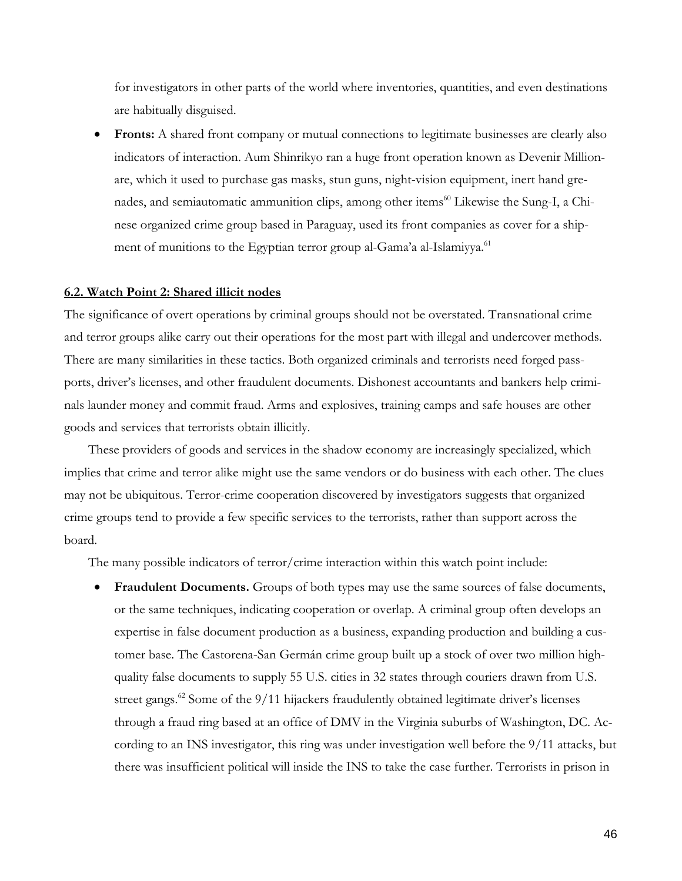for investigators in other parts of the world where inventories, quantities, and even destinations are habitually disguised.

- **Fronts:** A shared front company or mutual connections to legitimate businesses are clearly also indicators of interaction. Aum Shinrikyo ran a huge front operation known as Devenir Millionare, which it used to purchase gas masks, stun guns, night-vision equipment, inert hand grenades, and semiautomatic ammunition clips, among other items[60] Likewise the Sung-I, a Chinese organized crime group based in Paraguay, used its front companies as cover for a shipment of munitions to the Egyptian terror group al-Gama'a al-Islamiyya.[61]

### 6.2. Watch Point 2: Shared illicit nodes

The significance of overt operations by criminal groups should not be overstated. Transnational crime and terror groups alike carry out their operations for the most part with illegal and undercover methods. There are many similarities in these tactics. Both organized criminals and terrorists need forged passports, driver's licenses, and other fraudulent documents. Dishonest accountants and bankers help criminals launder money and commit fraud. Arms and explosives, training camps and safe houses are other goods and services that terrorists obtain illicitly.

These providers of goods and services in the shadow economy are increasingly specialized, which implies that crime and terror alike might use the same vendors or do business with each other. The clues may not be ubiquitous. Terror-crime cooperation discovered by investigators suggests that organized crime groups tend to provide a few specific services to the terrorists, rather than support across the board.

The many possible indicators of terror/crime interaction within this watch point include:

- **Fraudulent Documents.** Groups of both types may use the same sources of false documents, or the same techniques, indicating cooperation or overlap. A criminal group often develops an expertise in false document production as a business, expanding production and building a customer base. The Castorena-San Germán crime group built up a stock of over two million high-quality false documents to supply 55 U.S. cities in 32 states through couriers drawn from U.S. street gangs.[62] Some of the 9/11 hijackers fraudulently obtained legitimate driver's licenses through a fraud ring based at an office of DMV in the Virginia suburbs of Washington, DC. According to an INS investigator, this ring was under investigation well before the 9/11 attacks, but there was insufficient political will inside the INS to take the case further. Terrorists in prison in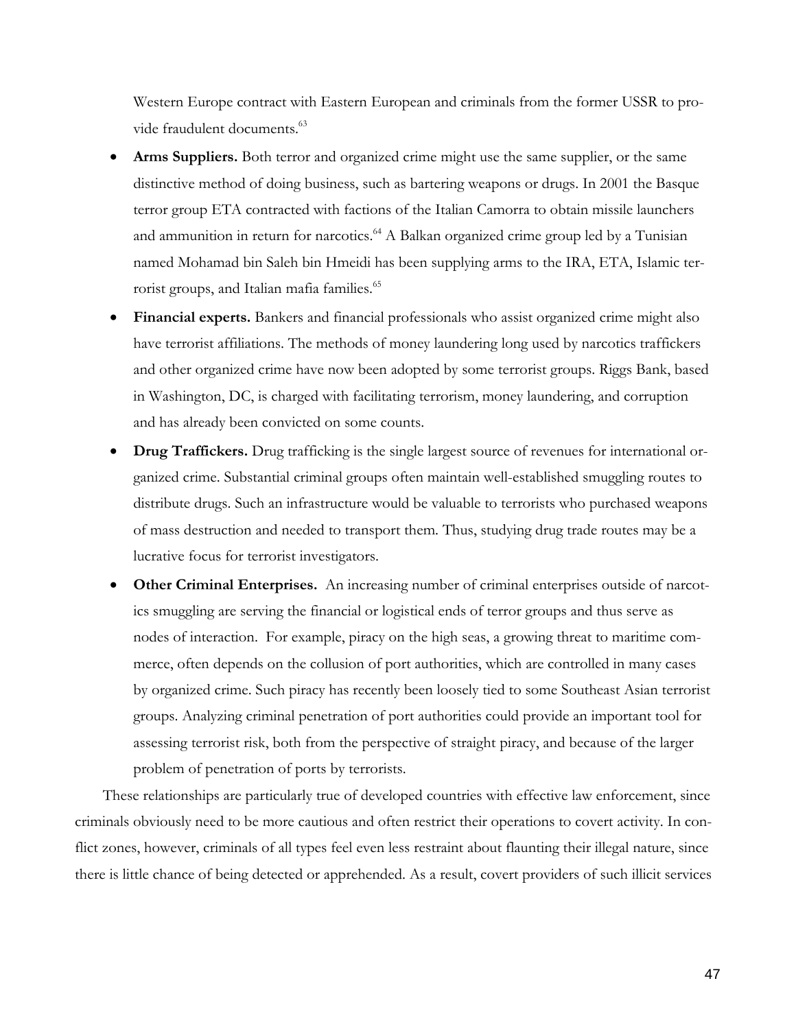Western Europe contract with Eastern European and criminals from the former USSR to provide fraudulent documents.[63]

- **Arms Suppliers.** Both terror and organized crime might use the same supplier, or the same distinctive method of doing business, such as bartering weapons or drugs. In 2001 the Basque terror group ETA contracted with factions of the Italian Camorra to obtain missile launchers and ammunition in return for narcotics.[64] A Balkan organized crime group led by a Tunisian named Mohamad bin Saleh bin Hmeidi has been supplying arms to the IRA, ETA, Islamic terrorist groups, and Italian mafia families.[65]
- **Financial experts.** Bankers and financial professionals who assist organized crime might also have terrorist affiliations. The methods of money laundering long used by narcotics traffickers and other organized crime have now been adopted by some terrorist groups. Riggs Bank, based in Washington, DC, is charged with facilitating terrorism, money laundering, and corruption and has already been convicted on some counts.
- **Drug Traffickers.** Drug trafficking is the single largest source of revenues for international organized crime. Substantial criminal groups often maintain well-established smuggling routes to distribute drugs. Such an infrastructure would be valuable to terrorists who purchased weapons of mass destruction and needed to transport them. Thus, studying drug trade routes may be a lucrative focus for terrorist investigators.
- **Other Criminal Enterprises.** An increasing number of criminal enterprises outside of narcotics smuggling are serving the financial or logistical ends of terror groups and thus serve as nodes of interaction. For example, piracy on the high seas, a growing threat to maritime commerce, often depends on the collusion of port authorities, which are controlled in many cases by organized crime. Such piracy has recently been loosely tied to some Southeast Asian terrorist groups. Analyzing criminal penetration of port authorities could provide an important tool for assessing terrorist risk, both from the perspective of straight piracy, and because of the larger problem of penetration of ports by terrorists.

These relationships are particularly true of developed countries with effective law enforcement, since criminals obviously need to be more cautious and often restrict their operations to covert activity. In conflict zones, however, criminals of all types feel even less restraint about flaunting their illegal nature, since there is little chance of being detected or apprehended. As a result, covert providers of such illicit services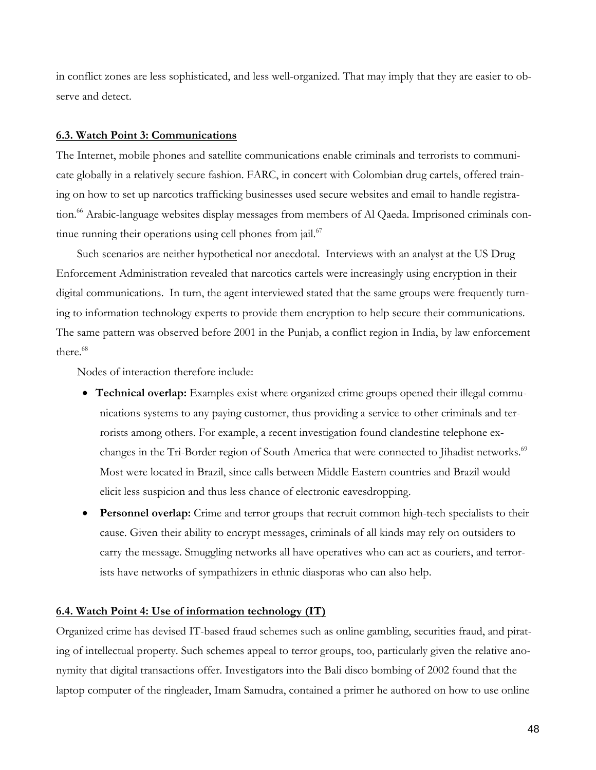in conflict zones are less sophisticated, and less well-organized. That may imply that they are easier to observe and detect.

### 6.3. Watch Point 3: Communications

The Internet, mobile phones and satellite communications enable criminals and terrorists to communicate globally in a relatively secure fashion. FARC, in concert with Colombian drug cartels, offered training on how to set up narcotics trafficking businesses used secure websites and email to handle registration.[66] Arabic-language websites display messages from members of Al Qaeda. Imprisoned criminals continue running their operations using cell phones from jail.[67]

Such scenarios are neither hypothetical nor anecdotal. Interviews with an analyst at the US Drug Enforcement Administration revealed that narcotics cartels were increasingly using encryption in their digital communications. In turn, the agent interviewed stated that the same groups were frequently turning to information technology experts to provide them encryption to help secure their communications. The same pattern was observed before 2001 in the Punjab, a conflict region in India, by law enforcement there.[68]

Nodes of interaction therefore include:

- **Technical overlap:** Examples exist where organized crime groups opened their illegal communications systems to any paying customer, thus providing a service to other criminals and terrorists among others. For example, a recent investigation found clandestine telephone exchanges in the Tri-Border region of South America that were connected to Jihadist networks.[69] Most were located in Brazil, since calls between Middle Eastern countries and Brazil would elicit less suspicion and thus less chance of electronic eavesdropping.
- **Personnel overlap:** Crime and terror groups that recruit common high-tech specialists to their cause. Given their ability to encrypt messages, criminals of all kinds may rely on outsiders to carry the message. Smuggling networks all have operatives who can act as couriers, and terrorists have networks of sympathizers in ethnic diasporas who can also help.

### 6.4. Watch Point 4: Use of information technology (IT)

Organized crime has devised IT-based fraud schemes such as online gambling, securities fraud, and pirating of intellectual property. Such schemes appeal to terror groups, too, particularly given the relative anonymity that digital transactions offer. Investigators into the Bali disco bombing of 2002 found that the laptop computer of the ringleader, Imam Samudra, contained a primer he authored on how to use online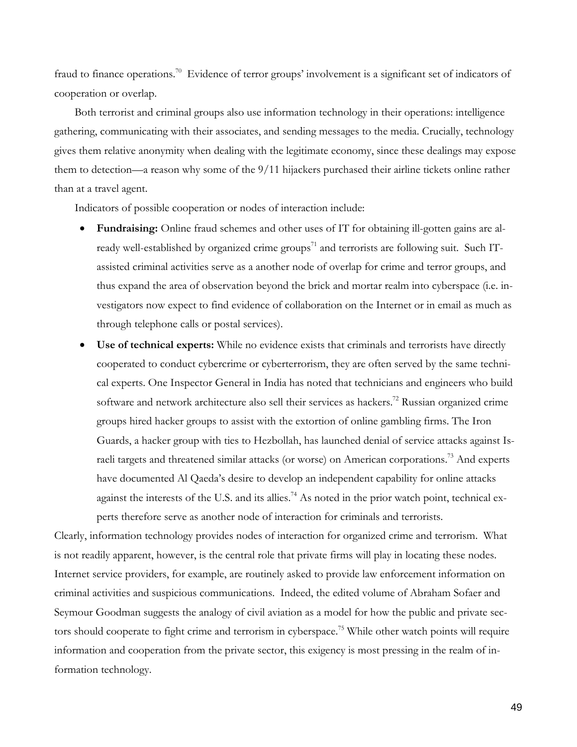fraud to finance operations.[70] Evidence of terror groups' involvement is a significant set of indicators of cooperation or overlap.

Both terrorist and criminal groups also use information technology in their operations: intelligence gathering, communicating with their associates, and sending messages to the media. Crucially, technology gives them relative anonymity when dealing with the legitimate economy, since these dealings may expose them to detection—a reason why some of the 9/11 hijackers purchased their airline tickets online rather than at a travel agent.

Indicators of possible cooperation or nodes of interaction include:

- **Fundraising:** Online fraud schemes and other uses of IT for obtaining ill-gotten gains are already well-established by organized crime groups[71] and terrorists are following suit. Such IT-assisted criminal activities serve as a another node of overlap for crime and terror groups, and thus expand the area of observation beyond the brick and mortar realm into cyberspace (i.e. investigators now expect to find evidence of collaboration on the Internet or in email as much as through telephone calls or postal services).
- **Use of technical experts:** While no evidence exists that criminals and terrorists have directly cooperated to conduct cybercrime or cyberterrorism, they are often served by the same technical experts. One Inspector General in India has noted that technicians and engineers who build software and network architecture also sell their services as hackers.[72] Russian organized crime groups hired hacker groups to assist with the extortion of online gambling firms. The Iron Guards, a hacker group with ties to Hezbollah, has launched denial of service attacks against Israeli targets and threatened similar attacks (or worse) on American corporations.[73] And experts have documented Al Qaeda's desire to develop an independent capability for online attacks against the interests of the U.S. and its allies.[74] As noted in the prior watch point, technical experts therefore serve as another node of interaction for criminals and terrorists.

Clearly, information technology provides nodes of interaction for organized crime and terrorism. What is not readily apparent, however, is the central role that private firms will play in locating these nodes. Internet service providers, for example, are routinely asked to provide law enforcement information on criminal activities and suspicious communications. Indeed, the edited volume of Abraham Sofaer and Seymour Goodman suggests the analogy of civil aviation as a model for how the public and private sectors should cooperate to fight crime and terrorism in cyberspace.[75] While other watch points will require information and cooperation from the private sector, this exigency is most pressing in the realm of information technology.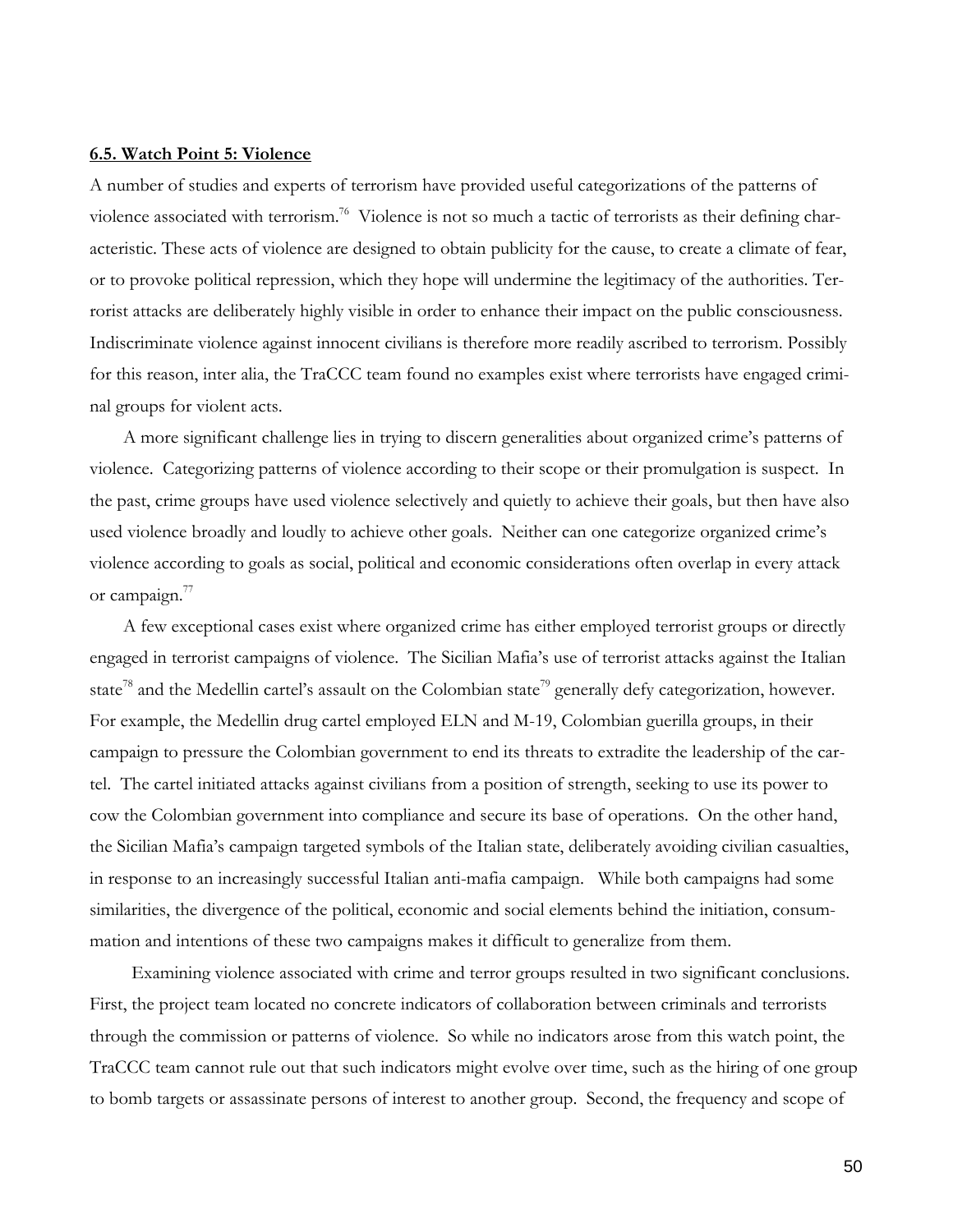### 6.5. Watch Point 5: Violence

A number of studies and experts of terrorism have provided useful categorizations of the patterns of violence associated with terrorism.[76] Violence is not so much a tactic of terrorists as their defining characteristic. These acts of violence are designed to obtain publicity for the cause, to create a climate of fear, or to provoke political repression, which they hope will undermine the legitimacy of the authorities. Terrorist attacks are deliberately highly visible in order to enhance their impact on the public consciousness. Indiscriminate violence against innocent civilians is therefore more readily ascribed to terrorism. Possibly for this reason, inter alia, the TraCCC team found no examples exist where terrorists have engaged criminal groups for violent acts.

A more significant challenge lies in trying to discern generalities about organized crime's patterns of violence. Categorizing patterns of violence according to their scope or their promulgation is suspect. In the past, crime groups have used violence selectively and quietly to achieve their goals, but then have also used violence broadly and loudly to achieve other goals. Neither can one categorize organized crime's violence according to goals as social, political and economic considerations often overlap in every attack or campaign.[77]

A few exceptional cases exist where organized crime has either employed terrorist groups or directly engaged in terrorist campaigns of violence. The Sicilian Mafia's use of terrorist attacks against the Italian state[78] and the Medellin cartel's assault on the Colombian state[79] generally defy categorization, however. For example, the Medellin drug cartel employed ELN and M-19, Colombian guerilla groups, in their campaign to pressure the Colombian government to end its threats to extradite the leadership of the cartel. The cartel initiated attacks against civilians from a position of strength, seeking to use its power to cow the Colombian government into compliance and secure its base of operations. On the other hand, the Sicilian Mafia's campaign targeted symbols of the Italian state, deliberately avoiding civilian casualties, in response to an increasingly successful Italian anti-mafia campaign. While both campaigns had some similarities, the divergence of the political, economic and social elements behind the initiation, consummation and intentions of these two campaigns makes it difficult to generalize from them.

Examining violence associated with crime and terror groups resulted in two significant conclusions. First, the project team located no concrete indicators of collaboration between criminals and terrorists through the commission or patterns of violence. So while no indicators arose from this watch point, the TraCCC team cannot rule out that such indicators might evolve over time, such as the hiring of one group to bomb targets or assassinate persons of interest to another group. Second, the frequency and scope of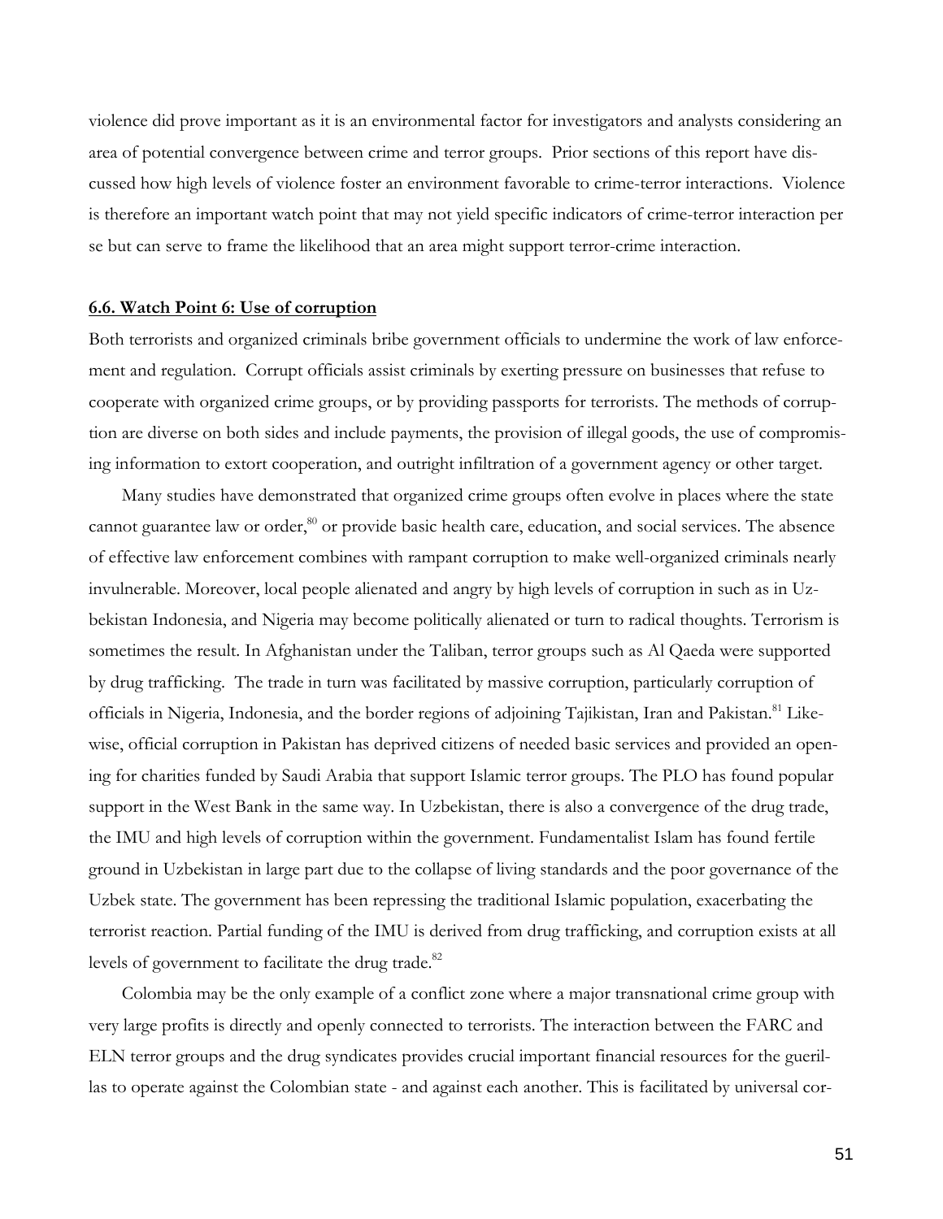violence did prove important as it is an environmental factor for investigators and analysts considering an area of potential convergence between crime and terror groups. Prior sections of this report have discussed how high levels of violence foster an environment favorable to crime-terror interactions. Violence is therefore an important watch point that may not yield specific indicators of crime-terror interaction per se but can serve to frame the likelihood that an area might support terror-crime interaction.

### 6.6. Watch Point 6: Use of corruption

Both terrorists and organized criminals bribe government officials to undermine the work of law enforcement and regulation. Corrupt officials assist criminals by exerting pressure on businesses that refuse to cooperate with organized crime groups, or by providing passports for terrorists. The methods of corruption are diverse on both sides and include payments, the provision of illegal goods, the use of compromising information to extort cooperation, and outright infiltration of a government agency or other target.

Many studies have demonstrated that organized crime groups often evolve in places where the state cannot guarantee law or order,[80] or provide basic health care, education, and social services. The absence of effective law enforcement combines with rampant corruption to make well-organized criminals nearly invulnerable. Moreover, local people alienated and angry by high levels of corruption in such as in Uzbekistan Indonesia, and Nigeria may become politically alienated or turn to radical thoughts. Terrorism is sometimes the result. In Afghanistan under the Taliban, terror groups such as Al Qaeda were supported by drug trafficking. The trade in turn was facilitated by massive corruption, particularly corruption of officials in Nigeria, Indonesia, and the border regions of adjoining Tajikistan, Iran and Pakistan.[81] Likewise, official corruption in Pakistan has deprived citizens of needed basic services and provided an opening for charities funded by Saudi Arabia that support Islamic terror groups. The PLO has found popular support in the West Bank in the same way. In Uzbekistan, there is also a convergence of the drug trade, the IMU and high levels of corruption within the government. Fundamentalist Islam has found fertile ground in Uzbekistan in large part due to the collapse of living standards and the poor governance of the Uzbek state. The government has been repressing the traditional Islamic population, exacerbating the terrorist reaction. Partial funding of the IMU is derived from drug trafficking, and corruption exists at all levels of government to facilitate the drug trade.[82]

Colombia may be the only example of a conflict zone where a major transnational crime group with very large profits is directly and openly connected to terrorists. The interaction between the FARC and ELN terror groups and the drug syndicates provides crucial important financial resources for the guerillas to operate against the Colombian state - and against each another. This is facilitated by universal cor-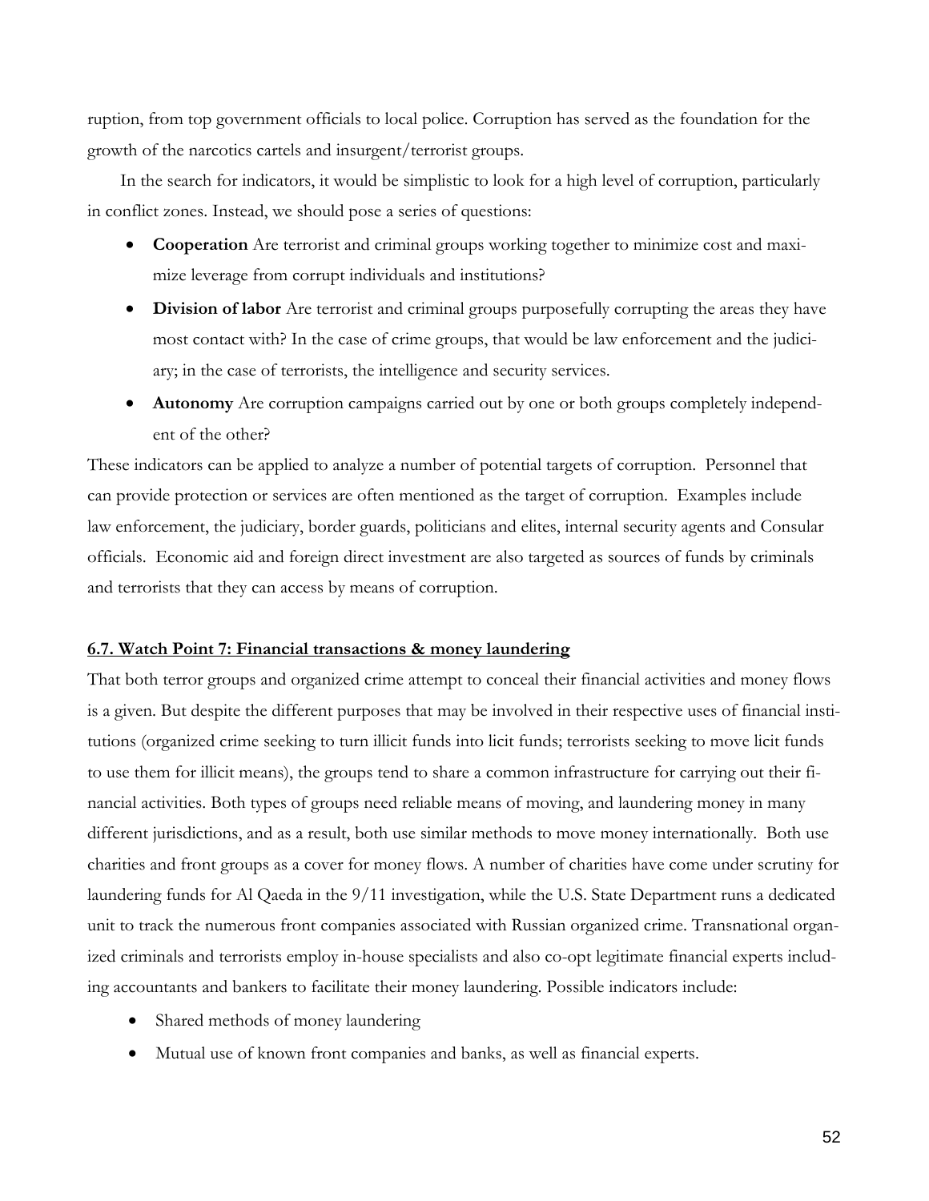ruption, from top government officials to local police. Corruption has served as the foundation for the growth of the narcotics cartels and insurgent/terrorist groups.

In the search for indicators, it would be simplistic to look for a high level of corruption, particularly in conflict zones. Instead, we should pose a series of questions:

- **Cooperation** Are terrorist and criminal groups working together to minimize cost and maximize leverage from corrupt individuals and institutions?
- **Division of labor** Are terrorist and criminal groups purposefully corrupting the areas they have most contact with? In the case of crime groups, that would be law enforcement and the judiciary; in the case of terrorists, the intelligence and security services.
- **Autonomy** Are corruption campaigns carried out by one or both groups completely independent of the other?

These indicators can be applied to analyze a number of potential targets of corruption. Personnel that can provide protection or services are often mentioned as the target of corruption. Examples include law enforcement, the judiciary, border guards, politicians and elites, internal security agents and Consular officials. Economic aid and foreign direct investment are also targeted as sources of funds by criminals and terrorists that they can access by means of corruption.

### 6.7. Watch Point 7: Financial transactions & money laundering

That both terror groups and organized crime attempt to conceal their financial activities and money flows is a given. But despite the different purposes that may be involved in their respective uses of financial institutions (organized crime seeking to turn illicit funds into licit funds; terrorists seeking to move licit funds to use them for illicit means), the groups tend to share a common infrastructure for carrying out their financial activities. Both types of groups need reliable means of moving, and laundering money in many different jurisdictions, and as a result, both use similar methods to move money internationally. Both use charities and front groups as a cover for money flows. A number of charities have come under scrutiny for laundering funds for Al Qaeda in the 9/11 investigation, while the U.S. State Department runs a dedicated unit to track the numerous front companies associated with Russian organized crime. Transnational organized criminals and terrorists employ in-house specialists and also co-opt legitimate financial experts including accountants and bankers to facilitate their money laundering. Possible indicators include:

- Shared methods of money laundering
- Mutual use of known front companies and banks, as well as financial experts.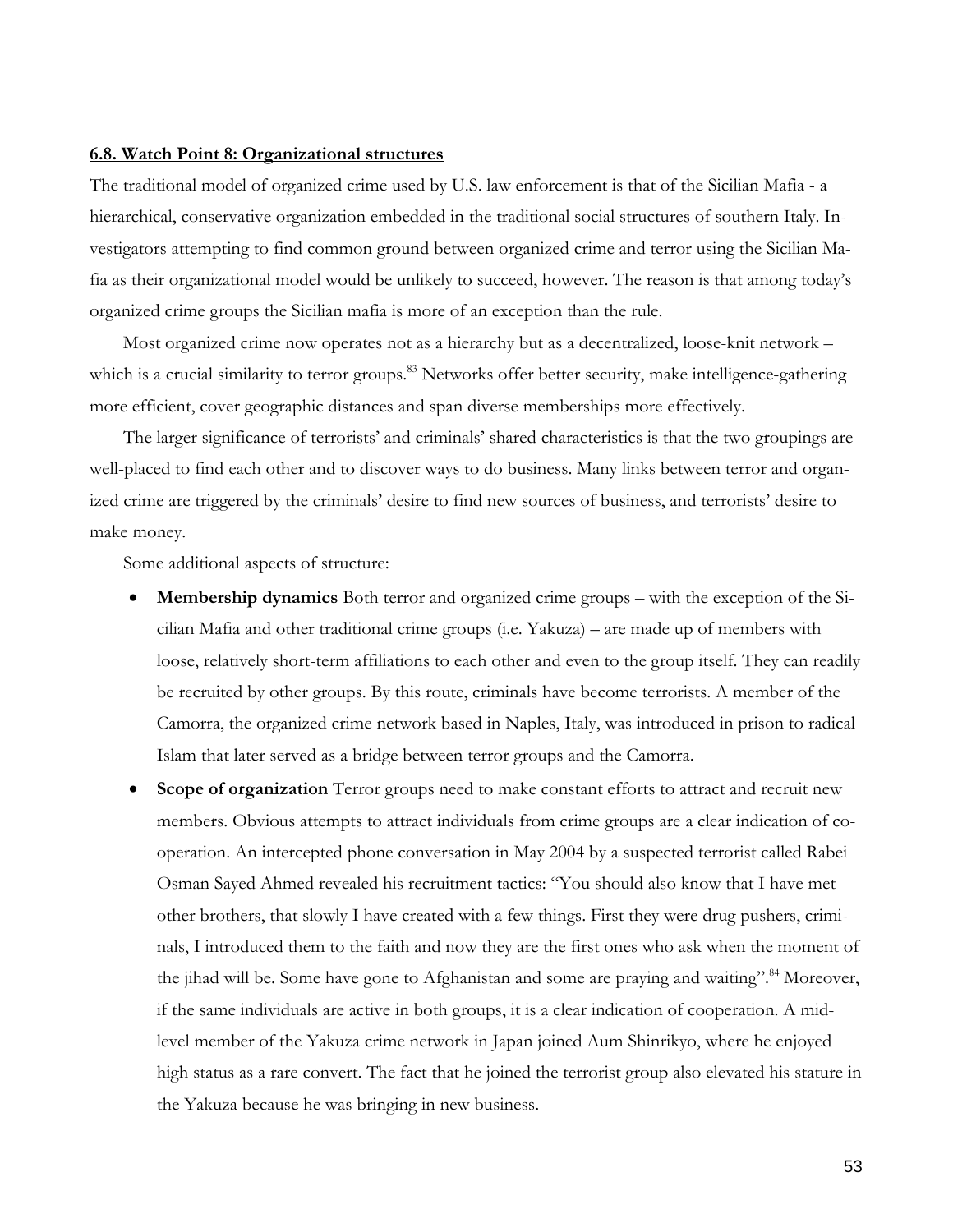## 6.8. Watch Point 8: Organizational structures

The traditional model of organized crime used by U.S. law enforcement is that of the Sicilian Mafia - a hierarchical, conservative organization embedded in the traditional social structures of southern Italy. Investigators attempting to find common ground between organized crime and terror using the Sicilian Mafia as their organizational model would be unlikely to succeed, however. The reason is that among today's organized crime groups the Sicilian mafia is more of an exception than the rule.

Most organized crime now operates not as a hierarchy but as a decentralized, loose-knit network – which is a crucial similarity to terror groups.[83] Networks offer better security, make intelligence-gathering more efficient, cover geographic distances and span diverse memberships more effectively.

The larger significance of terrorists' and criminals' shared characteristics is that the two groupings are well-placed to find each other and to discover ways to do business. Many links between terror and organized crime are triggered by the criminals' desire to find new sources of business, and terrorists' desire to make money.

Some additional aspects of structure:

- **Membership dynamics** Both terror and organized crime groups – with the exception of the Sicilian Mafia and other traditional crime groups (i.e. Yakuza) – are made up of members with loose, relatively short-term affiliations to each other and even to the group itself. They can readily be recruited by other groups. By this route, criminals have become terrorists. A member of the Camorra, the organized crime network based in Naples, Italy, was introduced in prison to radical Islam that later served as a bridge between terror groups and the Camorra.
- **Scope of organization** Terror groups need to make constant efforts to attract and recruit new members. Obvious attempts to attract individuals from crime groups are a clear indication of cooperation. An intercepted phone conversation in May 2004 by a suspected terrorist called Rabei Osman Sayed Ahmed revealed his recruitment tactics: "You should also know that I have met other brothers, that slowly I have created with a few things. First they were drug pushers, criminals, I introduced them to the faith and now they are the first ones who ask when the moment of the jihad will be. Some have gone to Afghanistan and some are praying and waiting".[84] Moreover, if the same individuals are active in both groups, it is a clear indication of cooperation. A mid-level member of the Yakuza crime network in Japan joined Aum Shinrikyo, where he enjoyed high status as a rare convert. The fact that he joined the terrorist group also elevated his stature in the Yakuza because he was bringing in new business.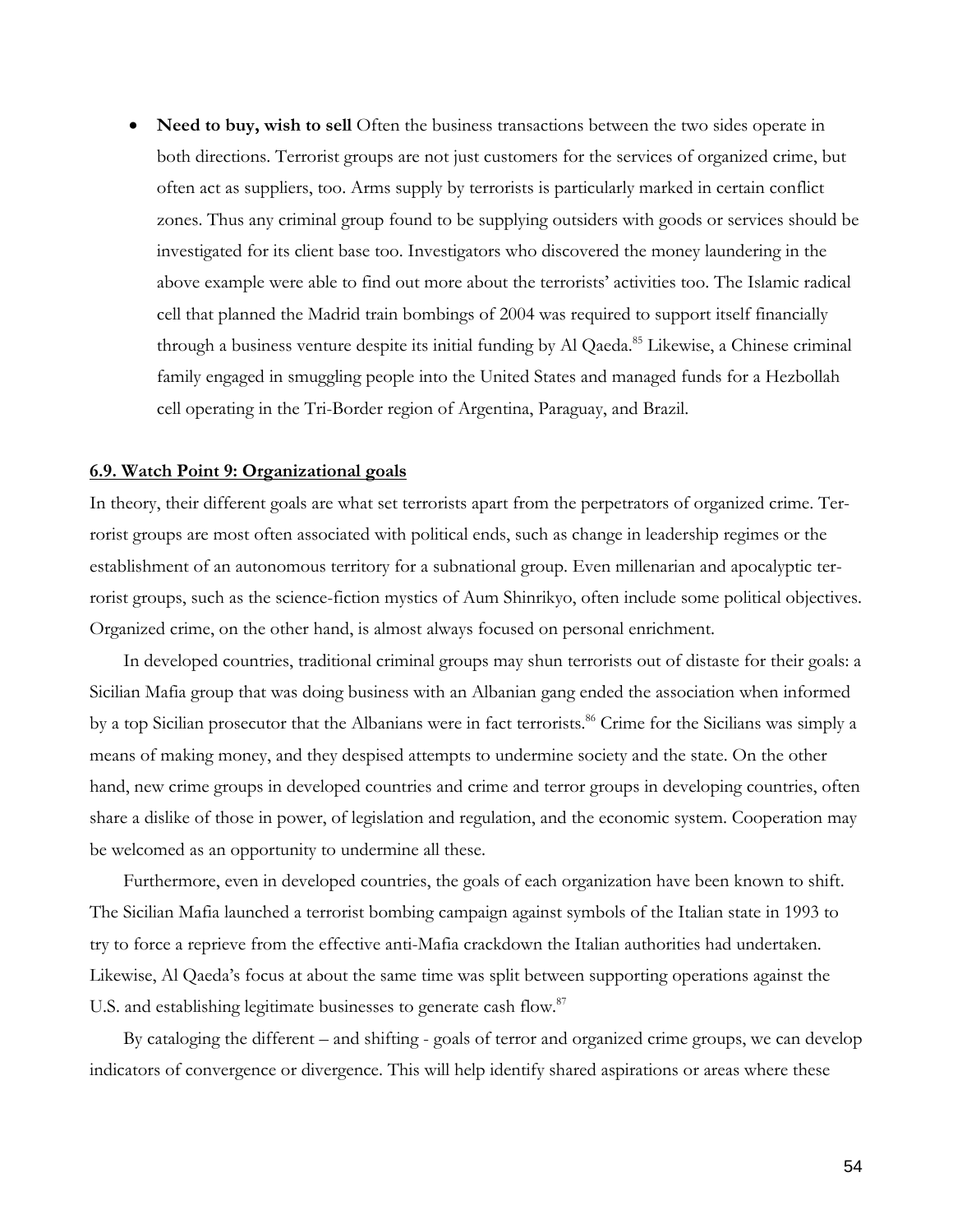- **Need to buy, wish to sell** Often the business transactions between the two sides operate in both directions. Terrorist groups are not just customers for the services of organized crime, but often act as suppliers, too. Arms supply by terrorists is particularly marked in certain conflict zones. Thus any criminal group found to be supplying outsiders with goods or services should be investigated for its client base too. Investigators who discovered the money laundering in the above example were able to find out more about the terrorists' activities too. The Islamic radical cell that planned the Madrid train bombings of 2004 was required to support itself financially through a business venture despite its initial funding by Al Qaeda.[85] Likewise, a Chinese criminal family engaged in smuggling people into the United States and managed funds for a Hezbollah cell operating in the Tri-Border region of Argentina, Paraguay, and Brazil.

### 6.9. Watch Point 9: Organizational goals

In theory, their different goals are what set terrorists apart from the perpetrators of organized crime. Terrorist groups are most often associated with political ends, such as change in leadership regimes or the establishment of an autonomous territory for a subnational group. Even millenarian and apocalyptic terrorist groups, such as the science-fiction mystics of Aum Shinrikyo, often include some political objectives. Organized crime, on the other hand, is almost always focused on personal enrichment.

In developed countries, traditional criminal groups may shun terrorists out of distaste for their goals: a Sicilian Mafia group that was doing business with an Albanian gang ended the association when informed by a top Sicilian prosecutor that the Albanians were in fact terrorists.[86] Crime for the Sicilians was simply a means of making money, and they despised attempts to undermine society and the state. On the other hand, new crime groups in developed countries and crime and terror groups in developing countries, often share a dislike of those in power, of legislation and regulation, and the economic system. Cooperation may be welcomed as an opportunity to undermine all these.

Furthermore, even in developed countries, the goals of each organization have been known to shift. The Sicilian Mafia launched a terrorist bombing campaign against symbols of the Italian state in 1993 to try to force a reprieve from the effective anti-Mafia crackdown the Italian authorities had undertaken. Likewise, Al Qaeda's focus at about the same time was split between supporting operations against the U.S. and establishing legitimate businesses to generate cash flow.[87]

By cataloging the different – and shifting - goals of terror and organized crime groups, we can develop indicators of convergence or divergence. This will help identify shared aspirations or areas where these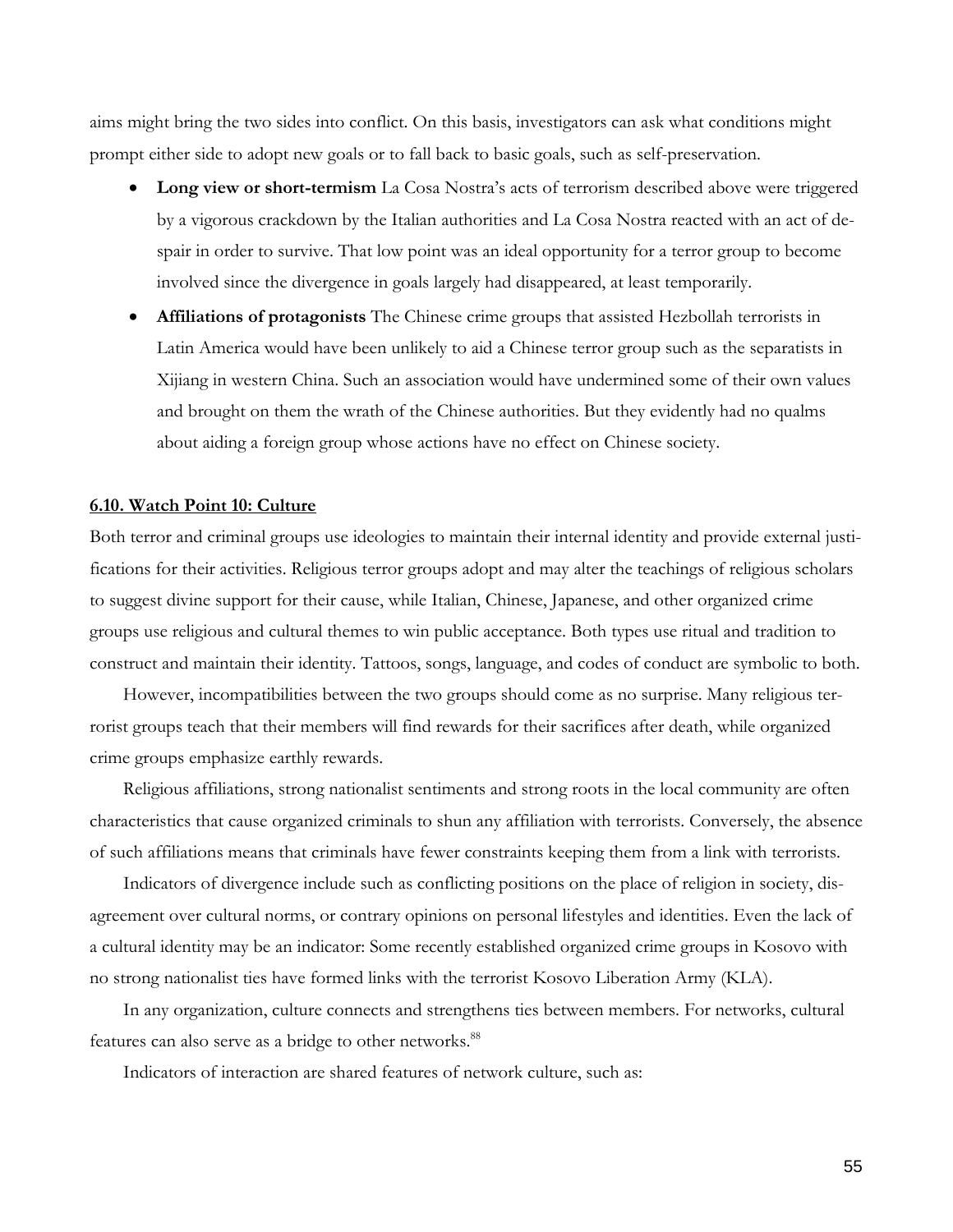aims might bring the two sides into conflict. On this basis, investigators can ask what conditions might prompt either side to adopt new goals or to fall back to basic goals, such as self-preservation.

- **Long view or short-termism** La Cosa Nostra's acts of terrorism described above were triggered by a vigorous crackdown by the Italian authorities and La Cosa Nostra reacted with an act of despair in order to survive. That low point was an ideal opportunity for a terror group to become involved since the divergence in goals largely had disappeared, at least temporarily.
- **Affiliations of protagonists** The Chinese crime groups that assisted Hezbollah terrorists in Latin America would have been unlikely to aid a Chinese terror group such as the separatists in Xijiang in western China. Such an association would have undermined some of their own values and brought on them the wrath of the Chinese authorities. But they evidently had no qualms about aiding a foreign group whose actions have no effect on Chinese society.

### 6.10. Watch Point 10: Culture

Both terror and criminal groups use ideologies to maintain their internal identity and provide external justifications for their activities. Religious terror groups adopt and may alter the teachings of religious scholars to suggest divine support for their cause, while Italian, Chinese, Japanese, and other organized crime groups use religious and cultural themes to win public acceptance. Both types use ritual and tradition to construct and maintain their identity. Tattoos, songs, language, and codes of conduct are symbolic to both.

However, incompatibilities between the two groups should come as no surprise. Many religious terrorist groups teach that their members will find rewards for their sacrifices after death, while organized crime groups emphasize earthly rewards.

Religious affiliations, strong nationalist sentiments and strong roots in the local community are often characteristics that cause organized criminals to shun any affiliation with terrorists. Conversely, the absence of such affiliations means that criminals have fewer constraints keeping them from a link with terrorists.

Indicators of divergence include such as conflicting positions on the place of religion in society, disagreement over cultural norms, or contrary opinions on personal lifestyles and identities. Even the lack of a cultural identity may be an indicator: Some recently established organized crime groups in Kosovo with no strong nationalist ties have formed links with the terrorist Kosovo Liberation Army (KLA).

In any organization, culture connects and strengthens ties between members. For networks, cultural features can also serve as a bridge to other networks.[88]

Indicators of interaction are shared features of network culture, such as: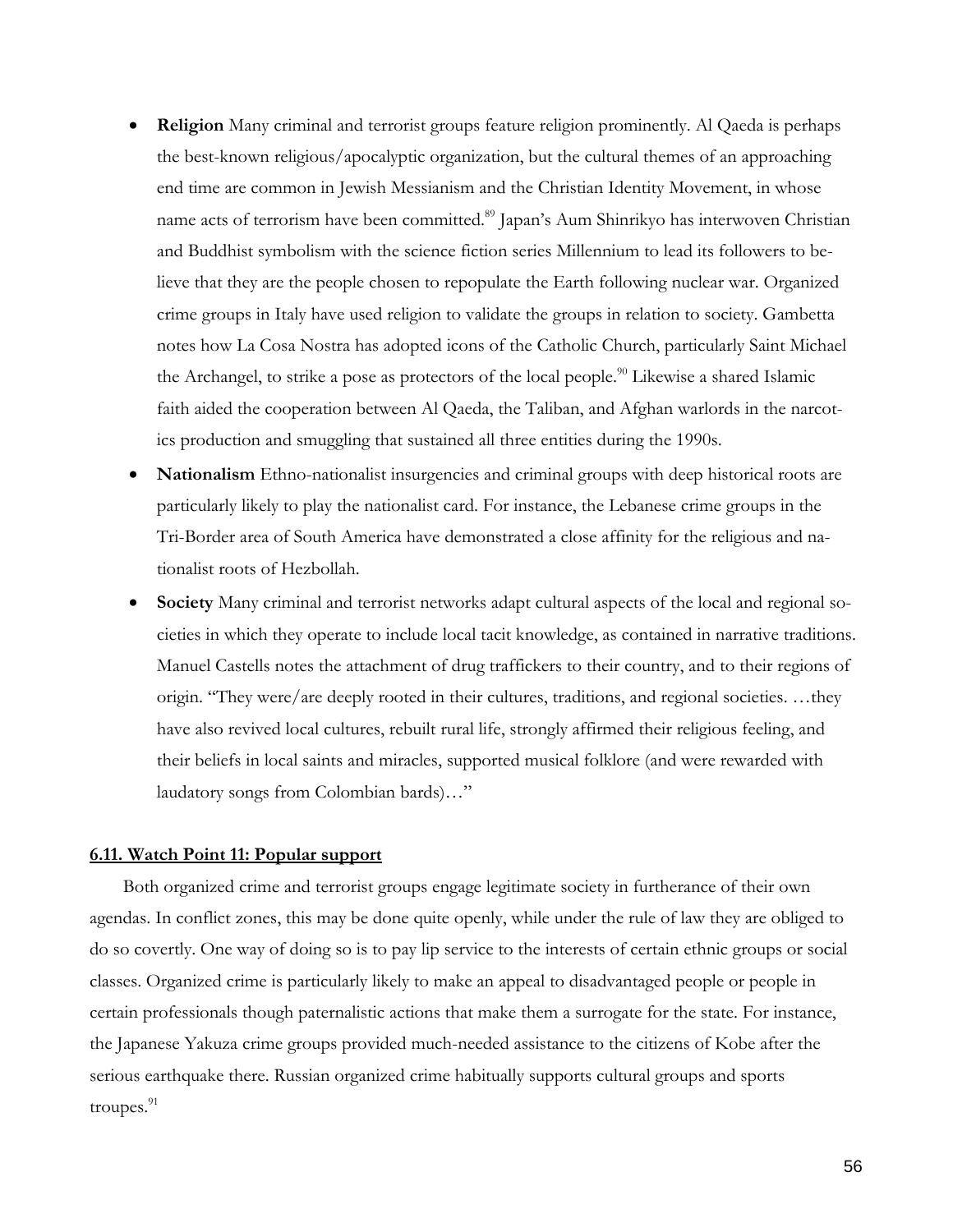- **Religion** Many criminal and terrorist groups feature religion prominently. Al Qaeda is perhaps the best-known religious/apocalyptic organization, but the cultural themes of an approaching end time are common in Jewish Messianism and the Christian Identity Movement, in whose name acts of terrorism have been committed.[89] Japan's Aum Shinrikyo has interwoven Christian and Buddhist symbolism with the science fiction series Millennium to lead its followers to believe that they are the people chosen to repopulate the Earth following nuclear war. Organized crime groups in Italy have used religion to validate the groups in relation to society. Gambetta notes how La Cosa Nostra has adopted icons of the Catholic Church, particularly Saint Michael the Archangel, to strike a pose as protectors of the local people.[90] Likewise a shared Islamic faith aided the cooperation between Al Qaeda, the Taliban, and Afghan warlords in the narcotics production and smuggling that sustained all three entities during the 1990s.
- **Nationalism** Ethno-nationalist insurgencies and criminal groups with deep historical roots are particularly likely to play the nationalist card. For instance, the Lebanese crime groups in the Tri-Border area of South America have demonstrated a close affinity for the religious and nationalist roots of Hezbollah.
- **Society** Many criminal and terrorist networks adapt cultural aspects of the local and regional societies in which they operate to include local tacit knowledge, as contained in narrative traditions. Manuel Castells notes the attachment of drug traffickers to their country, and to their regions of origin. "They were/are deeply rooted in their cultures, traditions, and regional societies. …they have also revived local cultures, rebuilt rural life, strongly affirmed their religious feeling, and their beliefs in local saints and miracles, supported musical folklore (and were rewarded with laudatory songs from Colombian bards)…"

## 6.11. Watch Point 11: Popular support

Both organized crime and terrorist groups engage legitimate society in furtherance of their own agendas. In conflict zones, this may be done quite openly, while under the rule of law they are obliged to do so covertly. One way of doing so is to pay lip service to the interests of certain ethnic groups or social classes. Organized crime is particularly likely to make an appeal to disadvantaged people or people in certain professionals though paternalistic actions that make them a surrogate for the state. For instance, the Japanese Yakuza crime groups provided much-needed assistance to the citizens of Kobe after the serious earthquake there. Russian organized crime habitually supports cultural groups and sports troupes.[91]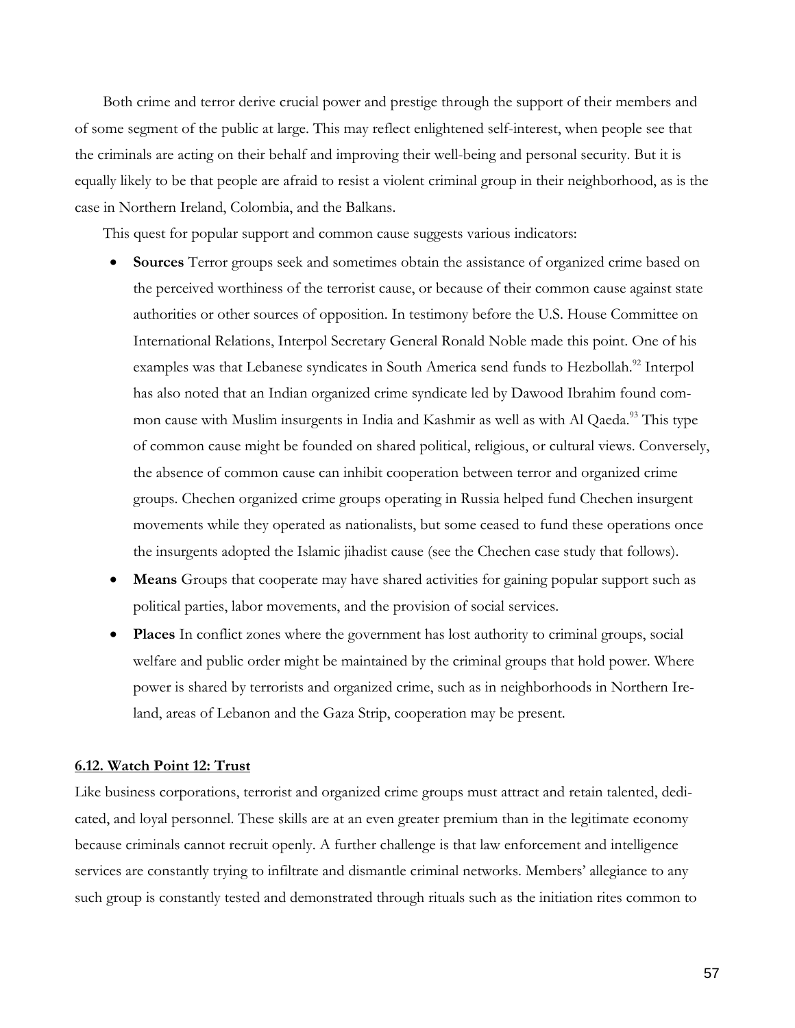Both crime and terror derive crucial power and prestige through the support of their members and of some segment of the public at large. This may reflect enlightened self-interest, when people see that the criminals are acting on their behalf and improving their well-being and personal security. But it is equally likely to be that people are afraid to resist a violent criminal group in their neighborhood, as is the case in Northern Ireland, Colombia, and the Balkans.

This quest for popular support and common cause suggests various indicators:

- **Sources** Terror groups seek and sometimes obtain the assistance of organized crime based on the perceived worthiness of the terrorist cause, or because of their common cause against state authorities or other sources of opposition. In testimony before the U.S. House Committee on International Relations, Interpol Secretary General Ronald Noble made this point. One of his examples was that Lebanese syndicates in South America send funds to Hezbollah.[92] Interpol has also noted that an Indian organized crime syndicate led by Dawood Ibrahim found common cause with Muslim insurgents in India and Kashmir as well as with Al Qaeda.[93] This type of common cause might be founded on shared political, religious, or cultural views. Conversely, the absence of common cause can inhibit cooperation between terror and organized crime groups. Chechen organized crime groups operating in Russia helped fund Chechen insurgent movements while they operated as nationalists, but some ceased to fund these operations once the insurgents adopted the Islamic jihadist cause (see the Chechen case study that follows).
- **Means** Groups that cooperate may have shared activities for gaining popular support such as political parties, labor movements, and the provision of social services.
- **Places** In conflict zones where the government has lost authority to criminal groups, social welfare and public order might be maintained by the criminal groups that hold power. Where power is shared by terrorists and organized crime, such as in neighborhoods in Northern Ireland, areas of Lebanon and the Gaza Strip, cooperation may be present.

## 6.12. Watch Point 12: Trust

Like business corporations, terrorist and organized crime groups must attract and retain talented, dedicated, and loyal personnel. These skills are at an even greater premium than in the legitimate economy because criminals cannot recruit openly. A further challenge is that law enforcement and intelligence services are constantly trying to infiltrate and dismantle criminal networks. Members' allegiance to any such group is constantly tested and demonstrated through rituals such as the initiation rites common to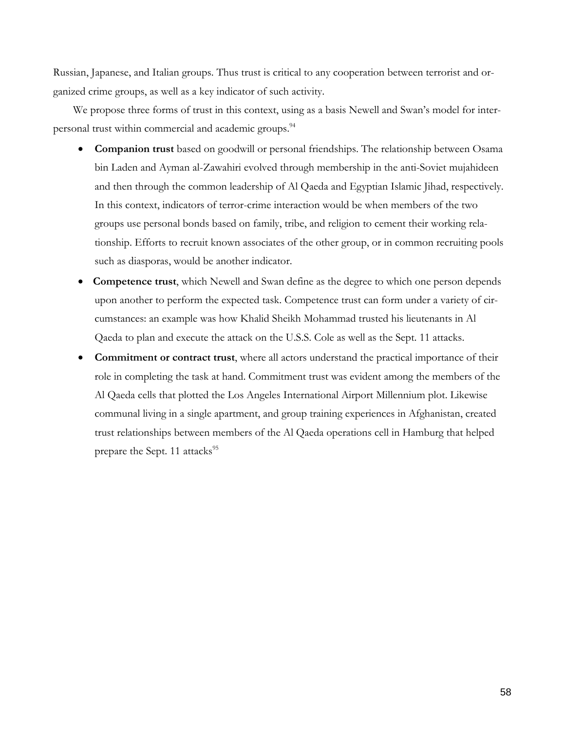Russian, Japanese, and Italian groups. Thus trust is critical to any cooperation between terrorist and organized crime groups, as well as a key indicator of such activity.

We propose three forms of trust in this context, using as a basis Newell and Swan's model for interpersonal trust within commercial and academic groups.[94]

- **Companion trust** based on goodwill or personal friendships. The relationship between Osama bin Laden and Ayman al-Zawahiri evolved through membership in the anti-Soviet mujahideen and then through the common leadership of Al Qaeda and Egyptian Islamic Jihad, respectively. In this context, indicators of terror-crime interaction would be when members of the two groups use personal bonds based on family, tribe, and religion to cement their working relationship. Efforts to recruit known associates of the other group, or in common recruiting pools such as diasporas, would be another indicator.
- **Competence trust**, which Newell and Swan define as the degree to which one person depends upon another to perform the expected task. Competence trust can form under a variety of circumstances: an example was how Khalid Sheikh Mohammad trusted his lieutenants in Al Qaeda to plan and execute the attack on the U.S.S. Cole as well as the Sept. 11 attacks.
- **Commitment or contract trust**, where all actors understand the practical importance of their role in completing the task at hand. Commitment trust was evident among the members of the Al Qaeda cells that plotted the Los Angeles International Airport Millennium plot. Likewise communal living in a single apartment, and group training experiences in Afghanistan, created trust relationships between members of the Al Qaeda operations cell in Hamburg that helped prepare the Sept. 11 attacks[95]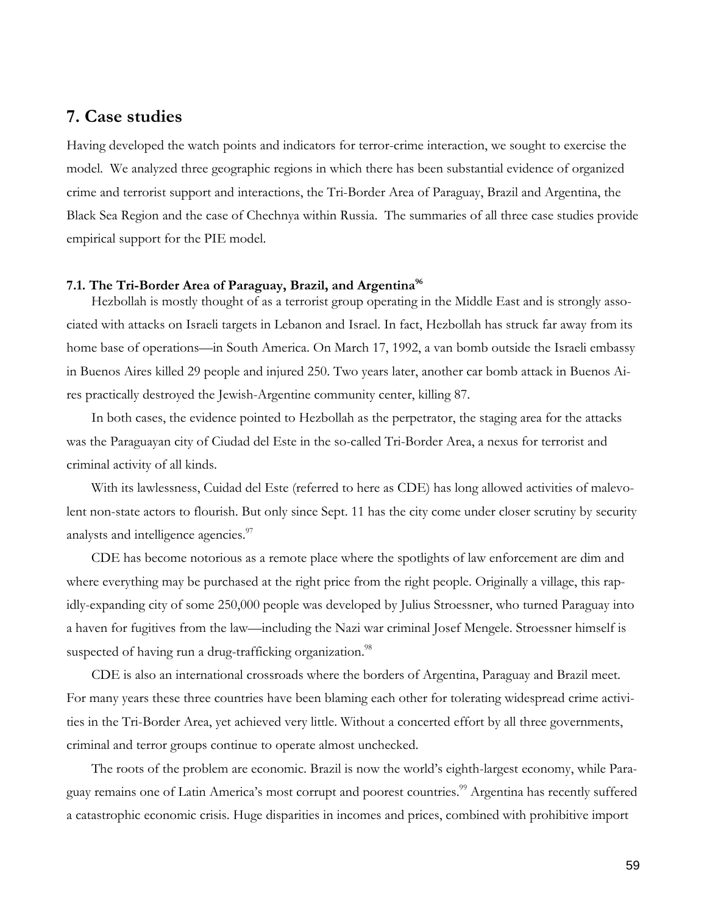## 7. Case studies

Having developed the watch points and indicators for terror-crime interaction, we sought to exercise the model. We analyzed three geographic regions in which there has been substantial evidence of organized crime and terrorist support and interactions, the Tri-Border Area of Paraguay, Brazil and Argentina, the Black Sea Region and the case of Chechnya within Russia. The summaries of all three case studies provide empirical support for the PIE model.

### 7.1. The Tri-Border Area of Paraguay, Brazil, and Argentina[96]

Hezbollah is mostly thought of as a terrorist group operating in the Middle East and is strongly associated with attacks on Israeli targets in Lebanon and Israel. In fact, Hezbollah has struck far away from its home base of operations—in South America. On March 17, 1992, a van bomb outside the Israeli embassy in Buenos Aires killed 29 people and injured 250. Two years later, another car bomb attack in Buenos Aires practically destroyed the Jewish-Argentine community center, killing 87.

In both cases, the evidence pointed to Hezbollah as the perpetrator, the staging area for the attacks was the Paraguayan city of Ciudad del Este in the so-called Tri-Border Area, a nexus for terrorist and criminal activity of all kinds.

With its lawlessness, Cuidad del Este (referred to here as CDE) has long allowed activities of malevolent non-state actors to flourish. But only since Sept. 11 has the city come under closer scrutiny by security analysts and intelligence agencies.[97]

CDE has become notorious as a remote place where the spotlights of law enforcement are dim and where everything may be purchased at the right price from the right people. Originally a village, this rapidly-expanding city of some 250,000 people was developed by Julius Stroessner, who turned Paraguay into a haven for fugitives from the law—including the Nazi war criminal Josef Mengele. Stroessner himself is suspected of having run a drug-trafficking organization.[98]

CDE is also an international crossroads where the borders of Argentina, Paraguay and Brazil meet. For many years these three countries have been blaming each other for tolerating widespread crime activities in the Tri-Border Area, yet achieved very little. Without a concerted effort by all three governments, criminal and terror groups continue to operate almost unchecked.

The roots of the problem are economic. Brazil is now the world's eighth-largest economy, while Paraguay remains one of Latin America's most corrupt and poorest countries.[99] Argentina has recently suffered a catastrophic economic crisis. Huge disparities in incomes and prices, combined with prohibitive import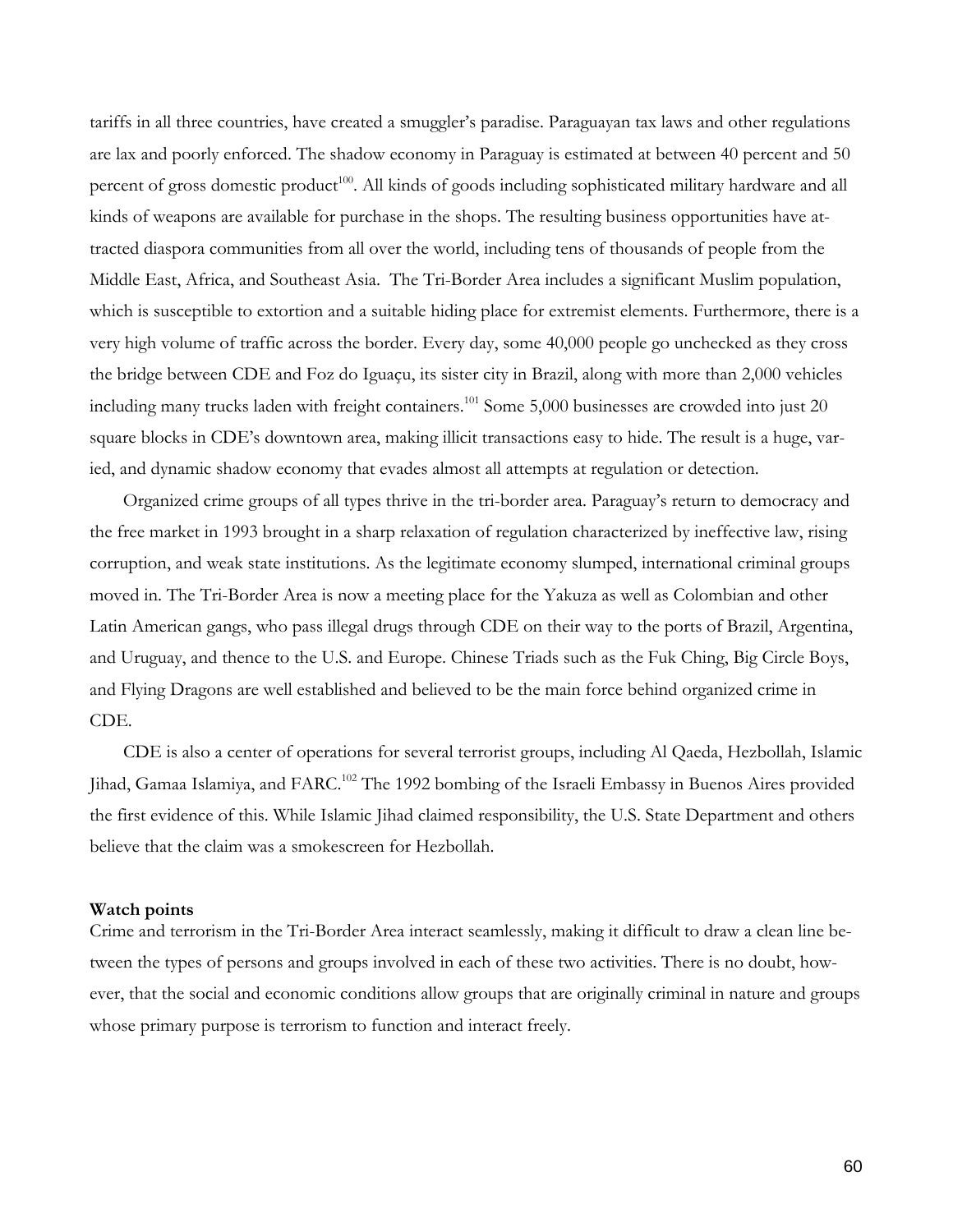tariffs in all three countries, have created a smuggler's paradise. Paraguayan tax laws and other regulations are lax and poorly enforced. The shadow economy in Paraguay is estimated at between 40 percent and 50 percent of gross domestic product[100]. All kinds of goods including sophisticated military hardware and all kinds of weapons are available for purchase in the shops. The resulting business opportunities have attracted diaspora communities from all over the world, including tens of thousands of people from the Middle East, Africa, and Southeast Asia. The Tri-Border Area includes a significant Muslim population, which is susceptible to extortion and a suitable hiding place for extremist elements. Furthermore, there is a very high volume of traffic across the border. Every day, some 40,000 people go unchecked as they cross the bridge between CDE and Foz do Iguaçu, its sister city in Brazil, along with more than 2,000 vehicles including many trucks laden with freight containers.[101] Some 5,000 businesses are crowded into just 20 square blocks in CDE's downtown area, making illicit transactions easy to hide. The result is a huge, varied, and dynamic shadow economy that evades almost all attempts at regulation or detection.

Organized crime groups of all types thrive in the tri-border area. Paraguay's return to democracy and the free market in 1993 brought in a sharp relaxation of regulation characterized by ineffective law, rising corruption, and weak state institutions. As the legitimate economy slumped, international criminal groups moved in. The Tri-Border Area is now a meeting place for the Yakuza as well as Colombian and other Latin American gangs, who pass illegal drugs through CDE on their way to the ports of Brazil, Argentina, and Uruguay, and thence to the U.S. and Europe. Chinese Triads such as the Fuk Ching, Big Circle Boys, and Flying Dragons are well established and believed to be the main force behind organized crime in CDE.

CDE is also a center of operations for several terrorist groups, including Al Qaeda, Hezbollah, Islamic Jihad, Gamaa Islamiya, and FARC.[102] The 1992 bombing of the Israeli Embassy in Buenos Aires provided the first evidence of this. While Islamic Jihad claimed responsibility, the U.S. State Department and others believe that the claim was a smokescreen for Hezbollah.

**Watch points**

Crime and terrorism in the Tri-Border Area interact seamlessly, making it difficult to draw a clean line between the types of persons and groups involved in each of these two activities. There is no doubt, however, that the social and economic conditions allow groups that are originally criminal in nature and groups whose primary purpose is terrorism to function and interact freely.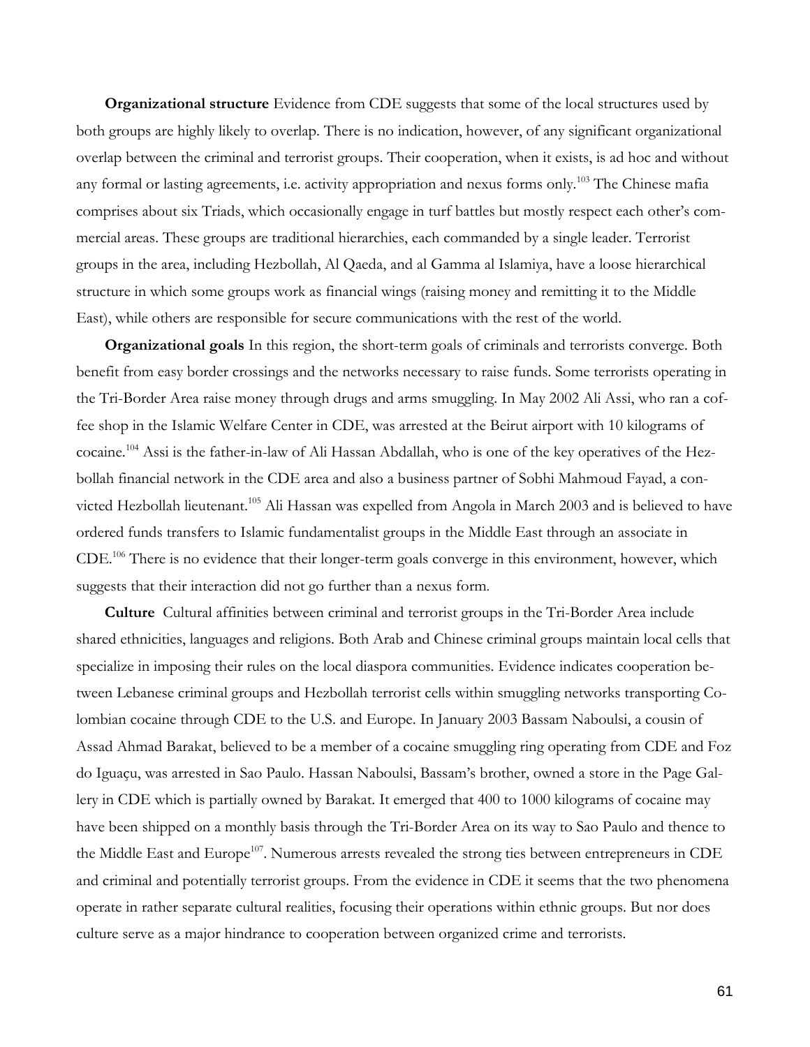**Organizational structure** Evidence from CDE suggests that some of the local structures used by both groups are highly likely to overlap. There is no indication, however, of any significant organizational overlap between the criminal and terrorist groups. Their cooperation, when it exists, is ad hoc and without any formal or lasting agreements, i.e. activity appropriation and nexus forms only.[103] The Chinese mafia comprises about six Triads, which occasionally engage in turf battles but mostly respect each other's commercial areas. These groups are traditional hierarchies, each commanded by a single leader. Terrorist groups in the area, including Hezbollah, Al Qaeda, and al Gamma al Islamiya, have a loose hierarchical structure in which some groups work as financial wings (raising money and remitting it to the Middle East), while others are responsible for secure communications with the rest of the world.

**Organizational goals** In this region, the short-term goals of criminals and terrorists converge. Both benefit from easy border crossings and the networks necessary to raise funds. Some terrorists operating in the Tri-Border Area raise money through drugs and arms smuggling. In May 2002 Ali Assi, who ran a coffee shop in the Islamic Welfare Center in CDE, was arrested at the Beirut airport with 10 kilograms of cocaine.[104] Assi is the father-in-law of Ali Hassan Abdallah, who is one of the key operatives of the Hezbollah financial network in the CDE area and also a business partner of Sobhi Mahmoud Fayad, a convicted Hezbollah lieutenant.[105] Ali Hassan was expelled from Angola in March 2003 and is believed to have ordered funds transfers to Islamic fundamentalist groups in the Middle East through an associate in CDE.[106] There is no evidence that their longer-term goals converge in this environment, however, which suggests that their interaction did not go further than a nexus form.

**Culture** Cultural affinities between criminal and terrorist groups in the Tri-Border Area include shared ethnicities, languages and religions. Both Arab and Chinese criminal groups maintain local cells that specialize in imposing their rules on the local diaspora communities. Evidence indicates cooperation between Lebanese criminal groups and Hezbollah terrorist cells within smuggling networks transporting Colombian cocaine through CDE to the U.S. and Europe. In January 2003 Bassam Naboulsi, a cousin of Assad Ahmad Barakat, believed to be a member of a cocaine smuggling ring operating from CDE and Foz do Iguaçu, was arrested in Sao Paulo. Hassan Naboulsi, Bassam's brother, owned a store in the Page Gallery in CDE which is partially owned by Barakat. It emerged that 400 to 1000 kilograms of cocaine may have been shipped on a monthly basis through the Tri-Border Area on its way to Sao Paulo and thence to the Middle East and Europe[107]. Numerous arrests revealed the strong ties between entrepreneurs in CDE and criminal and potentially terrorist groups. From the evidence in CDE it seems that the two phenomena operate in rather separate cultural realities, focusing their operations within ethnic groups. But nor does culture serve as a major hindrance to cooperation between organized crime and terrorists.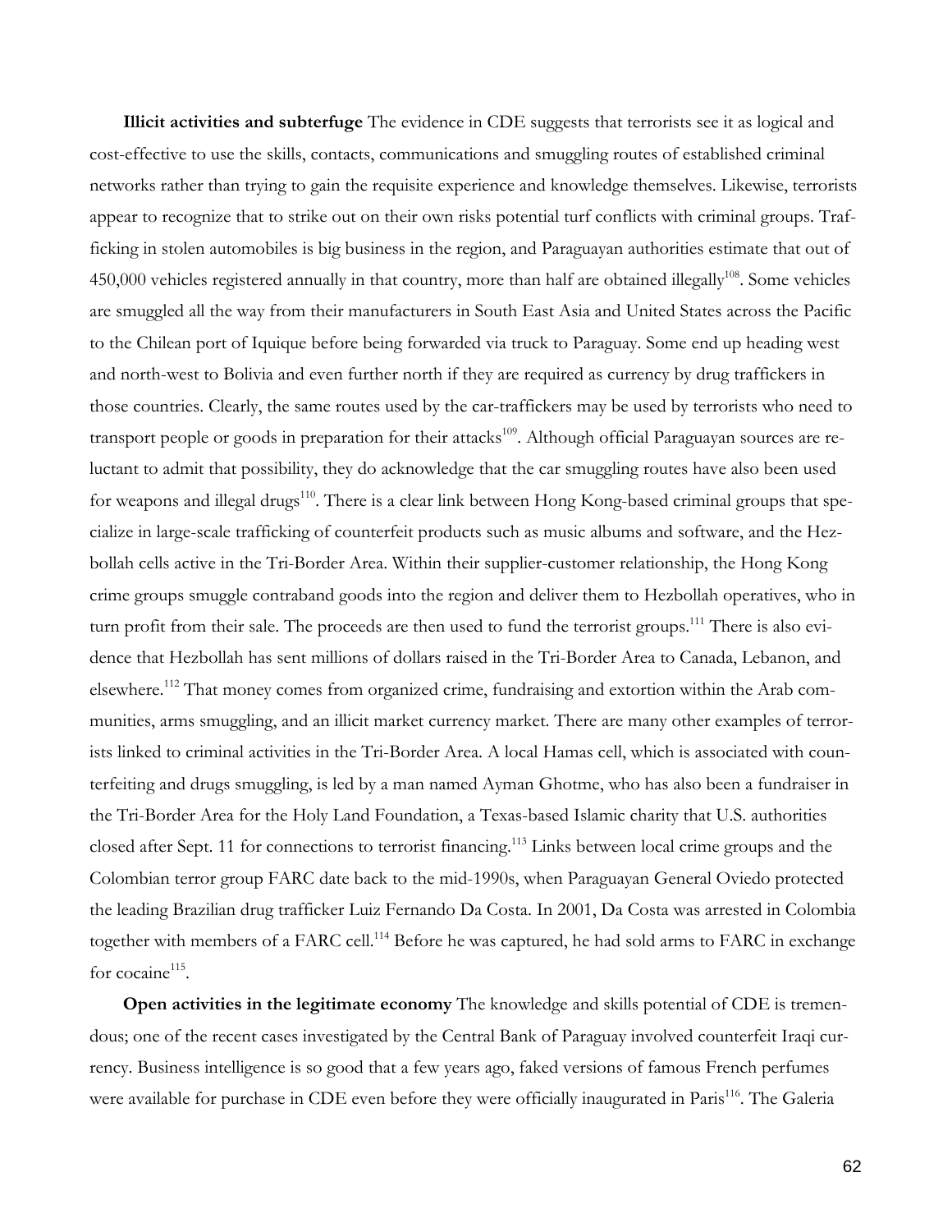**Illicit activities and subterfuge** The evidence in CDE suggests that terrorists see it as logical and cost-effective to use the skills, contacts, communications and smuggling routes of established criminal networks rather than trying to gain the requisite experience and knowledge themselves. Likewise, terrorists appear to recognize that to strike out on their own risks potential turf conflicts with criminal groups. Trafficking in stolen automobiles is big business in the region, and Paraguayan authorities estimate that out of 450,000 vehicles registered annually in that country, more than half are obtained illegally[108]. Some vehicles are smuggled all the way from their manufacturers in South East Asia and United States across the Pacific to the Chilean port of Iquique before being forwarded via truck to Paraguay. Some end up heading west and north-west to Bolivia and even further north if they are required as currency by drug traffickers in those countries. Clearly, the same routes used by the car-traffickers may be used by terrorists who need to transport people or goods in preparation for their attacks[109]. Although official Paraguayan sources are reluctant to admit that possibility, they do acknowledge that the car smuggling routes have also been used for weapons and illegal drugs[110]. There is a clear link between Hong Kong-based criminal groups that specialize in large-scale trafficking of counterfeit products such as music albums and software, and the Hezbollah cells active in the Tri-Border Area. Within their supplier-customer relationship, the Hong Kong crime groups smuggle contraband goods into the region and deliver them to Hezbollah operatives, who in turn profit from their sale. The proceeds are then used to fund the terrorist groups.[111] There is also evidence that Hezbollah has sent millions of dollars raised in the Tri-Border Area to Canada, Lebanon, and elsewhere.[112] That money comes from organized crime, fundraising and extortion within the Arab communities, arms smuggling, and an illicit market currency market. There are many other examples of terrorists linked to criminal activities in the Tri-Border Area. A local Hamas cell, which is associated with counterfeiting and drugs smuggling, is led by a man named Ayman Ghotme, who has also been a fundraiser in the Tri-Border Area for the Holy Land Foundation, a Texas-based Islamic charity that U.S. authorities closed after Sept. 11 for connections to terrorist financing.[113] Links between local crime groups and the Colombian terror group FARC date back to the mid-1990s, when Paraguayan General Oviedo protected the leading Brazilian drug trafficker Luiz Fernando Da Costa. In 2001, Da Costa was arrested in Colombia together with members of a FARC cell.[114] Before he was captured, he had sold arms to FARC in exchange for cocaine[115].

**Open activities in the legitimate economy** The knowledge and skills potential of CDE is tremendous; one of the recent cases investigated by the Central Bank of Paraguay involved counterfeit Iraqi currency. Business intelligence is so good that a few years ago, faked versions of famous French perfumes were available for purchase in CDE even before they were officially inaugurated in Paris[116]. The Galeria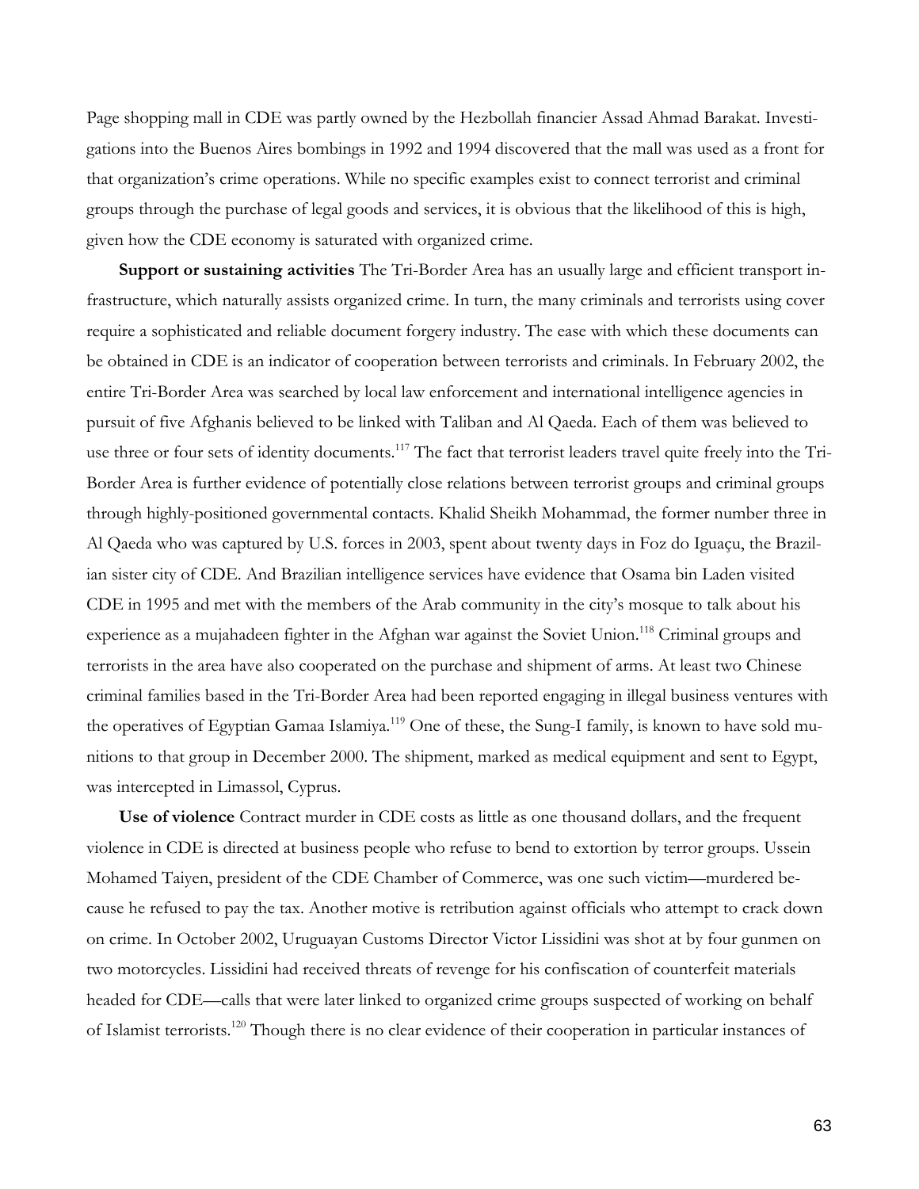Page shopping mall in CDE was partly owned by the Hezbollah financier Assad Ahmad Barakat. Investigations into the Buenos Aires bombings in 1992 and 1994 discovered that the mall was used as a front for that organization's crime operations. While no specific examples exist to connect terrorist and criminal groups through the purchase of legal goods and services, it is obvious that the likelihood of this is high, given how the CDE economy is saturated with organized crime.

**Support or sustaining activities** The Tri-Border Area has an usually large and efficient transport infrastructure, which naturally assists organized crime. In turn, the many criminals and terrorists using cover require a sophisticated and reliable document forgery industry. The ease with which these documents can be obtained in CDE is an indicator of cooperation between terrorists and criminals. In February 2002, the entire Tri-Border Area was searched by local law enforcement and international intelligence agencies in pursuit of five Afghanis believed to be linked with Taliban and Al Qaeda. Each of them was believed to use three or four sets of identity documents.[117] The fact that terrorist leaders travel quite freely into the Tri-Border Area is further evidence of potentially close relations between terrorist groups and criminal groups through highly-positioned governmental contacts. Khalid Sheikh Mohammad, the former number three in Al Qaeda who was captured by U.S. forces in 2003, spent about twenty days in Foz do Iguaçu, the Brazilian sister city of CDE. And Brazilian intelligence services have evidence that Osama bin Laden visited CDE in 1995 and met with the members of the Arab community in the city's mosque to talk about his experience as a mujahadeen fighter in the Afghan war against the Soviet Union.[118] Criminal groups and terrorists in the area have also cooperated on the purchase and shipment of arms. At least two Chinese criminal families based in the Tri-Border Area had been reported engaging in illegal business ventures with the operatives of Egyptian Gamaa Islamiya.[119] One of these, the Sung-I family, is known to have sold munitions to that group in December 2000. The shipment, marked as medical equipment and sent to Egypt, was intercepted in Limassol, Cyprus.

**Use of violence** Contract murder in CDE costs as little as one thousand dollars, and the frequent violence in CDE is directed at business people who refuse to bend to extortion by terror groups. Ussein Mohamed Taiyen, president of the CDE Chamber of Commerce, was one such victim—murdered because he refused to pay the tax. Another motive is retribution against officials who attempt to crack down on crime. In October 2002, Uruguayan Customs Director Victor Lissidini was shot at by four gunmen on two motorcycles. Lissidini had received threats of revenge for his confiscation of counterfeit materials headed for CDE—calls that were later linked to organized crime groups suspected of working on behalf of Islamist terrorists.[120] Though there is no clear evidence of their cooperation in particular instances of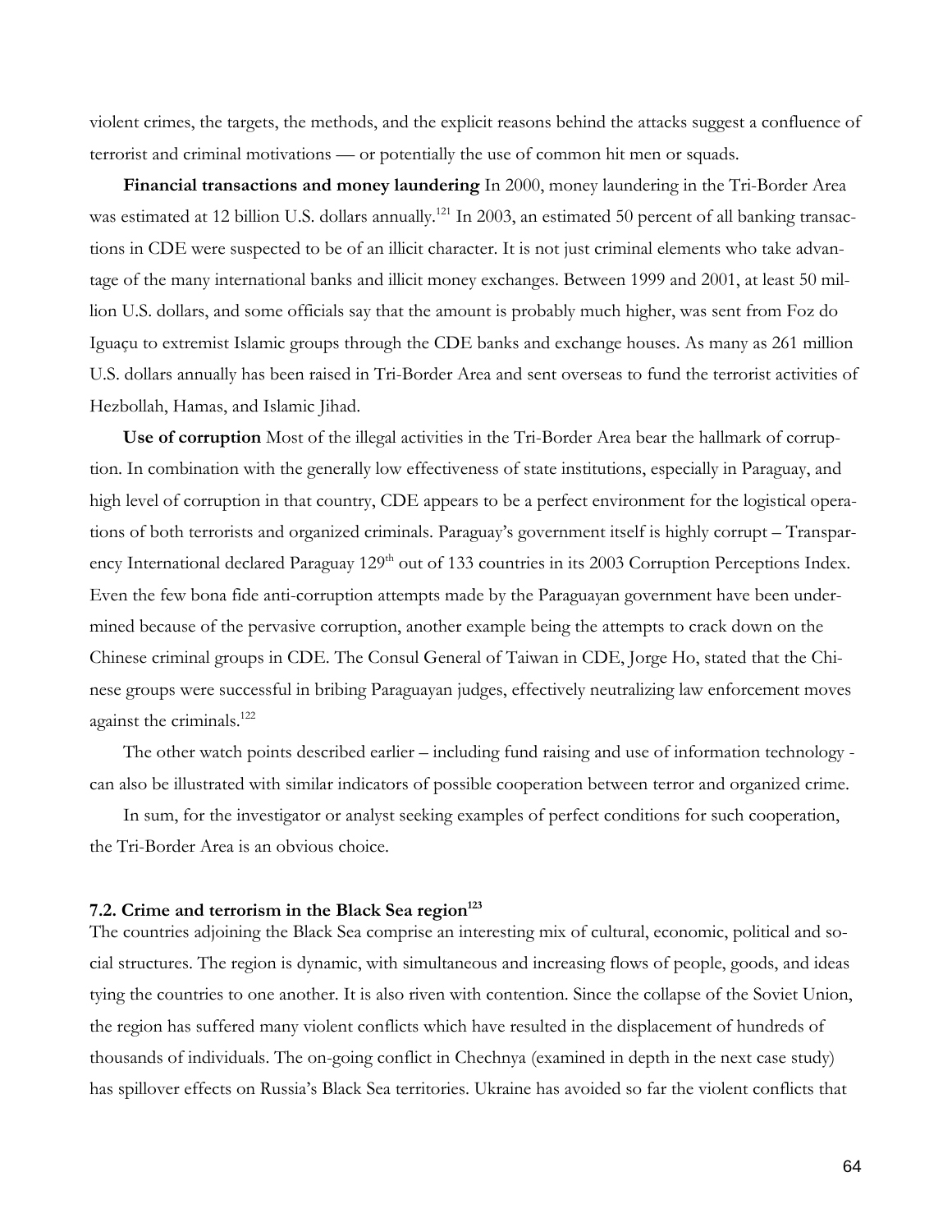violent crimes, the targets, the methods, and the explicit reasons behind the attacks suggest a confluence of terrorist and criminal motivations — or potentially the use of common hit men or squads.

**Financial transactions and money laundering** In 2000, money laundering in the Tri-Border Area was estimated at 12 billion U.S. dollars annually.[121] In 2003, an estimated 50 percent of all banking transactions in CDE were suspected to be of an illicit character. It is not just criminal elements who take advantage of the many international banks and illicit money exchanges. Between 1999 and 2001, at least 50 million U.S. dollars, and some officials say that the amount is probably much higher, was sent from Foz do Iguaçu to extremist Islamic groups through the CDE banks and exchange houses. As many as 261 million U.S. dollars annually has been raised in Tri-Border Area and sent overseas to fund the terrorist activities of Hezbollah, Hamas, and Islamic Jihad.

**Use of corruption** Most of the illegal activities in the Tri-Border Area bear the hallmark of corruption. In combination with the generally low effectiveness of state institutions, especially in Paraguay, and high level of corruption in that country, CDE appears to be a perfect environment for the logistical operations of both terrorists and organized criminals. Paraguay's government itself is highly corrupt – Transparency International declared Paraguay 129th out of 133 countries in its 2003 Corruption Perceptions Index. Even the few bona fide anti-corruption attempts made by the Paraguayan government have been undermined because of the pervasive corruption, another example being the attempts to crack down on the Chinese criminal groups in CDE. The Consul General of Taiwan in CDE, Jorge Ho, stated that the Chinese groups were successful in bribing Paraguayan judges, effectively neutralizing law enforcement moves against the criminals.[122]

The other watch points described earlier – including fund raising and use of information technology - can also be illustrated with similar indicators of possible cooperation between terror and organized crime.

In sum, for the investigator or analyst seeking examples of perfect conditions for such cooperation, the Tri-Border Area is an obvious choice.

### 7.2. Crime and terrorism in the Black Sea region[123]

The countries adjoining the Black Sea comprise an interesting mix of cultural, economic, political and social structures. The region is dynamic, with simultaneous and increasing flows of people, goods, and ideas tying the countries to one another. It is also riven with contention. Since the collapse of the Soviet Union, the region has suffered many violent conflicts which have resulted in the displacement of hundreds of thousands of individuals. The on-going conflict in Chechnya (examined in depth in the next case study) has spillover effects on Russia's Black Sea territories. Ukraine has avoided so far the violent conflicts that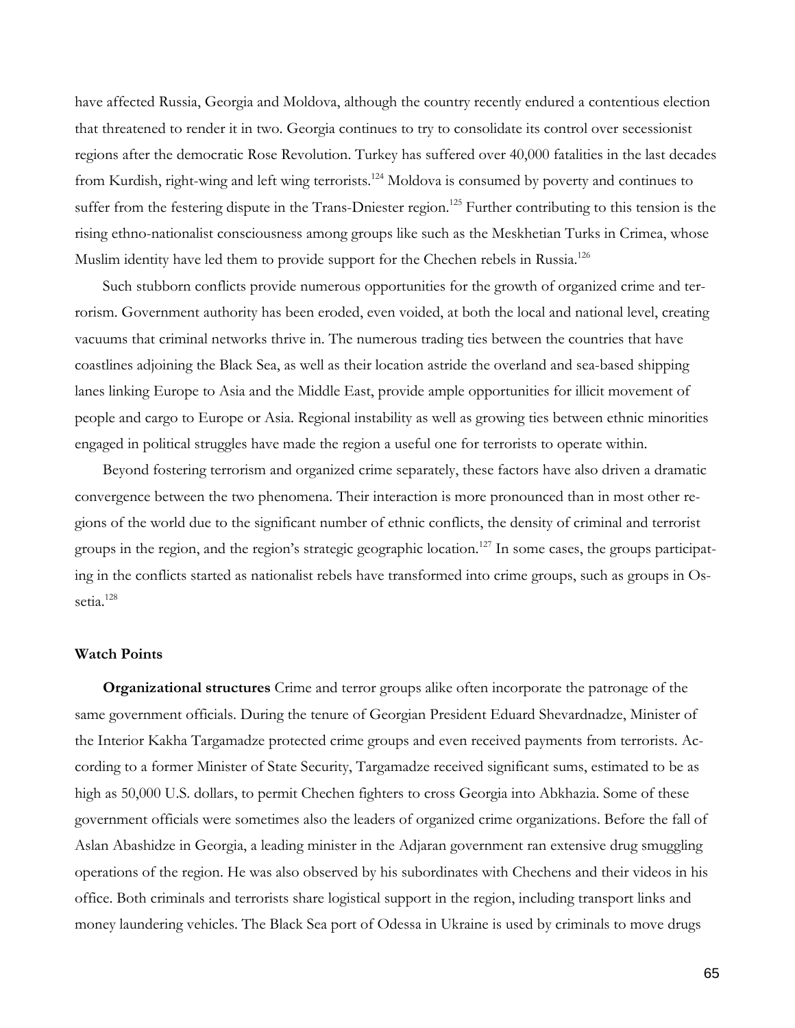have affected Russia, Georgia and Moldova, although the country recently endured a contentious election that threatened to render it in two. Georgia continues to try to consolidate its control over secessionist regions after the democratic Rose Revolution. Turkey has suffered over 40,000 fatalities in the last decades from Kurdish, right-wing and left wing terrorists.[124] Moldova is consumed by poverty and continues to suffer from the festering dispute in the Trans-Dniester region.[125] Further contributing to this tension is the rising ethno-nationalist consciousness among groups like such as the Meskhetian Turks in Crimea, whose Muslim identity have led them to provide support for the Chechen rebels in Russia.[126]

Such stubborn conflicts provide numerous opportunities for the growth of organized crime and terrorism. Government authority has been eroded, even voided, at both the local and national level, creating vacuums that criminal networks thrive in. The numerous trading ties between the countries that have coastlines adjoining the Black Sea, as well as their location astride the overland and sea-based shipping lanes linking Europe to Asia and the Middle East, provide ample opportunities for illicit movement of people and cargo to Europe or Asia. Regional instability as well as growing ties between ethnic minorities engaged in political struggles have made the region a useful one for terrorists to operate within.

Beyond fostering terrorism and organized crime separately, these factors have also driven a dramatic convergence between the two phenomena. Their interaction is more pronounced than in most other regions of the world due to the significant number of ethnic conflicts, the density of criminal and terrorist groups in the region, and the region's strategic geographic location.[127] In some cases, the groups participating in the conflicts started as nationalist rebels have transformed into crime groups, such as groups in Ossetia.[128]

#### Watch Points

**Organizational structures** Crime and terror groups alike often incorporate the patronage of the same government officials. During the tenure of Georgian President Eduard Shevardnadze, Minister of the Interior Kakha Targamadze protected crime groups and even received payments from terrorists. According to a former Minister of State Security, Targamadze received significant sums, estimated to be as high as 50,000 U.S. dollars, to permit Chechen fighters to cross Georgia into Abkhazia. Some of these government officials were sometimes also the leaders of organized crime organizations. Before the fall of Aslan Abashidze in Georgia, a leading minister in the Adjaran government ran extensive drug smuggling operations of the region. He was also observed by his subordinates with Chechens and their videos in his office. Both criminals and terrorists share logistical support in the region, including transport links and money laundering vehicles. The Black Sea port of Odessa in Ukraine is used by criminals to move drugs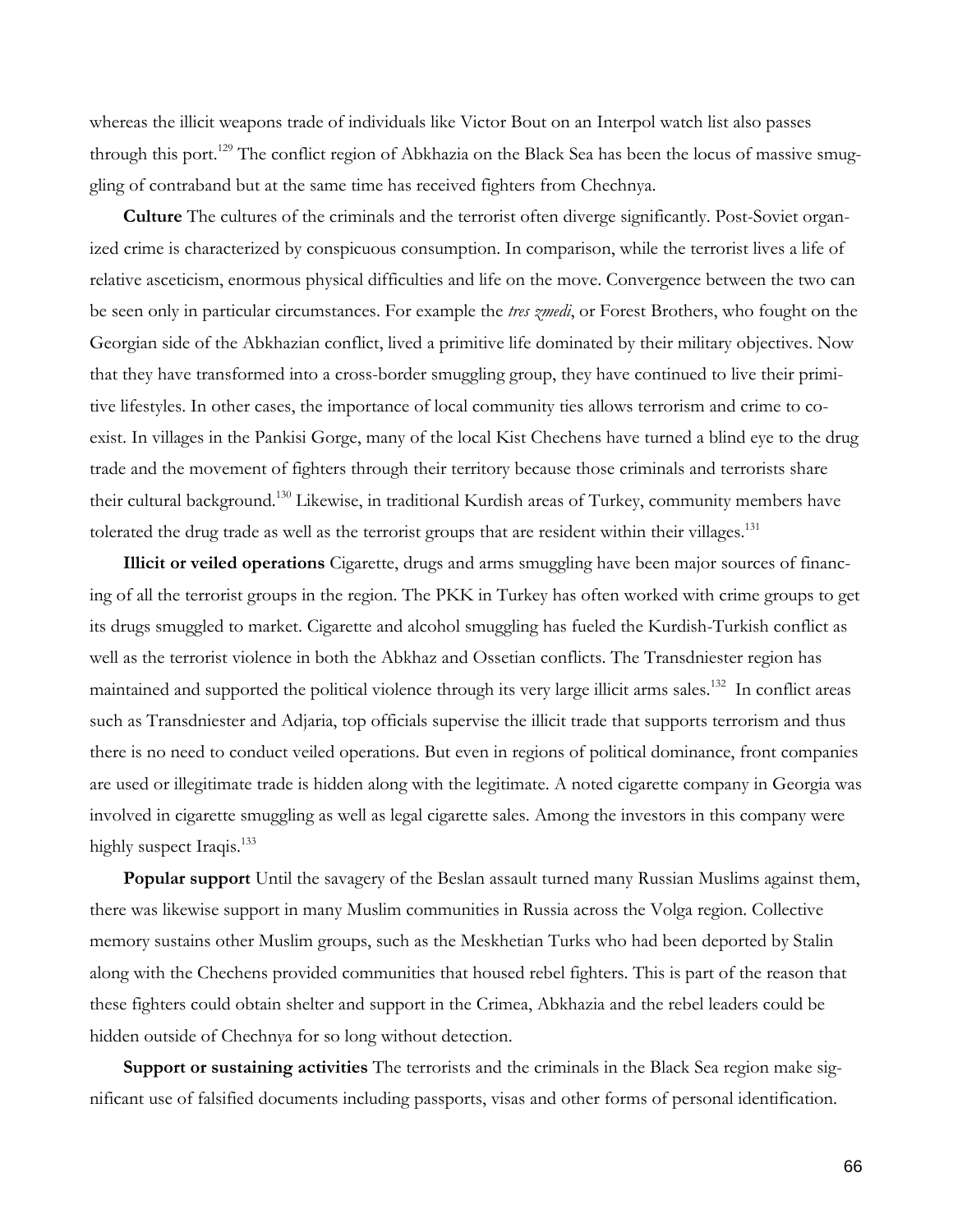whereas the illicit weapons trade of individuals like Victor Bout on an Interpol watch list also passes through this port.[129] The conflict region of Abkhazia on the Black Sea has been the locus of massive smuggling of contraband but at the same time has received fighters from Chechnya.

**Culture** The cultures of the criminals and the terrorist often diverge significantly. Post-Soviet organized crime is characterized by conspicuous consumption. In comparison, while the terrorist lives a life of relative asceticism, enormous physical difficulties and life on the move. Convergence between the two can be seen only in particular circumstances. For example the *tres zmedi*, or Forest Brothers, who fought on the Georgian side of the Abkhazian conflict, lived a primitive life dominated by their military objectives. Now that they have transformed into a cross-border smuggling group, they have continued to live their primitive lifestyles. In other cases, the importance of local community ties allows terrorism and crime to co-exist. In villages in the Pankisi Gorge, many of the local Kist Chechens have turned a blind eye to the drug trade and the movement of fighters through their territory because those criminals and terrorists share their cultural background.[130] Likewise, in traditional Kurdish areas of Turkey, community members have tolerated the drug trade as well as the terrorist groups that are resident within their villages.[131]

**Illicit or veiled operations** Cigarette, drugs and arms smuggling have been major sources of financing of all the terrorist groups in the region. The PKK in Turkey has often worked with crime groups to get its drugs smuggled to market. Cigarette and alcohol smuggling has fueled the Kurdish-Turkish conflict as well as the terrorist violence in both the Abkhaz and Ossetian conflicts. The Transdniester region has maintained and supported the political violence through its very large illicit arms sales.[132] In conflict areas such as Transdniester and Adjaria, top officials supervise the illicit trade that supports terrorism and thus there is no need to conduct veiled operations. But even in regions of political dominance, front companies are used or illegitimate trade is hidden along with the legitimate. A noted cigarette company in Georgia was involved in cigarette smuggling as well as legal cigarette sales. Among the investors in this company were highly suspect Iraqis.[133]

**Popular support** Until the savagery of the Beslan assault turned many Russian Muslims against them, there was likewise support in many Muslim communities in Russia across the Volga region. Collective memory sustains other Muslim groups, such as the Meskhetian Turks who had been deported by Stalin along with the Chechens provided communities that housed rebel fighters. This is part of the reason that these fighters could obtain shelter and support in the Crimea, Abkhazia and the rebel leaders could be hidden outside of Chechnya for so long without detection.

**Support or sustaining activities** The terrorists and the criminals in the Black Sea region make significant use of falsified documents including passports, visas and other forms of personal identification.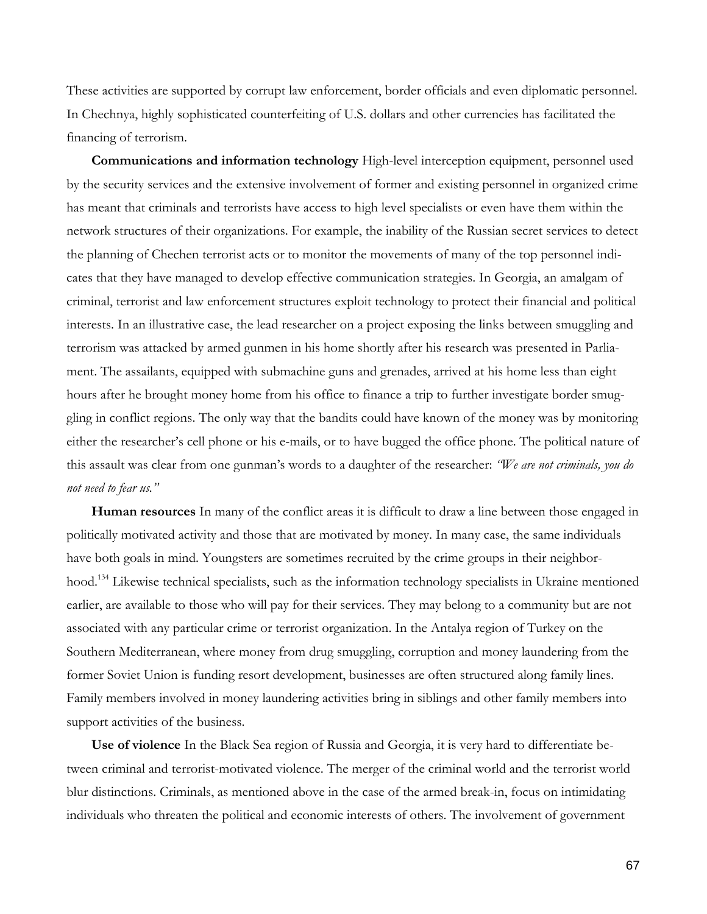These activities are supported by corrupt law enforcement, border officials and even diplomatic personnel. In Chechnya, highly sophisticated counterfeiting of U.S. dollars and other currencies has facilitated the financing of terrorism.

**Communications and information technology** High-level interception equipment, personnel used by the security services and the extensive involvement of former and existing personnel in organized crime has meant that criminals and terrorists have access to high level specialists or even have them within the network structures of their organizations. For example, the inability of the Russian secret services to detect the planning of Chechen terrorist acts or to monitor the movements of many of the top personnel indicates that they have managed to develop effective communication strategies. In Georgia, an amalgam of criminal, terrorist and law enforcement structures exploit technology to protect their financial and political interests. In an illustrative case, the lead researcher on a project exposing the links between smuggling and terrorism was attacked by armed gunmen in his home shortly after his research was presented in Parliament. The assailants, equipped with submachine guns and grenades, arrived at his home less than eight hours after he brought money home from his office to finance a trip to further investigate border smuggling in conflict regions. The only way that the bandits could have known of the money was by monitoring either the researcher's cell phone or his e-mails, or to have bugged the office phone. The political nature of this assault was clear from one gunman's words to a daughter of the researcher: *"We are not criminals, you do not need to fear us."*

**Human resources** In many of the conflict areas it is difficult to draw a line between those engaged in politically motivated activity and those that are motivated by money. In many case, the same individuals have both goals in mind. Youngsters are sometimes recruited by the crime groups in their neighborhood.[134] Likewise technical specialists, such as the information technology specialists in Ukraine mentioned earlier, are available to those who will pay for their services. They may belong to a community but are not associated with any particular crime or terrorist organization. In the Antalya region of Turkey on the Southern Mediterranean, where money from drug smuggling, corruption and money laundering from the former Soviet Union is funding resort development, businesses are often structured along family lines. Family members involved in money laundering activities bring in siblings and other family members into support activities of the business.

**Use of violence** In the Black Sea region of Russia and Georgia, it is very hard to differentiate between criminal and terrorist-motivated violence. The merger of the criminal world and the terrorist world blur distinctions. Criminals, as mentioned above in the case of the armed break-in, focus on intimidating individuals who threaten the political and economic interests of others. The involvement of government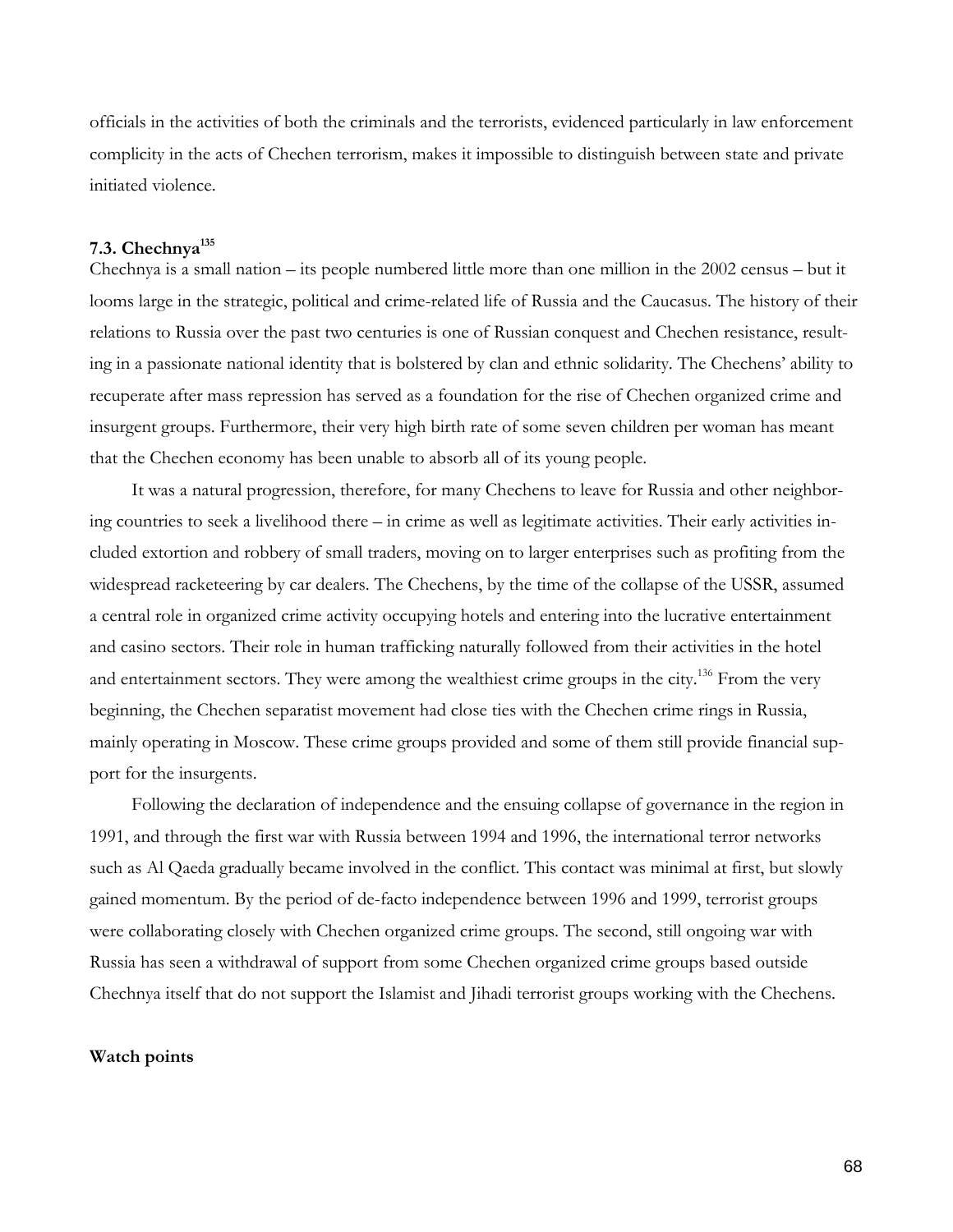officials in the activities of both the criminals and the terrorists, evidenced particularly in law enforcement complicity in the acts of Chechen terrorism, makes it impossible to distinguish between state and private initiated violence.

### 7.3. Chechnya[135]

Chechnya is a small nation – its people numbered little more than one million in the 2002 census – but it looms large in the strategic, political and crime-related life of Russia and the Caucasus. The history of their relations to Russia over the past two centuries is one of Russian conquest and Chechen resistance, resulting in a passionate national identity that is bolstered by clan and ethnic solidarity. The Chechens' ability to recuperate after mass repression has served as a foundation for the rise of Chechen organized crime and insurgent groups. Furthermore, their very high birth rate of some seven children per woman has meant that the Chechen economy has been unable to absorb all of its young people.

It was a natural progression, therefore, for many Chechens to leave for Russia and other neighboring countries to seek a livelihood there – in crime as well as legitimate activities. Their early activities included extortion and robbery of small traders, moving on to larger enterprises such as profiting from the widespread racketeering by car dealers. The Chechens, by the time of the collapse of the USSR, assumed a central role in organized crime activity occupying hotels and entering into the lucrative entertainment and casino sectors. Their role in human trafficking naturally followed from their activities in the hotel and entertainment sectors. They were among the wealthiest crime groups in the city.[136] From the very beginning, the Chechen separatist movement had close ties with the Chechen crime rings in Russia, mainly operating in Moscow. These crime groups provided and some of them still provide financial support for the insurgents.

Following the declaration of independence and the ensuing collapse of governance in the region in 1991, and through the first war with Russia between 1994 and 1996, the international terror networks such as Al Qaeda gradually became involved in the conflict. This contact was minimal at first, but slowly gained momentum. By the period of de-facto independence between 1996 and 1999, terrorist groups were collaborating closely with Chechen organized crime groups. The second, still ongoing war with Russia has seen a withdrawal of support from some Chechen organized crime groups based outside Chechnya itself that do not support the Islamist and Jihadi terrorist groups working with the Chechens.

**Watch points**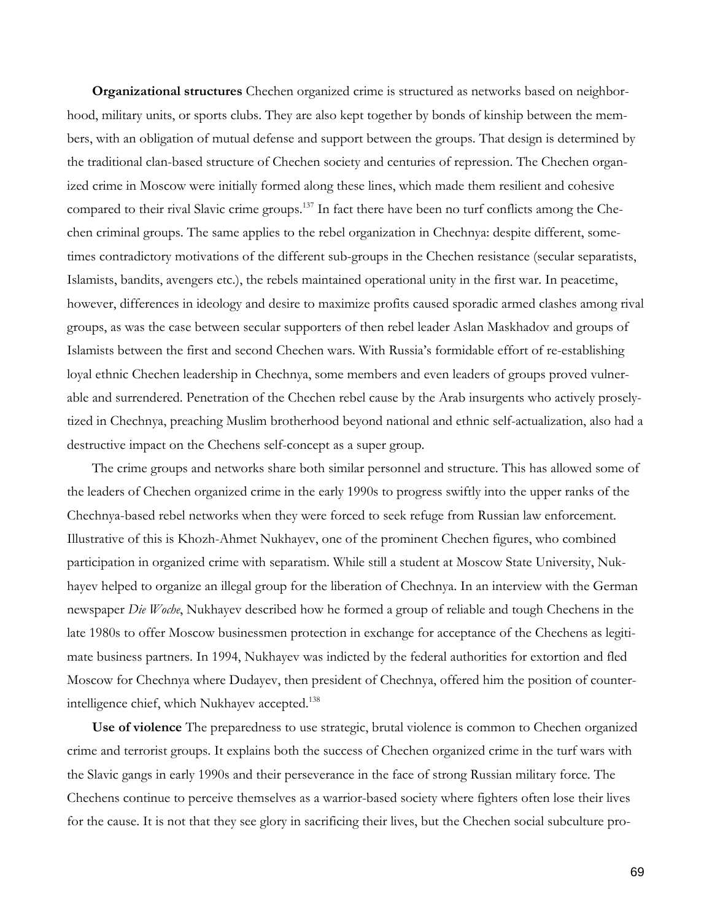**Organizational structures** Chechen organized crime is structured as networks based on neighborhood, military units, or sports clubs. They are also kept together by bonds of kinship between the members, with an obligation of mutual defense and support between the groups. That design is determined by the traditional clan-based structure of Chechen society and centuries of repression. The Chechen organized crime in Moscow were initially formed along these lines, which made them resilient and cohesive compared to their rival Slavic crime groups.[137] In fact there have been no turf conflicts among the Chechen criminal groups. The same applies to the rebel organization in Chechnya: despite different, sometimes contradictory motivations of the different sub-groups in the Chechen resistance (secular separatists, Islamists, bandits, avengers etc.), the rebels maintained operational unity in the first war. In peacetime, however, differences in ideology and desire to maximize profits caused sporadic armed clashes among rival groups, as was the case between secular supporters of then rebel leader Aslan Maskhadov and groups of Islamists between the first and second Chechen wars. With Russia's formidable effort of re-establishing loyal ethnic Chechen leadership in Chechnya, some members and even leaders of groups proved vulnerable and surrendered. Penetration of the Chechen rebel cause by the Arab insurgents who actively proselytized in Chechnya, preaching Muslim brotherhood beyond national and ethnic self-actualization, also had a destructive impact on the Chechens self-concept as a super group.

The crime groups and networks share both similar personnel and structure. This has allowed some of the leaders of Chechen organized crime in the early 1990s to progress swiftly into the upper ranks of the Chechnya-based rebel networks when they were forced to seek refuge from Russian law enforcement. Illustrative of this is Khozh-Ahmet Nukhayev, one of the prominent Chechen figures, who combined participation in organized crime with separatism. While still a student at Moscow State University, Nukhayev helped to organize an illegal group for the liberation of Chechnya. In an interview with the German newspaper *Die Woche*, Nukhayev described how he formed a group of reliable and tough Chechens in the late 1980s to offer Moscow businessmen protection in exchange for acceptance of the Chechens as legitimate business partners. In 1994, Nukhayev was indicted by the federal authorities for extortion and fled Moscow for Chechnya where Dudayev, then president of Chechnya, offered him the position of counter-intelligence chief, which Nukhayev accepted.[138]

**Use of violence** The preparedness to use strategic, brutal violence is common to Chechen organized crime and terrorist groups. It explains both the success of Chechen organized crime in the turf wars with the Slavic gangs in early 1990s and their perseverance in the face of strong Russian military force. The Chechens continue to perceive themselves as a warrior-based society where fighters often lose their lives for the cause. It is not that they see glory in sacrificing their lives, but the Chechen social subculture pro-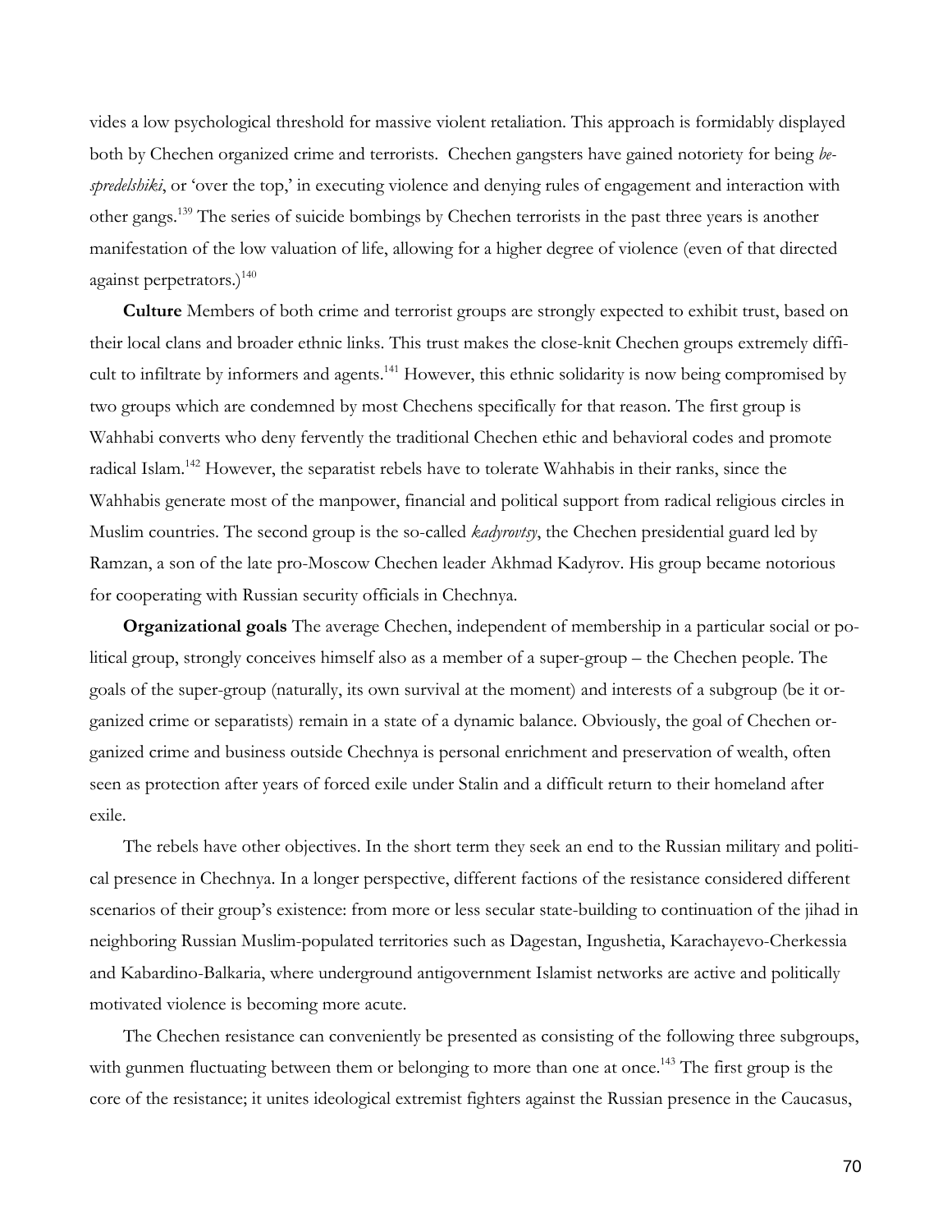vides a low psychological threshold for massive violent retaliation. This approach is formidably displayed both by Chechen organized crime and terrorists. Chechen gangsters have gained notoriety for being *bespredelshiki*, or 'over the top,' in executing violence and denying rules of engagement and interaction with other gangs.[139] The series of suicide bombings by Chechen terrorists in the past three years is another manifestation of the low valuation of life, allowing for a higher degree of violence (even of that directed against perpetrators.)[140]

**Culture** Members of both crime and terrorist groups are strongly expected to exhibit trust, based on their local clans and broader ethnic links. This trust makes the close-knit Chechen groups extremely difficult to infiltrate by informers and agents.[141] However, this ethnic solidarity is now being compromised by two groups which are condemned by most Chechens specifically for that reason. The first group is Wahhabi converts who deny fervently the traditional Chechen ethic and behavioral codes and promote radical Islam.[142] However, the separatist rebels have to tolerate Wahhabis in their ranks, since the Wahhabis generate most of the manpower, financial and political support from radical religious circles in Muslim countries. The second group is the so-called *kadyrovtsy*, the Chechen presidential guard led by Ramzan, a son of the late pro-Moscow Chechen leader Akhmad Kadyrov. His group became notorious for cooperating with Russian security officials in Chechnya.

**Organizational goals** The average Chechen, independent of membership in a particular social or political group, strongly conceives himself also as a member of a super-group – the Chechen people. The goals of the super-group (naturally, its own survival at the moment) and interests of a subgroup (be it organized crime or separatists) remain in a state of a dynamic balance. Obviously, the goal of Chechen organized crime and business outside Chechnya is personal enrichment and preservation of wealth, often seen as protection after years of forced exile under Stalin and a difficult return to their homeland after exile.

The rebels have other objectives. In the short term they seek an end to the Russian military and political presence in Chechnya. In a longer perspective, different factions of the resistance considered different scenarios of their group's existence: from more or less secular state-building to continuation of the jihad in neighboring Russian Muslim-populated territories such as Dagestan, Ingushetia, Karachayevo-Cherkessia and Kabardino-Balkaria, where underground antigovernment Islamist networks are active and politically motivated violence is becoming more acute.

The Chechen resistance can conveniently be presented as consisting of the following three subgroups, with gunmen fluctuating between them or belonging to more than one at once.[143] The first group is the core of the resistance; it unites ideological extremist fighters against the Russian presence in the Caucasus,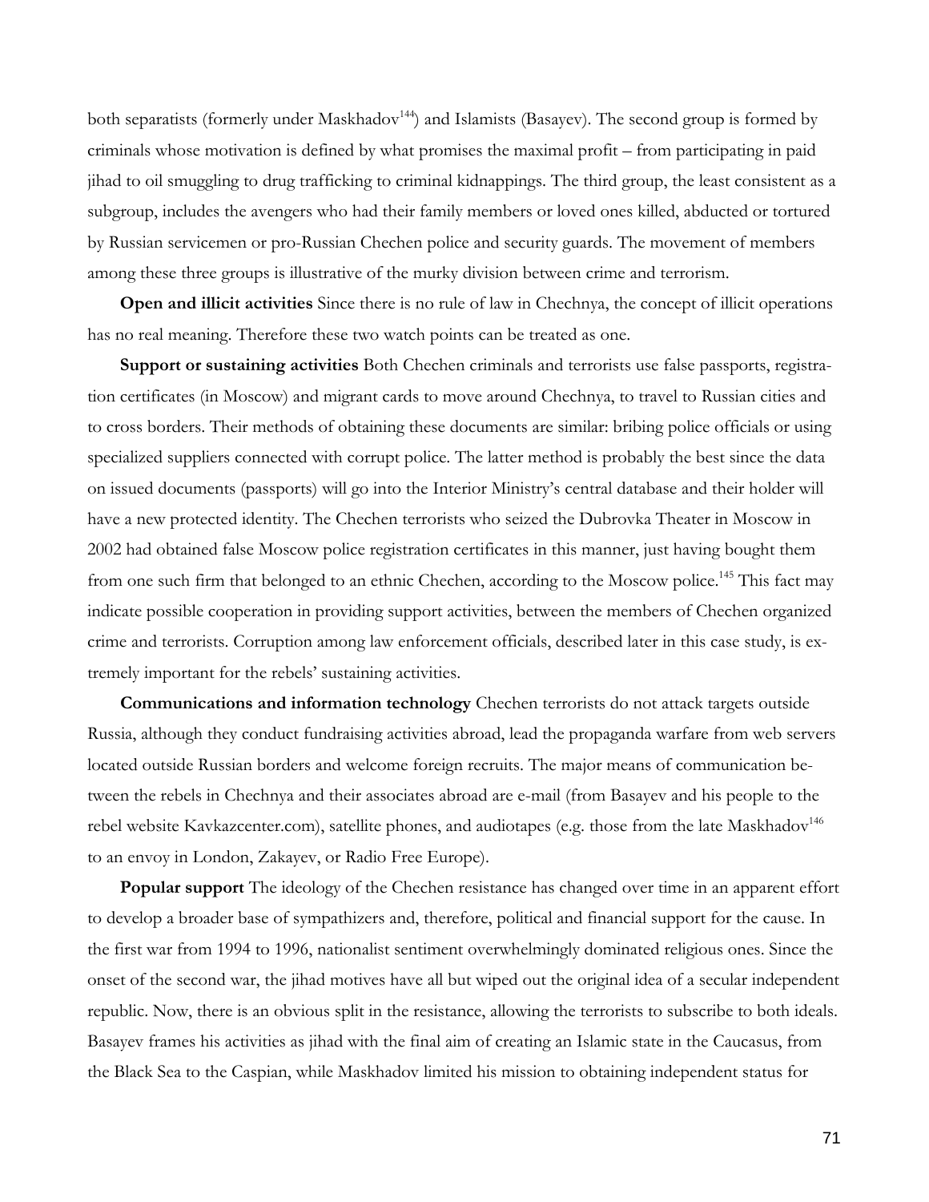both separatists (formerly under Maskhadov[144]) and Islamists (Basayev). The second group is formed by criminals whose motivation is defined by what promises the maximal profit – from participating in paid jihad to oil smuggling to drug trafficking to criminal kidnappings. The third group, the least consistent as a subgroup, includes the avengers who had their family members or loved ones killed, abducted or tortured by Russian servicemen or pro-Russian Chechen police and security guards. The movement of members among these three groups is illustrative of the murky division between crime and terrorism.

**Open and illicit activities** Since there is no rule of law in Chechnya, the concept of illicit operations has no real meaning. Therefore these two watch points can be treated as one.

**Support or sustaining activities** Both Chechen criminals and terrorists use false passports, registration certificates (in Moscow) and migrant cards to move around Chechnya, to travel to Russian cities and to cross borders. Their methods of obtaining these documents are similar: bribing police officials or using specialized suppliers connected with corrupt police. The latter method is probably the best since the data on issued documents (passports) will go into the Interior Ministry's central database and their holder will have a new protected identity. The Chechen terrorists who seized the Dubrovka Theater in Moscow in 2002 had obtained false Moscow police registration certificates in this manner, just having bought them from one such firm that belonged to an ethnic Chechen, according to the Moscow police.[145] This fact may indicate possible cooperation in providing support activities, between the members of Chechen organized crime and terrorists. Corruption among law enforcement officials, described later in this case study, is extremely important for the rebels' sustaining activities.

**Communications and information technology** Chechen terrorists do not attack targets outside Russia, although they conduct fundraising activities abroad, lead the propaganda warfare from web servers located outside Russian borders and welcome foreign recruits. The major means of communication between the rebels in Chechnya and their associates abroad are e-mail (from Basayev and his people to the rebel website Kavkazcenter.com), satellite phones, and audiotapes (e.g. those from the late Maskhadov[146] to an envoy in London, Zakayev, or Radio Free Europe).

**Popular support** The ideology of the Chechen resistance has changed over time in an apparent effort to develop a broader base of sympathizers and, therefore, political and financial support for the cause. In the first war from 1994 to 1996, nationalist sentiment overwhelmingly dominated religious ones. Since the onset of the second war, the jihad motives have all but wiped out the original idea of a secular independent republic. Now, there is an obvious split in the resistance, allowing the terrorists to subscribe to both ideals. Basayev frames his activities as jihad with the final aim of creating an Islamic state in the Caucasus, from the Black Sea to the Caspian, while Maskhadov limited his mission to obtaining independent status for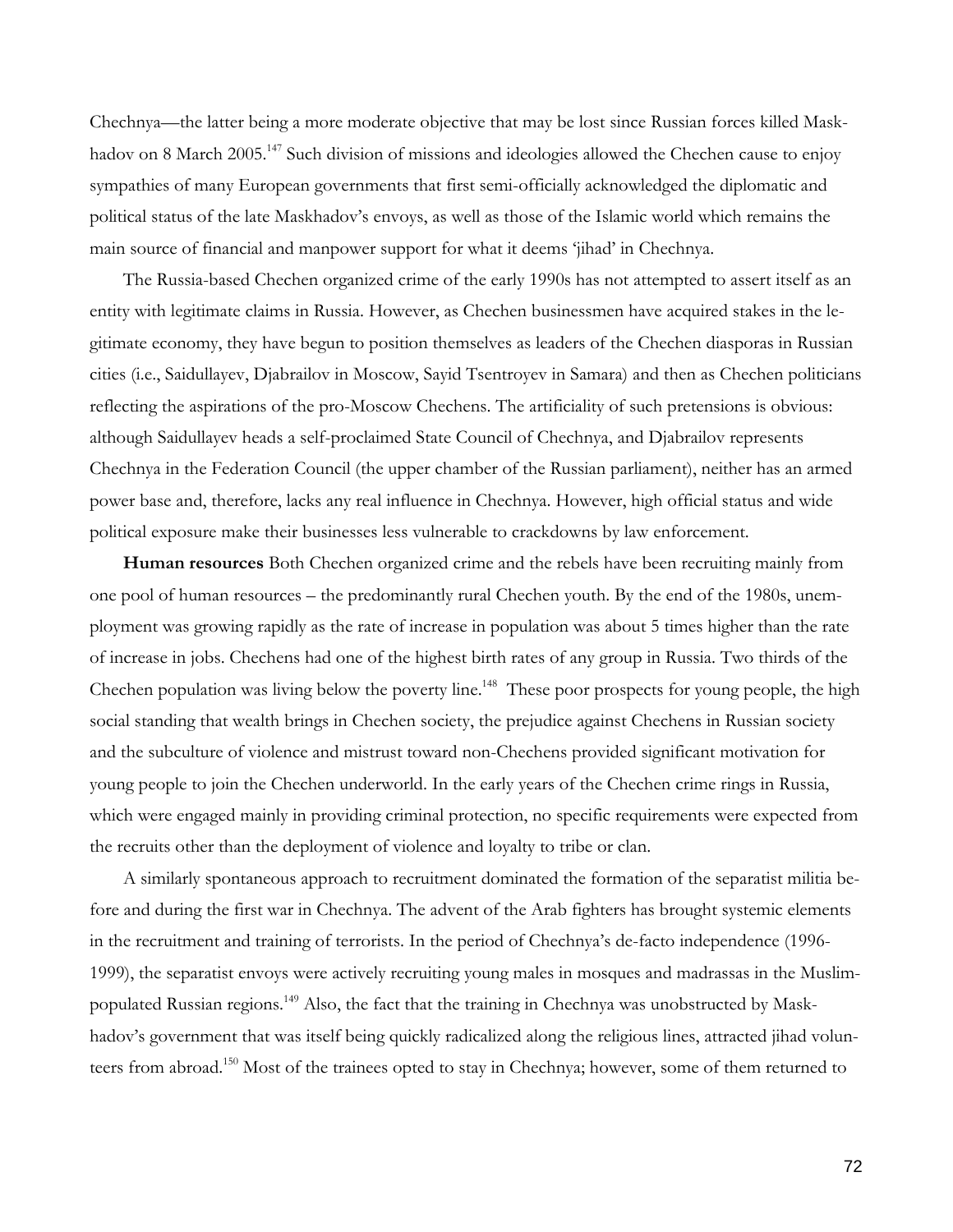Chechnya—the latter being a more moderate objective that may be lost since Russian forces killed Maskhadov on 8 March 2005.[147] Such division of missions and ideologies allowed the Chechen cause to enjoy sympathies of many European governments that first semi-officially acknowledged the diplomatic and political status of the late Maskhadov's envoys, as well as those of the Islamic world which remains the main source of financial and manpower support for what it deems 'jihad' in Chechnya.

The Russia-based Chechen organized crime of the early 1990s has not attempted to assert itself as an entity with legitimate claims in Russia. However, as Chechen businessmen have acquired stakes in the legitimate economy, they have begun to position themselves as leaders of the Chechen diasporas in Russian cities (i.e., Saidullayev, Djabrailov in Moscow, Sayid Tsentroyev in Samara) and then as Chechen politicians reflecting the aspirations of the pro-Moscow Chechens. The artificiality of such pretensions is obvious: although Saidullayev heads a self-proclaimed State Council of Chechnya, and Djabrailov represents Chechnya in the Federation Council (the upper chamber of the Russian parliament), neither has an armed power base and, therefore, lacks any real influence in Chechnya. However, high official status and wide political exposure make their businesses less vulnerable to crackdowns by law enforcement.

**Human resources** Both Chechen organized crime and the rebels have been recruiting mainly from one pool of human resources – the predominantly rural Chechen youth. By the end of the 1980s, unemployment was growing rapidly as the rate of increase in population was about 5 times higher than the rate of increase in jobs. Chechens had one of the highest birth rates of any group in Russia. Two thirds of the Chechen population was living below the poverty line.[148] These poor prospects for young people, the high social standing that wealth brings in Chechen society, the prejudice against Chechens in Russian society and the subculture of violence and mistrust toward non-Chechens provided significant motivation for young people to join the Chechen underworld. In the early years of the Chechen crime rings in Russia, which were engaged mainly in providing criminal protection, no specific requirements were expected from the recruits other than the deployment of violence and loyalty to tribe or clan.

A similarly spontaneous approach to recruitment dominated the formation of the separatist militia before and during the first war in Chechnya. The advent of the Arab fighters has brought systemic elements in the recruitment and training of terrorists. In the period of Chechnya's de-facto independence (1996-1999), the separatist envoys were actively recruiting young males in mosques and madrassas in the Muslim-populated Russian regions.[149] Also, the fact that the training in Chechnya was unobstructed by Maskhadov's government that was itself being quickly radicalized along the religious lines, attracted jihad volunteers from abroad.[150] Most of the trainees opted to stay in Chechnya; however, some of them returned to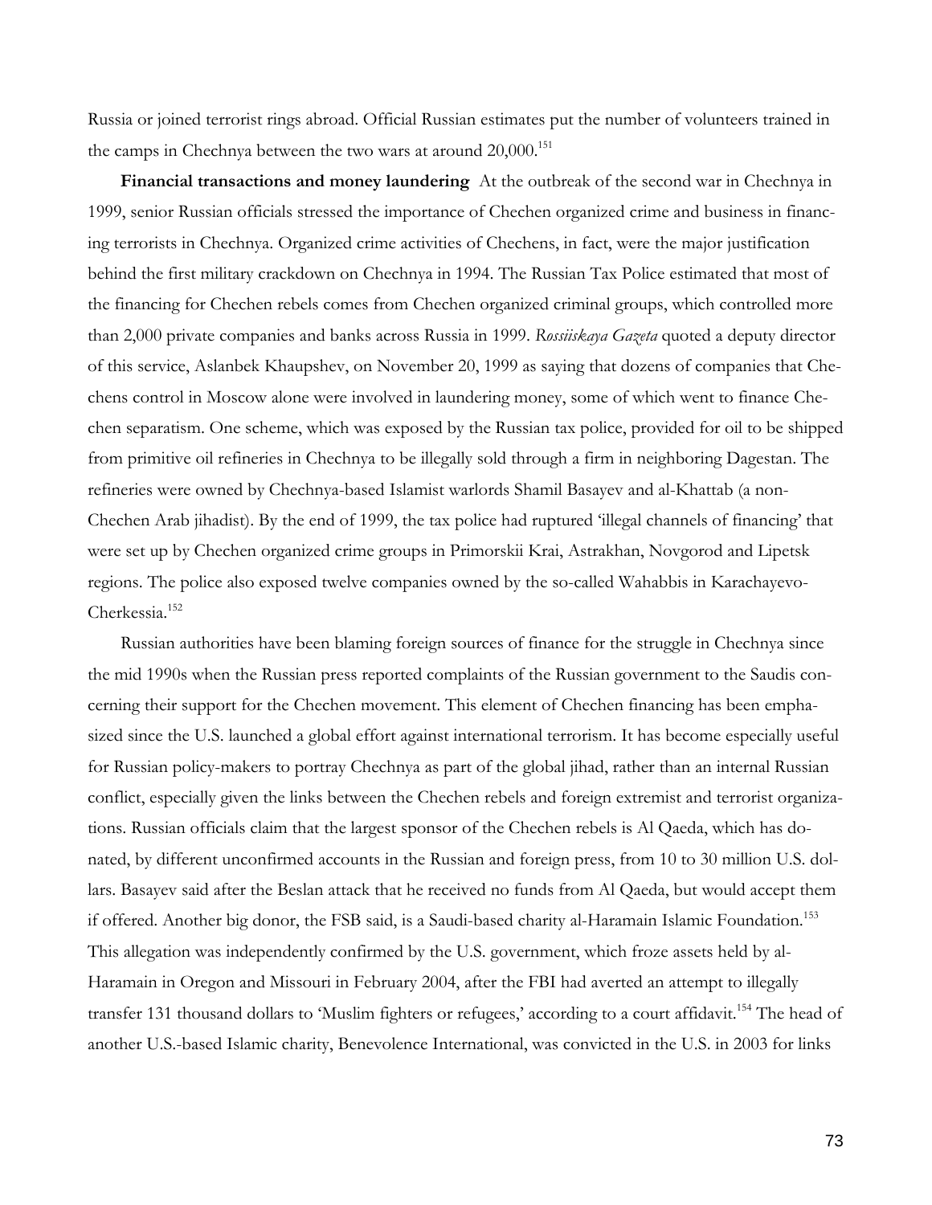Russia or joined terrorist rings abroad. Official Russian estimates put the number of volunteers trained in the camps in Chechnya between the two wars at around 20,000.[151]

**Financial transactions and money laundering** At the outbreak of the second war in Chechnya in 1999, senior Russian officials stressed the importance of Chechen organized crime and business in financing terrorists in Chechnya. Organized crime activities of Chechens, in fact, were the major justification behind the first military crackdown on Chechnya in 1994. The Russian Tax Police estimated that most of the financing for Chechen rebels comes from Chechen organized criminal groups, which controlled more than 2,000 private companies and banks across Russia in 1999. *Rossiiskaya Gazeta* quoted a deputy director of this service, Aslanbek Khaupshev, on November 20, 1999 as saying that dozens of companies that Chechens control in Moscow alone were involved in laundering money, some of which went to finance Chechen separatism. One scheme, which was exposed by the Russian tax police, provided for oil to be shipped from primitive oil refineries in Chechnya to be illegally sold through a firm in neighboring Dagestan. The refineries were owned by Chechnya-based Islamist warlords Shamil Basayev and al-Khattab (a non-Chechen Arab jihadist). By the end of 1999, the tax police had ruptured 'illegal channels of financing' that were set up by Chechen organized crime groups in Primorskii Krai, Astrakhan, Novgorod and Lipetsk regions. The police also exposed twelve companies owned by the so-called Wahabbis in Karachayevo-Cherkessia.[152]

Russian authorities have been blaming foreign sources of finance for the struggle in Chechnya since the mid 1990s when the Russian press reported complaints of the Russian government to the Saudis concerning their support for the Chechen movement. This element of Chechen financing has been emphasized since the U.S. launched a global effort against international terrorism. It has become especially useful for Russian policy-makers to portray Chechnya as part of the global jihad, rather than an internal Russian conflict, especially given the links between the Chechen rebels and foreign extremist and terrorist organizations. Russian officials claim that the largest sponsor of the Chechen rebels is Al Qaeda, which has donated, by different unconfirmed accounts in the Russian and foreign press, from 10 to 30 million U.S. dollars. Basayev said after the Beslan attack that he received no funds from Al Qaeda, but would accept them if offered. Another big donor, the FSB said, is a Saudi-based charity al-Haramain Islamic Foundation.[153] This allegation was independently confirmed by the U.S. government, which froze assets held by al-Haramain in Oregon and Missouri in February 2004, after the FBI had averted an attempt to illegally transfer 131 thousand dollars to 'Muslim fighters or refugees,' according to a court affidavit.[154] The head of another U.S.-based Islamic charity, Benevolence International, was convicted in the U.S. in 2003 for links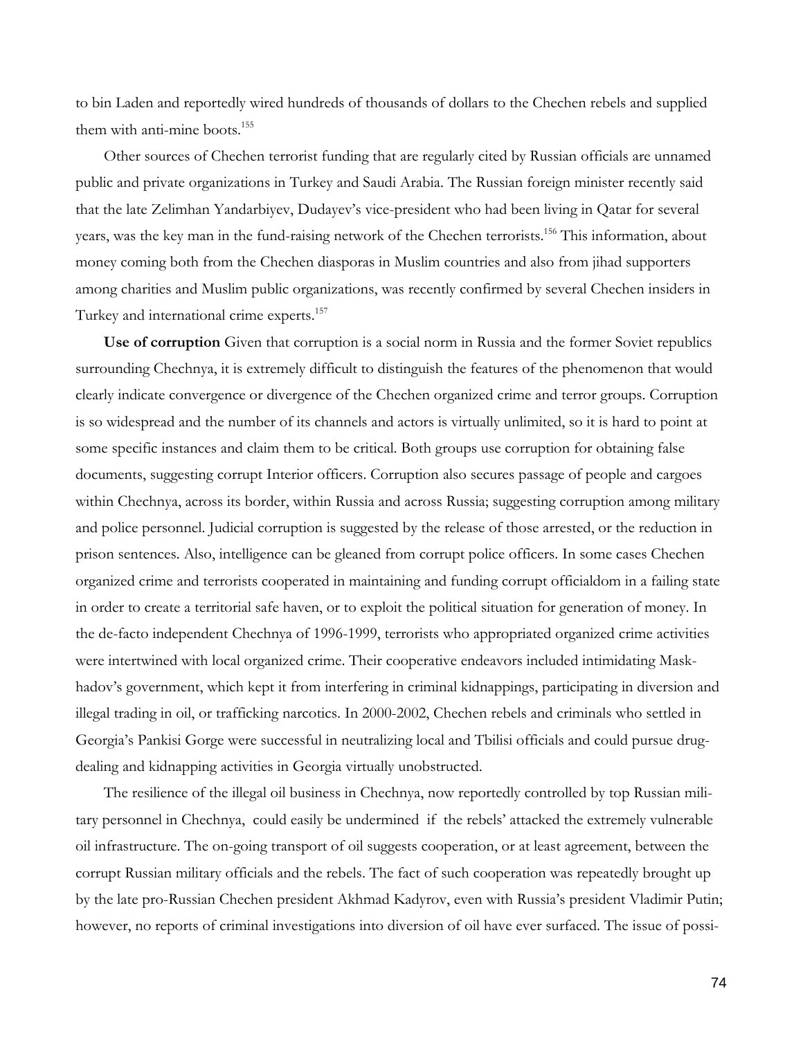to bin Laden and reportedly wired hundreds of thousands of dollars to the Chechen rebels and supplied them with anti-mine boots.[155]

Other sources of Chechen terrorist funding that are regularly cited by Russian officials are unnamed public and private organizations in Turkey and Saudi Arabia. The Russian foreign minister recently said that the late Zelimhan Yandarbiyev, Dudayev's vice-president who had been living in Qatar for several years, was the key man in the fund-raising network of the Chechen terrorists.[156] This information, about money coming both from the Chechen diasporas in Muslim countries and also from jihad supporters among charities and Muslim public organizations, was recently confirmed by several Chechen insiders in Turkey and international crime experts.[157]

**Use of corruption** Given that corruption is a social norm in Russia and the former Soviet republics surrounding Chechnya, it is extremely difficult to distinguish the features of the phenomenon that would clearly indicate convergence or divergence of the Chechen organized crime and terror groups. Corruption is so widespread and the number of its channels and actors is virtually unlimited, so it is hard to point at some specific instances and claim them to be critical. Both groups use corruption for obtaining false documents, suggesting corrupt Interior officers. Corruption also secures passage of people and cargoes within Chechnya, across its border, within Russia and across Russia; suggesting corruption among military and police personnel. Judicial corruption is suggested by the release of those arrested, or the reduction in prison sentences. Also, intelligence can be gleaned from corrupt police officers. In some cases Chechen organized crime and terrorists cooperated in maintaining and funding corrupt officialdom in a failing state in order to create a territorial safe haven, or to exploit the political situation for generation of money. In the de-facto independent Chechnya of 1996-1999, terrorists who appropriated organized crime activities were intertwined with local organized crime. Their cooperative endeavors included intimidating Maskhadov's government, which kept it from interfering in criminal kidnappings, participating in diversion and illegal trading in oil, or trafficking narcotics. In 2000-2002, Chechen rebels and criminals who settled in Georgia's Pankisi Gorge were successful in neutralizing local and Tbilisi officials and could pursue drug-dealing and kidnapping activities in Georgia virtually unobstructed.

The resilience of the illegal oil business in Chechnya, now reportedly controlled by top Russian military personnel in Chechnya, could easily be undermined if the rebels' attacked the extremely vulnerable oil infrastructure. The on-going transport of oil suggests cooperation, or at least agreement, between the corrupt Russian military officials and the rebels. The fact of such cooperation was repeatedly brought up by the late pro-Russian Chechen president Akhmad Kadyrov, even with Russia's president Vladimir Putin; however, no reports of criminal investigations into diversion of oil have ever surfaced. The issue of possi-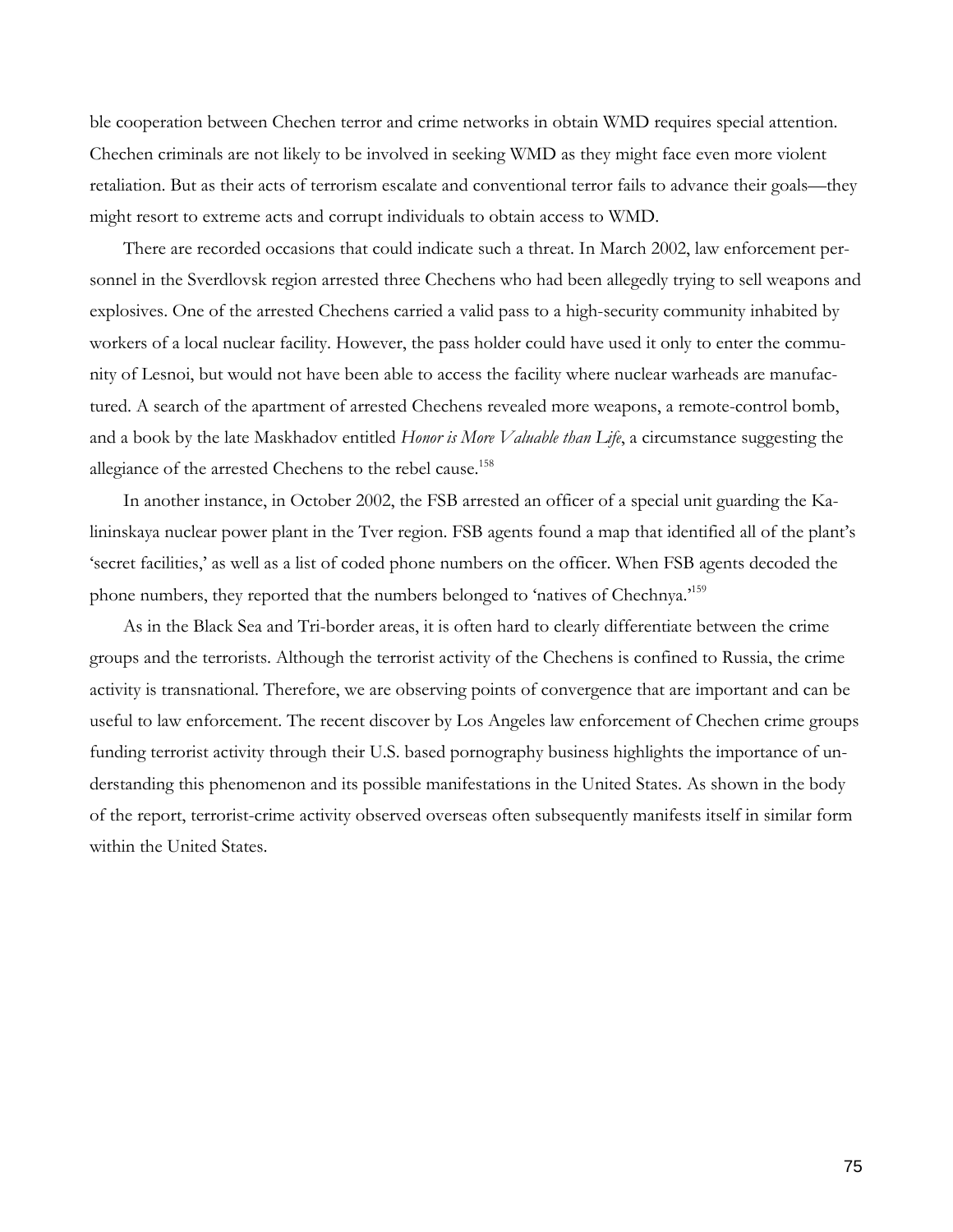ble cooperation between Chechen terror and crime networks in obtain WMD requires special attention. Chechen criminals are not likely to be involved in seeking WMD as they might face even more violent retaliation. But as their acts of terrorism escalate and conventional terror fails to advance their goals—they might resort to extreme acts and corrupt individuals to obtain access to WMD.

There are recorded occasions that could indicate such a threat. In March 2002, law enforcement personnel in the Sverdlovsk region arrested three Chechens who had been allegedly trying to sell weapons and explosives. One of the arrested Chechens carried a valid pass to a high-security community inhabited by workers of a local nuclear facility. However, the pass holder could have used it only to enter the community of Lesnoi, but would not have been able to access the facility where nuclear warheads are manufactured. A search of the apartment of arrested Chechens revealed more weapons, a remote-control bomb, and a book by the late Maskhadov entitled *Honor is More Valuable than Life*, a circumstance suggesting the allegiance of the arrested Chechens to the rebel cause.[158]

In another instance, in October 2002, the FSB arrested an officer of a special unit guarding the Kalininskaya nuclear power plant in the Tver region. FSB agents found a map that identified all of the plant's 'secret facilities,' as well as a list of coded phone numbers on the officer. When FSB agents decoded the phone numbers, they reported that the numbers belonged to 'natives of Chechnya.'[159]

As in the Black Sea and Tri-border areas, it is often hard to clearly differentiate between the crime groups and the terrorists. Although the terrorist activity of the Chechens is confined to Russia, the crime activity is transnational. Therefore, we are observing points of convergence that are important and can be useful to law enforcement. The recent discover by Los Angeles law enforcement of Chechen crime groups funding terrorist activity through their U.S. based pornography business highlights the importance of understanding this phenomenon and its possible manifestations in the United States. As shown in the body of the report, terrorist-crime activity observed overseas often subsequently manifests itself in similar form within the United States.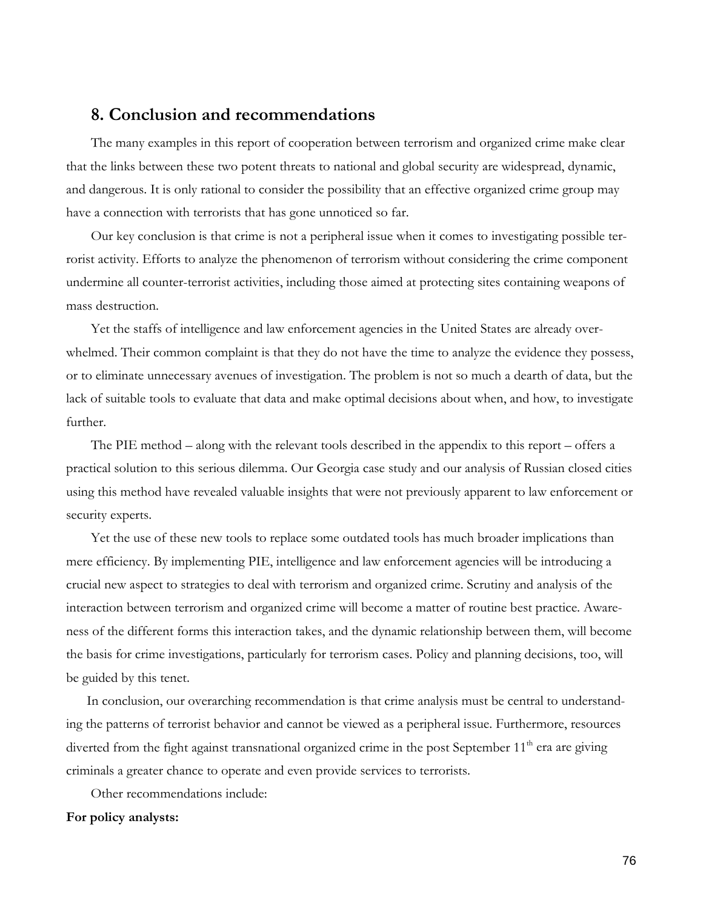## 8. Conclusion and recommendations

The many examples in this report of cooperation between terrorism and organized crime make clear that the links between these two potent threats to national and global security are widespread, dynamic, and dangerous. It is only rational to consider the possibility that an effective organized crime group may have a connection with terrorists that has gone unnoticed so far.

Our key conclusion is that crime is not a peripheral issue when it comes to investigating possible terrorist activity. Efforts to analyze the phenomenon of terrorism without considering the crime component undermine all counter-terrorist activities, including those aimed at protecting sites containing weapons of mass destruction.

Yet the staffs of intelligence and law enforcement agencies in the United States are already overwhelmed. Their common complaint is that they do not have the time to analyze the evidence they possess, or to eliminate unnecessary avenues of investigation. The problem is not so much a dearth of data, but the lack of suitable tools to evaluate that data and make optimal decisions about when, and how, to investigate further.

The PIE method – along with the relevant tools described in the appendix to this report – offers a practical solution to this serious dilemma. Our Georgia case study and our analysis of Russian closed cities using this method have revealed valuable insights that were not previously apparent to law enforcement or security experts.

Yet the use of these new tools to replace some outdated tools has much broader implications than mere efficiency. By implementing PIE, intelligence and law enforcement agencies will be introducing a crucial new aspect to strategies to deal with terrorism and organized crime. Scrutiny and analysis of the interaction between terrorism and organized crime will become a matter of routine best practice. Awareness of the different forms this interaction takes, and the dynamic relationship between them, will become the basis for crime investigations, particularly for terrorism cases. Policy and planning decisions, too, will be guided by this tenet.

In conclusion, our overarching recommendation is that crime analysis must be central to understanding the patterns of terrorist behavior and cannot be viewed as a peripheral issue. Furthermore, resources diverted from the fight against transnational organized crime in the post September 11th era are giving criminals a greater chance to operate and even provide services to terrorists.

Other recommendations include:

**For policy analysts:**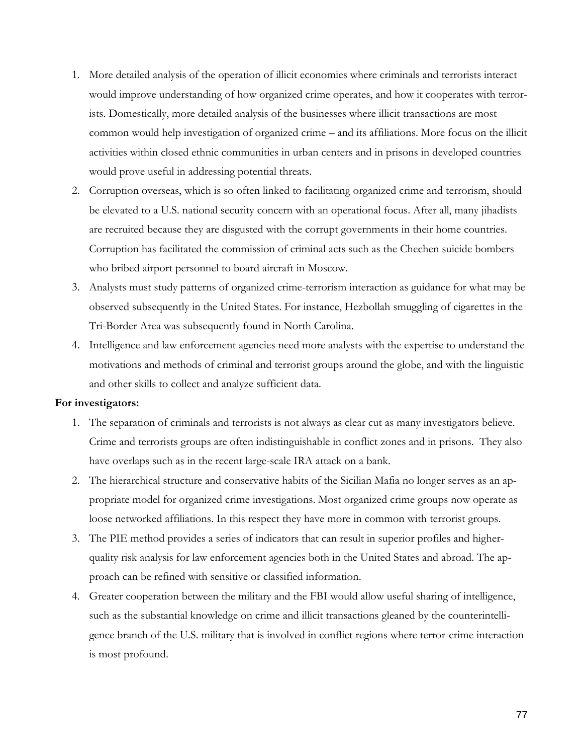1. More detailed analysis of the operation of illicit economies where criminals and terrorists interact would improve understanding of how organized crime operates, and how it cooperates with terrorists. Domestically, more detailed analysis of the businesses where illicit transactions are most common would help investigation of organized crime – and its affiliations. More focus on the illicit activities within closed ethnic communities in urban centers and in prisons in developed countries would prove useful in addressing potential threats.
2. Corruption overseas, which is so often linked to facilitating organized crime and terrorism, should be elevated to a U.S. national security concern with an operational focus. After all, many jihadists are recruited because they are disgusted with the corrupt governments in their home countries. Corruption has facilitated the commission of criminal acts such as the Chechen suicide bombers who bribed airport personnel to board aircraft in Moscow.
3. Analysts must study patterns of organized crime-terrorism interaction as guidance for what may be observed subsequently in the United States. For instance, Hezbollah smuggling of cigarettes in the Tri-Border Area was subsequently found in North Carolina.
4. Intelligence and law enforcement agencies need more analysts with the expertise to understand the motivations and methods of criminal and terrorist groups around the globe, and with the linguistic and other skills to collect and analyze sufficient data.

**For investigators:**

1. The separation of criminals and terrorists is not always as clear cut as many investigators believe. Crime and terrorists groups are often indistinguishable in conflict zones and in prisons. They also have overlaps such as in the recent large-scale IRA attack on a bank.
2. The hierarchical structure and conservative habits of the Sicilian Mafia no longer serves as an appropriate model for organized crime investigations. Most organized crime groups now operate as loose networked affiliations. In this respect they have more in common with terrorist groups.
3. The PIE method provides a series of indicators that can result in superior profiles and higher-quality risk analysis for law enforcement agencies both in the United States and abroad. The approach can be refined with sensitive or classified information.
4. Greater cooperation between the military and the FBI would allow useful sharing of intelligence, such as the substantial knowledge on crime and illicit transactions gleaned by the counterintelligence branch of the U.S. military that is involved in conflict regions where terror-crime interaction is most profound.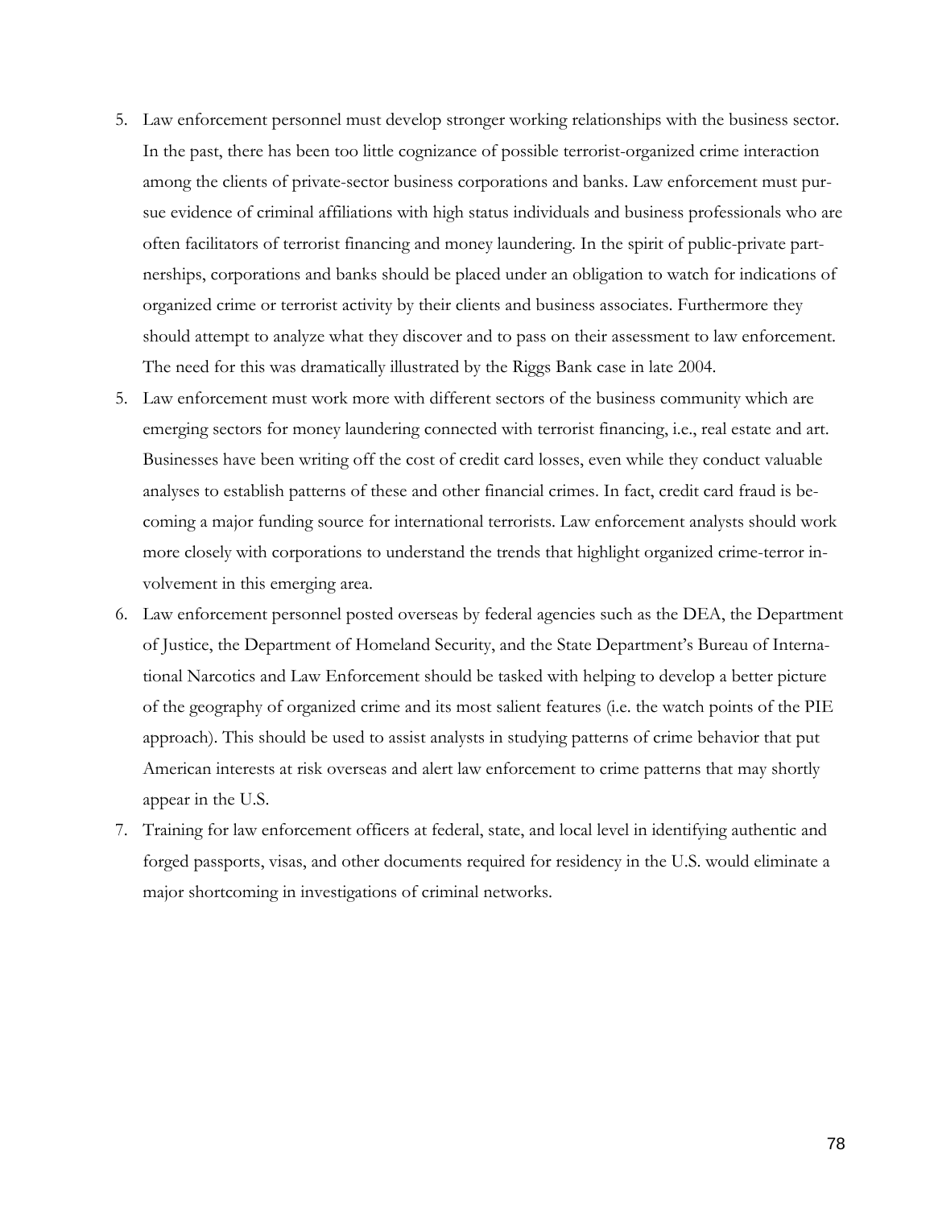5. Law enforcement personnel must develop stronger working relationships with the business sector. In the past, there has been too little cognizance of possible terrorist-organized crime interaction among the clients of private-sector business corporations and banks. Law enforcement must pursue evidence of criminal affiliations with high status individuals and business professionals who are often facilitators of terrorist financing and money laundering. In the spirit of public-private partnerships, corporations and banks should be placed under an obligation to watch for indications of organized crime or terrorist activity by their clients and business associates. Furthermore they should attempt to analyze what they discover and to pass on their assessment to law enforcement. The need for this was dramatically illustrated by the Riggs Bank case in late 2004.

5. Law enforcement must work more with different sectors of the business community which are emerging sectors for money laundering connected with terrorist financing, i.e., real estate and art. Businesses have been writing off the cost of credit card losses, even while they conduct valuable analyses to establish patterns of these and other financial crimes. In fact, credit card fraud is becoming a major funding source for international terrorists. Law enforcement analysts should work more closely with corporations to understand the trends that highlight organized crime-terror involvement in this emerging area.

6. Law enforcement personnel posted overseas by federal agencies such as the DEA, the Department of Justice, the Department of Homeland Security, and the State Department's Bureau of International Narcotics and Law Enforcement should be tasked with helping to develop a better picture of the geography of organized crime and its most salient features (i.e. the watch points of the PIE approach). This should be used to assist analysts in studying patterns of crime behavior that put American interests at risk overseas and alert law enforcement to crime patterns that may shortly appear in the U.S.

7. Training for law enforcement officers at federal, state, and local level in identifying authentic and forged passports, visas, and other documents required for residency in the U.S. would eliminate a major shortcoming in investigations of criminal networks.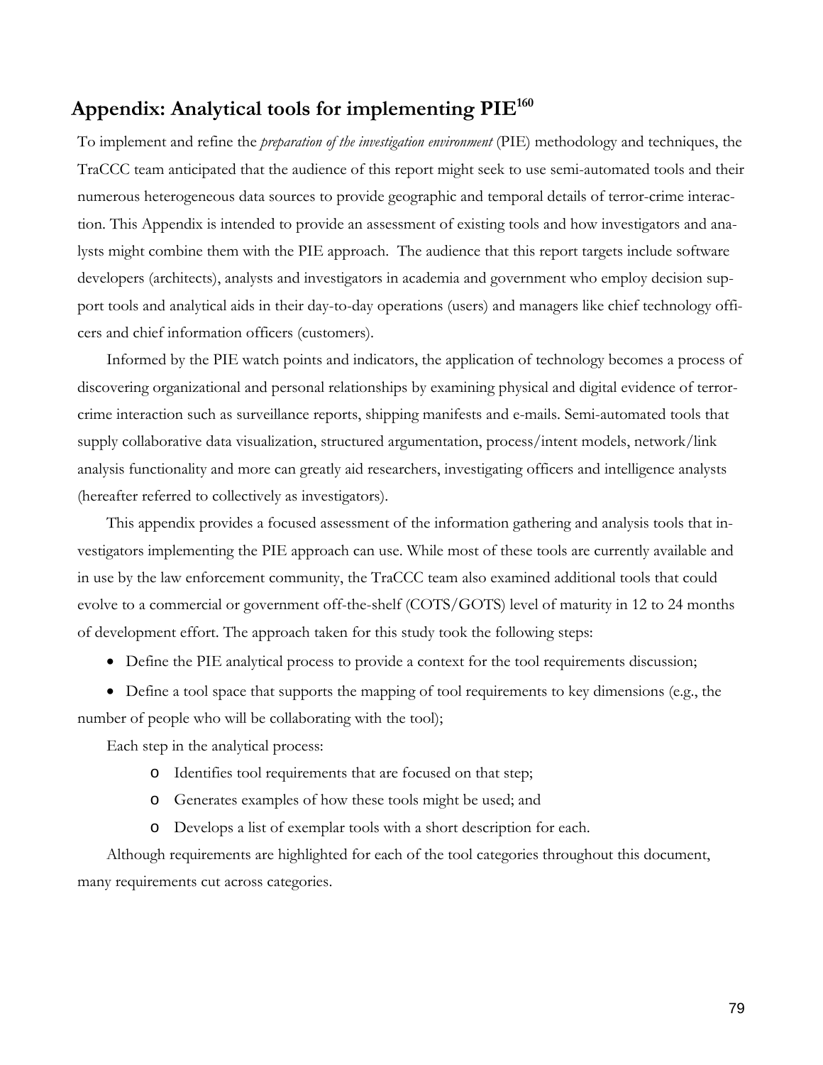# Appendix: Analytical tools for implementing PIE[160]

To implement and refine the *preparation of the investigation environment* (PIE) methodology and techniques, the TraCCC team anticipated that the audience of this report might seek to use semi-automated tools and their numerous heterogeneous data sources to provide geographic and temporal details of terror-crime interaction. This Appendix is intended to provide an assessment of existing tools and how investigators and analysts might combine them with the PIE approach. The audience that this report targets include software developers (architects), analysts and investigators in academia and government who employ decision support tools and analytical aids in their day-to-day operations (users) and managers like chief technology officers and chief information officers (customers).

Informed by the PIE watch points and indicators, the application of technology becomes a process of discovering organizational and personal relationships by examining physical and digital evidence of terror-crime interaction such as surveillance reports, shipping manifests and e-mails. Semi-automated tools that supply collaborative data visualization, structured argumentation, process/intent models, network/link analysis functionality and more can greatly aid researchers, investigating officers and intelligence analysts (hereafter referred to collectively as investigators).

This appendix provides a focused assessment of the information gathering and analysis tools that investigators implementing the PIE approach can use. While most of these tools are currently available and in use by the law enforcement community, the TraCCC team also examined additional tools that could evolve to a commercial or government off-the-shelf (COTS/GOTS) level of maturity in 12 to 24 months of development effort. The approach taken for this study took the following steps:

- Define the PIE analytical process to provide a context for the tool requirements discussion;
- Define a tool space that supports the mapping of tool requirements to key dimensions (e.g., the number of people who will be collaborating with the tool);

Each step in the analytical process:

- Identifies tool requirements that are focused on that step;
- Generates examples of how these tools might be used; and
- Develops a list of exemplar tools with a short description for each.

Although requirements are highlighted for each of the tool categories throughout this document, many requirements cut across categories.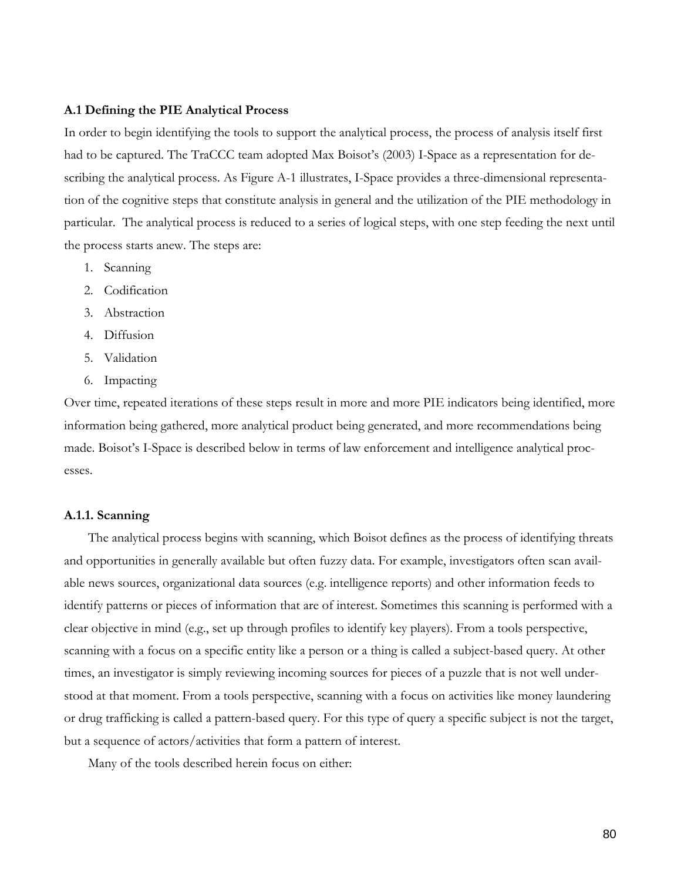### A.1 Defining the PIE Analytical Process

In order to begin identifying the tools to support the analytical process, the process of analysis itself first had to be captured. The TraCCC team adopted Max Boisot's (2003) I-Space as a representation for describing the analytical process. As Figure A-1 illustrates, I-Space provides a three-dimensional representation of the cognitive steps that constitute analysis in general and the utilization of the PIE methodology in particular. The analytical process is reduced to a series of logical steps, with one step feeding the next until the process starts anew. The steps are:

1. Scanning
2. Codification
3. Abstraction
4. Diffusion
5. Validation
6. Impacting

Over time, repeated iterations of these steps result in more and more PIE indicators being identified, more information being gathered, more analytical product being generated, and more recommendations being made. Boisot's I-Space is described below in terms of law enforcement and intelligence analytical processes.

#### A.1.1. Scanning

The analytical process begins with scanning, which Boisot defines as the process of identifying threats and opportunities in generally available but often fuzzy data. For example, investigators often scan available news sources, organizational data sources (e.g. intelligence reports) and other information feeds to identify patterns or pieces of information that are of interest. Sometimes this scanning is performed with a clear objective in mind (e.g., set up through profiles to identify key players). From a tools perspective, scanning with a focus on a specific entity like a person or a thing is called a subject-based query. At other times, an investigator is simply reviewing incoming sources for pieces of a puzzle that is not well understood at that moment. From a tools perspective, scanning with a focus on activities like money laundering or drug trafficking is called a pattern-based query. For this type of query a specific subject is not the target, but a sequence of actors/activities that form a pattern of interest.

Many of the tools described herein focus on either: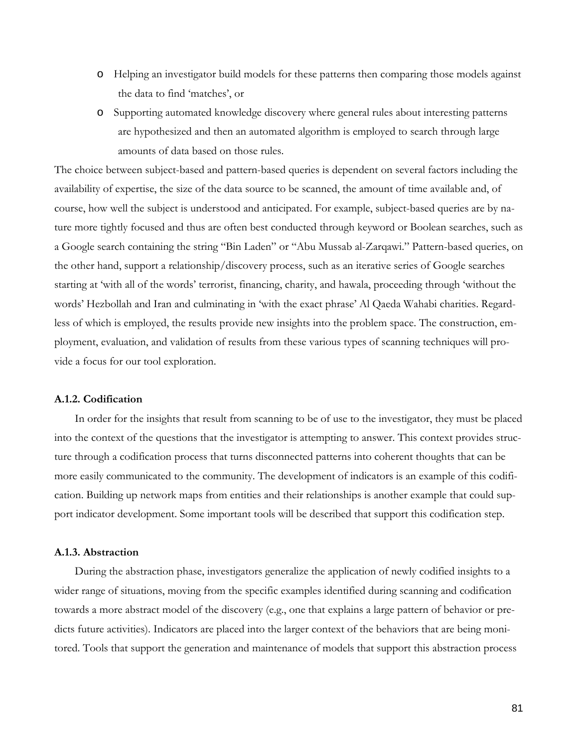- Helping an investigator build models for these patterns then comparing those models against the data to find 'matches', or
- Supporting automated knowledge discovery where general rules about interesting patterns are hypothesized and then an automated algorithm is employed to search through large amounts of data based on those rules.

The choice between subject-based and pattern-based queries is dependent on several factors including the availability of expertise, the size of the data source to be scanned, the amount of time available and, of course, how well the subject is understood and anticipated. For example, subject-based queries are by nature more tightly focused and thus are often best conducted through keyword or Boolean searches, such as a Google search containing the string "Bin Laden" or "Abu Mussab al-Zarqawi." Pattern-based queries, on the other hand, support a relationship/discovery process, such as an iterative series of Google searches starting at 'with all of the words' terrorist, financing, charity, and hawala, proceeding through 'without the words' Hezbollah and Iran and culminating in 'with the exact phrase' Al Qaeda Wahabi charities. Regardless of which is employed, the results provide new insights into the problem space. The construction, employment, evaluation, and validation of results from these various types of scanning techniques will provide a focus for our tool exploration.

### A.1.2. Codification

In order for the insights that result from scanning to be of use to the investigator, they must be placed into the context of the questions that the investigator is attempting to answer. This context provides structure through a codification process that turns disconnected patterns into coherent thoughts that can be more easily communicated to the community. The development of indicators is an example of this codification. Building up network maps from entities and their relationships is another example that could support indicator development. Some important tools will be described that support this codification step.

### A.1.3. Abstraction

During the abstraction phase, investigators generalize the application of newly codified insights to a wider range of situations, moving from the specific examples identified during scanning and codification towards a more abstract model of the discovery (e.g., one that explains a large pattern of behavior or predicts future activities). Indicators are placed into the larger context of the behaviors that are being monitored. Tools that support the generation and maintenance of models that support this abstraction process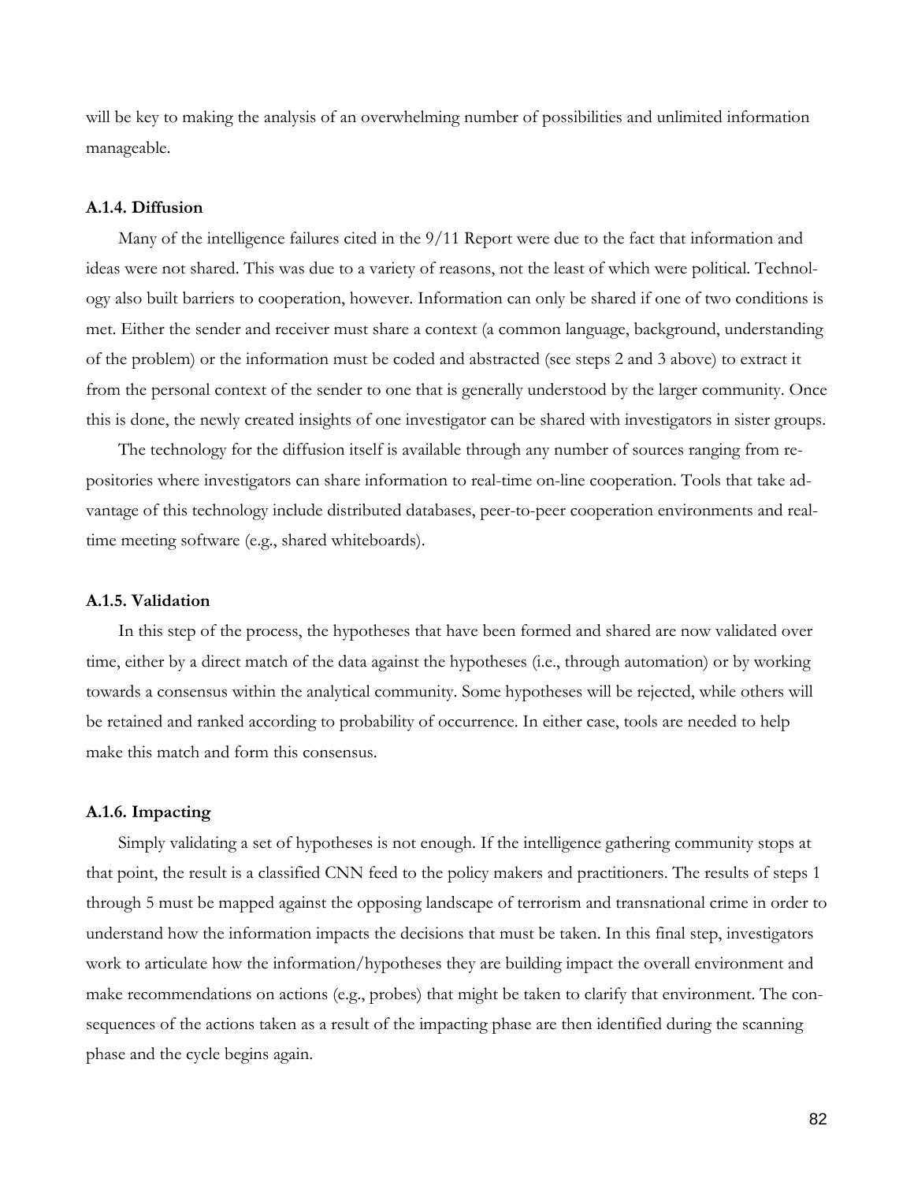will be key to making the analysis of an overwhelming number of possibilities and unlimited information manageable.

### A.1.4. Diffusion

Many of the intelligence failures cited in the 9/11 Report were due to the fact that information and ideas were not shared. This was due to a variety of reasons, not the least of which were political. Technology also built barriers to cooperation, however. Information can only be shared if one of two conditions is met. Either the sender and receiver must share a context (a common language, background, understanding of the problem) or the information must be coded and abstracted (see steps 2 and 3 above) to extract it from the personal context of the sender to one that is generally understood by the larger community. Once this is done, the newly created insights of one investigator can be shared with investigators in sister groups.

The technology for the diffusion itself is available through any number of sources ranging from repositories where investigators can share information to real-time on-line cooperation. Tools that take advantage of this technology include distributed databases, peer-to-peer cooperation environments and real-time meeting software (e.g., shared whiteboards).

### A.1.5. Validation

In this step of the process, the hypotheses that have been formed and shared are now validated over time, either by a direct match of the data against the hypotheses (i.e., through automation) or by working towards a consensus within the analytical community. Some hypotheses will be rejected, while others will be retained and ranked according to probability of occurrence. In either case, tools are needed to help make this match and form this consensus.

### A.1.6. Impacting

Simply validating a set of hypotheses is not enough. If the intelligence gathering community stops at that point, the result is a classified CNN feed to the policy makers and practitioners. The results of steps 1 through 5 must be mapped against the opposing landscape of terrorism and transnational crime in order to understand how the information impacts the decisions that must be taken. In this final step, investigators work to articulate how the information/hypotheses they are building impact the overall environment and make recommendations on actions (e.g., probes) that might be taken to clarify that environment. The consequences of the actions taken as a result of the impacting phase are then identified during the scanning phase and the cycle begins again.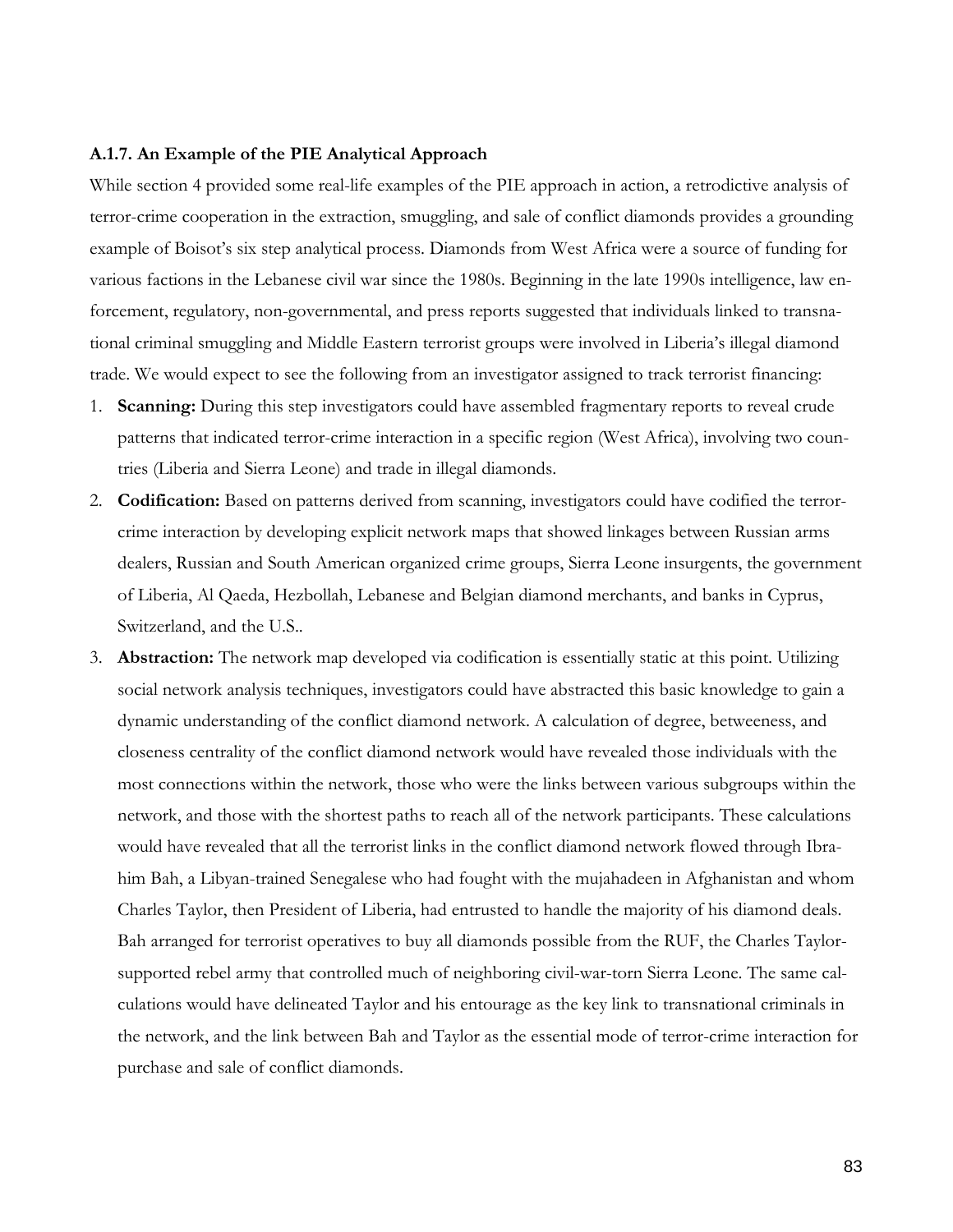### A.1.7. An Example of the PIE Analytical Approach

While section 4 provided some real-life examples of the PIE approach in action, a retrodictive analysis of terror-crime cooperation in the extraction, smuggling, and sale of conflict diamonds provides a grounding example of Boisot's six step analytical process. Diamonds from West Africa were a source of funding for various factions in the Lebanese civil war since the 1980s. Beginning in the late 1990s intelligence, law enforcement, regulatory, non-governmental, and press reports suggested that individuals linked to transnational criminal smuggling and Middle Eastern terrorist groups were involved in Liberia's illegal diamond trade. We would expect to see the following from an investigator assigned to track terrorist financing:

1. **Scanning:** During this step investigators could have assembled fragmentary reports to reveal crude patterns that indicated terror-crime interaction in a specific region (West Africa), involving two countries (Liberia and Sierra Leone) and trade in illegal diamonds.
2. **Codification:** Based on patterns derived from scanning, investigators could have codified the terror-crime interaction by developing explicit network maps that showed linkages between Russian arms dealers, Russian and South American organized crime groups, Sierra Leone insurgents, the government of Liberia, Al Qaeda, Hezbollah, Lebanese and Belgian diamond merchants, and banks in Cyprus, Switzerland, and the U.S..
3. **Abstraction:** The network map developed via codification is essentially static at this point. Utilizing social network analysis techniques, investigators could have abstracted this basic knowledge to gain a dynamic understanding of the conflict diamond network. A calculation of degree, betweeness, and closeness centrality of the conflict diamond network would have revealed those individuals with the most connections within the network, those who were the links between various subgroups within the network, and those with the shortest paths to reach all of the network participants. These calculations would have revealed that all the terrorist links in the conflict diamond network flowed through Ibrahim Bah, a Libyan-trained Senegalese who had fought with the mujahadeen in Afghanistan and whom Charles Taylor, then President of Liberia, had entrusted to handle the majority of his diamond deals. Bah arranged for terrorist operatives to buy all diamonds possible from the RUF, the Charles Taylor-supported rebel army that controlled much of neighboring civil-war-torn Sierra Leone. The same calculations would have delineated Taylor and his entourage as the key link to transnational criminals in the network, and the link between Bah and Taylor as the essential mode of terror-crime interaction for purchase and sale of conflict diamonds.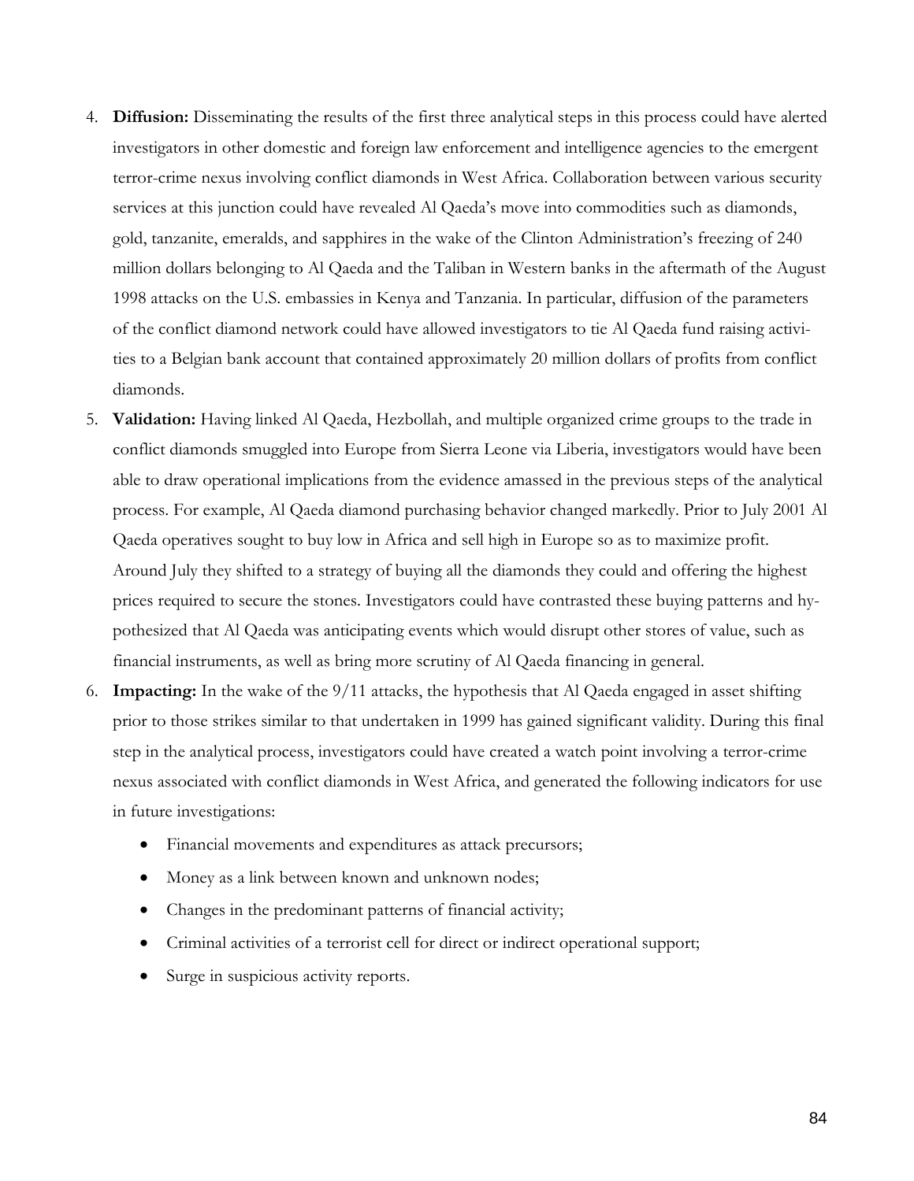4. **Diffusion:** Disseminating the results of the first three analytical steps in this process could have alerted investigators in other domestic and foreign law enforcement and intelligence agencies to the emergent terror-crime nexus involving conflict diamonds in West Africa. Collaboration between various security services at this junction could have revealed Al Qaeda's move into commodities such as diamonds, gold, tanzanite, emeralds, and sapphires in the wake of the Clinton Administration's freezing of 240 million dollars belonging to Al Qaeda and the Taliban in Western banks in the aftermath of the August 1998 attacks on the U.S. embassies in Kenya and Tanzania. In particular, diffusion of the parameters of the conflict diamond network could have allowed investigators to tie Al Qaeda fund raising activities to a Belgian bank account that contained approximately 20 million dollars of profits from conflict diamonds.
5. **Validation:** Having linked Al Qaeda, Hezbollah, and multiple organized crime groups to the trade in conflict diamonds smuggled into Europe from Sierra Leone via Liberia, investigators would have been able to draw operational implications from the evidence amassed in the previous steps of the analytical process. For example, Al Qaeda diamond purchasing behavior changed markedly. Prior to July 2001 Al Qaeda operatives sought to buy low in Africa and sell high in Europe so as to maximize profit. Around July they shifted to a strategy of buying all the diamonds they could and offering the highest prices required to secure the stones. Investigators could have contrasted these buying patterns and hypothesized that Al Qaeda was anticipating events which would disrupt other stores of value, such as financial instruments, as well as bring more scrutiny of Al Qaeda financing in general.
6. **Impacting:** In the wake of the 9/11 attacks, the hypothesis that Al Qaeda engaged in asset shifting prior to those strikes similar to that undertaken in 1999 has gained significant validity. During this final step in the analytical process, investigators could have created a watch point involving a terror-crime nexus associated with conflict diamonds in West Africa, and generated the following indicators for use in future investigations:
   - Financial movements and expenditures as attack precursors;
   - Money as a link between known and unknown nodes;
   - Changes in the predominant patterns of financial activity;
   - Criminal activities of a terrorist cell for direct or indirect operational support;
   - Surge in suspicious activity reports.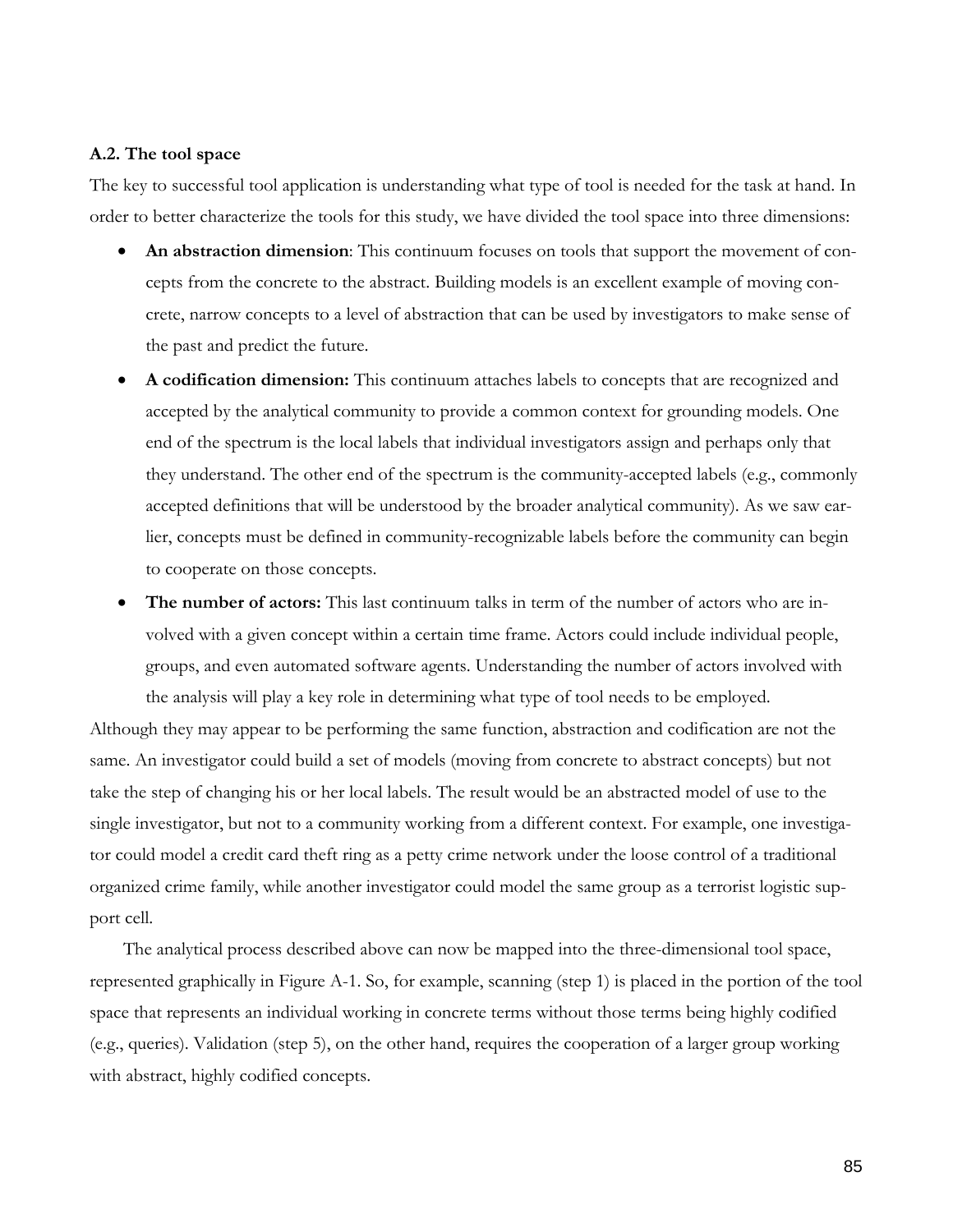**A.2. The tool space**

The key to successful tool application is understanding what type of tool is needed for the task at hand. In order to better characterize the tools for this study, we have divided the tool space into three dimensions:

- **An abstraction dimension**: This continuum focuses on tools that support the movement of concepts from the concrete to the abstract. Building models is an excellent example of moving concrete, narrow concepts to a level of abstraction that can be used by investigators to make sense of the past and predict the future.
- **A codification dimension:** This continuum attaches labels to concepts that are recognized and accepted by the analytical community to provide a common context for grounding models. One end of the spectrum is the local labels that individual investigators assign and perhaps only that they understand. The other end of the spectrum is the community-accepted labels (e.g., commonly accepted definitions that will be understood by the broader analytical community). As we saw earlier, concepts must be defined in community-recognizable labels before the community can begin to cooperate on those concepts.
- **The number of actors:** This last continuum talks in term of the number of actors who are involved with a given concept within a certain time frame. Actors could include individual people, groups, and even automated software agents. Understanding the number of actors involved with the analysis will play a key role in determining what type of tool needs to be employed.

Although they may appear to be performing the same function, abstraction and codification are not the same. An investigator could build a set of models (moving from concrete to abstract concepts) but not take the step of changing his or her local labels. The result would be an abstracted model of use to the single investigator, but not to a community working from a different context. For example, one investigator could model a credit card theft ring as a petty crime network under the loose control of a traditional organized crime family, while another investigator could model the same group as a terrorist logistic support cell.

The analytical process described above can now be mapped into the three-dimensional tool space, represented graphically in Figure A-1. So, for example, scanning (step 1) is placed in the portion of the tool space that represents an individual working in concrete terms without those terms being highly codified (e.g., queries). Validation (step 5), on the other hand, requires the cooperation of a larger group working with abstract, highly codified concepts.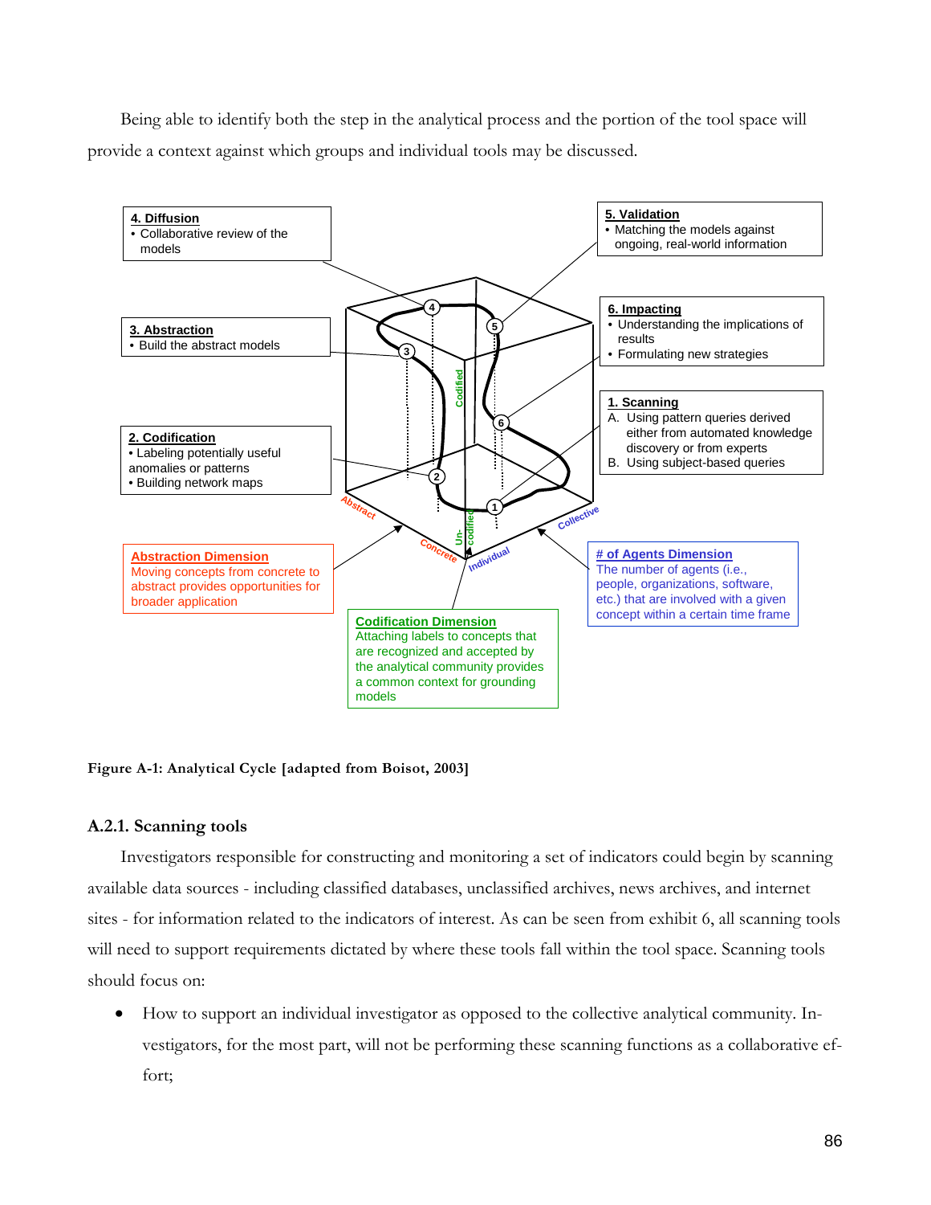Being able to identify both the step in the analytical process and the portion of the tool space will provide a context against which groups and individual tools may be discussed.

**4. Diffusion**
- Collaborative review of the models

**5. Validation**
- Matching the models against ongoing, real-world information

**3. Abstraction**
- Build the abstract models

**6. Impacting**
- Understanding the implications of results
- Formulating new strategies

**1. Scanning**
A. Using pattern queries derived either from automated knowledge discovery or from experts
B. Using subject-based queries

**2. Codification**
- Labeling potentially useful anomalies or patterns
- Building network maps

**Abstraction Dimension**
Moving concepts from concrete to abstract provides opportunities for broader application

**# of Agents Dimension**
The number of agents (i.e., people, organizations, software, etc.) that are involved with a given concept within a certain time frame

**Codification Dimension**
Attaching labels to concepts that are recognized and accepted by the analytical community provides a common context for grounding models

**Figure A-1: Analytical Cycle [adapted from Boisot, 2003]**

### A.2.1. Scanning tools

Investigators responsible for constructing and monitoring a set of indicators could begin by scanning available data sources - including classified databases, unclassified archives, news archives, and internet sites - for information related to the indicators of interest. As can be seen from exhibit 6, all scanning tools will need to support requirements dictated by where these tools fall within the tool space. Scanning tools should focus on:

- How to support an individual investigator as opposed to the collective analytical community. Investigators, for the most part, will not be performing these scanning functions as a collaborative effort;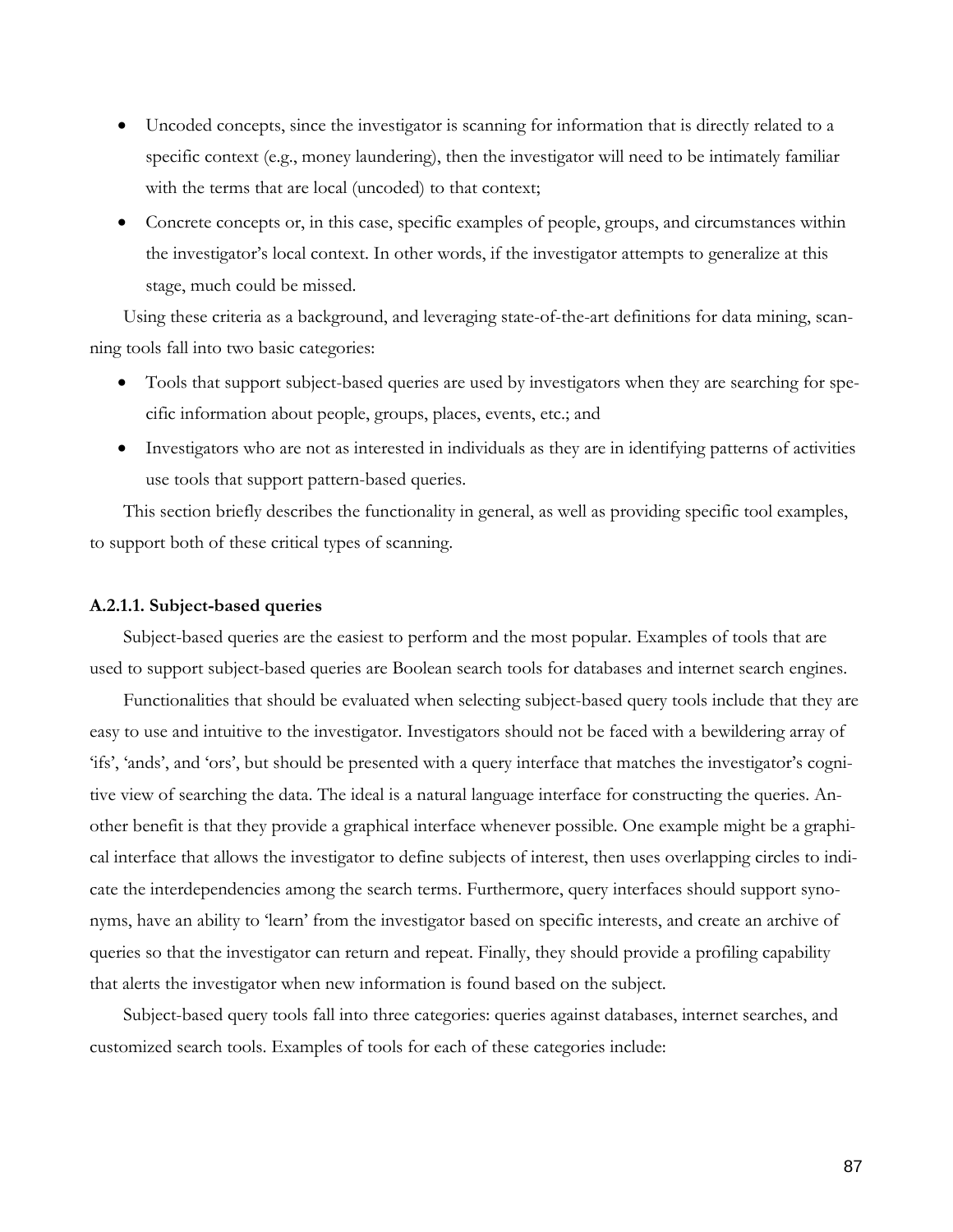- Uncoded concepts, since the investigator is scanning for information that is directly related to a specific context (e.g., money laundering), then the investigator will need to be intimately familiar with the terms that are local (uncoded) to that context;
- Concrete concepts or, in this case, specific examples of people, groups, and circumstances within the investigator's local context. In other words, if the investigator attempts to generalize at this stage, much could be missed.

Using these criteria as a background, and leveraging state-of-the-art definitions for data mining, scanning tools fall into two basic categories:

- Tools that support subject-based queries are used by investigators when they are searching for specific information about people, groups, places, events, etc.; and
- Investigators who are not as interested in individuals as they are in identifying patterns of activities use tools that support pattern-based queries.

This section briefly describes the functionality in general, as well as providing specific tool examples, to support both of these critical types of scanning.

#### A.2.1.1. Subject-based queries

Subject-based queries are the easiest to perform and the most popular. Examples of tools that are used to support subject-based queries are Boolean search tools for databases and internet search engines.

Functionalities that should be evaluated when selecting subject-based query tools include that they are easy to use and intuitive to the investigator. Investigators should not be faced with a bewildering array of 'ifs', 'ands', and 'ors', but should be presented with a query interface that matches the investigator's cognitive view of searching the data. The ideal is a natural language interface for constructing the queries. Another benefit is that they provide a graphical interface whenever possible. One example might be a graphical interface that allows the investigator to define subjects of interest, then uses overlapping circles to indicate the interdependencies among the search terms. Furthermore, query interfaces should support synonyms, have an ability to 'learn' from the investigator based on specific interests, and create an archive of queries so that the investigator can return and repeat. Finally, they should provide a profiling capability that alerts the investigator when new information is found based on the subject.

Subject-based query tools fall into three categories: queries against databases, internet searches, and customized search tools. Examples of tools for each of these categories include: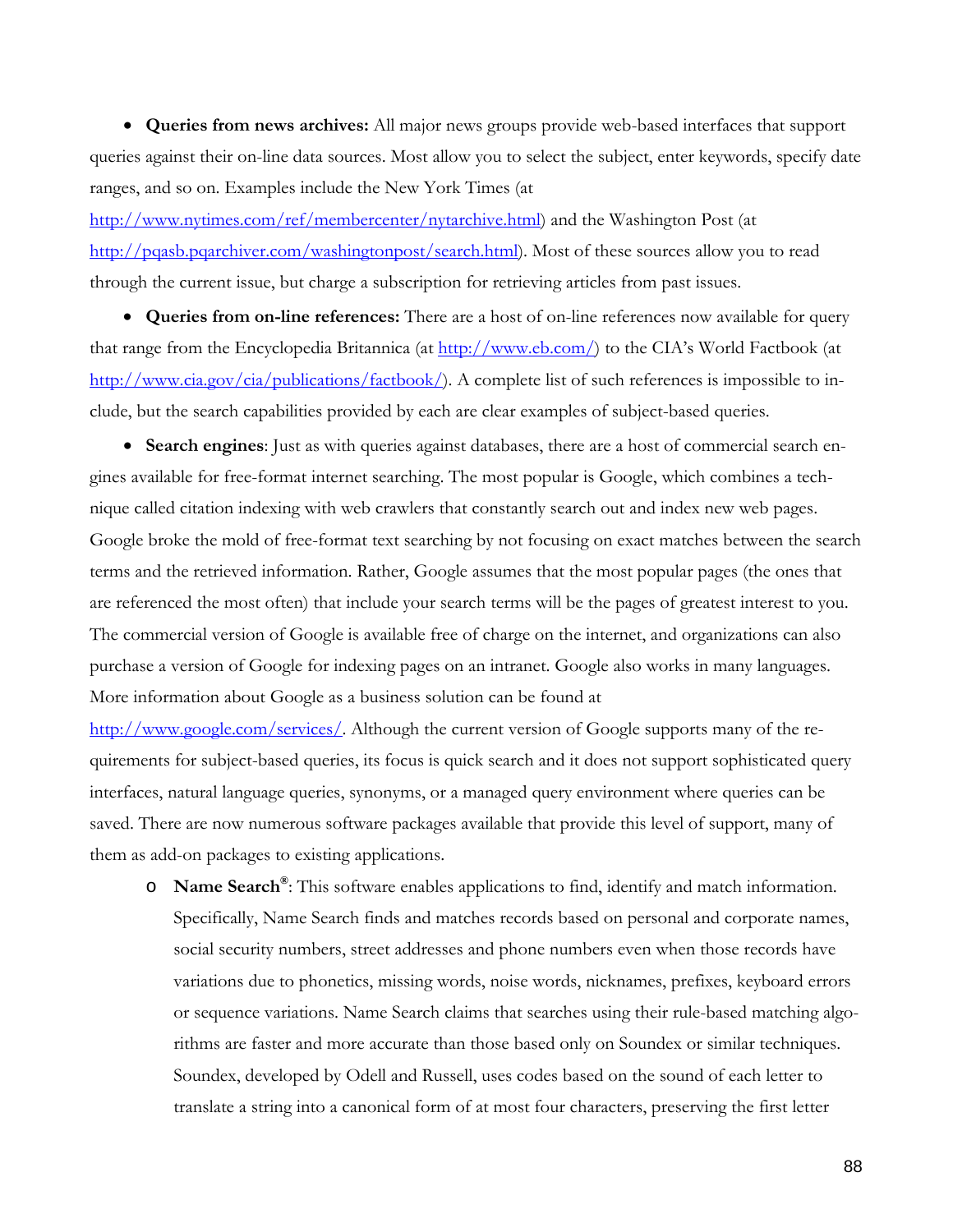- **Queries from news archives:** All major news groups provide web-based interfaces that support queries against their on-line data sources. Most allow you to select the subject, enter keywords, specify date ranges, and so on. Examples include the New York Times (at http://www.nytimes.com/ref/membercenter/nytarchive.html) and the Washington Post (at http://pqasb.pqarchiver.com/washingtonpost/search.html). Most of these sources allow you to read through the current issue, but charge a subscription for retrieving articles from past issues.

- **Queries from on-line references:** There are a host of on-line references now available for query that range from the Encyclopedia Britannica (at http://www.eb.com/) to the CIA's World Factbook (at http://www.cia.gov/cia/publications/factbook/). A complete list of such references is impossible to include, but the search capabilities provided by each are clear examples of subject-based queries.

- **Search engines**: Just as with queries against databases, there are a host of commercial search engines available for free-format internet searching. The most popular is Google, which combines a technique called citation indexing with web crawlers that constantly search out and index new web pages. Google broke the mold of free-format text searching by not focusing on exact matches between the search terms and the retrieved information. Rather, Google assumes that the most popular pages (the ones that are referenced the most often) that include your search terms will be the pages of greatest interest to you. The commercial version of Google is available free of charge on the internet, and organizations can also purchase a version of Google for indexing pages on an intranet. Google also works in many languages. More information about Google as a business solution can be found at http://www.google.com/services/. Although the current version of Google supports many of the requirements for subject-based queries, its focus is quick search and it does not support sophisticated query interfaces, natural language queries, synonyms, or a managed query environment where queries can be saved. There are now numerous software packages available that provide this level of support, many of them as add-on packages to existing applications.
  - **Name Search®**: This software enables applications to find, identify and match information. Specifically, Name Search finds and matches records based on personal and corporate names, social security numbers, street addresses and phone numbers even when those records have variations due to phonetics, missing words, noise words, nicknames, prefixes, keyboard errors or sequence variations. Name Search claims that searches using their rule-based matching algorithms are faster and more accurate than those based only on Soundex or similar techniques. Soundex, developed by Odell and Russell, uses codes based on the sound of each letter to translate a string into a canonical form of at most four characters, preserving the first letter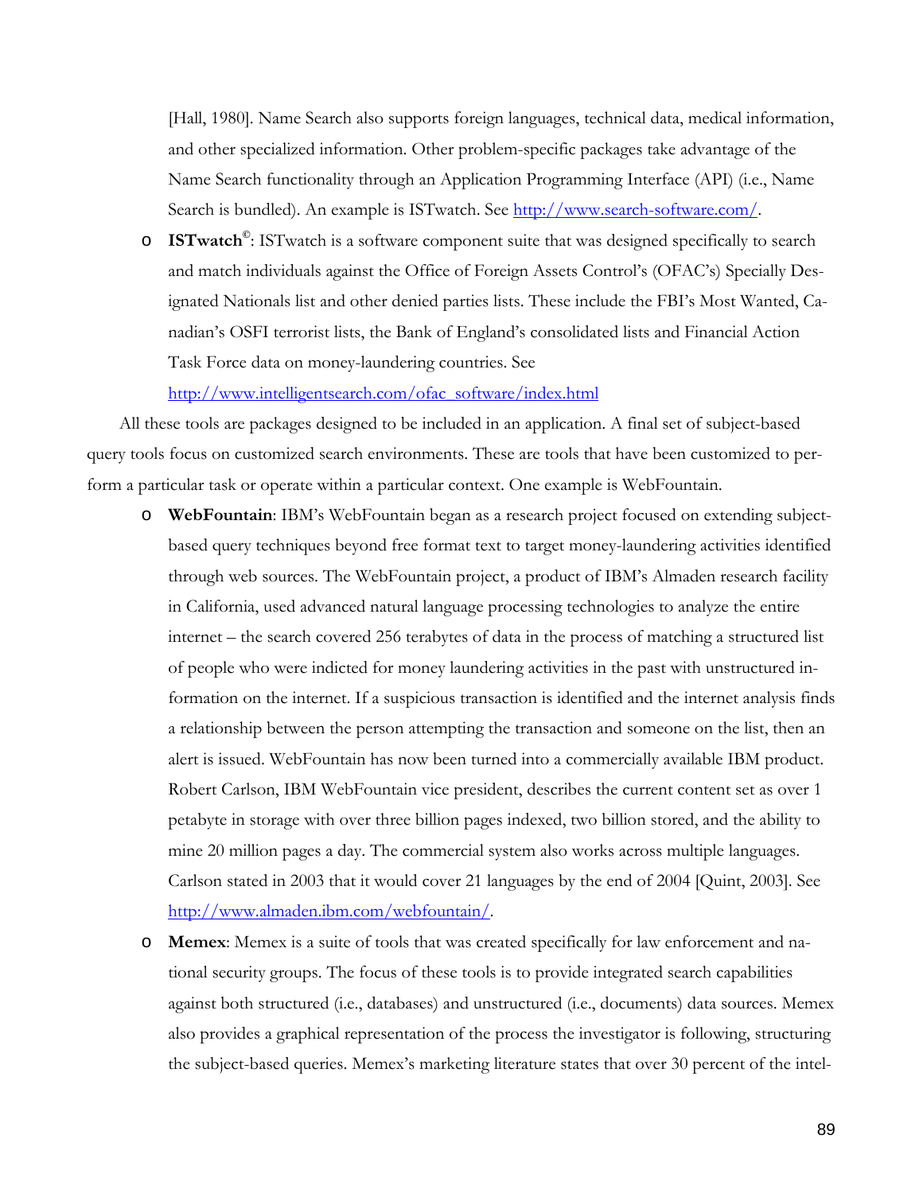[Hall, 1980]. Name Search also supports foreign languages, technical data, medical information, and other specialized information. Other problem-specific packages take advantage of the Name Search functionality through an Application Programming Interface (API) (i.e., Name Search is bundled). An example is ISTwatch. See http://www.search-software.com/.

- **ISTwatch©**: ISTwatch is a software component suite that was designed specifically to search and match individuals against the Office of Foreign Assets Control's (OFAC's) Specially Designated Nationals list and other denied parties lists. These include the FBI's Most Wanted, Canadian's OSFI terrorist lists, the Bank of England's consolidated lists and Financial Action Task Force data on money-laundering countries. See http://www.intelligentsearch.com/ofac_software/index.html

All these tools are packages designed to be included in an application. A final set of subject-based query tools focus on customized search environments. These are tools that have been customized to perform a particular task or operate within a particular context. One example is WebFountain.

- **WebFountain**: IBM's WebFountain began as a research project focused on extending subject-based query techniques beyond free format text to target money-laundering activities identified through web sources. The WebFountain project, a product of IBM's Almaden research facility in California, used advanced natural language processing technologies to analyze the entire internet – the search covered 256 terabytes of data in the process of matching a structured list of people who were indicted for money laundering activities in the past with unstructured information on the internet. If a suspicious transaction is identified and the internet analysis finds a relationship between the person attempting the transaction and someone on the list, then an alert is issued. WebFountain has now been turned into a commercially available IBM product. Robert Carlson, IBM WebFountain vice president, describes the current content set as over 1 petabyte in storage with over three billion pages indexed, two billion stored, and the ability to mine 20 million pages a day. The commercial system also works across multiple languages. Carlson stated in 2003 that it would cover 21 languages by the end of 2004 [Quint, 2003]. See http://www.almaden.ibm.com/webfountain/.
- **Memex**: Memex is a suite of tools that was created specifically for law enforcement and national security groups. The focus of these tools is to provide integrated search capabilities against both structured (i.e., databases) and unstructured (i.e., documents) data sources. Memex also provides a graphical representation of the process the investigator is following, structuring the subject-based queries. Memex's marketing literature states that over 30 percent of the intel-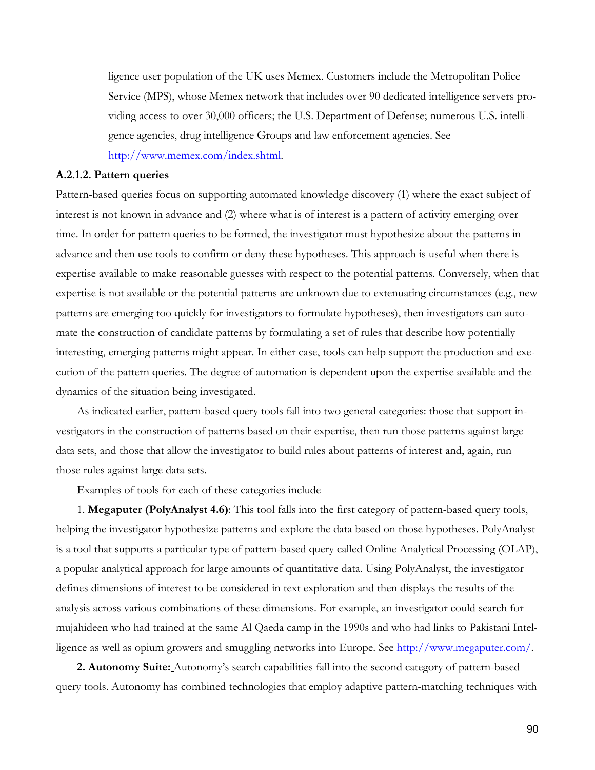ligence user population of the UK uses Memex. Customers include the Metropolitan Police Service (MPS), whose Memex network that includes over 90 dedicated intelligence servers providing access to over 30,000 officers; the U.S. Department of Defense; numerous U.S. intelligence agencies, drug intelligence Groups and law enforcement agencies. See http://www.memex.com/index.shtml.

**A.2.1.2. Pattern queries**

Pattern-based queries focus on supporting automated knowledge discovery (1) where the exact subject of interest is not known in advance and (2) where what is of interest is a pattern of activity emerging over time. In order for pattern queries to be formed, the investigator must hypothesize about the patterns in advance and then use tools to confirm or deny these hypotheses. This approach is useful when there is expertise available to make reasonable guesses with respect to the potential patterns. Conversely, when that expertise is not available or the potential patterns are unknown due to extenuating circumstances (e.g., new patterns are emerging too quickly for investigators to formulate hypotheses), then investigators can automate the construction of candidate patterns by formulating a set of rules that describe how potentially interesting, emerging patterns might appear. In either case, tools can help support the production and execution of the pattern queries. The degree of automation is dependent upon the expertise available and the dynamics of the situation being investigated.

As indicated earlier, pattern-based query tools fall into two general categories: those that support investigators in the construction of patterns based on their expertise, then run those patterns against large data sets, and those that allow the investigator to build rules about patterns of interest and, again, run those rules against large data sets.

Examples of tools for each of these categories include

1. **Megaputer (PolyAnalyst 4.6)**: This tool falls into the first category of pattern-based query tools, helping the investigator hypothesize patterns and explore the data based on those hypotheses. PolyAnalyst is a tool that supports a particular type of pattern-based query called Online Analytical Processing (OLAP), a popular analytical approach for large amounts of quantitative data. Using PolyAnalyst, the investigator defines dimensions of interest to be considered in text exploration and then displays the results of the analysis across various combinations of these dimensions. For example, an investigator could search for mujahideen who had trained at the same Al Qaeda camp in the 1990s and who had links to Pakistani Intelligence as well as opium growers and smuggling networks into Europe. See http://www.megaputer.com/.

2. **Autonomy Suite:** Autonomy's search capabilities fall into the second category of pattern-based query tools. Autonomy has combined technologies that employ adaptive pattern-matching techniques with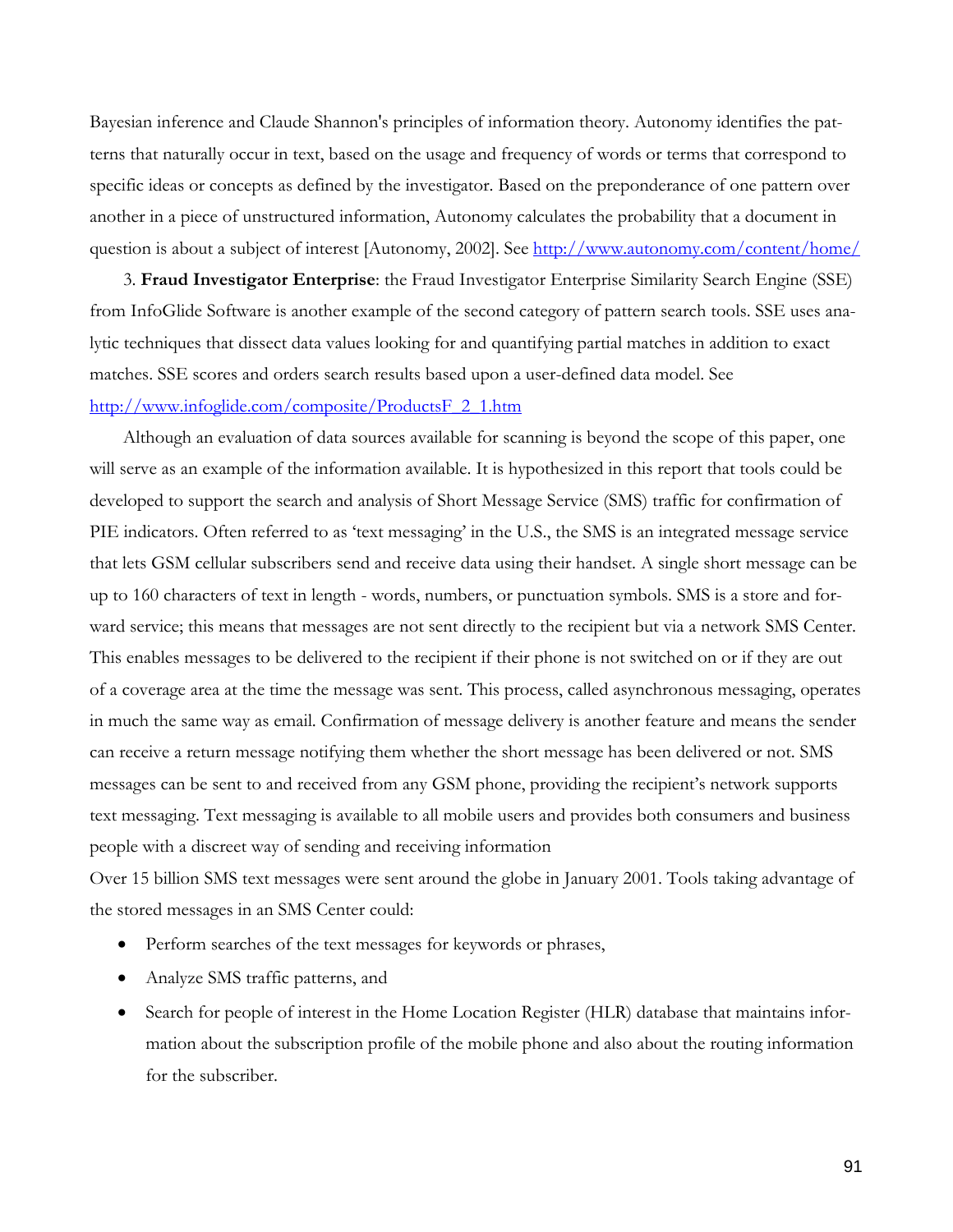Bayesian inference and Claude Shannon's principles of information theory. Autonomy identifies the patterns that naturally occur in text, based on the usage and frequency of words or terms that correspond to specific ideas or concepts as defined by the investigator. Based on the preponderance of one pattern over another in a piece of unstructured information, Autonomy calculates the probability that a document in question is about a subject of interest [Autonomy, 2002]. See http://www.autonomy.com/content/home/

3. **Fraud Investigator Enterprise**: the Fraud Investigator Enterprise Similarity Search Engine (SSE) from InfoGlide Software is another example of the second category of pattern search tools. SSE uses analytic techniques that dissect data values looking for and quantifying partial matches in addition to exact matches. SSE scores and orders search results based upon a user-defined data model. See http://www.infoglide.com/composite/ProductsF_2_1.htm

Although an evaluation of data sources available for scanning is beyond the scope of this paper, one will serve as an example of the information available. It is hypothesized in this report that tools could be developed to support the search and analysis of Short Message Service (SMS) traffic for confirmation of PIE indicators. Often referred to as 'text messaging' in the U.S., the SMS is an integrated message service that lets GSM cellular subscribers send and receive data using their handset. A single short message can be up to 160 characters of text in length - words, numbers, or punctuation symbols. SMS is a store and forward service; this means that messages are not sent directly to the recipient but via a network SMS Center. This enables messages to be delivered to the recipient if their phone is not switched on or if they are out of a coverage area at the time the message was sent. This process, called asynchronous messaging, operates in much the same way as email. Confirmation of message delivery is another feature and means the sender can receive a return message notifying them whether the short message has been delivered or not. SMS messages can be sent to and received from any GSM phone, providing the recipient's network supports text messaging. Text messaging is available to all mobile users and provides both consumers and business people with a discreet way of sending and receiving information

Over 15 billion SMS text messages were sent around the globe in January 2001. Tools taking advantage of the stored messages in an SMS Center could:

- Perform searches of the text messages for keywords or phrases,
- Analyze SMS traffic patterns, and
- Search for people of interest in the Home Location Register (HLR) database that maintains information about the subscription profile of the mobile phone and also about the routing information for the subscriber.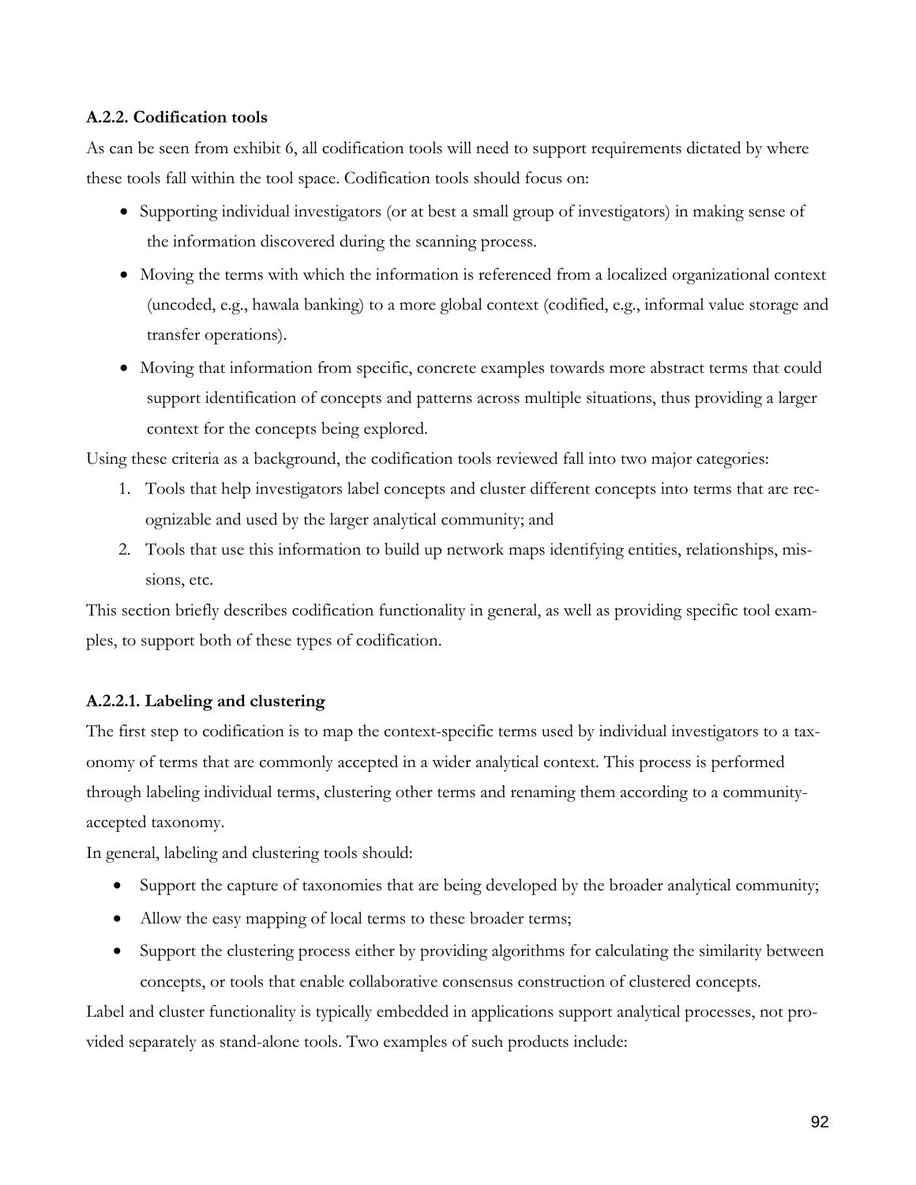### A.2.2. Codification tools

As can be seen from exhibit 6, all codification tools will need to support requirements dictated by where these tools fall within the tool space. Codification tools should focus on:

- Supporting individual investigators (or at best a small group of investigators) in making sense of the information discovered during the scanning process.
- Moving the terms with which the information is referenced from a localized organizational context (uncoded, e.g., hawala banking) to a more global context (codified, e.g., informal value storage and transfer operations).
- Moving that information from specific, concrete examples towards more abstract terms that could support identification of concepts and patterns across multiple situations, thus providing a larger context for the concepts being explored.

Using these criteria as a background, the codification tools reviewed fall into two major categories:

1. Tools that help investigators label concepts and cluster different concepts into terms that are recognizable and used by the larger analytical community; and
2. Tools that use this information to build up network maps identifying entities, relationships, missions, etc.

This section briefly describes codification functionality in general, as well as providing specific tool examples, to support both of these types of codification.

#### A.2.2.1. Labeling and clustering

The first step to codification is to map the context-specific terms used by individual investigators to a taxonomy of terms that are commonly accepted in a wider analytical context. This process is performed through labeling individual terms, clustering other terms and renaming them according to a community-accepted taxonomy.

In general, labeling and clustering tools should:

- Support the capture of taxonomies that are being developed by the broader analytical community;
- Allow the easy mapping of local terms to these broader terms;
- Support the clustering process either by providing algorithms for calculating the similarity between concepts, or tools that enable collaborative consensus construction of clustered concepts.

Label and cluster functionality is typically embedded in applications support analytical processes, not provided separately as stand-alone tools. Two examples of such products include: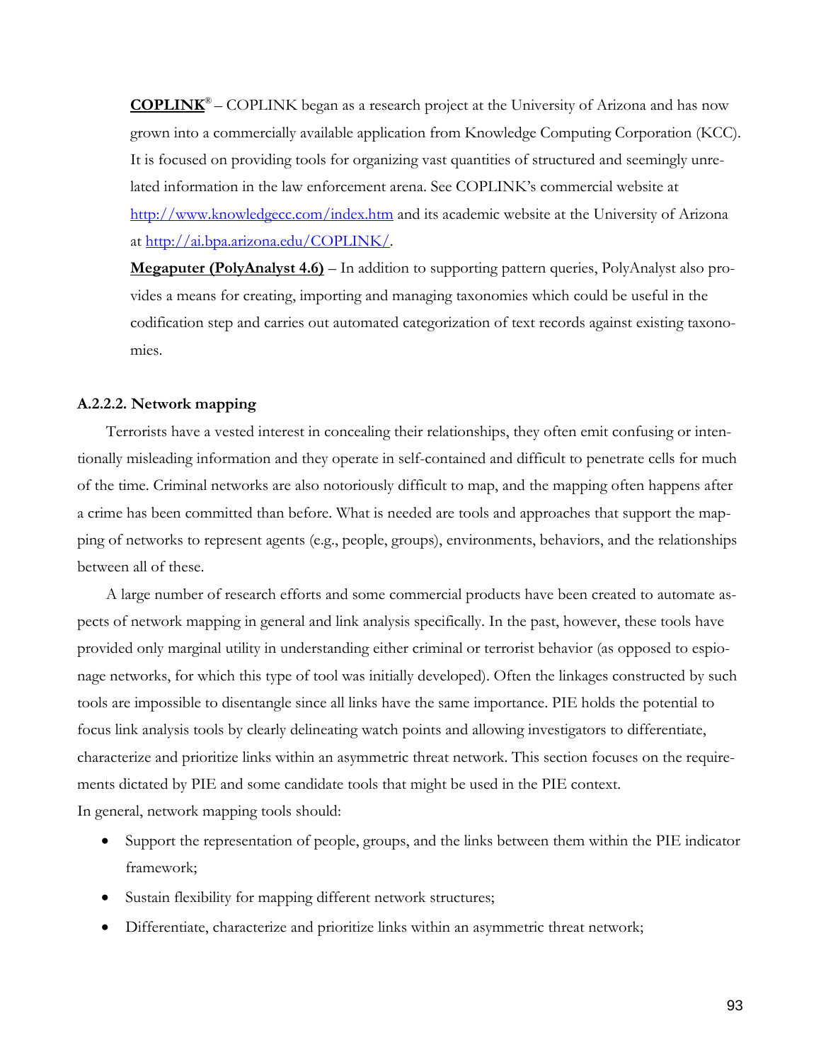**COPLINK®** – COPLINK began as a research project at the University of Arizona and has now grown into a commercially available application from Knowledge Computing Corporation (KCC). It is focused on providing tools for organizing vast quantities of structured and seemingly unrelated information in the law enforcement arena. See COPLINK's commercial website at http://www.knowledgecc.com/index.htm and its academic website at the University of Arizona at http://ai.bpa.arizona.edu/COPLINK/.

**Megaputer (PolyAnalyst 4.6)** – In addition to supporting pattern queries, PolyAnalyst also provides a means for creating, importing and managing taxonomies which could be useful in the codification step and carries out automated categorization of text records against existing taxonomies.

#### A.2.2.2. Network mapping

Terrorists have a vested interest in concealing their relationships, they often emit confusing or intentionally misleading information and they operate in self-contained and difficult to penetrate cells for much of the time. Criminal networks are also notoriously difficult to map, and the mapping often happens after a crime has been committed than before. What is needed are tools and approaches that support the mapping of networks to represent agents (e.g., people, groups), environments, behaviors, and the relationships between all of these.

A large number of research efforts and some commercial products have been created to automate aspects of network mapping in general and link analysis specifically. In the past, however, these tools have provided only marginal utility in understanding either criminal or terrorist behavior (as opposed to espionage networks, for which this type of tool was initially developed). Often the linkages constructed by such tools are impossible to disentangle since all links have the same importance. PIE holds the potential to focus link analysis tools by clearly delineating watch points and allowing investigators to differentiate, characterize and prioritize links within an asymmetric threat network. This section focuses on the requirements dictated by PIE and some candidate tools that might be used in the PIE context.

In general, network mapping tools should:

- Support the representation of people, groups, and the links between them within the PIE indicator framework;
- Sustain flexibility for mapping different network structures;
- Differentiate, characterize and prioritize links within an asymmetric threat network;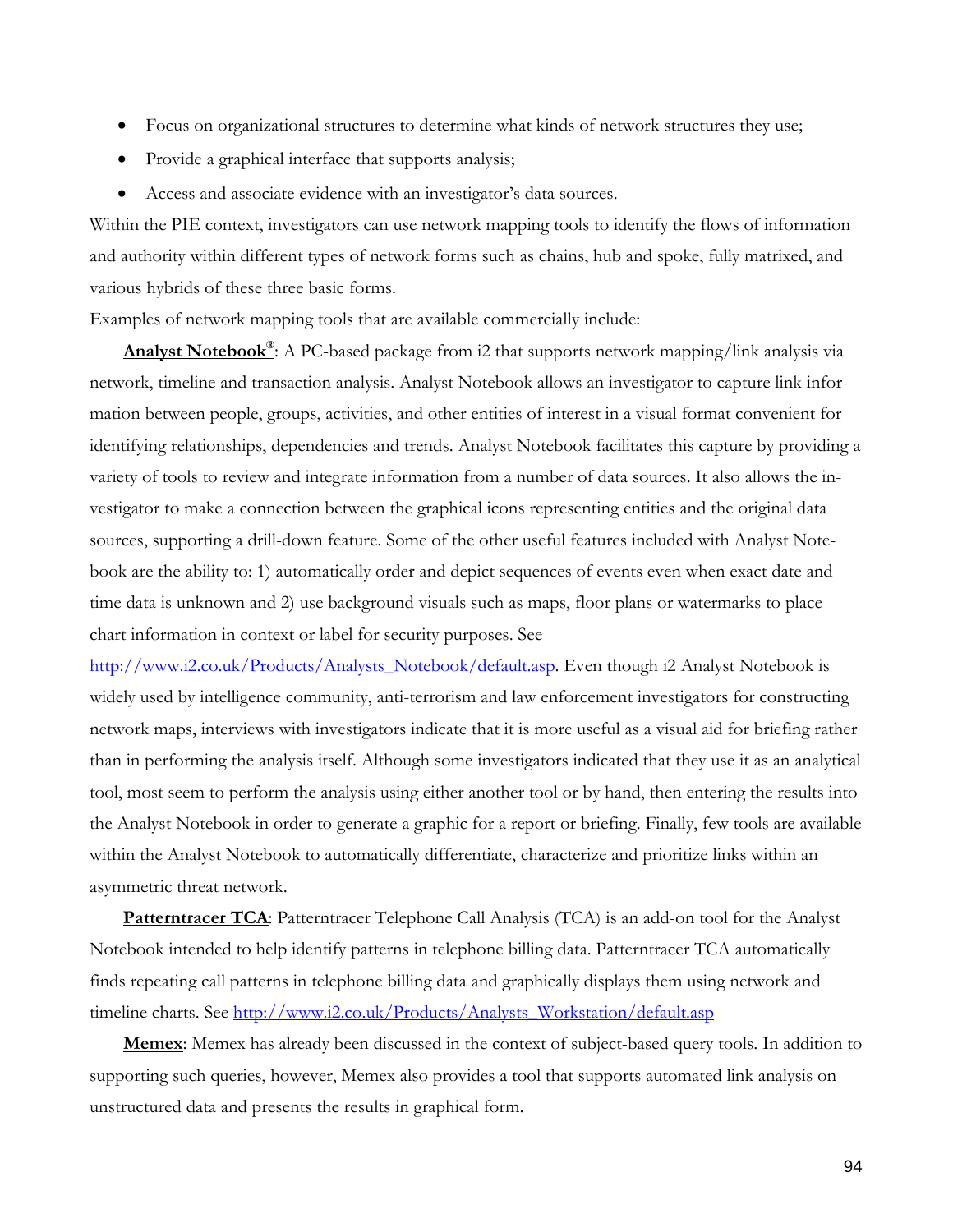- Focus on organizational structures to determine what kinds of network structures they use;
- Provide a graphical interface that supports analysis;
- Access and associate evidence with an investigator's data sources.

Within the PIE context, investigators can use network mapping tools to identify the flows of information and authority within different types of network forms such as chains, hub and spoke, fully matrixed, and various hybrids of these three basic forms.

Examples of network mapping tools that are available commercially include:

**Analyst Notebook®**: A PC-based package from i2 that supports network mapping/link analysis via network, timeline and transaction analysis. Analyst Notebook allows an investigator to capture link information between people, groups, activities, and other entities of interest in a visual format convenient for identifying relationships, dependencies and trends. Analyst Notebook facilitates this capture by providing a variety of tools to review and integrate information from a number of data sources. It also allows the investigator to make a connection between the graphical icons representing entities and the original data sources, supporting a drill-down feature. Some of the other useful features included with Analyst Notebook are the ability to: 1) automatically order and depict sequences of events even when exact date and time data is unknown and 2) use background visuals such as maps, floor plans or watermarks to place chart information in context or label for security purposes. See http://www.i2.co.uk/Products/Analysts_Notebook/default.asp. Even though i2 Analyst Notebook is widely used by intelligence community, anti-terrorism and law enforcement investigators for constructing network maps, interviews with investigators indicate that it is more useful as a visual aid for briefing rather than in performing the analysis itself. Although some investigators indicated that they use it as an analytical tool, most seem to perform the analysis using either another tool or by hand, then entering the results into the Analyst Notebook in order to generate a graphic for a report or briefing. Finally, few tools are available within the Analyst Notebook to automatically differentiate, characterize and prioritize links within an asymmetric threat network.

**Patterntracer TCA**: Patterntracer Telephone Call Analysis (TCA) is an add-on tool for the Analyst Notebook intended to help identify patterns in telephone billing data. Patterntracer TCA automatically finds repeating call patterns in telephone billing data and graphically displays them using network and timeline charts. See http://www.i2.co.uk/Products/Analysts_Workstation/default.asp

**Memex**: Memex has already been discussed in the context of subject-based query tools. In addition to supporting such queries, however, Memex also provides a tool that supports automated link analysis on unstructured data and presents the results in graphical form.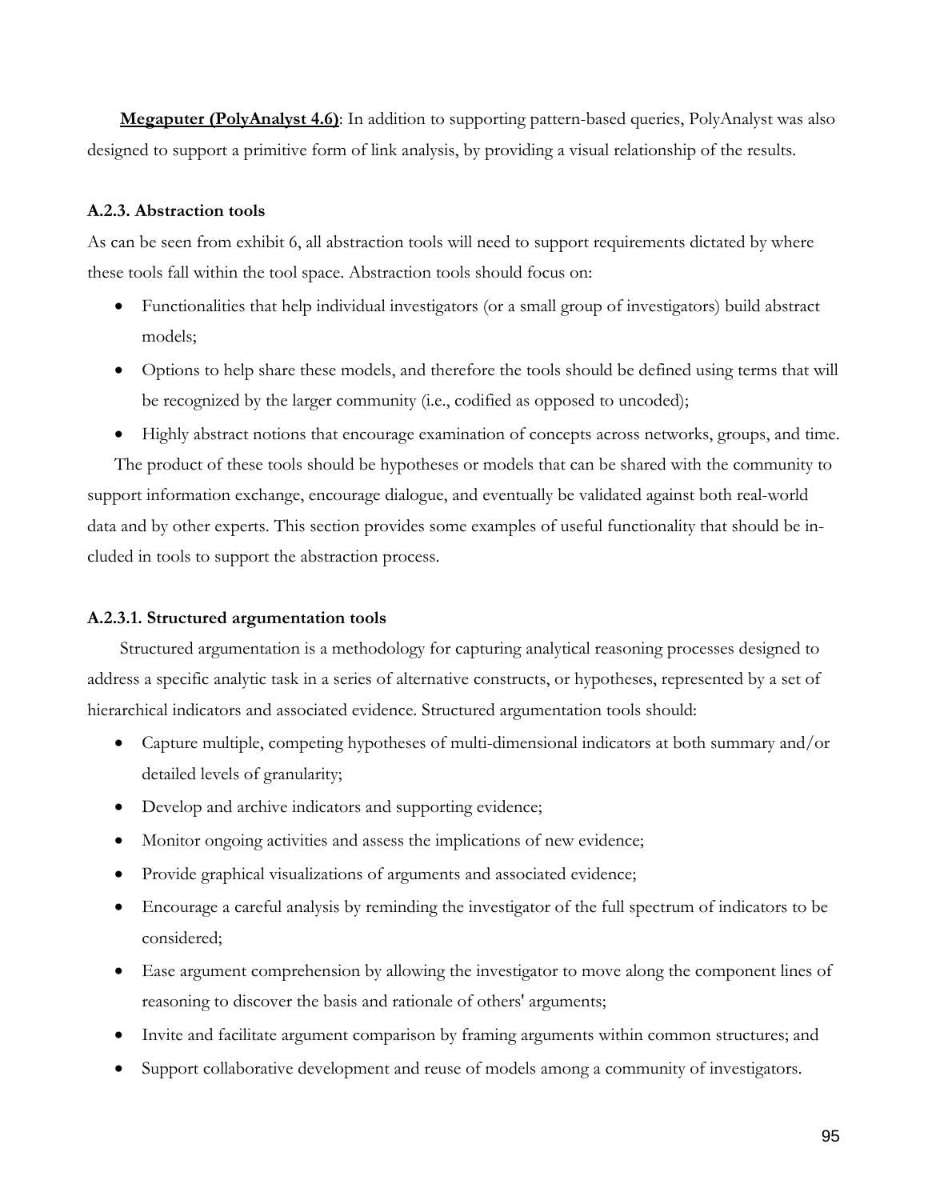**<u>Megaputer (PolyAnalyst 4.6)</u>**: In addition to supporting pattern-based queries, PolyAnalyst was also designed to support a primitive form of link analysis, by providing a visual relationship of the results.

#### A.2.3. Abstraction tools

As can be seen from exhibit 6, all abstraction tools will need to support requirements dictated by where these tools fall within the tool space. Abstraction tools should focus on:

- Functionalities that help individual investigators (or a small group of investigators) build abstract models;
- Options to help share these models, and therefore the tools should be defined using terms that will be recognized by the larger community (i.e., codified as opposed to uncoded);
- Highly abstract notions that encourage examination of concepts across networks, groups, and time.

The product of these tools should be hypotheses or models that can be shared with the community to support information exchange, encourage dialogue, and eventually be validated against both real-world data and by other experts. This section provides some examples of useful functionality that should be included in tools to support the abstraction process.

#### A.2.3.1. Structured argumentation tools

Structured argumentation is a methodology for capturing analytical reasoning processes designed to address a specific analytic task in a series of alternative constructs, or hypotheses, represented by a set of hierarchical indicators and associated evidence. Structured argumentation tools should:

- Capture multiple, competing hypotheses of multi-dimensional indicators at both summary and/or detailed levels of granularity;
- Develop and archive indicators and supporting evidence;
- Monitor ongoing activities and assess the implications of new evidence;
- Provide graphical visualizations of arguments and associated evidence;
- Encourage a careful analysis by reminding the investigator of the full spectrum of indicators to be considered;
- Ease argument comprehension by allowing the investigator to move along the component lines of reasoning to discover the basis and rationale of others' arguments;
- Invite and facilitate argument comparison by framing arguments within common structures; and
- Support collaborative development and reuse of models among a community of investigators.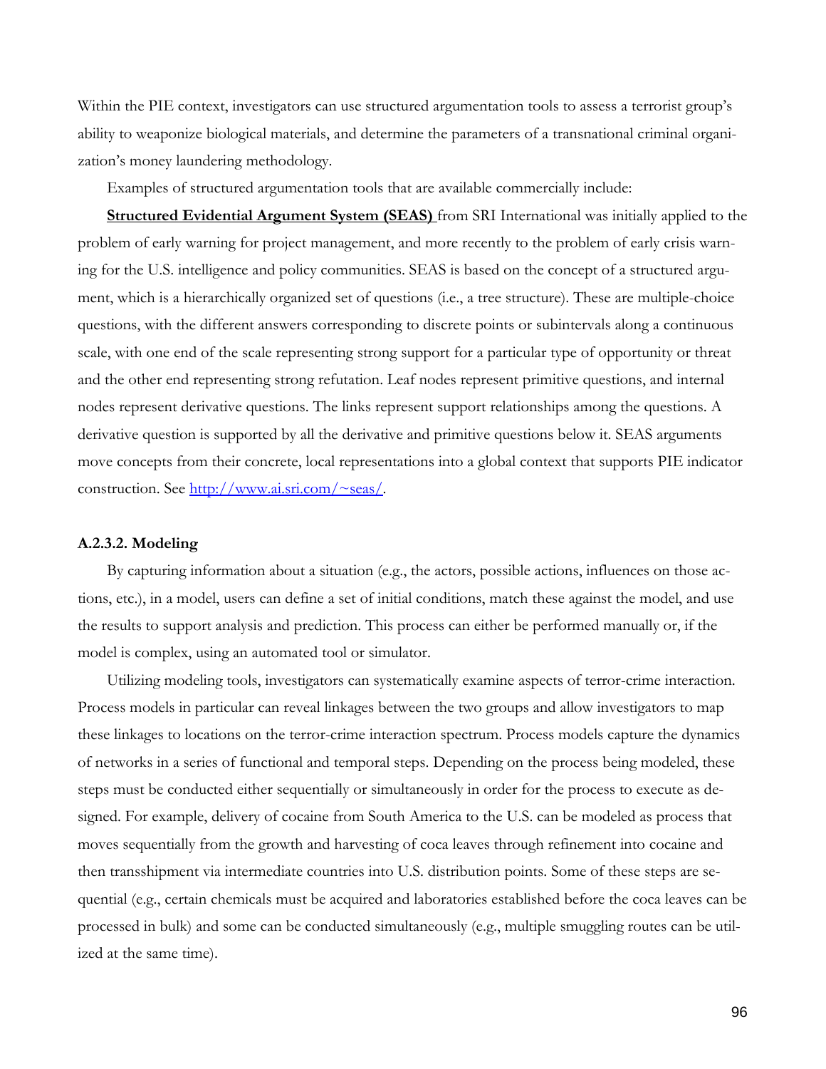Within the PIE context, investigators can use structured argumentation tools to assess a terrorist group's ability to weaponize biological materials, and determine the parameters of a transnational criminal organization's money laundering methodology.

Examples of structured argumentation tools that are available commercially include:

**Structured Evidential Argument System (SEAS)** from SRI International was initially applied to the problem of early warning for project management, and more recently to the problem of early crisis warning for the U.S. intelligence and policy communities. SEAS is based on the concept of a structured argument, which is a hierarchically organized set of questions (i.e., a tree structure). These are multiple-choice questions, with the different answers corresponding to discrete points or subintervals along a continuous scale, with one end of the scale representing strong support for a particular type of opportunity or threat and the other end representing strong refutation. Leaf nodes represent primitive questions, and internal nodes represent derivative questions. The links represent support relationships among the questions. A derivative question is supported by all the derivative and primitive questions below it. SEAS arguments move concepts from their concrete, local representations into a global context that supports PIE indicator construction. See http://www.ai.sri.com/~seas/.

#### A.2.3.2. Modeling

By capturing information about a situation (e.g., the actors, possible actions, influences on those actions, etc.), in a model, users can define a set of initial conditions, match these against the model, and use the results to support analysis and prediction. This process can either be performed manually or, if the model is complex, using an automated tool or simulator.

Utilizing modeling tools, investigators can systematically examine aspects of terror-crime interaction. Process models in particular can reveal linkages between the two groups and allow investigators to map these linkages to locations on the terror-crime interaction spectrum. Process models capture the dynamics of networks in a series of functional and temporal steps. Depending on the process being modeled, these steps must be conducted either sequentially or simultaneously in order for the process to execute as designed. For example, delivery of cocaine from South America to the U.S. can be modeled as process that moves sequentially from the growth and harvesting of coca leaves through refinement into cocaine and then transshipment via intermediate countries into U.S. distribution points. Some of these steps are sequential (e.g., certain chemicals must be acquired and laboratories established before the coca leaves can be processed in bulk) and some can be conducted simultaneously (e.g., multiple smuggling routes can be utilized at the same time).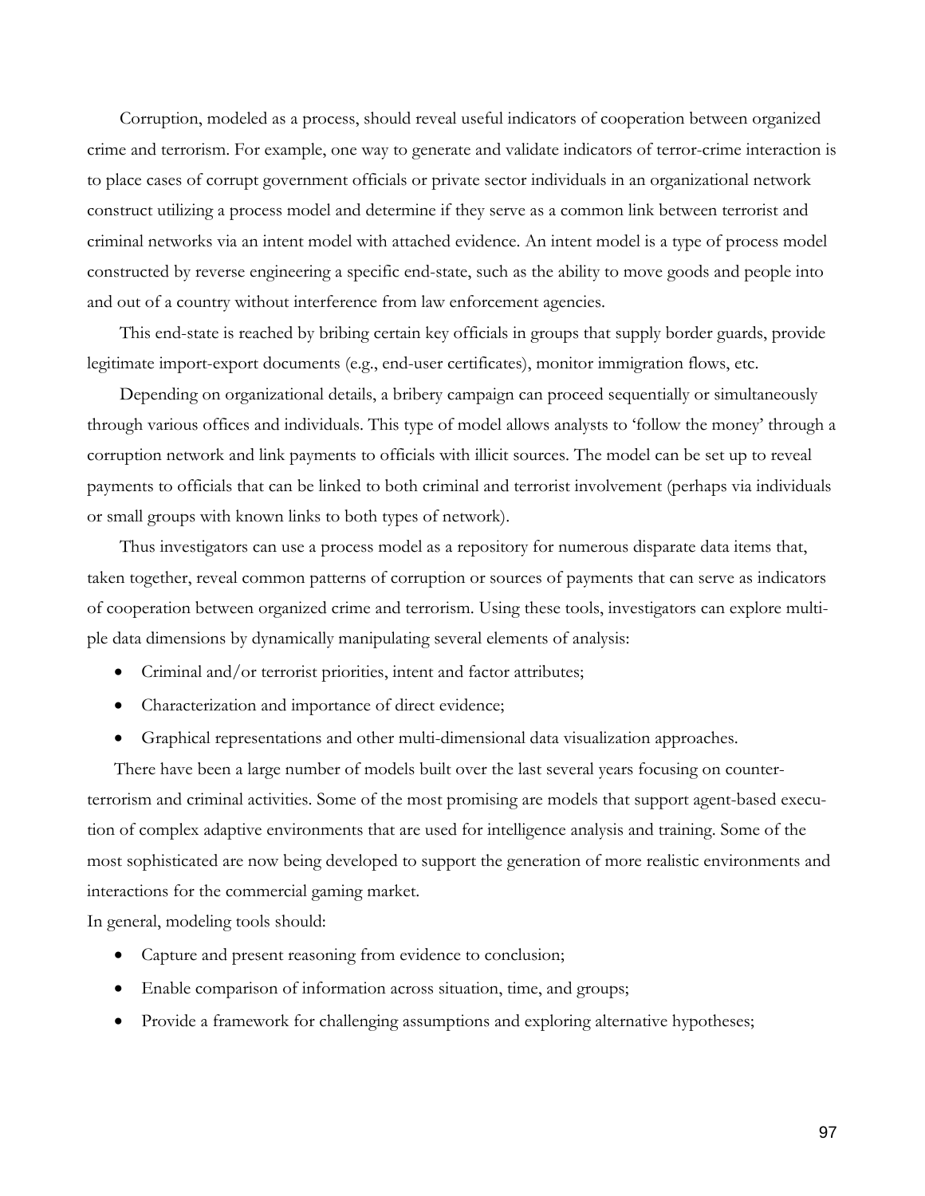Corruption, modeled as a process, should reveal useful indicators of cooperation between organized crime and terrorism. For example, one way to generate and validate indicators of terror-crime interaction is to place cases of corrupt government officials or private sector individuals in an organizational network construct utilizing a process model and determine if they serve as a common link between terrorist and criminal networks via an intent model with attached evidence. An intent model is a type of process model constructed by reverse engineering a specific end-state, such as the ability to move goods and people into and out of a country without interference from law enforcement agencies.

This end-state is reached by bribing certain key officials in groups that supply border guards, provide legitimate import-export documents (e.g., end-user certificates), monitor immigration flows, etc.

Depending on organizational details, a bribery campaign can proceed sequentially or simultaneously through various offices and individuals. This type of model allows analysts to 'follow the money' through a corruption network and link payments to officials with illicit sources. The model can be set up to reveal payments to officials that can be linked to both criminal and terrorist involvement (perhaps via individuals or small groups with known links to both types of network).

Thus investigators can use a process model as a repository for numerous disparate data items that, taken together, reveal common patterns of corruption or sources of payments that can serve as indicators of cooperation between organized crime and terrorism. Using these tools, investigators can explore multiple data dimensions by dynamically manipulating several elements of analysis:

- Criminal and/or terrorist priorities, intent and factor attributes;
- Characterization and importance of direct evidence;
- Graphical representations and other multi-dimensional data visualization approaches.

There have been a large number of models built over the last several years focusing on counter-terrorism and criminal activities. Some of the most promising are models that support agent-based execution of complex adaptive environments that are used for intelligence analysis and training. Some of the most sophisticated are now being developed to support the generation of more realistic environments and interactions for the commercial gaming market.

In general, modeling tools should:

- Capture and present reasoning from evidence to conclusion;
- Enable comparison of information across situation, time, and groups;
- Provide a framework for challenging assumptions and exploring alternative hypotheses;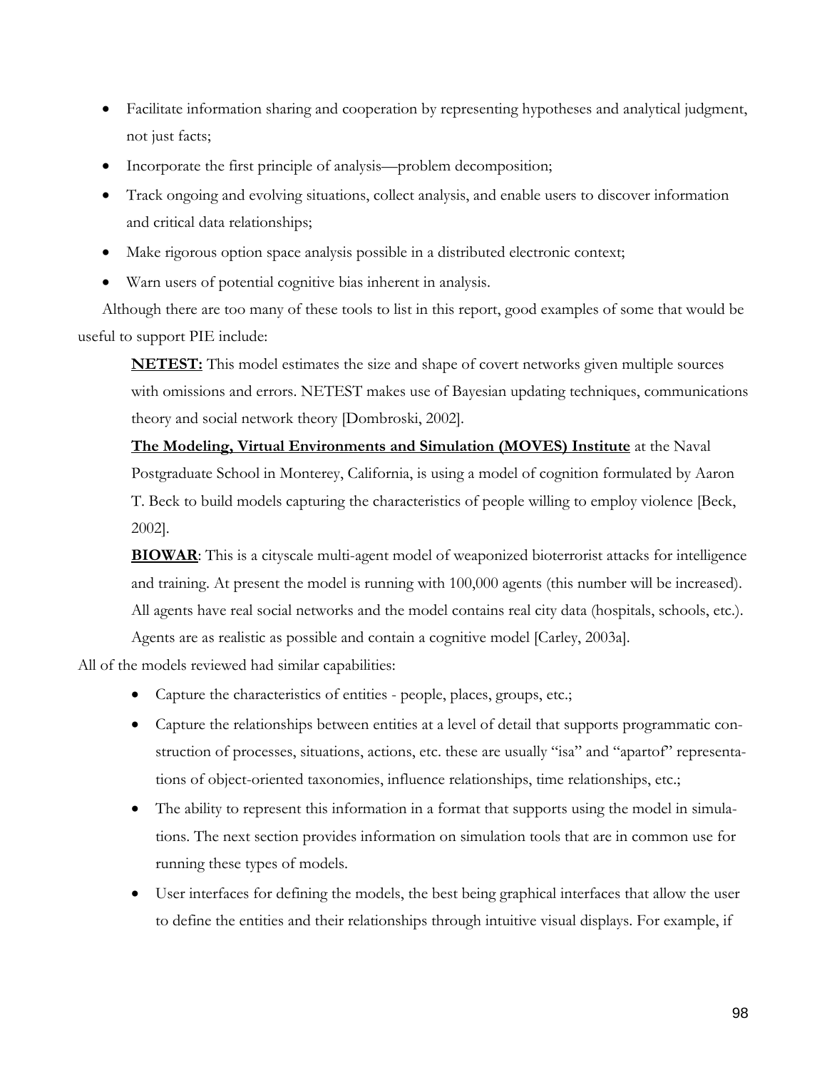- Facilitate information sharing and cooperation by representing hypotheses and analytical judgment, not just facts;
- Incorporate the first principle of analysis—problem decomposition;
- Track ongoing and evolving situations, collect analysis, and enable users to discover information and critical data relationships;
- Make rigorous option space analysis possible in a distributed electronic context;
- Warn users of potential cognitive bias inherent in analysis.

Although there are too many of these tools to list in this report, good examples of some that would be useful to support PIE include:

> **NETEST:** This model estimates the size and shape of covert networks given multiple sources with omissions and errors. NETEST makes use of Bayesian updating techniques, communications theory and social network theory [Dombroski, 2002].
>
> **The Modeling, Virtual Environments and Simulation (MOVES) Institute** at the Naval Postgraduate School in Monterey, California, is using a model of cognition formulated by Aaron T. Beck to build models capturing the characteristics of people willing to employ violence [Beck, 2002].
>
> **BIOWAR**: This is a cityscale multi-agent model of weaponized bioterrorist attacks for intelligence and training. At present the model is running with 100,000 agents (this number will be increased). All agents have real social networks and the model contains real city data (hospitals, schools, etc.). Agents are as realistic as possible and contain a cognitive model [Carley, 2003a].

All of the models reviewed had similar capabilities:

- Capture the characteristics of entities - people, places, groups, etc.;
- Capture the relationships between entities at a level of detail that supports programmatic construction of processes, situations, actions, etc. these are usually "isa" and "apartof" representations of object-oriented taxonomies, influence relationships, time relationships, etc.;
- The ability to represent this information in a format that supports using the model in simulations. The next section provides information on simulation tools that are in common use for running these types of models.
- User interfaces for defining the models, the best being graphical interfaces that allow the user to define the entities and their relationships through intuitive visual displays. For example, if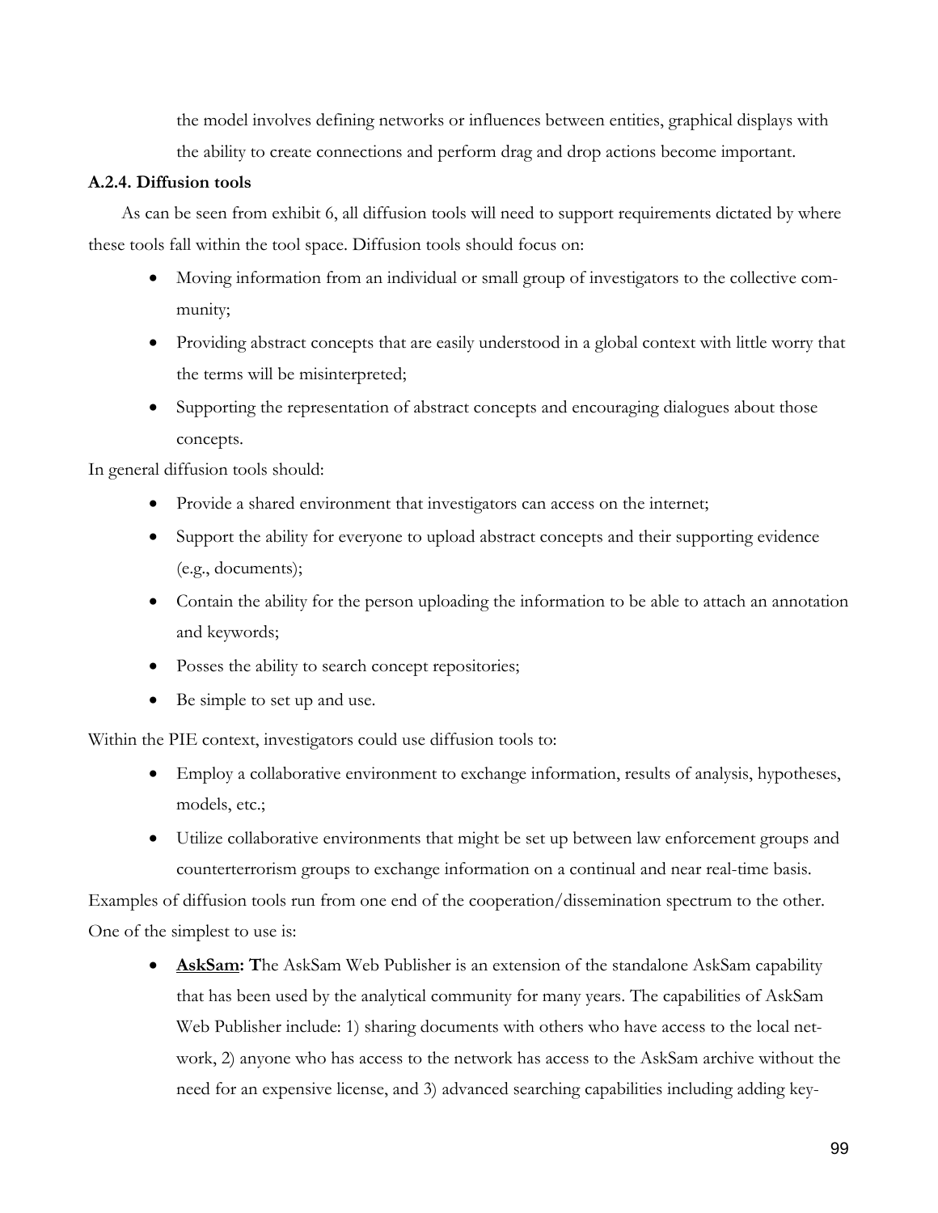the model involves defining networks or influences between entities, graphical displays with the ability to create connections and perform drag and drop actions become important.

#### A.2.4. Diffusion tools

As can be seen from exhibit 6, all diffusion tools will need to support requirements dictated by where these tools fall within the tool space. Diffusion tools should focus on:

- Moving information from an individual or small group of investigators to the collective community;
- Providing abstract concepts that are easily understood in a global context with little worry that the terms will be misinterpreted;
- Supporting the representation of abstract concepts and encouraging dialogues about those concepts.

In general diffusion tools should:

- Provide a shared environment that investigators can access on the internet;
- Support the ability for everyone to upload abstract concepts and their supporting evidence (e.g., documents);
- Contain the ability for the person uploading the information to be able to attach an annotation and keywords;
- Posses the ability to search concept repositories;
- Be simple to set up and use.

Within the PIE context, investigators could use diffusion tools to:

- Employ a collaborative environment to exchange information, results of analysis, hypotheses, models, etc.;
- Utilize collaborative environments that might be set up between law enforcement groups and counterterrorism groups to exchange information on a continual and near real-time basis.

Examples of diffusion tools run from one end of the cooperation/dissemination spectrum to the other. One of the simplest to use is:

- **AskSam: T**he AskSam Web Publisher is an extension of the standalone AskSam capability that has been used by the analytical community for many years. The capabilities of AskSam Web Publisher include: 1) sharing documents with others who have access to the local network, 2) anyone who has access to the network has access to the AskSam archive without the need for an expensive license, and 3) advanced searching capabilities including adding key-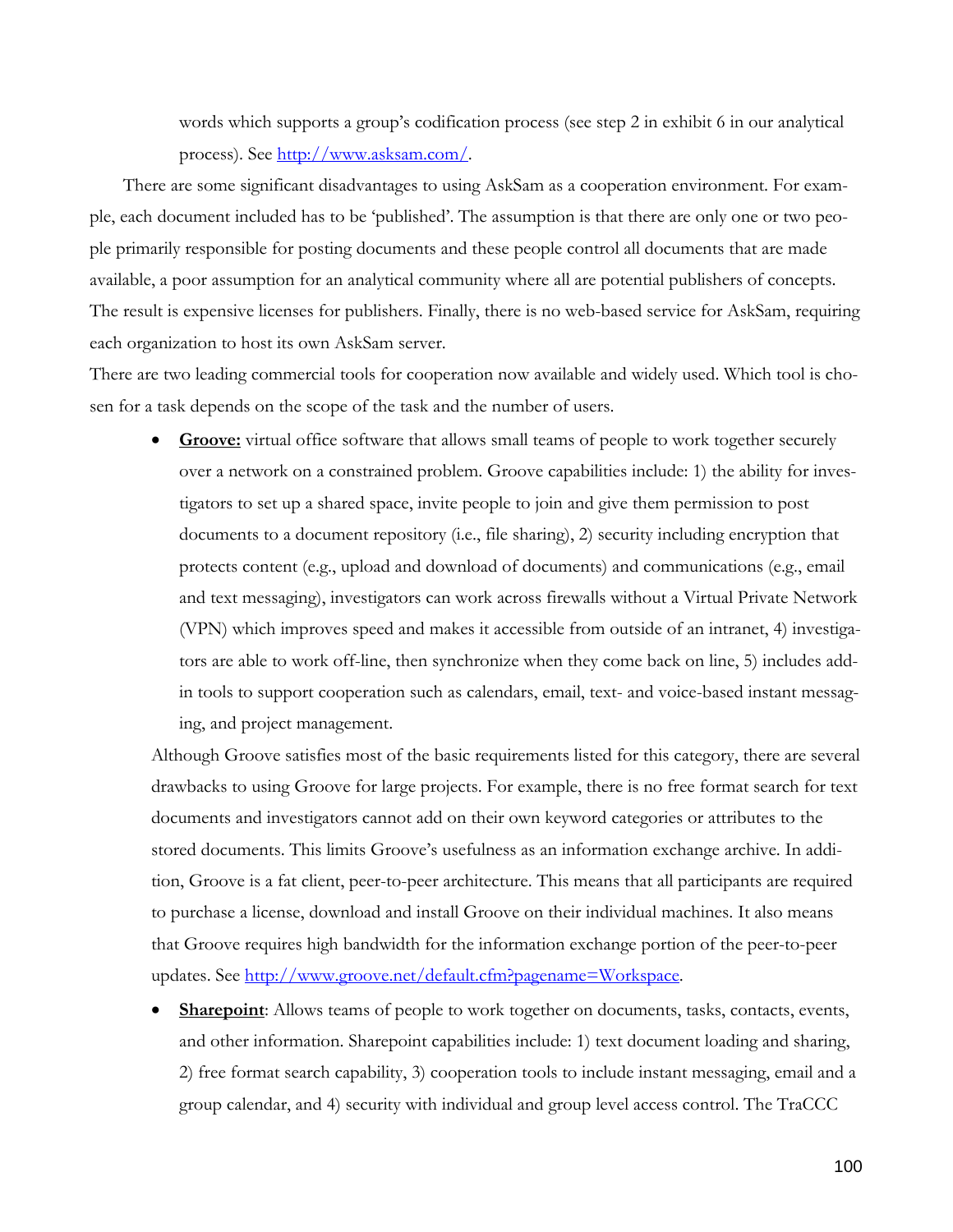words which supports a group's codification process (see step 2 in exhibit 6 in our analytical process). See http://www.asksam.com/.

There are some significant disadvantages to using AskSam as a cooperation environment. For example, each document included has to be 'published'. The assumption is that there are only one or two people primarily responsible for posting documents and these people control all documents that are made available, a poor assumption for an analytical community where all are potential publishers of concepts. The result is expensive licenses for publishers. Finally, there is no web-based service for AskSam, requiring each organization to host its own AskSam server.

There are two leading commercial tools for cooperation now available and widely used. Which tool is chosen for a task depends on the scope of the task and the number of users.

- **Groove:** virtual office software that allows small teams of people to work together securely over a network on a constrained problem. Groove capabilities include: 1) the ability for investigators to set up a shared space, invite people to join and give them permission to post documents to a document repository (i.e., file sharing), 2) security including encryption that protects content (e.g., upload and download of documents) and communications (e.g., email and text messaging), investigators can work across firewalls without a Virtual Private Network (VPN) which improves speed and makes it accessible from outside of an intranet, 4) investigators are able to work off-line, then synchronize when they come back on line, 5) includes add-in tools to support cooperation such as calendars, email, text- and voice-based instant messaging, and project management.

  Although Groove satisfies most of the basic requirements listed for this category, there are several drawbacks to using Groove for large projects. For example, there is no free format search for text documents and investigators cannot add on their own keyword categories or attributes to the stored documents. This limits Groove's usefulness as an information exchange archive. In addition, Groove is a fat client, peer-to-peer architecture. This means that all participants are required to purchase a license, download and install Groove on their individual machines. It also means that Groove requires high bandwidth for the information exchange portion of the peer-to-peer updates. See http://www.groove.net/default.cfm?pagename=Workspace.

- **Sharepoint**: Allows teams of people to work together on documents, tasks, contacts, events, and other information. Sharepoint capabilities include: 1) text document loading and sharing, 2) free format search capability, 3) cooperation tools to include instant messaging, email and a group calendar, and 4) security with individual and group level access control. The TraCCC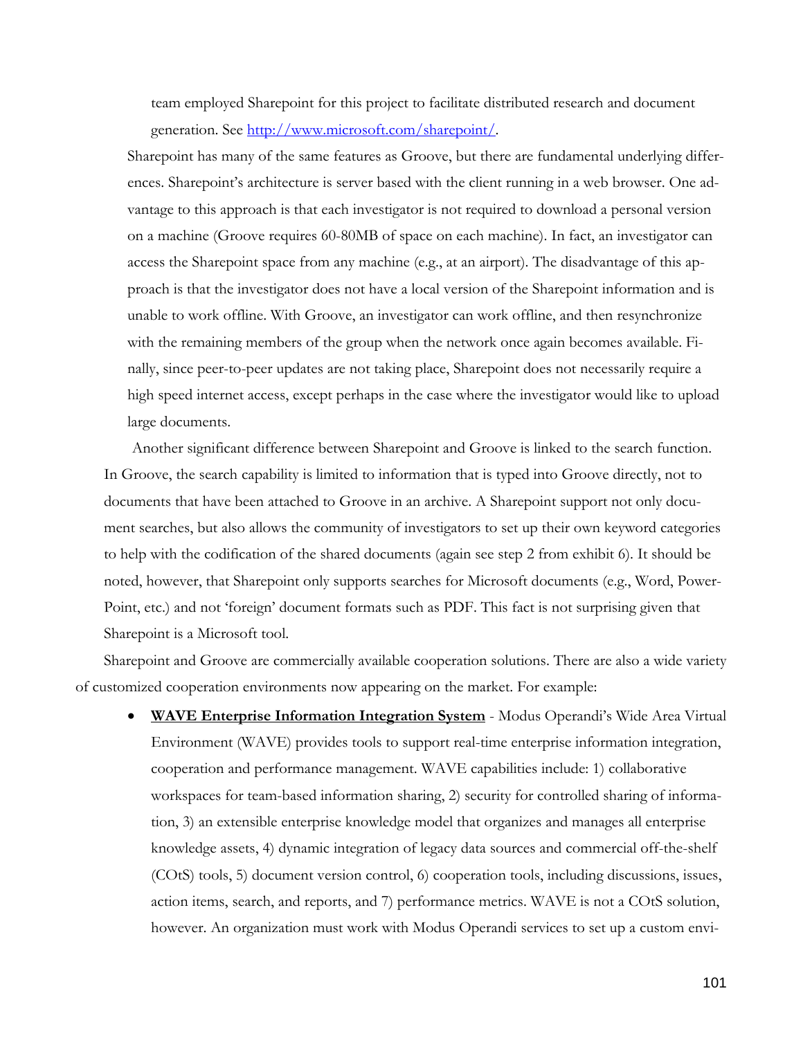team employed Sharepoint for this project to facilitate distributed research and document generation. See [http://www.microsoft.com/sharepoint/](http://www.microsoft.com/sharepoint/).

Sharepoint has many of the same features as Groove, but there are fundamental underlying differences. Sharepoint's architecture is server based with the client running in a web browser. One advantage to this approach is that each investigator is not required to download a personal version on a machine (Groove requires 60-80MB of space on each machine). In fact, an investigator can access the Sharepoint space from any machine (e.g., at an airport). The disadvantage of this approach is that the investigator does not have a local version of the Sharepoint information and is unable to work offline. With Groove, an investigator can work offline, and then resynchronize with the remaining members of the group when the network once again becomes available. Finally, since peer-to-peer updates are not taking place, Sharepoint does not necessarily require a high speed internet access, except perhaps in the case where the investigator would like to upload large documents.

Another significant difference between Sharepoint and Groove is linked to the search function. In Groove, the search capability is limited to information that is typed into Groove directly, not to documents that have been attached to Groove in an archive. A Sharepoint support not only document searches, but also allows the community of investigators to set up their own keyword categories to help with the codification of the shared documents (again see step 2 from exhibit 6). It should be noted, however, that Sharepoint only supports searches for Microsoft documents (e.g., Word, PowerPoint, etc.) and not 'foreign' document formats such as PDF. This fact is not surprising given that Sharepoint is a Microsoft tool.

Sharepoint and Groove are commercially available cooperation solutions. There are also a wide variety of customized cooperation environments now appearing on the market. For example:

- **WAVE Enterprise Information Integration System** - Modus Operandi's Wide Area Virtual Environment (WAVE) provides tools to support real-time enterprise information integration, cooperation and performance management. WAVE capabilities include: 1) collaborative workspaces for team-based information sharing, 2) security for controlled sharing of information, 3) an extensible enterprise knowledge model that organizes and manages all enterprise knowledge assets, 4) dynamic integration of legacy data sources and commercial off-the-shelf (COtS) tools, 5) document version control, 6) cooperation tools, including discussions, issues, action items, search, and reports, and 7) performance metrics. WAVE is not a COtS solution, however. An organization must work with Modus Operandi services to set up a custom envi-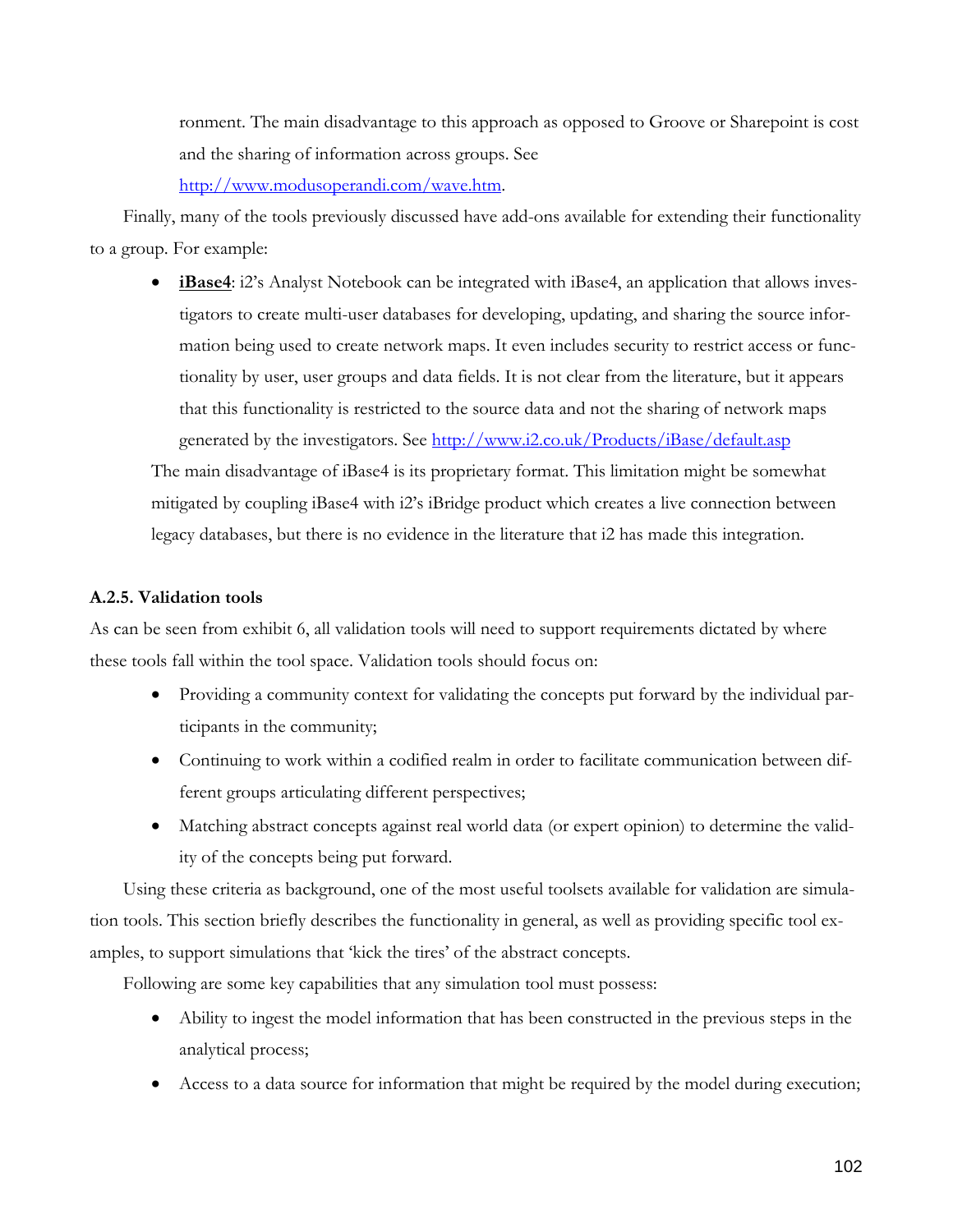ronment. The main disadvantage to this approach as opposed to Groove or Sharepoint is cost and the sharing of information across groups. See http://www.modusoperandi.com/wave.htm.

Finally, many of the tools previously discussed have add-ons available for extending their functionality to a group. For example:

- **iBase4**: i2's Analyst Notebook can be integrated with iBase4, an application that allows investigators to create multi-user databases for developing, updating, and sharing the source information being used to create network maps. It even includes security to restrict access or functionality by user, user groups and data fields. It is not clear from the literature, but it appears that this functionality is restricted to the source data and not the sharing of network maps generated by the investigators. See http://www.i2.co.uk/Products/iBase/default.asp

The main disadvantage of iBase4 is its proprietary format. This limitation might be somewhat mitigated by coupling iBase4 with i2's iBridge product which creates a live connection between legacy databases, but there is no evidence in the literature that i2 has made this integration.

#### A.2.5. Validation tools

As can be seen from exhibit 6, all validation tools will need to support requirements dictated by where these tools fall within the tool space. Validation tools should focus on:

- Providing a community context for validating the concepts put forward by the individual participants in the community;
- Continuing to work within a codified realm in order to facilitate communication between different groups articulating different perspectives;
- Matching abstract concepts against real world data (or expert opinion) to determine the validity of the concepts being put forward.

Using these criteria as background, one of the most useful toolsets available for validation are simulation tools. This section briefly describes the functionality in general, as well as providing specific tool examples, to support simulations that 'kick the tires' of the abstract concepts.

Following are some key capabilities that any simulation tool must possess:

- Ability to ingest the model information that has been constructed in the previous steps in the analytical process;
- Access to a data source for information that might be required by the model during execution;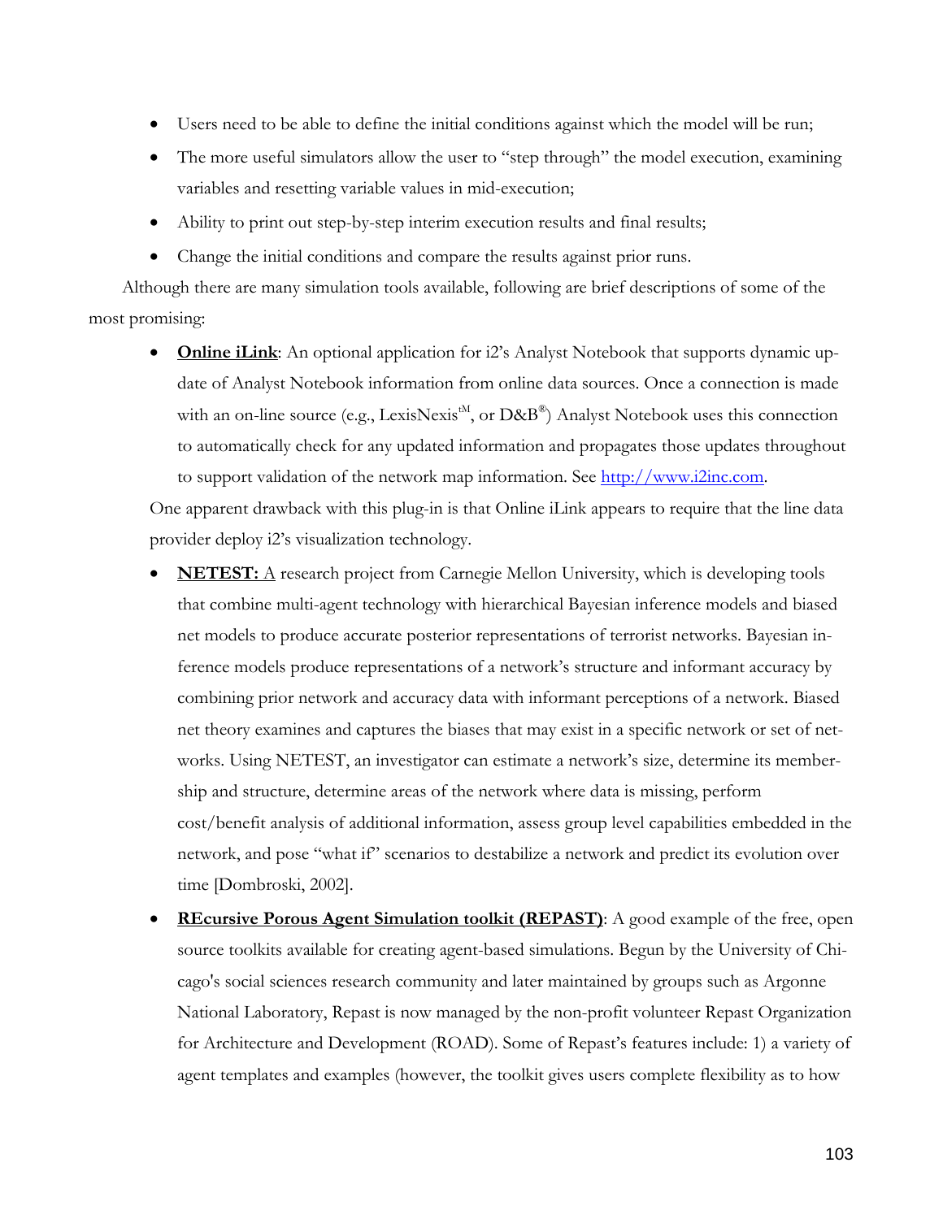- Users need to be able to define the initial conditions against which the model will be run;
- The more useful simulators allow the user to "step through" the model execution, examining variables and resetting variable values in mid-execution;
- Ability to print out step-by-step interim execution results and final results;
- Change the initial conditions and compare the results against prior runs.

Although there are many simulation tools available, following are brief descriptions of some of the most promising:

- **Online iLink**: An optional application for i2's Analyst Notebook that supports dynamic update of Analyst Notebook information from online data sources. Once a connection is made with an on-line source (e.g., LexisNexis™, or D&B®) Analyst Notebook uses this connection to automatically check for any updated information and propagates those updates throughout to support validation of the network map information. See http://www.i2inc.com.

  One apparent drawback with this plug-in is that Online iLink appears to require that the line data provider deploy i2's visualization technology.

- **NETEST:** A research project from Carnegie Mellon University, which is developing tools that combine multi-agent technology with hierarchical Bayesian inference models and biased net models to produce accurate posterior representations of terrorist networks. Bayesian inference models produce representations of a network's structure and informant accuracy by combining prior network and accuracy data with informant perceptions of a network. Biased net theory examines and captures the biases that may exist in a specific network or set of networks. Using NETEST, an investigator can estimate a network's size, determine its membership and structure, determine areas of the network where data is missing, perform cost/benefit analysis of additional information, assess group level capabilities embedded in the network, and pose "what if" scenarios to destabilize a network and predict its evolution over time [Dombroski, 2002].

- **REcursive Porous Agent Simulation toolkit (REPAST)**: A good example of the free, open source toolkits available for creating agent-based simulations. Begun by the University of Chicago's social sciences research community and later maintained by groups such as Argonne National Laboratory, Repast is now managed by the non-profit volunteer Repast Organization for Architecture and Development (ROAD). Some of Repast's features include: 1) a variety of agent templates and examples (however, the toolkit gives users complete flexibility as to how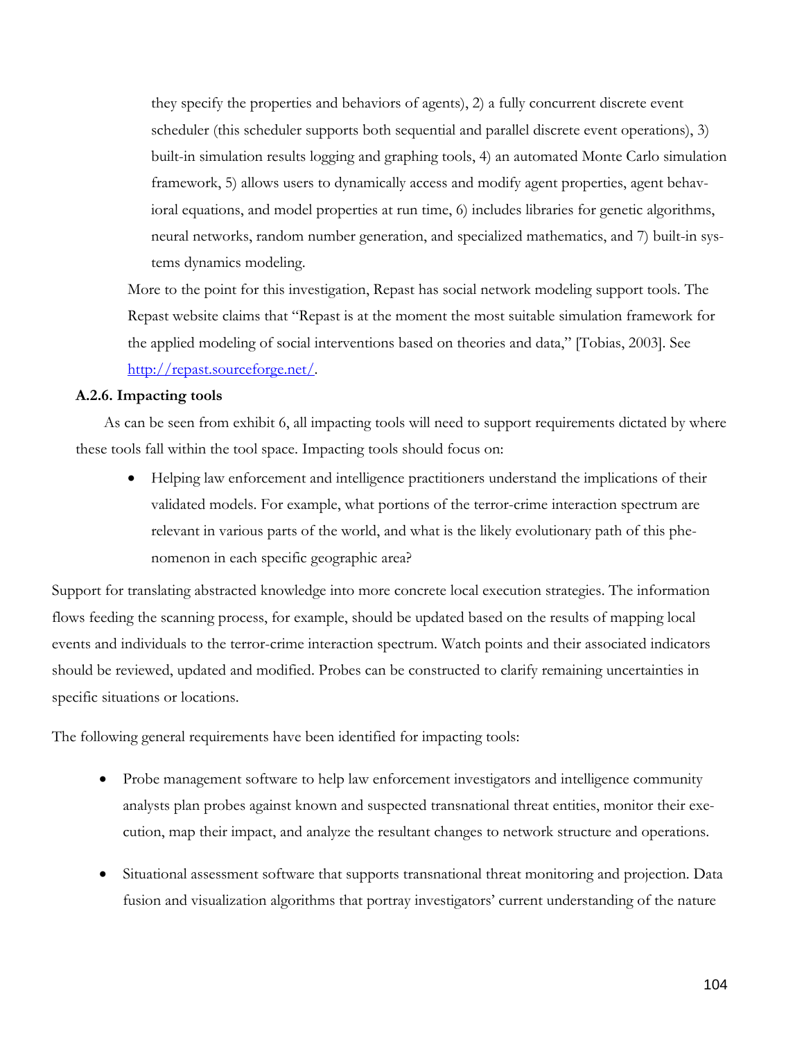they specify the properties and behaviors of agents), 2) a fully concurrent discrete event scheduler (this scheduler supports both sequential and parallel discrete event operations), 3) built-in simulation results logging and graphing tools, 4) an automated Monte Carlo simulation framework, 5) allows users to dynamically access and modify agent properties, agent behavioral equations, and model properties at run time, 6) includes libraries for genetic algorithms, neural networks, random number generation, and specialized mathematics, and 7) built-in systems dynamics modeling.

More to the point for this investigation, Repast has social network modeling support tools. The Repast website claims that "Repast is at the moment the most suitable simulation framework for the applied modeling of social interventions based on theories and data," [Tobias, 2003]. See http://repast.sourceforge.net/.

**A.2.6. Impacting tools**

As can be seen from exhibit 6, all impacting tools will need to support requirements dictated by where these tools fall within the tool space. Impacting tools should focus on:

- Helping law enforcement and intelligence practitioners understand the implications of their validated models. For example, what portions of the terror-crime interaction spectrum are relevant in various parts of the world, and what is the likely evolutionary path of this phenomenon in each specific geographic area?

Support for translating abstracted knowledge into more concrete local execution strategies. The information flows feeding the scanning process, for example, should be updated based on the results of mapping local events and individuals to the terror-crime interaction spectrum. Watch points and their associated indicators should be reviewed, updated and modified. Probes can be constructed to clarify remaining uncertainties in specific situations or locations.

The following general requirements have been identified for impacting tools:

- Probe management software to help law enforcement investigators and intelligence community analysts plan probes against known and suspected transnational threat entities, monitor their execution, map their impact, and analyze the resultant changes to network structure and operations.

- Situational assessment software that supports transnational threat monitoring and projection. Data fusion and visualization algorithms that portray investigators' current understanding of the nature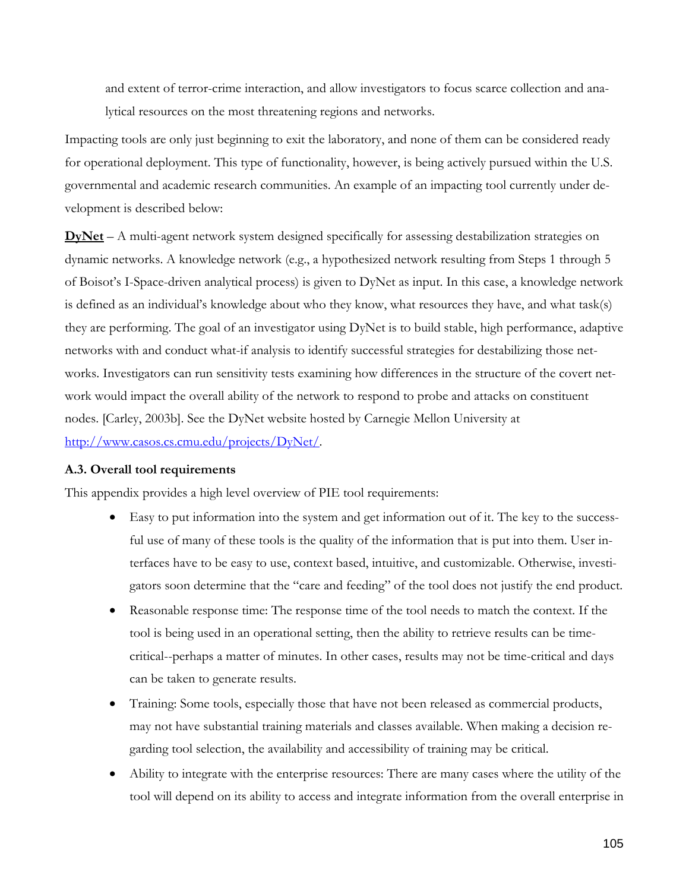and extent of terror-crime interaction, and allow investigators to focus scarce collection and analytical resources on the most threatening regions and networks.

Impacting tools are only just beginning to exit the laboratory, and none of them can be considered ready for operational deployment. This type of functionality, however, is being actively pursued within the U.S. governmental and academic research communities. An example of an impacting tool currently under development is described below:

**DyNet** – A multi-agent network system designed specifically for assessing destabilization strategies on dynamic networks. A knowledge network (e.g., a hypothesized network resulting from Steps 1 through 5 of Boisot's I-Space-driven analytical process) is given to DyNet as input. In this case, a knowledge network is defined as an individual's knowledge about who they know, what resources they have, and what task(s) they are performing. The goal of an investigator using DyNet is to build stable, high performance, adaptive networks with and conduct what-if analysis to identify successful strategies for destabilizing those networks. Investigators can run sensitivity tests examining how differences in the structure of the covert network would impact the overall ability of the network to respond to probe and attacks on constituent nodes. [Carley, 2003b]. See the DyNet website hosted by Carnegie Mellon University at http://www.casos.cs.cmu.edu/projects/DyNet/.

### A.3. Overall tool requirements

This appendix provides a high level overview of PIE tool requirements:

- Easy to put information into the system and get information out of it. The key to the successful use of many of these tools is the quality of the information that is put into them. User interfaces have to be easy to use, context based, intuitive, and customizable. Otherwise, investigators soon determine that the "care and feeding" of the tool does not justify the end product.
- Reasonable response time: The response time of the tool needs to match the context. If the tool is being used in an operational setting, then the ability to retrieve results can be time-critical--perhaps a matter of minutes. In other cases, results may not be time-critical and days can be taken to generate results.
- Training: Some tools, especially those that have not been released as commercial products, may not have substantial training materials and classes available. When making a decision regarding tool selection, the availability and accessibility of training may be critical.
- Ability to integrate with the enterprise resources: There are many cases where the utility of the tool will depend on its ability to access and integrate information from the overall enterprise in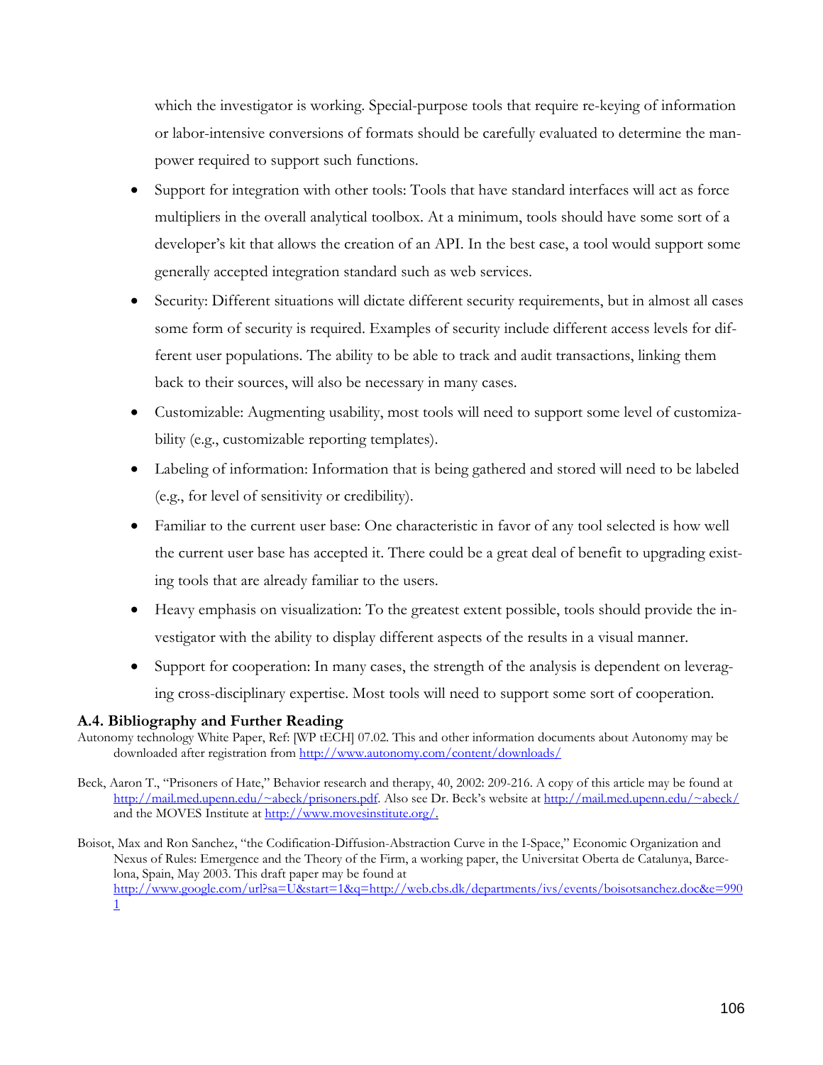which the investigator is working. Special-purpose tools that require re-keying of information or labor-intensive conversions of formats should be carefully evaluated to determine the manpower required to support such functions.

- Support for integration with other tools: Tools that have standard interfaces will act as force multipliers in the overall analytical toolbox. At a minimum, tools should have some sort of a developer's kit that allows the creation of an API. In the best case, a tool would support some generally accepted integration standard such as web services.
- Security: Different situations will dictate different security requirements, but in almost all cases some form of security is required. Examples of security include different access levels for different user populations. The ability to be able to track and audit transactions, linking them back to their sources, will also be necessary in many cases.
- Customizable: Augmenting usability, most tools will need to support some level of customizability (e.g., customizable reporting templates).
- Labeling of information: Information that is being gathered and stored will need to be labeled (e.g., for level of sensitivity or credibility).
- Familiar to the current user base: One characteristic in favor of any tool selected is how well the current user base has accepted it. There could be a great deal of benefit to upgrading existing tools that are already familiar to the users.
- Heavy emphasis on visualization: To the greatest extent possible, tools should provide the investigator with the ability to display different aspects of the results in a visual manner.
- Support for cooperation: In many cases, the strength of the analysis is dependent on leveraging cross-disciplinary expertise. Most tools will need to support some sort of cooperation.

## A.4. Bibliography and Further Reading

Autonomy technology White Paper, Ref: [WP tECH] 07.02. This and other information documents about Autonomy may be downloaded after registration from http://www.autonomy.com/content/downloads/

Beck, Aaron T., "Prisoners of Hate," Behavior research and therapy, 40, 2002: 209-216. A copy of this article may be found at http://mail.med.upenn.edu/~abeck/prisoners.pdf. Also see Dr. Beck's website at http://mail.med.upenn.edu/~abeck/ and the MOVES Institute at http://www.movesinstitute.org/.

Boisot, Max and Ron Sanchez, "the Codification-Diffusion-Abstraction Curve in the I-Space," Economic Organization and Nexus of Rules: Emergence and the Theory of the Firm, a working paper, the Universitat Oberta de Catalunya, Barcelona, Spain, May 2003. This draft paper may be found at http://www.google.com/url?sa=U&start=1&q=http://web.cbs.dk/departments/ivs/events/boisotsanchez.doc&e=9901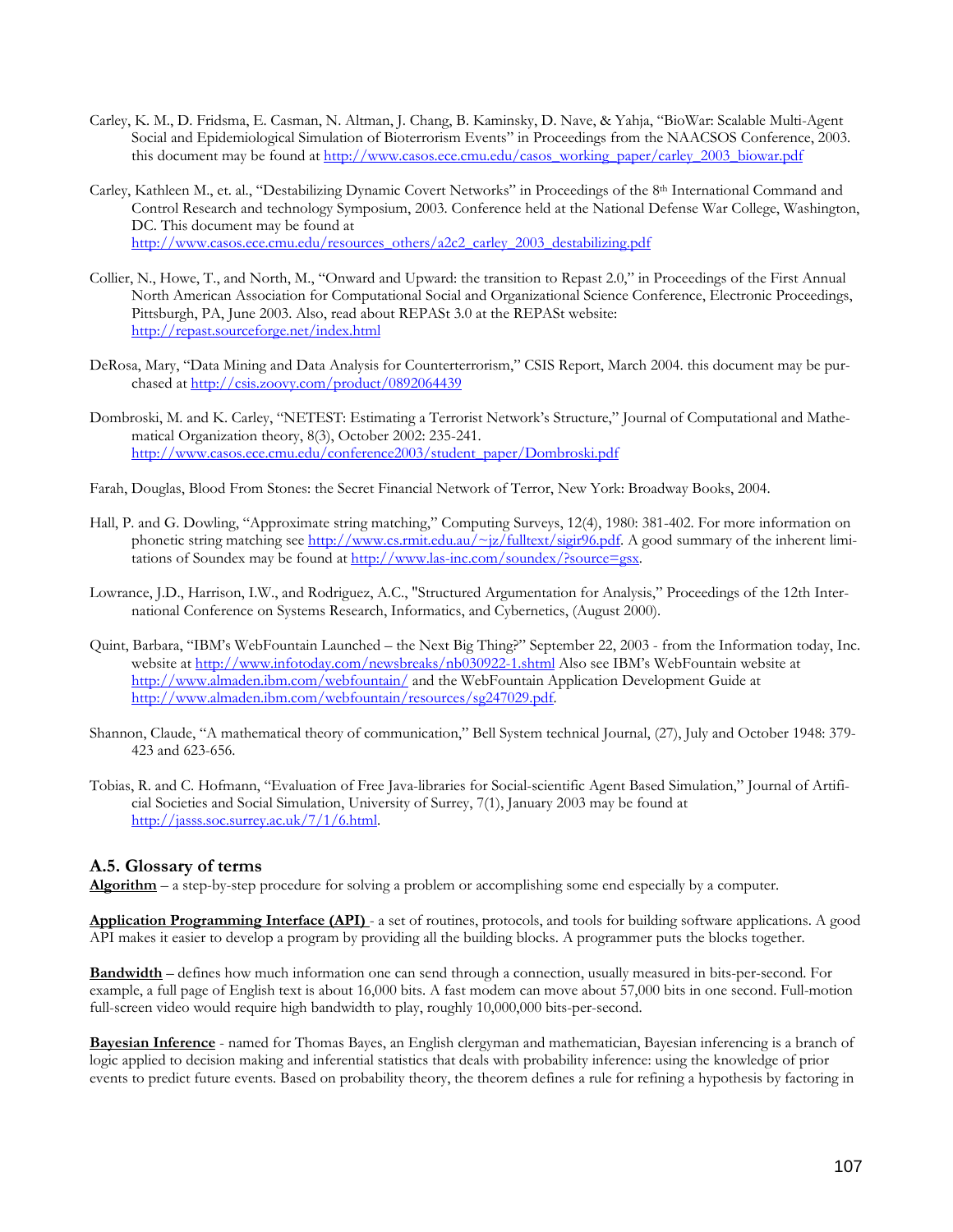Carley, K. M., D. Fridsma, E. Casman, N. Altman, J. Chang, B. Kaminsky, D. Nave, & Yahja, "BioWar: Scalable Multi-Agent Social and Epidemiological Simulation of Bioterrorism Events" in Proceedings from the NAACSOS Conference, 2003. this document may be found at http://www.casos.ece.cmu.edu/casos_working_paper/carley_2003_biowar.pdf

Carley, Kathleen M., et. al., "Destabilizing Dynamic Covert Networks" in Proceedings of the 8th International Command and Control Research and technology Symposium, 2003. Conference held at the National Defense War College, Washington, DC. This document may be found at http://www.casos.ece.cmu.edu/resources_others/a2c2_carley_2003_destabilizing.pdf

Collier, N., Howe, T., and North, M., "Onward and Upward: the transition to Repast 2.0," in Proceedings of the First Annual North American Association for Computational Social and Organizational Science Conference, Electronic Proceedings, Pittsburgh, PA, June 2003. Also, read about REPASt 3.0 at the REPASt website: http://repast.sourceforge.net/index.html

DeRosa, Mary, "Data Mining and Data Analysis for Counterterrorism," CSIS Report, March 2004. this document may be purchased at http://csis.zoovy.com/product/0892064439

Dombroski, M. and K. Carley, "NETEST: Estimating a Terrorist Network's Structure," Journal of Computational and Mathematical Organization theory, 8(3), October 2002: 235-241. http://www.casos.ece.cmu.edu/conference2003/student_paper/Dombroski.pdf

Farah, Douglas, Blood From Stones: the Secret Financial Network of Terror, New York: Broadway Books, 2004.

Hall, P. and G. Dowling, "Approximate string matching," Computing Surveys, 12(4), 1980: 381-402. For more information on phonetic string matching see http://www.cs.rmit.edu.au/~jz/fulltext/sigir96.pdf. A good summary of the inherent limitations of Soundex may be found at http://www.las-inc.com/soundex/?source=gsx.

Lowrance, J.D., Harrison, I.W., and Rodriguez, A.C., "Structured Argumentation for Analysis," Proceedings of the 12th International Conference on Systems Research, Informatics, and Cybernetics, (August 2000).

Quint, Barbara, "IBM's WebFountain Launched – the Next Big Thing?" September 22, 2003 - from the Information today, Inc. website at http://www.infotoday.com/newsbreaks/nb030922-1.shtml Also see IBM's WebFountain website at http://www.almaden.ibm.com/webfountain/ and the WebFountain Application Development Guide at http://www.almaden.ibm.com/webfountain/resources/sg247029.pdf.

Shannon, Claude, "A mathematical theory of communication," Bell System technical Journal, (27), July and October 1948: 379-423 and 623-656.

Tobias, R. and C. Hofmann, "Evaluation of Free Java-libraries for Social-scientific Agent Based Simulation," Journal of Artificial Societies and Social Simulation, University of Surrey, 7(1), January 2003 may be found at http://jasss.soc.surrey.ac.uk/7/1/6.html.

### A.5. Glossary of terms

**Algorithm** – a step-by-step procedure for solving a problem or accomplishing some end especially by a computer.

**Application Programming Interface (API)** - a set of routines, protocols, and tools for building software applications. A good API makes it easier to develop a program by providing all the building blocks. A programmer puts the blocks together.

**Bandwidth** – defines how much information one can send through a connection, usually measured in bits-per-second. For example, a full page of English text is about 16,000 bits. A fast modem can move about 57,000 bits in one second. Full-motion full-screen video would require high bandwidth to play, roughly 10,000,000 bits-per-second.

**Bayesian Inference** - named for Thomas Bayes, an English clergyman and mathematician, Bayesian inferencing is a branch of logic applied to decision making and inferential statistics that deals with probability inference: using the knowledge of prior events to predict future events. Based on probability theory, the theorem defines a rule for refining a hypothesis by factoring in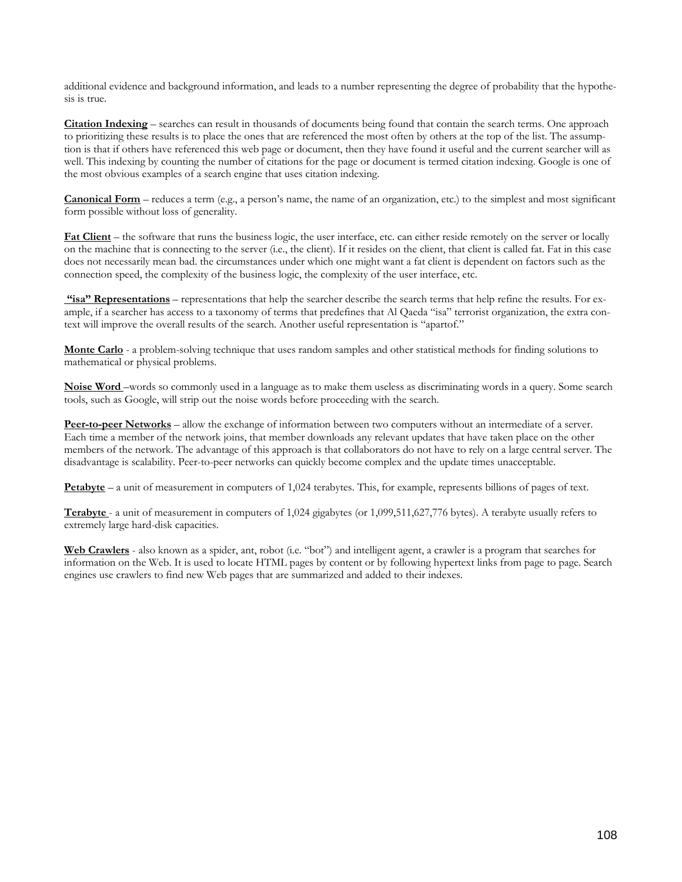additional evidence and background information, and leads to a number representing the degree of probability that the hypothesis is true.

**Citation Indexing** – searches can result in thousands of documents being found that contain the search terms. One approach to prioritizing these results is to place the ones that are referenced the most often by others at the top of the list. The assumption is that if others have referenced this web page or document, then they have found it useful and the current searcher will as well. This indexing by counting the number of citations for the page or document is termed citation indexing. Google is one of the most obvious examples of a search engine that uses citation indexing.

**Canonical Form** – reduces a term (e.g., a person's name, the name of an organization, etc.) to the simplest and most significant form possible without loss of generality.

**Fat Client** – the software that runs the business logic, the user interface, etc. can either reside remotely on the server or locally on the machine that is connecting to the server (i.e., the client). If it resides on the client, that client is called fat. Fat in this case does not necessarily mean bad. the circumstances under which one might want a fat client is dependent on factors such as the connection speed, the complexity of the business logic, the complexity of the user interface, etc.

**"isa" Representations** – representations that help the searcher describe the search terms that help refine the results. For example, if a searcher has access to a taxonomy of terms that predefines that Al Qaeda "isa" terrorist organization, the extra context will improve the overall results of the search. Another useful representation is "apartof."

**Monte Carlo** - a problem-solving technique that uses random samples and other statistical methods for finding solutions to mathematical or physical problems.

**Noise Word** –words so commonly used in a language as to make them useless as discriminating words in a query. Some search tools, such as Google, will strip out the noise words before proceeding with the search.

**Peer-to-peer Networks** – allow the exchange of information between two computers without an intermediate of a server. Each time a member of the network joins, that member downloads any relevant updates that have taken place on the other members of the network. The advantage of this approach is that collaborators do not have to rely on a large central server. The disadvantage is scalability. Peer-to-peer networks can quickly become complex and the update times unacceptable.

**Petabyte** – a unit of measurement in computers of 1,024 terabytes. This, for example, represents billions of pages of text.

**Terabyte** - a unit of measurement in computers of 1,024 gigabytes (or 1,099,511,627,776 bytes). A terabyte usually refers to extremely large hard-disk capacities.

**Web Crawlers** - also known as a spider, ant, robot (i.e. "bot") and intelligent agent, a crawler is a program that searches for information on the Web. It is used to locate HTML pages by content or by following hypertext links from page to page. Search engines use crawlers to find new Web pages that are summarized and added to their indexes.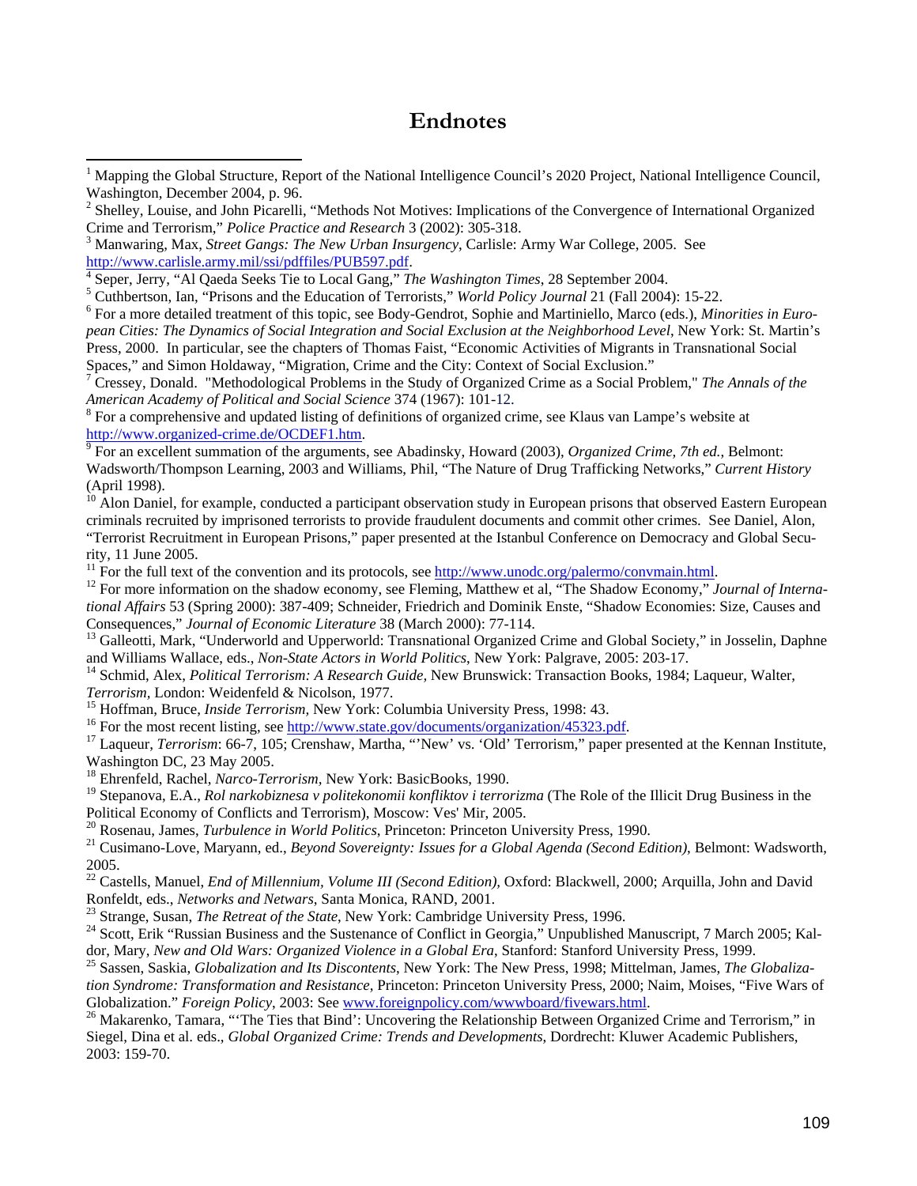# Endnotes

[1] Mapping the Global Structure, Report of the National Intelligence Council's 2020 Project, National Intelligence Council, Washington, December 2004, p. 96.

[2] Shelley, Louise, and John Picarelli, "Methods Not Motives: Implications of the Convergence of International Organized Crime and Terrorism," *Police Practice and Research* 3 (2002): 305-318.

[3] Manwaring, Max, *Street Gangs: The New Urban Insurgency*, Carlisle: Army War College, 2005. See http://www.carlisle.army.mil/ssi/pdffiles/PUB597.pdf.

[4] Seper, Jerry, "Al Qaeda Seeks Tie to Local Gang," *The Washington Times*, 28 September 2004.

[5] Cuthbertson, Ian, "Prisons and the Education of Terrorists," *World Policy Journal* 21 (Fall 2004): 15-22.

[6] For a more detailed treatment of this topic, see Body-Gendrot, Sophie and Martiniello, Marco (eds.), *Minorities in European Cities: The Dynamics of Social Integration and Social Exclusion at the Neighborhood Level*, New York: St. Martin's Press, 2000. In particular, see the chapters of Thomas Faist, "Economic Activities of Migrants in Transnational Social Spaces," and Simon Holdaway, "Migration, Crime and the City: Context of Social Exclusion."

[7] Cressey, Donald. "Methodological Problems in the Study of Organized Crime as a Social Problem," *The Annals of the American Academy of Political and Social Science* 374 (1967): 101-12.

[8] For a comprehensive and updated listing of definitions of organized crime, see Klaus van Lampe's website at http://www.organized-crime.de/OCDEF1.htm.

[9] For an excellent summation of the arguments, see Abadinsky, Howard (2003), *Organized Crime, 7th ed.*, Belmont: Wadsworth/Thompson Learning, 2003 and Williams, Phil, "The Nature of Drug Trafficking Networks," *Current History* (April 1998).

[10] Alon Daniel, for example, conducted a participant observation study in European prisons that observed Eastern European criminals recruited by imprisoned terrorists to provide fraudulent documents and commit other crimes. See Daniel, Alon, "Terrorist Recruitment in European Prisons," paper presented at the Istanbul Conference on Democracy and Global Security, 11 June 2005.

[11] For the full text of the convention and its protocols, see http://www.unodc.org/palermo/convmain.html.

[12] For more information on the shadow economy, see Fleming, Matthew et al, "The Shadow Economy," *Journal of International Affairs* 53 (Spring 2000): 387-409; Schneider, Friedrich and Dominik Enste, "Shadow Economies: Size, Causes and Consequences," *Journal of Economic Literature* 38 (March 2000): 77-114.

[13] Galleotti, Mark, "Underworld and Upperworld: Transnational Organized Crime and Global Society," in Josselin, Daphne and Williams Wallace, eds., *Non-State Actors in World Politics*, New York: Palgrave, 2005: 203-17.

[14] Schmid, Alex, *Political Terrorism: A Research Guide*, New Brunswick: Transaction Books, 1984; Laqueur, Walter, *Terrorism*, London: Weidenfeld & Nicolson, 1977.

[15] Hoffman, Bruce, *Inside Terrorism*, New York: Columbia University Press, 1998: 43.

[16] For the most recent listing, see http://www.state.gov/documents/organization/45323.pdf.

[17] Laqueur, *Terrorism*: 66-7, 105; Crenshaw, Martha, "'New' vs. 'Old' Terrorism," paper presented at the Kennan Institute, Washington DC, 23 May 2005.

[18] Ehrenfeld, Rachel, *Narco-Terrorism*, New York: BasicBooks, 1990.

[19] Stepanova, E.A., *Rol narkobiznesa v politekonomii konfliktov i terrorizma* (The Role of the Illicit Drug Business in the Political Economy of Conflicts and Terrorism), Moscow: Ves' Mir, 2005.

[20] Rosenau, James, *Turbulence in World Politics*, Princeton: Princeton University Press, 1990.

[21] Cusimano-Love, Maryann, ed., *Beyond Sovereignty: Issues for a Global Agenda (Second Edition)*, Belmont: Wadsworth, 2005.

[22] Castells, Manuel, *End of Millennium, Volume III (Second Edition)*, Oxford: Blackwell, 2000; Arquilla, John and David Ronfeldt, eds., *Networks and Netwars*, Santa Monica, RAND, 2001.

[23] Strange, Susan, *The Retreat of the State*, New York: Cambridge University Press, 1996.

[24] Scott, Erik "Russian Business and the Sustenance of Conflict in Georgia," Unpublished Manuscript, 7 March 2005; Kaldor, Mary, *New and Old Wars: Organized Violence in a Global Era*, Stanford: Stanford University Press, 1999.

[25] Sassen, Saskia, *Globalization and Its Discontents*, New York: The New Press, 1998; Mittelman, James, *The Globalization Syndrome: Transformation and Resistance*, Princeton: Princeton University Press, 2000; Naim, Moises, "Five Wars of Globalization." *Foreign Policy*, 2003: See www.foreignpolicy.com/wwwboard/fivewars.html.

[26] Makarenko, Tamara, "'The Ties that Bind': Uncovering the Relationship Between Organized Crime and Terrorism," in Siegel, Dina et al. eds., *Global Organized Crime: Trends and Developments*, Dordrecht: Kluwer Academic Publishers, 2003: 159-70.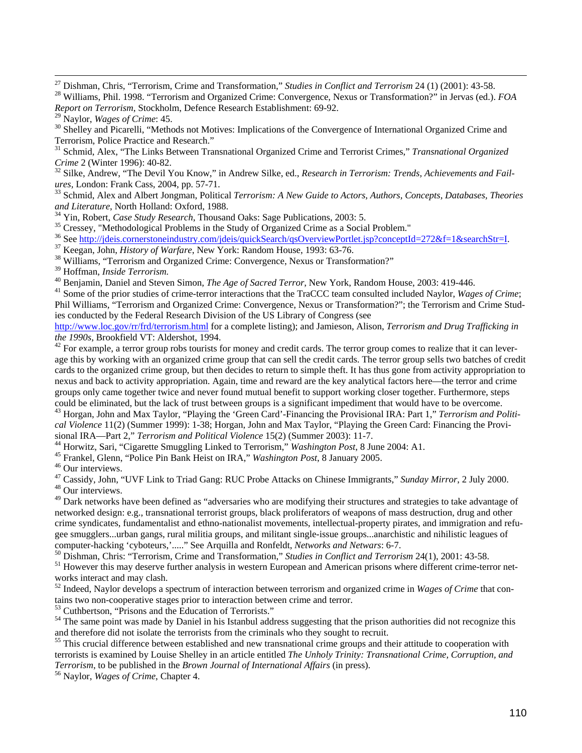[27] Dishman, Chris, "Terrorism, Crime and Transformation," *Studies in Conflict and Terrorism* 24 (1) (2001): 43-58.

[28] Williams, Phil. 1998. "Terrorism and Organized Crime: Convergence, Nexus or Transformation?" in Jervas (ed.). *FOA Report on Terrorism*, Stockholm, Defence Research Establishment: 69-92.

[29] Naylor, *Wages of Crime*: 45.

[30] Shelley and Picarelli, "Methods not Motives: Implications of the Convergence of International Organized Crime and Terrorism, Police Practice and Research."

[31] Schmid, Alex, "The Links Between Transnational Organized Crime and Terrorist Crimes," *Transnational Organized Crime* 2 (Winter 1996): 40-82.

[32] Silke, Andrew, "The Devil You Know," in Andrew Silke, ed., *Research in Terrorism: Trends, Achievements and Failures*, London: Frank Cass, 2004, pp. 57-71.

[33] Schmid, Alex and Albert Jongman, Political *Terrorism: A New Guide to Actors, Authors, Concepts, Databases, Theories and Literature*, North Holland: Oxford, 1988.

[34] Yin, Robert, *Case Study Research*, Thousand Oaks: Sage Publications, 2003: 5.

[35] Cressey, "Methodological Problems in the Study of Organized Crime as a Social Problem."

[36] See http://jdeis.cornerstoneindustry.com/jdeis/quickSearch/qsOverviewPortlet.jsp?conceptId=272&f=1&searchStr=I.

[37] Keegan, John, *History of Warfare*, New York: Random House, 1993: 63-76.

[38] Williams, "Terrorism and Organized Crime: Convergence, Nexus or Transformation?"

[39] Hoffman, *Inside Terrorism.*

[40] Benjamin, Daniel and Steven Simon, *The Age of Sacred Terror*, New York, Random House, 2003: 419-446.

[41] Some of the prior studies of crime-terror interactions that the TraCCC team consulted included Naylor, *Wages of Crime*; Phil Williams, "Terrorism and Organized Crime: Convergence, Nexus or Transformation?"; the Terrorism and Crime Studies conducted by the Federal Research Division of the US Library of Congress (see http://www.loc.gov/rr/frd/terrorism.html for a complete listing); and Jamieson, Alison, *Terrorism and Drug Trafficking in the 1990s*, Brookfield VT: Aldershot, 1994.

[42] For example, a terror group robs tourists for money and credit cards. The terror group comes to realize that it can leverage this by working with an organized crime group that can sell the credit cards. The terror group sells two batches of credit cards to the organized crime group, but then decides to return to simple theft. It has thus gone from activity appropriation to nexus and back to activity appropriation. Again, time and reward are the key analytical factors here—the terror and crime groups only came together twice and never found mutual benefit to support working closer together. Furthermore, steps could be eliminated, but the lack of trust between groups is a significant impediment that would have to be overcome.

[43] Horgan, John and Max Taylor, "Playing the 'Green Card'-Financing the Provisional IRA: Part 1," *Terrorism and Political Violence* 11(2) (Summer 1999): 1-38; Horgan, John and Max Taylor, "Playing the Green Card: Financing the Provisional IRA—Part 2," *Terrorism and Political Violence* 15(2) (Summer 2003): 11-7.

[44] Horwitz, Sari, "Cigarette Smuggling Linked to Terrorism," *Washington Post*, 8 June 2004: A1.

[45] Frankel, Glenn, "Police Pin Bank Heist on IRA," *Washington Post*, 8 January 2005.

[46] Our interviews.

[47] Cassidy, John, "UVF Link to Triad Gang: RUC Probe Attacks on Chinese Immigrants," *Sunday Mirror*, 2 July 2000.

[48] Our interviews.

[49] Dark networks have been defined as "adversaries who are modifying their structures and strategies to take advantage of networked design: e.g., transnational terrorist groups, black proliferators of weapons of mass destruction, drug and other crime syndicates, fundamentalist and ethno-nationalist movements, intellectual-property pirates, and immigration and refugee smugglers...urban gangs, rural militia groups, and militant single-issue groups...anarchistic and nihilistic leagues of computer-hacking 'cyboteurs,'....." See Arquilla and Ronfeldt, *Networks and Netwars*: 6-7.

[50] Dishman, Chris: "Terrorism, Crime and Transformation," *Studies in Conflict and Terrorism* 24(1), 2001: 43-58.

[51] However this may deserve further analysis in western European and American prisons where different crime-terror networks interact and may clash.

[52] Indeed, Naylor develops a spectrum of interaction between terrorism and organized crime in *Wages of Crime* that contains two non-cooperative stages prior to interaction between crime and terror.

[53] Cuthbertson, "Prisons and the Education of Terrorists."

[54] The same point was made by Daniel in his Istanbul address suggesting that the prison authorities did not recognize this and therefore did not isolate the terrorists from the criminals who they sought to recruit.

[55] This crucial difference between established and new transnational crime groups and their attitude to cooperation with terrorists is examined by Louise Shelley in an article entitled *The Unholy Trinity: Transnational Crime, Corruption, and Terrorism*, to be published in the *Brown Journal of International Affairs* (in press).

[56] Naylor, *Wages of Crime*, Chapter 4.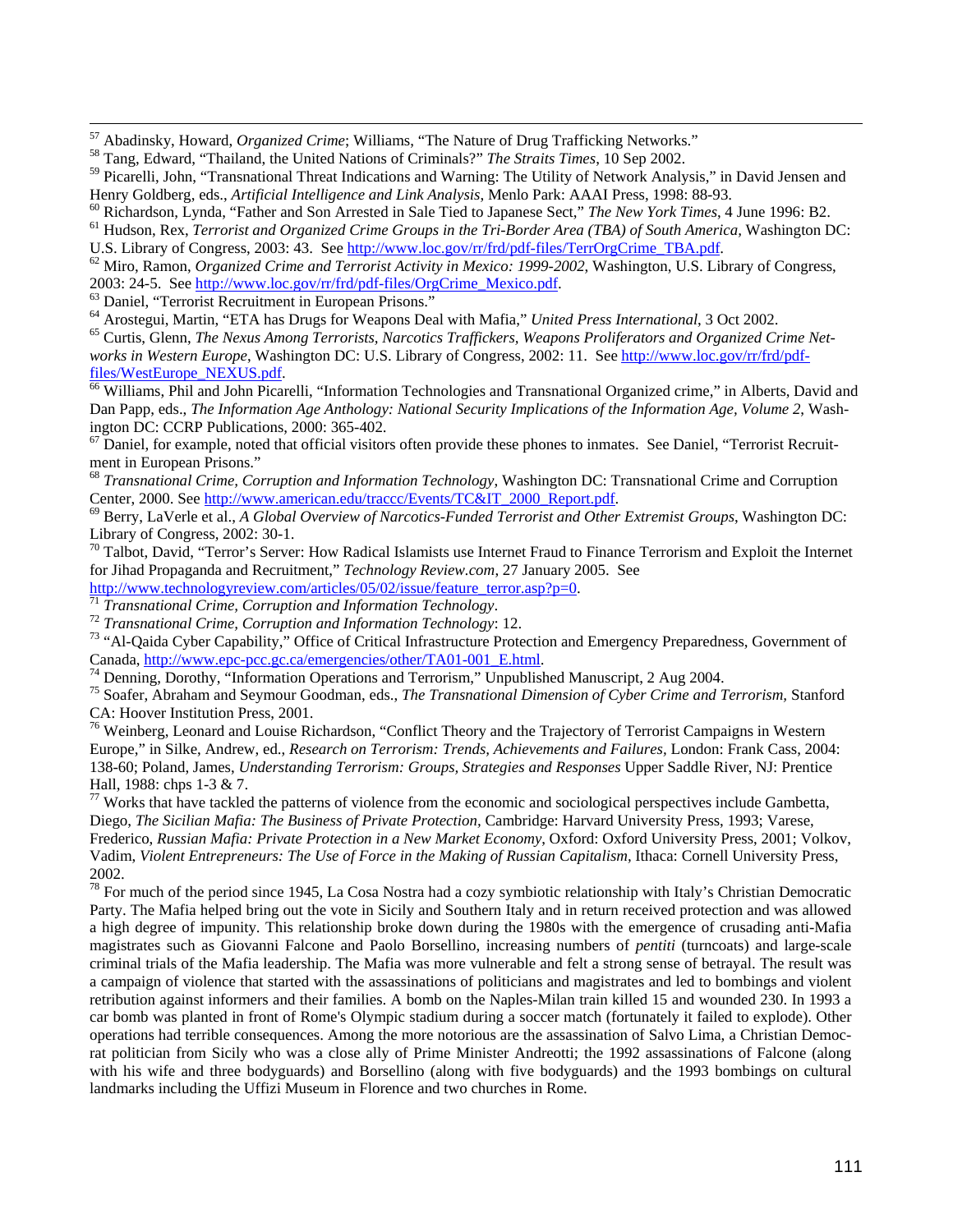[57] Abadinsky, Howard, *Organized Crime*; Williams, "The Nature of Drug Trafficking Networks."

[58] Tang, Edward, "Thailand, the United Nations of Criminals?" *The Straits Times*, 10 Sep 2002.

[59] Picarelli, John, "Transnational Threat Indications and Warning: The Utility of Network Analysis," in David Jensen and Henry Goldberg, eds., *Artificial Intelligence and Link Analysis*, Menlo Park: AAAI Press, 1998: 88-93.

[60] Richardson, Lynda, "Father and Son Arrested in Sale Tied to Japanese Sect," *The New York Times*, 4 June 1996: B2.

[61] Hudson, Rex, *Terrorist and Organized Crime Groups in the Tri-Border Area (TBA) of South America*, Washington DC: U.S. Library of Congress, 2003: 43. See http://www.loc.gov/rr/frd/pdf-files/TerrOrgCrime_TBA.pdf.

[62] Miro, Ramon, *Organized Crime and Terrorist Activity in Mexico: 1999-2002*, Washington, U.S. Library of Congress, 2003: 24-5. See http://www.loc.gov/rr/frd/pdf-files/OrgCrime_Mexico.pdf.

[63] Daniel, "Terrorist Recruitment in European Prisons."

[64] Arostegui, Martin, "ETA has Drugs for Weapons Deal with Mafia," *United Press International*, 3 Oct 2002.

[65] Curtis, Glenn, *The Nexus Among Terrorists, Narcotics Traffickers, Weapons Proliferators and Organized Crime Networks in Western Europe*, Washington DC: U.S. Library of Congress, 2002: 11. See http://www.loc.gov/rr/frd/pdf-files/WestEurope_NEXUS.pdf.

[66] Williams, Phil and John Picarelli, "Information Technologies and Transnational Organized crime," in Alberts, David and Dan Papp, eds., *The Information Age Anthology: National Security Implications of the Information Age, Volume 2*, Washington DC: CCRP Publications, 2000: 365-402.

[67] Daniel, for example, noted that official visitors often provide these phones to inmates. See Daniel, "Terrorist Recruitment in European Prisons."

[68] *Transnational Crime, Corruption and Information Technology*, Washington DC: Transnational Crime and Corruption Center, 2000. See http://www.american.edu/traccc/Events/TC&IT_2000_Report.pdf.

[69] Berry, LaVerle et al., *A Global Overview of Narcotics-Funded Terrorist and Other Extremist Groups*, Washington DC: Library of Congress, 2002: 30-1.

[70] Talbot, David, "Terror's Server: How Radical Islamists use Internet Fraud to Finance Terrorism and Exploit the Internet for Jihad Propaganda and Recruitment," *Technology Review.com*, 27 January 2005. See http://www.technologyreview.com/articles/05/02/issue/feature_terror.asp?p=0.

[71] *Transnational Crime, Corruption and Information Technology*.

[72] *Transnational Crime, Corruption and Information Technology*: 12.

[73] "Al-Qaida Cyber Capability," Office of Critical Infrastructure Protection and Emergency Preparedness, Government of Canada, http://www.epc-pcc.gc.ca/emergencies/other/TA01-001_E.html.

[74] Denning, Dorothy, "Information Operations and Terrorism," Unpublished Manuscript, 2 Aug 2004.

[75] Soafer, Abraham and Seymour Goodman, eds., *The Transnational Dimension of Cyber Crime and Terrorism*, Stanford CA: Hoover Institution Press, 2001.

[76] Weinberg, Leonard and Louise Richardson, "Conflict Theory and the Trajectory of Terrorist Campaigns in Western Europe," in Silke, Andrew, ed., *Research on Terrorism: Trends, Achievements and Failures*, London: Frank Cass, 2004: 138-60; Poland, James, *Understanding Terrorism: Groups, Strategies and Responses* Upper Saddle River, NJ: Prentice Hall, 1988: chps 1-3 & 7.

[77] Works that have tackled the patterns of violence from the economic and sociological perspectives include Gambetta, Diego, *The Sicilian Mafia: The Business of Private Protection*, Cambridge: Harvard University Press, 1993; Varese, Frederico, *Russian Mafia: Private Protection in a New Market Economy*, Oxford: Oxford University Press, 2001; Volkov, Vadim, *Violent Entrepreneurs: The Use of Force in the Making of Russian Capitalism*, Ithaca: Cornell University Press, 2002.

[78] For much of the period since 1945, La Cosa Nostra had a cozy symbiotic relationship with Italy's Christian Democratic Party. The Mafia helped bring out the vote in Sicily and Southern Italy and in return received protection and was allowed a high degree of impunity. This relationship broke down during the 1980s with the emergence of crusading anti-Mafia magistrates such as Giovanni Falcone and Paolo Borsellino, increasing numbers of *pentiti* (turncoats) and large-scale criminal trials of the Mafia leadership. The Mafia was more vulnerable and felt a strong sense of betrayal. The result was a campaign of violence that started with the assassinations of politicians and magistrates and led to bombings and violent retribution against informers and their families. A bomb on the Naples-Milan train killed 15 and wounded 230. In 1993 a car bomb was planted in front of Rome's Olympic stadium during a soccer match (fortunately it failed to explode). Other operations had terrible consequences. Among the more notorious are the assassination of Salvo Lima, a Christian Democrat politician from Sicily who was a close ally of Prime Minister Andreotti; the 1992 assassinations of Falcone (along with his wife and three bodyguards) and Borsellino (along with five bodyguards) and the 1993 bombings on cultural landmarks including the Uffizi Museum in Florence and two churches in Rome.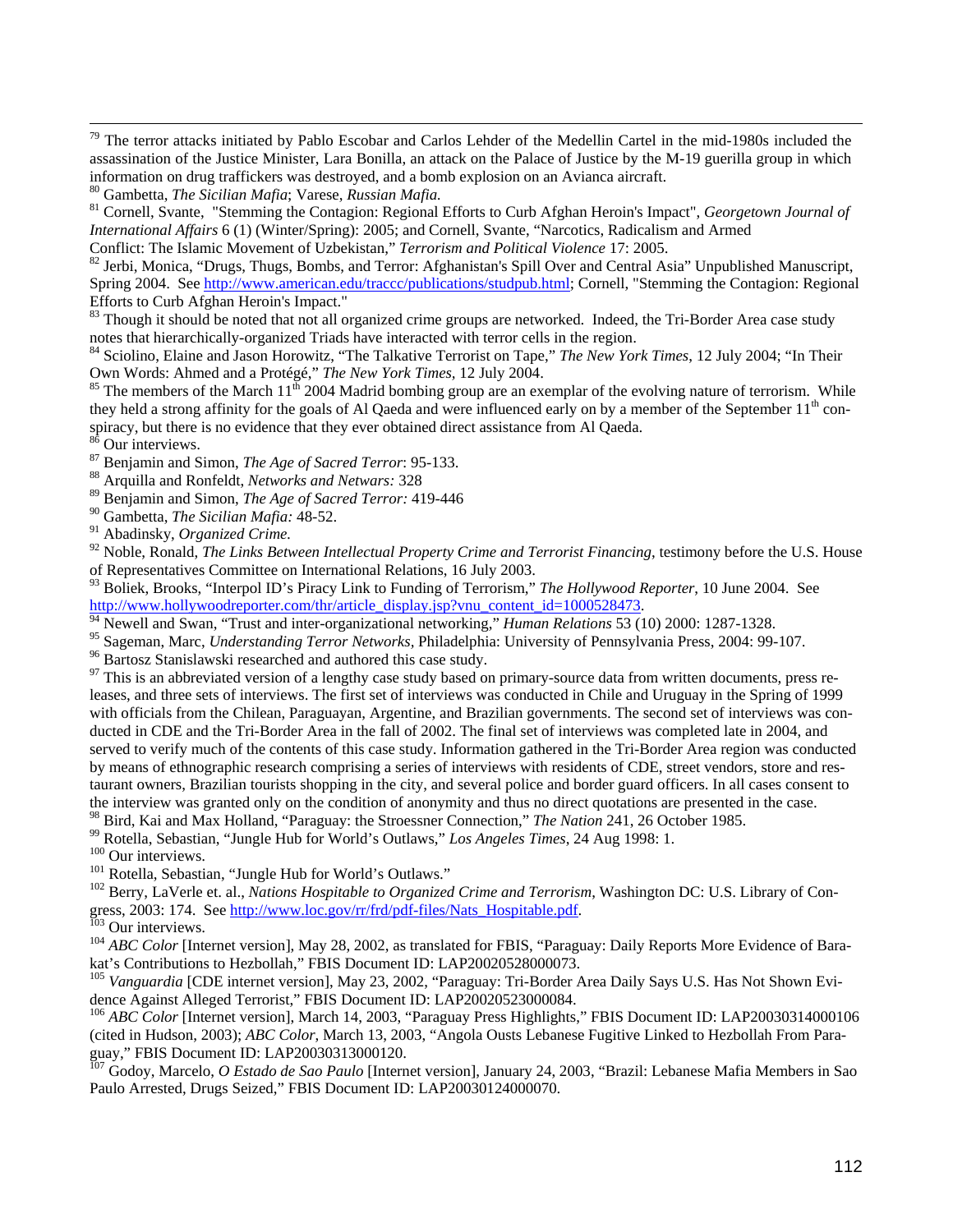[79] The terror attacks initiated by Pablo Escobar and Carlos Lehder of the Medellin Cartel in the mid-1980s included the assassination of the Justice Minister, Lara Bonilla, an attack on the Palace of Justice by the M-19 guerilla group in which information on drug traffickers was destroyed, and a bomb explosion on an Avianca aircraft.

[80] Gambetta, *The Sicilian Mafia*; Varese, *Russian Mafia.*

[81] Cornell, Svante, "Stemming the Contagion: Regional Efforts to Curb Afghan Heroin's Impact", *Georgetown Journal of International Affairs* 6 (1) (Winter/Spring): 2005; and Cornell, Svante, "Narcotics, Radicalism and Armed Conflict: The Islamic Movement of Uzbekistan," *Terrorism and Political Violence* 17: 2005.

[82] Jerbi, Monica, "Drugs, Thugs, Bombs, and Terror: Afghanistan's Spill Over and Central Asia" Unpublished Manuscript, Spring 2004. See http://www.american.edu/traccc/publications/studpub.html; Cornell, "Stemming the Contagion: Regional Efforts to Curb Afghan Heroin's Impact."

[83] Though it should be noted that not all organized crime groups are networked. Indeed, the Tri-Border Area case study notes that hierarchically-organized Triads have interacted with terror cells in the region.

[84] Sciolino, Elaine and Jason Horowitz, "The Talkative Terrorist on Tape," *The New York Times*, 12 July 2004; "In Their Own Words: Ahmed and a Protégé," *The New York Times*, 12 July 2004.

[85] The members of the March 11th 2004 Madrid bombing group are an exemplar of the evolving nature of terrorism. While they held a strong affinity for the goals of Al Qaeda and were influenced early on by a member of the September 11th conspiracy, but there is no evidence that they ever obtained direct assistance from Al Qaeda.

[86] Our interviews.

[87] Benjamin and Simon, *The Age of Sacred Terror*: 95-133.

[88] Arquilla and Ronfeldt, *Networks and Netwars:* 328

[89] Benjamin and Simon, *The Age of Sacred Terror:* 419-446

[90] Gambetta, *The Sicilian Mafia:* 48-52.

[91] Abadinsky, *Organized Crime.*

[92] Noble, Ronald, *The Links Between Intellectual Property Crime and Terrorist Financing*, testimony before the U.S. House of Representatives Committee on International Relations, 16 July 2003.

[93] Boliek, Brooks, "Interpol ID's Piracy Link to Funding of Terrorism," *The Hollywood Reporter*, 10 June 2004. See http://www.hollywoodreporter.com/thr/article_display.jsp?vnu_content_id=1000528473.

[94] Newell and Swan, "Trust and inter-organizational networking," *Human Relations* 53 (10) 2000: 1287-1328.

[95] Sageman, Marc, *Understanding Terror Networks*, Philadelphia: University of Pennsylvania Press, 2004: 99-107.

[96] Bartosz Stanislawski researched and authored this case study.

[97] This is an abbreviated version of a lengthy case study based on primary-source data from written documents, press releases, and three sets of interviews. The first set of interviews was conducted in Chile and Uruguay in the Spring of 1999 with officials from the Chilean, Paraguayan, Argentine, and Brazilian governments. The second set of interviews was conducted in CDE and the Tri-Border Area in the fall of 2002. The final set of interviews was completed late in 2004, and served to verify much of the contents of this case study. Information gathered in the Tri-Border Area region was conducted by means of ethnographic research comprising a series of interviews with residents of CDE, street vendors, store and restaurant owners, Brazilian tourists shopping in the city, and several police and border guard officers. In all cases consent to the interview was granted only on the condition of anonymity and thus no direct quotations are presented in the case.

[98] Bird, Kai and Max Holland, "Paraguay: the Stroessner Connection," *The Nation* 241, 26 October 1985.

[99] Rotella, Sebastian, "Jungle Hub for World's Outlaws," *Los Angeles Times*, 24 Aug 1998: 1.

[100] Our interviews.

[101] Rotella, Sebastian, "Jungle Hub for World's Outlaws."

[102] Berry, LaVerle et. al., *Nations Hospitable to Organized Crime and Terrorism*, Washington DC: U.S. Library of Congress, 2003: 174. See http://www.loc.gov/rr/frd/pdf-files/Nats_Hospitable.pdf.

[103] Our interviews.

[104] *ABC Color* [Internet version], May 28, 2002, as translated for FBIS, "Paraguay: Daily Reports More Evidence of Barakat's Contributions to Hezbollah," FBIS Document ID: LAP20020528000073.

[105] *Vanguardia* [CDE internet version], May 23, 2002, "Paraguay: Tri-Border Area Daily Says U.S. Has Not Shown Evidence Against Alleged Terrorist," FBIS Document ID: LAP20020523000084.

[106] *ABC Color* [Internet version], March 14, 2003, "Paraguay Press Highlights," FBIS Document ID: LAP20030314000106 (cited in Hudson, 2003); *ABC Color*, March 13, 2003, "Angola Ousts Lebanese Fugitive Linked to Hezbollah From Paraguay," FBIS Document ID: LAP20030313000120.

[107] Godoy, Marcelo, *O Estado de Sao Paulo* [Internet version], January 24, 2003, "Brazil: Lebanese Mafia Members in Sao Paulo Arrested, Drugs Seized," FBIS Document ID: LAP20030124000070.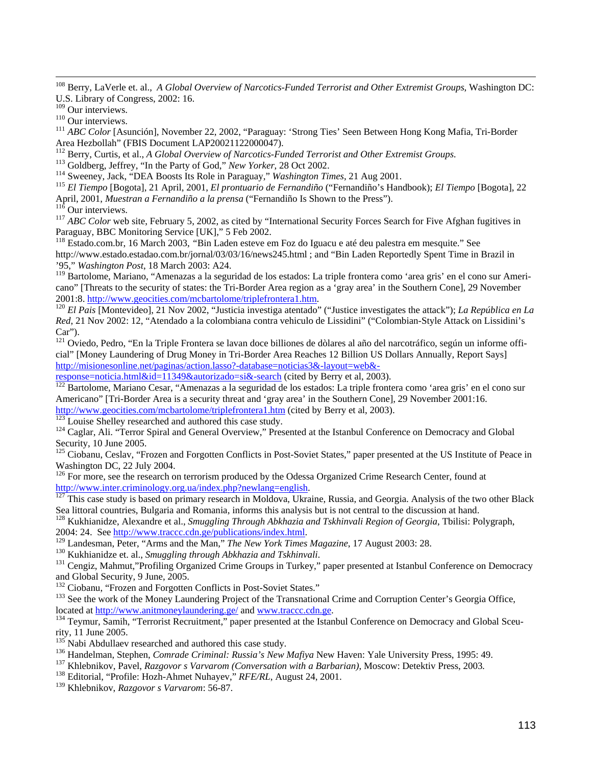[108] Berry, LaVerle et. al., *A Global Overview of Narcotics-Funded Terrorist and Other Extremist Groups*, Washington DC: U.S. Library of Congress, 2002: 16.

[109] Our interviews.

[110] Our interviews.

[111] *ABC Color* [Asunción], November 22, 2002, "Paraguay: 'Strong Ties' Seen Between Hong Kong Mafia, Tri-Border Area Hezbollah" (FBIS Document LAP20021122000047).

[112] Berry, Curtis, et al., *A Global Overview of Narcotics-Funded Terrorist and Other Extremist Groups*.

[113] Goldberg, Jeffrey, "In the Party of God," *New Yorker*, 28 Oct 2002.

[114] Sweeney, Jack, "DEA Boosts Its Role in Paraguay," *Washington Times*, 21 Aug 2001.

[115] *El Tiempo* [Bogota], 21 April, 2001, *El prontuario de Fernandiño* ("Fernandiño's Handbook); *El Tiempo* [Bogota], 22 April, 2001, *Muestran a Fernandiño a la prensa* ("Fernandiño Is Shown to the Press").

[116] Our interviews.

[117] *ABC Color* web site, February 5, 2002, as cited by "International Security Forces Search for Five Afghan fugitives in Paraguay, BBC Monitoring Service [UK]," 5 Feb 2002.

[118] Estado.com.br, 16 March 2003, "Bin Laden esteve em Foz do Iguacu e até deu palestra em mesquite." See http://www.estado.estadao.com.br/jornal/03/03/16/news245.html ; and "Bin Laden Reportedly Spent Time in Brazil in '95," *Washington Post*, 18 March 2003: A24.

[119] Bartolome, Mariano, "Amenazas a la seguridad de los estados: La triple frontera como 'area gris' en el cono sur Americano" [Threats to the security of states: the Tri-Border Area region as a 'gray area' in the Southern Cone], 29 November 2001:8. http://www.geocities.com/mcbartolome/triplefrontera1.htm.

[120] *El Pais* [Montevideo], 21 Nov 2002, "Justicia investiga atentado" ("Justice investigates the attack"); *La República en La Red*, 21 Nov 2002: 12, "Atendado a la colombiana contra vehiculo de Lissidini" ("Colombian-Style Attack on Lissidini's Car").

[121] Oviedo, Pedro, "En la Triple Frontera se lavan doce billiones de dòlares al año del narcotráfico, según un informe oficial" [Money Laundering of Drug Money in Tri-Border Area Reaches 12 Billion US Dollars Annually, Report Says] http://misionesonline.net/paginas/action.lasso?-database=noticias3&-layout=web&-response=noticia.html&id=11349&autorizado=si&-search (cited by Berry et al, 2003).

[122] Bartolome, Mariano Cesar, "Amenazas a la seguridad de los estados: La triple frontera como 'area gris' en el cono sur Americano" [Tri-Border Area is a security threat and 'gray area' in the Southern Cone], 29 November 2001:16. http://www.geocities.com/mcbartolome/triplefrontera1.htm (cited by Berry et al, 2003).

[123] Louise Shelley researched and authored this case study.

[124] Caglar, Ali. "Terror Spiral and General Overview," Presented at the Istanbul Conference on Democracy and Global Security, 10 June 2005.

[125] Ciobanu, Ceslav, "Frozen and Forgotten Conflicts in Post-Soviet States," paper presented at the US Institute of Peace in Washington DC, 22 July 2004.

[126] For more, see the research on terrorism produced by the Odessa Organized Crime Research Center, found at http://www.inter.criminology.org.ua/index.php?newlang=english.

[127] This case study is based on primary research in Moldova, Ukraine, Russia, and Georgia. Analysis of the two other Black Sea littoral countries, Bulgaria and Romania, informs this analysis but is not central to the discussion at hand.

[128] Kukhianidze, Alexandre et al., *Smuggling Through Abkhazia and Tskhinvali Region of Georgia*, Tbilisi: Polygraph, 2004: 24. See http://www.traccc.cdn.ge/publications/index.html.

[129] Landesman, Peter, "Arms and the Man," *The New York Times Magazine*, 17 August 2003: 28.

[130] Kukhianidze et. al., *Smuggling through Abkhazia and Tskhinvali*.

[131] Cengiz, Mahmut,"Profiling Organized Crime Groups in Turkey," paper presented at Istanbul Conference on Democracy and Global Security, 9 June, 2005.

[132] Ciobanu, "Frozen and Forgotten Conflicts in Post-Soviet States."

[133] See the work of the Money Laundering Project of the Transnational Crime and Corruption Center's Georgia Office, located at http://www.anitmoneylaundering.ge/ and www.traccc.cdn.ge.

[134] Teymur, Samih, "Terrorist Recruitment," paper presented at the Istanbul Conference on Democracy and Global Sceurity, 11 June 2005.

[135] Nabi Abdullaev researched and authored this case study.

[136] Handelman, Stephen, *Comrade Criminal: Russia's New Mafiya* New Haven: Yale University Press, 1995: 49.

[137] Khlebnikov, Pavel, *Razgovor s Varvarom (Conversation with a Barbarian)*, Moscow: Detektiv Press, 2003.

[138] Editorial, "Profile: Hozh-Ahmet Nuhayev," *RFE/RL*, August 24, 2001.

[139] Khlebnikov, *Razgovor s Varvarom*: 56-87.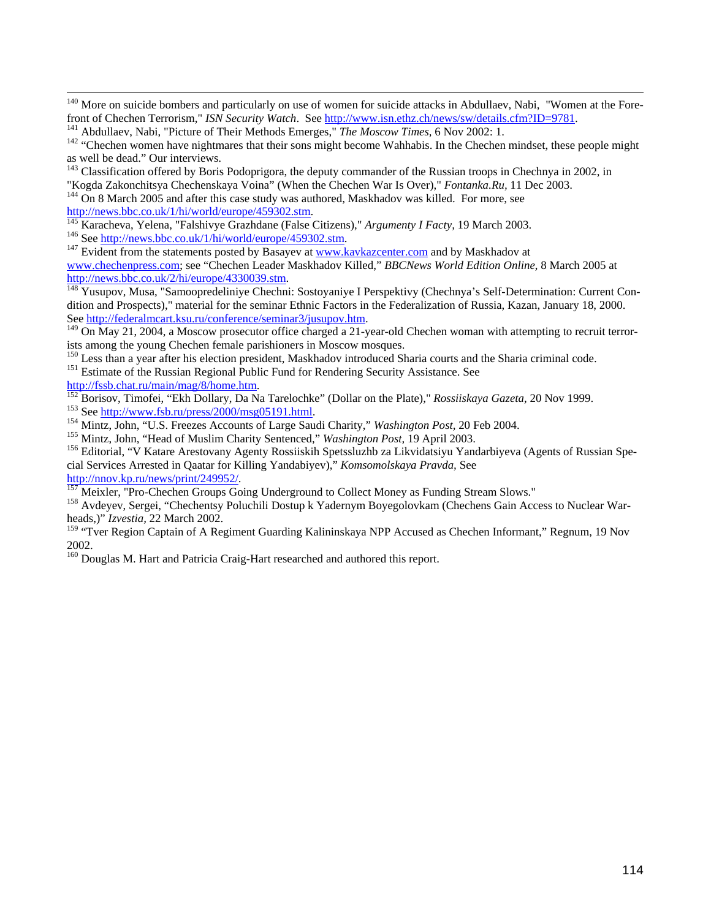[140] More on suicide bombers and particularly on use of women for suicide attacks in Abdullaev, Nabi, "Women at the Forefront of Chechen Terrorism," *ISN Security Watch*. See http://www.isn.ethz.ch/news/sw/details.cfm?ID=9781.

[141] Abdullaev, Nabi, "Picture of Their Methods Emerges," *The Moscow Times*, 6 Nov 2002: 1.

[142] "Chechen women have nightmares that their sons might become Wahhabis. In the Chechen mindset, these people might as well be dead." Our interviews.

[143] Classification offered by Boris Podoprigora, the deputy commander of the Russian troops in Chechnya in 2002, in "Kogda Zakonchitsya Chechenskaya Voina" (When the Chechen War Is Over)," *Fontanka.Ru*, 11 Dec 2003.

[144] On 8 March 2005 and after this case study was authored, Maskhadov was killed. For more, see http://news.bbc.co.uk/1/hi/world/europe/459302.stm.

[145] Karacheva, Yelena, "Falshivye Grazhdane (False Citizens)," *Argumenty I Facty*, 19 March 2003.

[146] See http://news.bbc.co.uk/1/hi/world/europe/459302.stm.

[147] Evident from the statements posted by Basayev at www.kavkazcenter.com and by Maskhadov at www.chechenpress.com; see "Chechen Leader Maskhadov Killed," *BBCNews World Edition Online*, 8 March 2005 at http://news.bbc.co.uk/2/hi/europe/4330039.stm.

[148] Yusupov, Musa, "Samoopredeliniye Chechni: Sostoyaniye I Perspektivy (Chechnya's Self-Determination: Current Condition and Prospects)," material for the seminar Ethnic Factors in the Federalization of Russia, Kazan, January 18, 2000. See http://federalmcart.ksu.ru/conference/seminar3/jusupov.htm.

[149] On May 21, 2004, a Moscow prosecutor office charged a 21-year-old Chechen woman with attempting to recruit terrorists among the young Chechen female parishioners in Moscow mosques.

[150] Less than a year after his election president, Maskhadov introduced Sharia courts and the Sharia criminal code.

[151] Estimate of the Russian Regional Public Fund for Rendering Security Assistance. See http://fssb.chat.ru/main/mag/8/home.htm.

[152] Borisov, Timofei, "Ekh Dollary, Da Na Tarelochke" (Dollar on the Plate)," *Rossiiskaya Gazeta*, 20 Nov 1999.

[153] See http://www.fsb.ru/press/2000/msg05191.html.

[154] Mintz, John, "U.S. Freezes Accounts of Large Saudi Charity," *Washington Post*, 20 Feb 2004.

[155] Mintz, John, "Head of Muslim Charity Sentenced," *Washington Post*, 19 April 2003.

[156] Editorial, "V Katare Arestovany Agenty Rossiiskih Spetssluzhb za Likvidatsiyu Yandarbiyeva (Agents of Russian Special Services Arrested in Qaatar for Killing Yandabiyev)," *Komsomolskaya Pravda*, See http://nnov.kp.ru/news/print/249952/.

[157] Meixler, "Pro-Chechen Groups Going Underground to Collect Money as Funding Stream Slows."

[158] Avdeyev, Sergei, "Chechentsy Poluchili Dostup k Yadernym Boyegolovkam (Chechens Gain Access to Nuclear Warheads,)" *Izvestia*, 22 March 2002.

[159] "Tver Region Captain of A Regiment Guarding Kalininskaya NPP Accused as Chechen Informant," Regnum, 19 Nov 2002.

[160] Douglas M. Hart and Patricia Craig-Hart researched and authored this report.